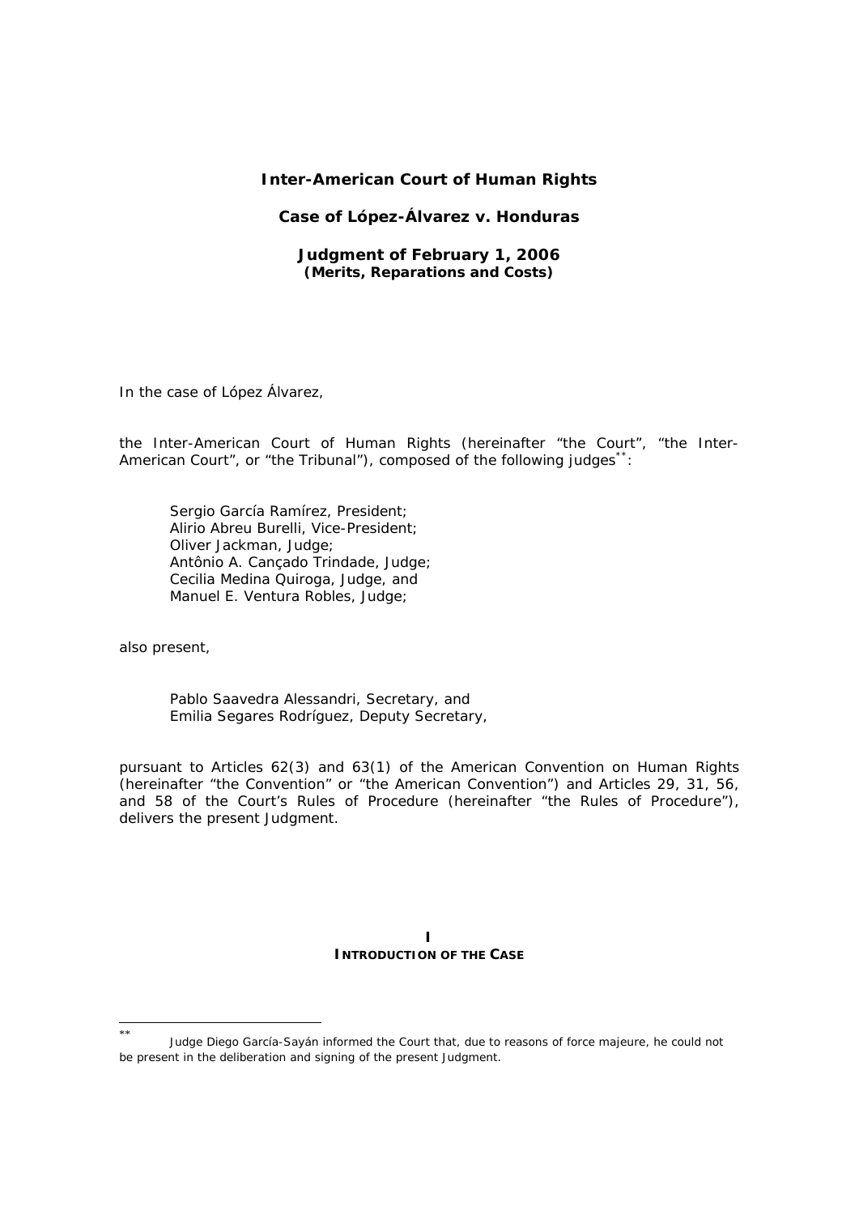**Inter-American Court of Human Rights**

**Case of López-Álvarez v. Honduras**

**Judgment of February 1, 2006**
**(Merits, Reparations and Costs)**

In the case of López Álvarez,

the Inter-American Court of Human Rights (hereinafter "the Court", "the Inter-American Court", or "the Tribunal"), composed of the following judges[**]:

Sergio García Ramírez, President;
Alirio Abreu Burelli, Vice-President;
Oliver Jackman, Judge;
Antônio A. Cançado Trindade, Judge;
Cecilia Medina Quiroga, Judge, and
Manuel E. Ventura Robles, Judge;

also present,

Pablo Saavedra Alessandri, Secretary, and
Emilia Segares Rodríguez, Deputy Secretary,

pursuant to Articles 62(3) and 63(1) of the American Convention on Human Rights (hereinafter "the Convention" or "the American Convention") and Articles 29, 31, 56, and 58 of the Court's Rules of Procedure (hereinafter "the Rules of Procedure"), delivers the present Judgment.

## I
## INTRODUCTION OF THE CASE

[**] Judge Diego García-Sayán informed the Court that, due to reasons of force majeure, he could not be present in the deliberation and signing of the present Judgment.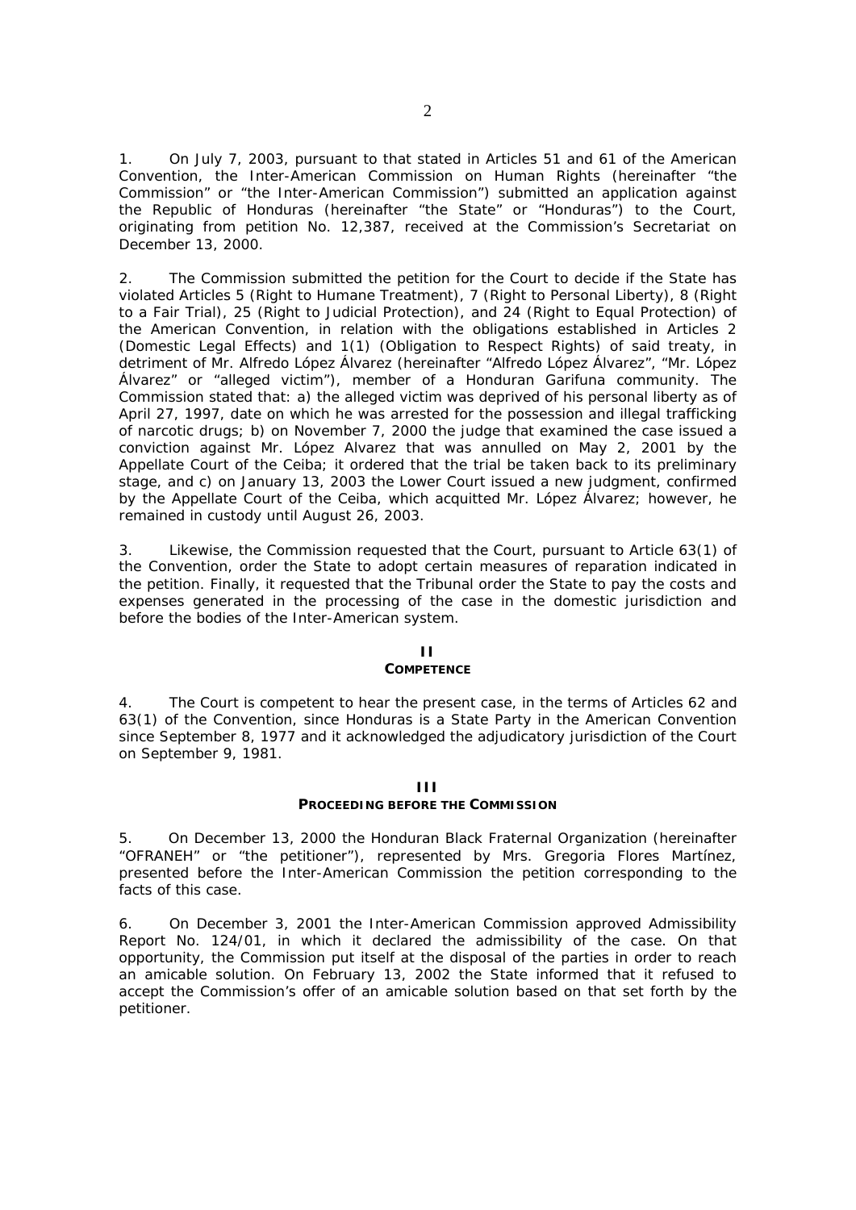1. On July 7, 2003, pursuant to that stated in Articles 51 and 61 of the American Convention, the Inter-American Commission on Human Rights (hereinafter "the Commission" or "the Inter-American Commission") submitted an application against the Republic of Honduras (hereinafter "the State" or "Honduras") to the Court, originating from petition No. 12,387, received at the Commission's Secretariat on December 13, 2000.

2. The Commission submitted the petition for the Court to decide if the State has violated Articles 5 (Right to Humane Treatment), 7 (Right to Personal Liberty), 8 (Right to a Fair Trial), 25 (Right to Judicial Protection), and 24 (Right to Equal Protection) of the American Convention, in relation with the obligations established in Articles 2 (Domestic Legal Effects) and 1(1) (Obligation to Respect Rights) of said treaty, in detriment of Mr. Alfredo López Álvarez (hereinafter "Alfredo López Álvarez", "Mr. López Álvarez" or "alleged victim"), member of a Honduran Garifuna community. The Commission stated that: a) the alleged victim was deprived of his personal liberty as of April 27, 1997, date on which he was arrested for the possession and illegal trafficking of narcotic drugs; b) on November 7, 2000 the judge that examined the case issued a conviction against Mr. López Alvarez that was annulled on May 2, 2001 by the Appellate Court of the Ceiba; it ordered that the trial be taken back to its preliminary stage, and c) on January 13, 2003 the Lower Court issued a new judgment, confirmed by the Appellate Court of the Ceiba, which acquitted Mr. López Álvarez; however, he remained in custody until August 26, 2003.

3. Likewise, the Commission requested that the Court, pursuant to Article 63(1) of the Convention, order the State to adopt certain measures of reparation indicated in the petition. Finally, it requested that the Tribunal order the State to pay the costs and expenses generated in the processing of the case in the domestic jurisdiction and before the bodies of the Inter-American system.

## II
## COMPETENCE

4. The Court is competent to hear the present case, in the terms of Articles 62 and 63(1) of the Convention, since Honduras is a State Party in the American Convention since September 8, 1977 and it acknowledged the adjudicatory jurisdiction of the Court on September 9, 1981.

## III
## PROCEEDING BEFORE THE COMMISSION

5. On December 13, 2000 the Honduran Black Fraternal Organization (hereinafter "OFRANEH" or "the petitioner"), represented by Mrs. Gregoria Flores Martínez, presented before the Inter-American Commission the petition corresponding to the facts of this case.

6. On December 3, 2001 the Inter-American Commission approved Admissibility Report No. 124/01, in which it declared the admissibility of the case. On that opportunity, the Commission put itself at the disposal of the parties in order to reach an amicable solution. On February 13, 2002 the State informed that it refused to accept the Commission's offer of an amicable solution based on that set forth by the petitioner.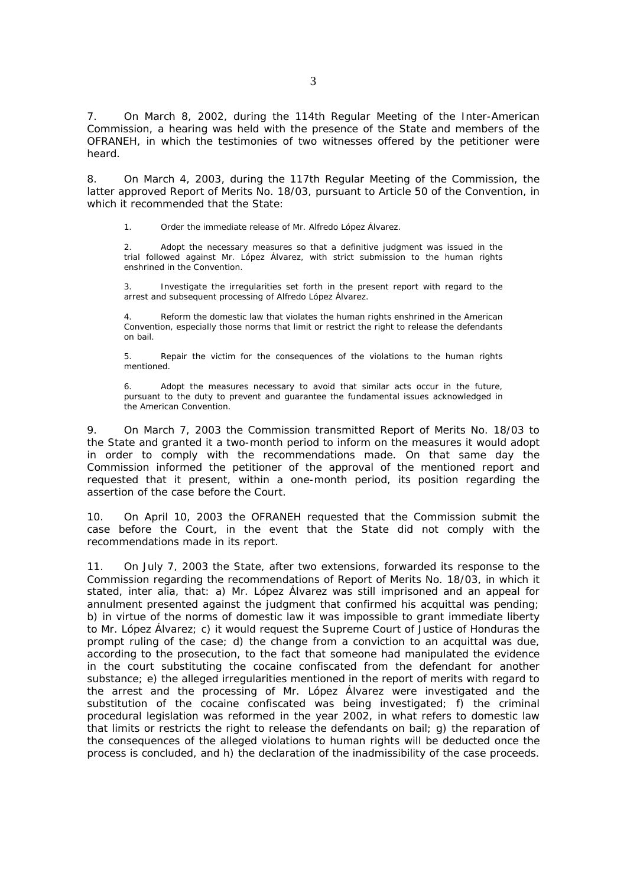7. On March 8, 2002, during the 114th Regular Meeting of the Inter-American Commission, a hearing was held with the presence of the State and members of the OFRANEH, in which the testimonies of two witnesses offered by the petitioner were heard.

8. On March 4, 2003, during the 117th Regular Meeting of the Commission, the latter approved Report of Merits No. 18/03, pursuant to Article 50 of the Convention, in which it recommended that the State:

> 1. Order the immediate release of Mr. Alfredo López Álvarez.
>
> 2. Adopt the necessary measures so that a definitive judgment was issued in the trial followed against Mr. López Álvarez, with strict submission to the human rights enshrined in the Convention.
>
> 3. Investigate the irregularities set forth in the present report with regard to the arrest and subsequent processing of Alfredo López Álvarez.
>
> 4. Reform the domestic law that violates the human rights enshrined in the American Convention, especially those norms that limit or restrict the right to release the defendants on bail.
>
> 5. Repair the victim for the consequences of the violations to the human rights mentioned.
>
> 6. Adopt the measures necessary to avoid that similar acts occur in the future, pursuant to the duty to prevent and guarantee the fundamental issues acknowledged in the American Convention.

9. On March 7, 2003 the Commission transmitted Report of Merits No. 18/03 to the State and granted it a two-month period to inform on the measures it would adopt in order to comply with the recommendations made. On that same day the Commission informed the petitioner of the approval of the mentioned report and requested that it present, within a one-month period, its position regarding the assertion of the case before the Court.

10. On April 10, 2003 the OFRANEH requested that the Commission submit the case before the Court, in the event that the State did not comply with the recommendations made in its report.

11. On July 7, 2003 the State, after two extensions, forwarded its response to the Commission regarding the recommendations of Report of Merits No. 18/03, in which it stated, inter alia, that: a) Mr. López Álvarez was still imprisoned and an appeal for annulment presented against the judgment that confirmed his acquittal was pending; b) in virtue of the norms of domestic law it was impossible to grant immediate liberty to Mr. López Álvarez; c) it would request the Supreme Court of Justice of Honduras the prompt ruling of the case; d) the change from a conviction to an acquittal was due, according to the prosecution, to the fact that someone had manipulated the evidence in the court substituting the cocaine confiscated from the defendant for another substance; e) the alleged irregularities mentioned in the report of merits with regard to the arrest and the processing of Mr. López Álvarez were investigated and the substitution of the cocaine confiscated was being investigated; f) the criminal procedural legislation was reformed in the year 2002, in what refers to domestic law that limits or restricts the right to release the defendants on bail; g) the reparation of the consequences of the alleged violations to human rights will be deducted once the process is concluded, and h) the declaration of the inadmissibility of the case proceeds.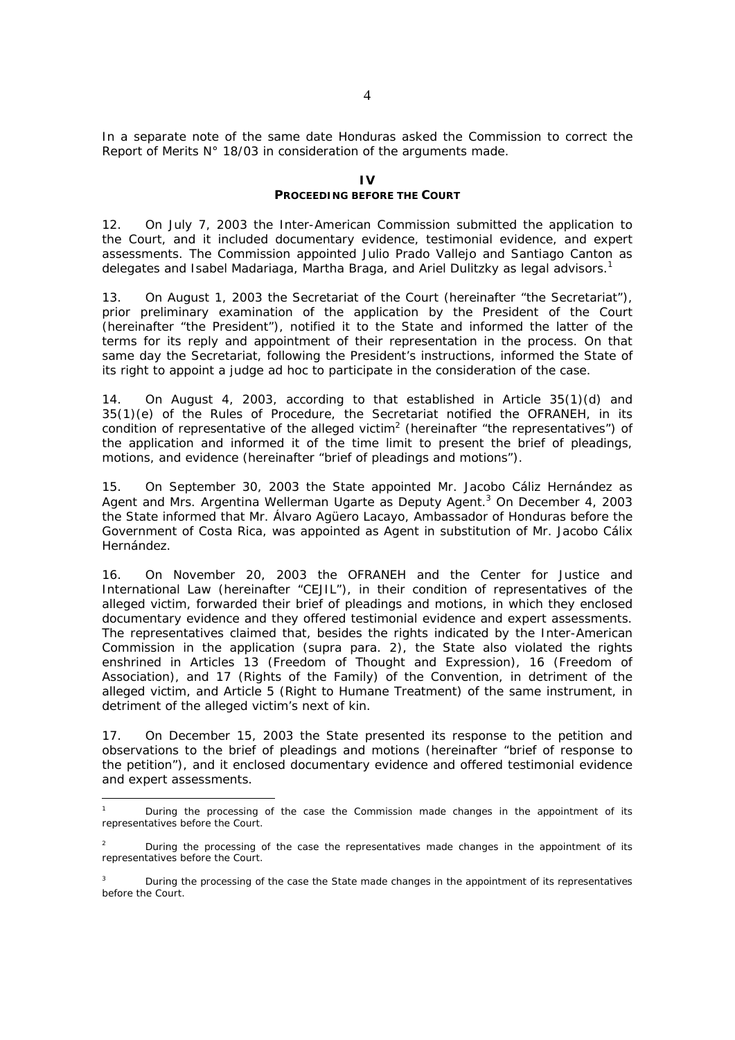In a separate note of the same date Honduras asked the Commission to correct the Report of Merits N° 18/03 in consideration of the arguments made.

## IV
## PROCEEDING BEFORE THE COURT

12. On July 7, 2003 the Inter-American Commission submitted the application to the Court, and it included documentary evidence, testimonial evidence, and expert assessments. The Commission appointed Julio Prado Vallejo and Santiago Canton as delegates and Isabel Madariaga, Martha Braga, and Ariel Dulitzky as legal advisors.[1]

13. On August 1, 2003 the Secretariat of the Court (hereinafter "the Secretariat"), prior preliminary examination of the application by the President of the Court (hereinafter "the President"), notified it to the State and informed the latter of the terms for its reply and appointment of their representation in the process. On that same day the Secretariat, following the President's instructions, informed the State of its right to appoint a judge ad hoc to participate in the consideration of the case.

14. On August 4, 2003, according to that established in Article 35(1)(d) and 35(1)(e) of the Rules of Procedure, the Secretariat notified the OFRANEH, in its condition of representative of the alleged victim[2] (hereinafter "the representatives") of the application and informed it of the time limit to present the brief of pleadings, motions, and evidence (hereinafter "brief of pleadings and motions").

15. On September 30, 2003 the State appointed Mr. Jacobo Cáliz Hernández as Agent and Mrs. Argentina Wellerman Ugarte as Deputy Agent.[3] On December 4, 2003 the State informed that Mr. Álvaro Agüero Lacayo, Ambassador of Honduras before the Government of Costa Rica, was appointed as Agent in substitution of Mr. Jacobo Cálix Hernández.

16. On November 20, 2003 the OFRANEH and the Center for Justice and International Law (hereinafter "CEJIL"), in their condition of representatives of the alleged victim, forwarded their brief of pleadings and motions, in which they enclosed documentary evidence and they offered testimonial evidence and expert assessments. The representatives claimed that, besides the rights indicated by the Inter-American Commission in the application (supra para. 2), the State also violated the rights enshrined in Articles 13 (Freedom of Thought and Expression), 16 (Freedom of Association), and 17 (Rights of the Family) of the Convention, in detriment of the alleged victim, and Article 5 (Right to Humane Treatment) of the same instrument, in detriment of the alleged victim's next of kin.

17. On December 15, 2003 the State presented its response to the petition and observations to the brief of pleadings and motions (hereinafter "brief of response to the petition"), and it enclosed documentary evidence and offered testimonial evidence and expert assessments.

---

[1] During the processing of the case the Commission made changes in the appointment of its representatives before the Court.

[2] During the processing of the case the representatives made changes in the appointment of its representatives before the Court.

[3] During the processing of the case the State made changes in the appointment of its representatives before the Court.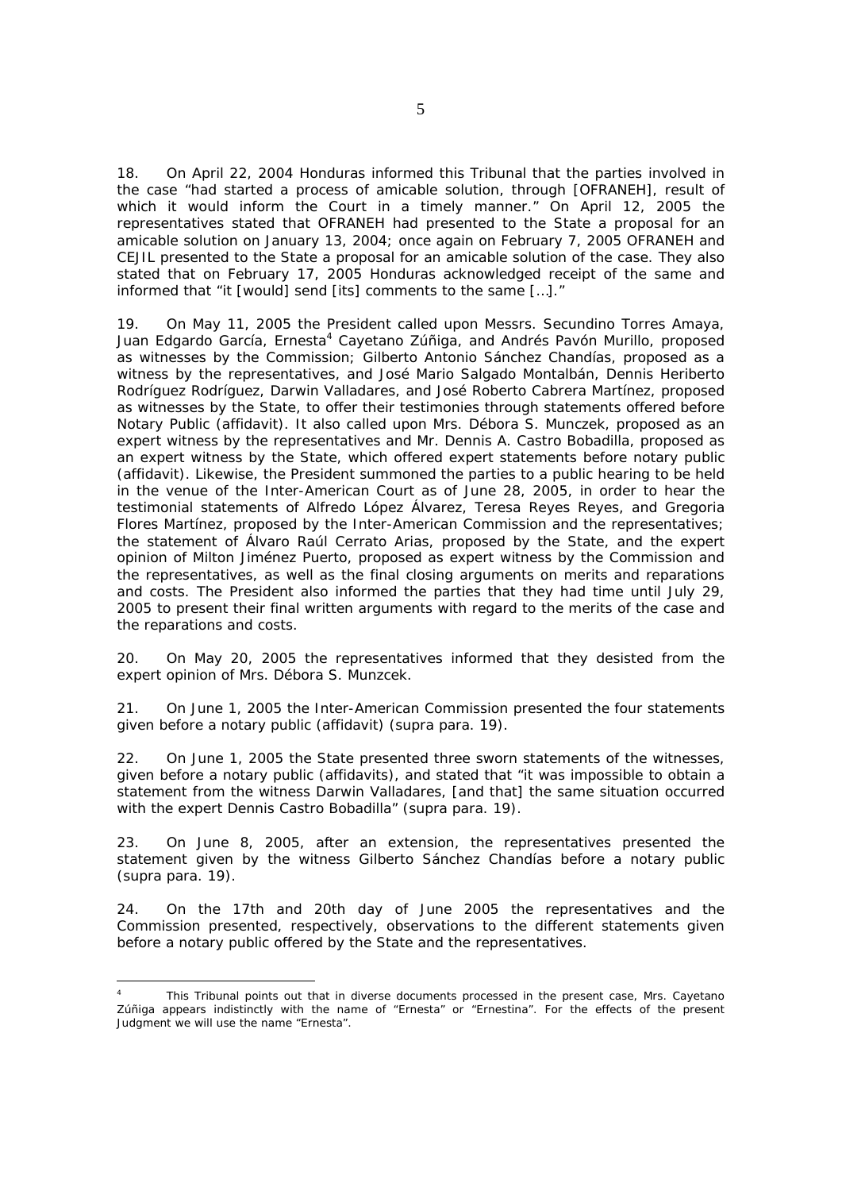18. On April 22, 2004 Honduras informed this Tribunal that the parties involved in the case "had started a process of amicable solution, through [OFRANEH], result of which it would inform the Court in a timely manner." On April 12, 2005 the representatives stated that OFRANEH had presented to the State a proposal for an amicable solution on January 13, 2004; once again on February 7, 2005 OFRANEH and CEJIL presented to the State a proposal for an amicable solution of the case. They also stated that on February 17, 2005 Honduras acknowledged receipt of the same and informed that "it [would] send [its] comments to the same […]."

19. On May 11, 2005 the President called upon Messrs. Secundino Torres Amaya, Juan Edgardo García, Ernesta[4] Cayetano Zúñiga, and Andrés Pavón Murillo, proposed as witnesses by the Commission; Gilberto Antonio Sánchez Chandías, proposed as a witness by the representatives, and José Mario Salgado Montalbán, Dennis Heriberto Rodríguez Rodríguez, Darwin Valladares, and José Roberto Cabrera Martínez, proposed as witnesses by the State, to offer their testimonies through statements offered before Notary Public (affidavit). It also called upon Mrs. Débora S. Munczek, proposed as an expert witness by the representatives and Mr. Dennis A. Castro Bobadilla, proposed as an expert witness by the State, which offered expert statements before notary public (affidavit). Likewise, the President summoned the parties to a public hearing to be held in the venue of the Inter-American Court as of June 28, 2005, in order to hear the testimonial statements of Alfredo López Álvarez, Teresa Reyes Reyes, and Gregoria Flores Martínez, proposed by the Inter-American Commission and the representatives; the statement of Álvaro Raúl Cerrato Arias, proposed by the State, and the expert opinion of Milton Jiménez Puerto, proposed as expert witness by the Commission and the representatives, as well as the final closing arguments on merits and reparations and costs. The President also informed the parties that they had time until July 29, 2005 to present their final written arguments with regard to the merits of the case and the reparations and costs.

20. On May 20, 2005 the representatives informed that they desisted from the expert opinion of Mrs. Débora S. Munzcek.

21. On June 1, 2005 the Inter-American Commission presented the four statements given before a notary public (affidavit) (supra para. 19).

22. On June 1, 2005 the State presented three sworn statements of the witnesses, given before a notary public (affidavits), and stated that "it was impossible to obtain a statement from the witness Darwin Valladares, [and that] the same situation occurred with the expert Dennis Castro Bobadilla" (supra para. 19).

23. On June 8, 2005, after an extension, the representatives presented the statement given by the witness Gilberto Sánchez Chandías before a notary public (supra para. 19).

24. On the 17th and 20th day of June 2005 the representatives and the Commission presented, respectively, observations to the different statements given before a notary public offered by the State and the representatives.

---

[4] This Tribunal points out that in diverse documents processed in the present case, Mrs. Cayetano Zúñiga appears indistinctly with the name of "Ernesta" or "Ernestina". For the effects of the present Judgment we will use the name "Ernesta".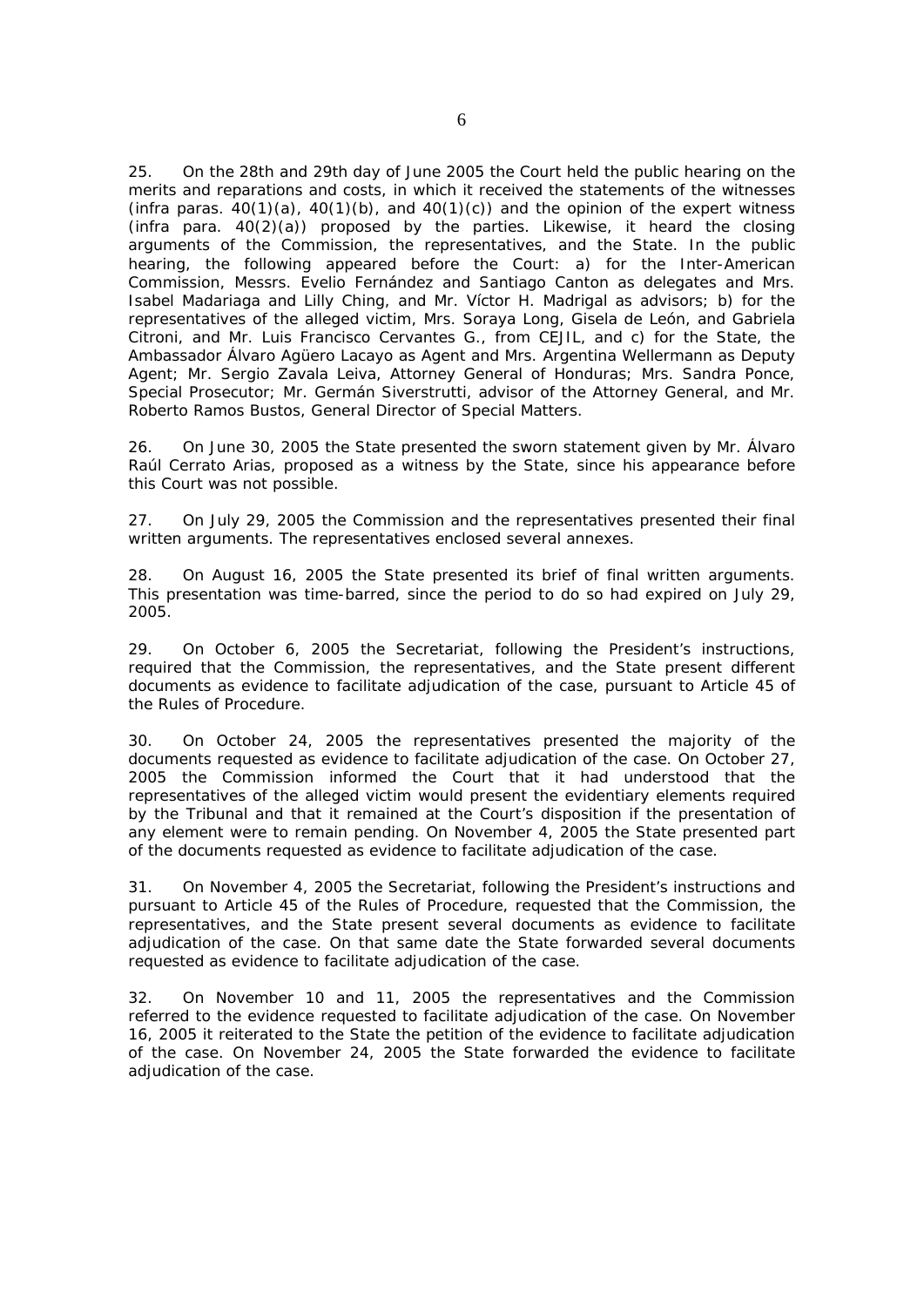25. On the 28th and 29th day of June 2005 the Court held the public hearing on the merits and reparations and costs, in which it received the statements of the witnesses (infra paras. 40(1)(a), 40(1)(b), and 40(1)(c)) and the opinion of the expert witness (infra para. 40(2)(a)) proposed by the parties. Likewise, it heard the closing arguments of the Commission, the representatives, and the State. In the public hearing, the following appeared before the Court: a) for the Inter-American Commission, Messrs. Evelio Fernández and Santiago Canton as delegates and Mrs. Isabel Madariaga and Lilly Ching, and Mr. Víctor H. Madrigal as advisors; b) for the representatives of the alleged victim, Mrs. Soraya Long, Gisela de León, and Gabriela Citroni, and Mr. Luis Francisco Cervantes G., from CEJIL, and c) for the State, the Ambassador Álvaro Agüero Lacayo as Agent and Mrs. Argentina Wellermann as Deputy Agent; Mr. Sergio Zavala Leiva, Attorney General of Honduras; Mrs. Sandra Ponce, Special Prosecutor; Mr. Germán Siverstrutti, advisor of the Attorney General, and Mr. Roberto Ramos Bustos, General Director of Special Matters.

26. On June 30, 2005 the State presented the sworn statement given by Mr. Álvaro Raúl Cerrato Arias, proposed as a witness by the State, since his appearance before this Court was not possible.

27. On July 29, 2005 the Commission and the representatives presented their final written arguments. The representatives enclosed several annexes.

28. On August 16, 2005 the State presented its brief of final written arguments. This presentation was time-barred, since the period to do so had expired on July 29, 2005.

29. On October 6, 2005 the Secretariat, following the President's instructions, required that the Commission, the representatives, and the State present different documents as evidence to facilitate adjudication of the case, pursuant to Article 45 of the Rules of Procedure.

30. On October 24, 2005 the representatives presented the majority of the documents requested as evidence to facilitate adjudication of the case. On October 27, 2005 the Commission informed the Court that it had understood that the representatives of the alleged victim would present the evidentiary elements required by the Tribunal and that it remained at the Court's disposition if the presentation of any element were to remain pending. On November 4, 2005 the State presented part of the documents requested as evidence to facilitate adjudication of the case.

31. On November 4, 2005 the Secretariat, following the President's instructions and pursuant to Article 45 of the Rules of Procedure, requested that the Commission, the representatives, and the State present several documents as evidence to facilitate adjudication of the case. On that same date the State forwarded several documents requested as evidence to facilitate adjudication of the case.

32. On November 10 and 11, 2005 the representatives and the Commission referred to the evidence requested to facilitate adjudication of the case. On November 16, 2005 it reiterated to the State the petition of the evidence to facilitate adjudication of the case. On November 24, 2005 the State forwarded the evidence to facilitate adjudication of the case.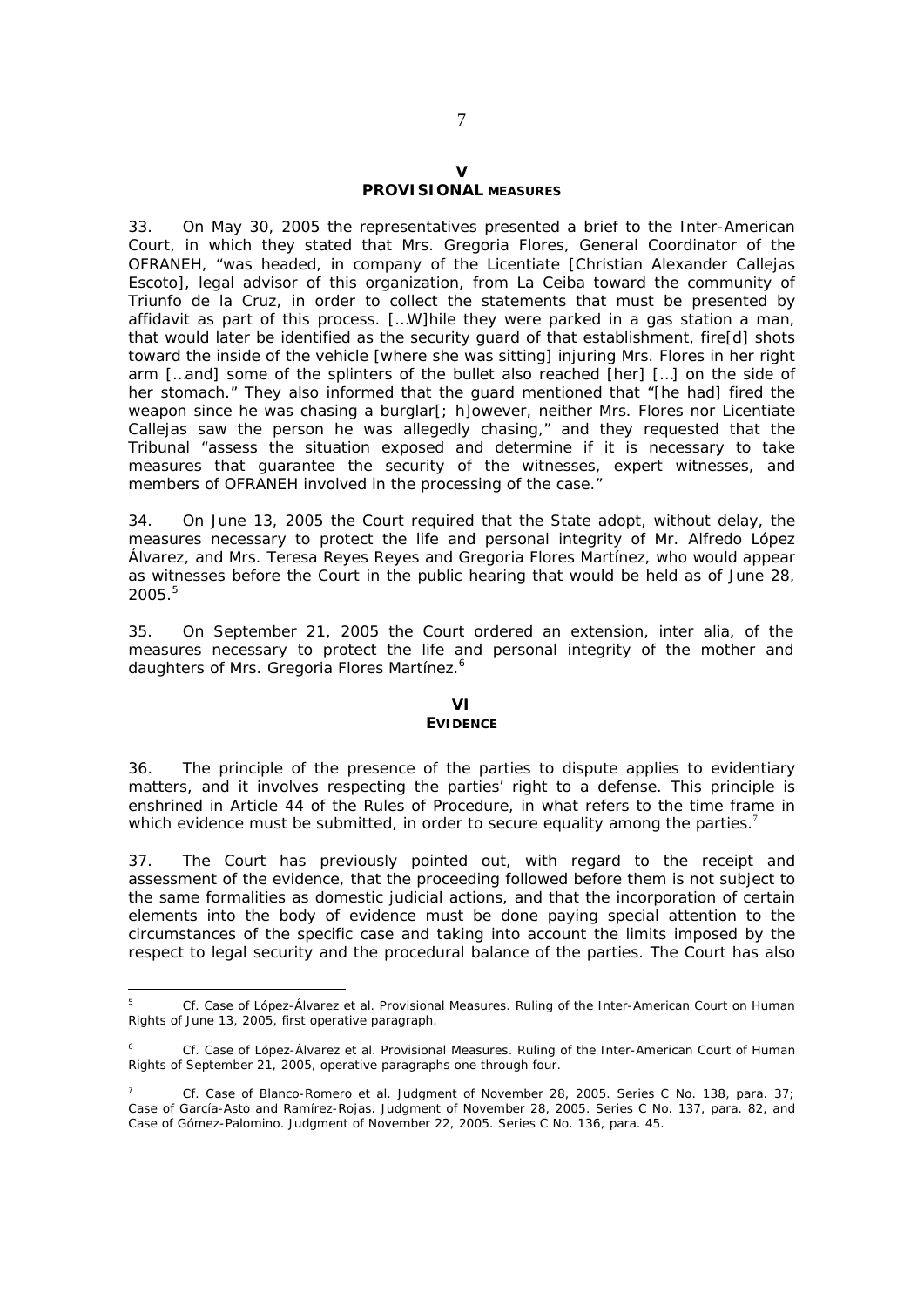## V
## PROVISIONAL MEASURES

33. On May 30, 2005 the representatives presented a brief to the Inter-American Court, in which they stated that Mrs. Gregoria Flores, General Coordinator of the OFRANEH, "was headed, in company of the Licentiate [Christian Alexander Callejas Escoto], legal advisor of this organization, from La Ceiba toward the community of Triunfo de la Cruz, in order to collect the statements that must be presented by affidavit as part of this process. […W]hile they were parked in a gas station a man, that would later be identified as the security guard of that establishment, fire[d] shots toward the inside of the vehicle [where she was sitting] injuring Mrs. Flores in her right arm […and] some of the splinters of the bullet also reached [her] […] on the side of her stomach." They also informed that the guard mentioned that "[he had] fired the weapon since he was chasing a burglar[; h]owever, neither Mrs. Flores nor Licentiate Callejas saw the person he was allegedly chasing," and they requested that the Tribunal "assess the situation exposed and determine if it is necessary to take measures that guarantee the security of the witnesses, expert witnesses, and members of OFRANEH involved in the processing of the case."

34. On June 13, 2005 the Court required that the State adopt, without delay, the measures necessary to protect the life and personal integrity of Mr. Alfredo López Álvarez, and Mrs. Teresa Reyes Reyes and Gregoria Flores Martínez, who would appear as witnesses before the Court in the public hearing that would be held as of June 28, 2005.[5]

35. On September 21, 2005 the Court ordered an extension, inter alia, of the measures necessary to protect the life and personal integrity of the mother and daughters of Mrs. Gregoria Flores Martínez.[6]

## VI
## EVIDENCE

36. The principle of the presence of the parties to dispute applies to evidentiary matters, and it involves respecting the parties' right to a defense. This principle is enshrined in Article 44 of the Rules of Procedure, in what refers to the time frame in which evidence must be submitted, in order to secure equality among the parties.[7]

37. The Court has previously pointed out, with regard to the receipt and assessment of the evidence, that the proceeding followed before them is not subject to the same formalities as domestic judicial actions, and that the incorporation of certain elements into the body of evidence must be done paying special attention to the circumstances of the specific case and taking into account the limits imposed by the respect to legal security and the procedural balance of the parties. The Court has also

---

[5] *Cf. Case of López-Álvarez et al. Provisional Measures.* Ruling of the Inter-American Court on Human Rights of June 13, 2005, first operative paragraph.

[6] *Cf. Case of López-Álvarez et al. Provisional Measures.* Ruling of the Inter-American Court of Human Rights of September 21, 2005, operative paragraphs one through four.

[7] *Cf. Case of Blanco-Romero et al.* Judgment of November 28, 2005. Series C No. 138, para. 37; *Case of García-Asto and Ramírez-Rojas.* Judgment of November 28, 2005. Series C No. 137, para. 82, and *Case of Gómez-Palomino.* Judgment of November 22, 2005. Series C No. 136, para. 45.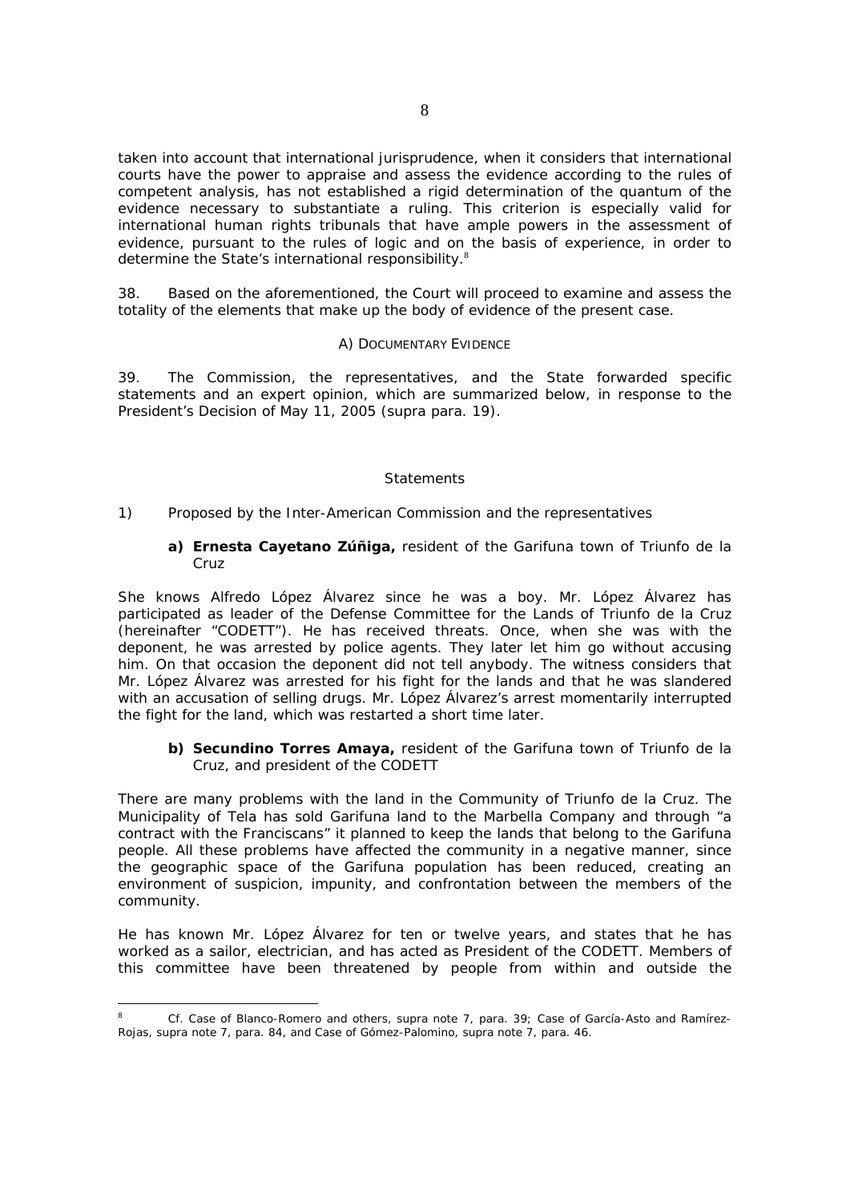taken into account that international jurisprudence, when it considers that international courts have the power to appraise and assess the evidence according to the rules of competent analysis, has not established a rigid determination of the quantum of the evidence necessary to substantiate a ruling. This criterion is especially valid for international human rights tribunals that have ample powers in the assessment of evidence, pursuant to the rules of logic and on the basis of experience, in order to determine the State's international responsibility.[8]

38. Based on the aforementioned, the Court will proceed to examine and assess the totality of the elements that make up the body of evidence of the present case.

A) DOCUMENTARY EVIDENCE

39. The Commission, the representatives, and the State forwarded specific statements and an expert opinion, which are summarized below, in response to the President's Decision of May 11, 2005 (*supra* para. 19).

*Statements*

1) Proposed by the Inter-American Commission and the representatives

**a) Ernesta Cayetano Zúñiga,** resident of the Garifuna town of Triunfo de la Cruz

She knows Alfredo López Álvarez since he was a boy. Mr. López Álvarez has participated as leader of the Defense Committee for the Lands of Triunfo de la Cruz (hereinafter "CODETT"). He has received threats. Once, when she was with the deponent, he was arrested by police agents. They later let him go without accusing him. On that occasion the deponent did not tell anybody. The witness considers that Mr. López Álvarez was arrested for his fight for the lands and that he was slandered with an accusation of selling drugs. Mr. López Álvarez's arrest momentarily interrupted the fight for the land, which was restarted a short time later.

**b) Secundino Torres Amaya,** resident of the Garifuna town of Triunfo de la Cruz, and president of the CODETT

There are many problems with the land in the Community of Triunfo de la Cruz. The Municipality of Tela has sold Garifuna land to the Marbella Company and through "a contract with the Franciscans" it planned to keep the lands that belong to the Garifuna people. All these problems have affected the community in a negative manner, since the geographic space of the Garifuna population has been reduced, creating an environment of suspicion, impunity, and confrontation between the members of the community.

He has known Mr. López Álvarez for ten or twelve years, and states that he has worked as a sailor, electrician, and has acted as President of the CODETT. Members of this committee have been threatened by people from within and outside the

[8] *Cf. Case of Blanco-Romero and others, supra* note 7, para. 39; *Case of García-Asto and Ramírez-Rojas, supra* note 7, para. 84, and *Case of Gómez-Palomino, supra* note 7, para. 46.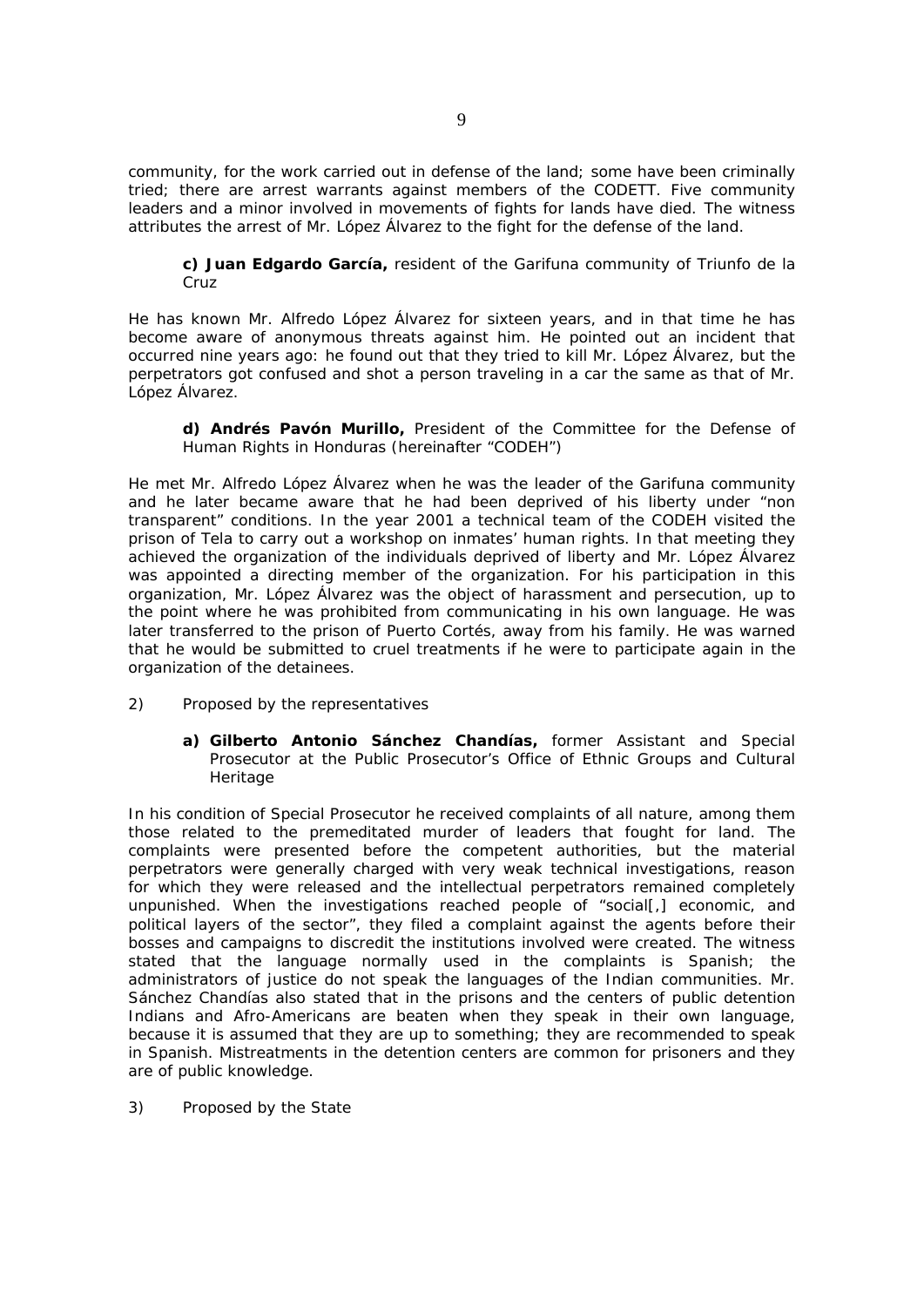community, for the work carried out in defense of the land; some have been criminally tried; there are arrest warrants against members of the CODETT. Five community leaders and a minor involved in movements of fights for lands have died. The witness attributes the arrest of Mr. López Álvarez to the fight for the defense of the land.

> **c) Juan Edgardo García,** resident of the Garifuna community of Triunfo de la Cruz

He has known Mr. Alfredo López Álvarez for sixteen years, and in that time he has become aware of anonymous threats against him. He pointed out an incident that occurred nine years ago: he found out that they tried to kill Mr. López Álvarez, but the perpetrators got confused and shot a person traveling in a car the same as that of Mr. López Álvarez.

> **d) Andrés Pavón Murillo,** President of the Committee for the Defense of Human Rights in Honduras (hereinafter "CODEH")

He met Mr. Alfredo López Álvarez when he was the leader of the Garifuna community and he later became aware that he had been deprived of his liberty under "non transparent" conditions. In the year 2001 a technical team of the CODEH visited the prison of Tela to carry out a workshop on inmates' human rights. In that meeting they achieved the organization of the individuals deprived of liberty and Mr. López Álvarez was appointed a directing member of the organization. For his participation in this organization, Mr. López Álvarez was the object of harassment and persecution, up to the point where he was prohibited from communicating in his own language. He was later transferred to the prison of Puerto Cortés, away from his family. He was warned that he would be submitted to cruel treatments if he were to participate again in the organization of the detainees.

2) Proposed by the representatives

> **a) Gilberto Antonio Sánchez Chandías,** former Assistant and Special Prosecutor at the Public Prosecutor's Office of Ethnic Groups and Cultural Heritage

In his condition of Special Prosecutor he received complaints of all nature, among them those related to the premeditated murder of leaders that fought for land. The complaints were presented before the competent authorities, but the material perpetrators were generally charged with very weak technical investigations, reason for which they were released and the intellectual perpetrators remained completely unpunished. When the investigations reached people of "social[,] economic, and political layers of the sector", they filed a complaint against the agents before their bosses and campaigns to discredit the institutions involved were created. The witness stated that the language normally used in the complaints is Spanish; the administrators of justice do not speak the languages of the Indian communities. Mr. Sánchez Chandías also stated that in the prisons and the centers of public detention Indians and Afro-Americans are beaten when they speak in their own language, because it is assumed that they are up to something; they are recommended to speak in Spanish. Mistreatments in the detention centers are common for prisoners and they are of public knowledge.

3) Proposed by the State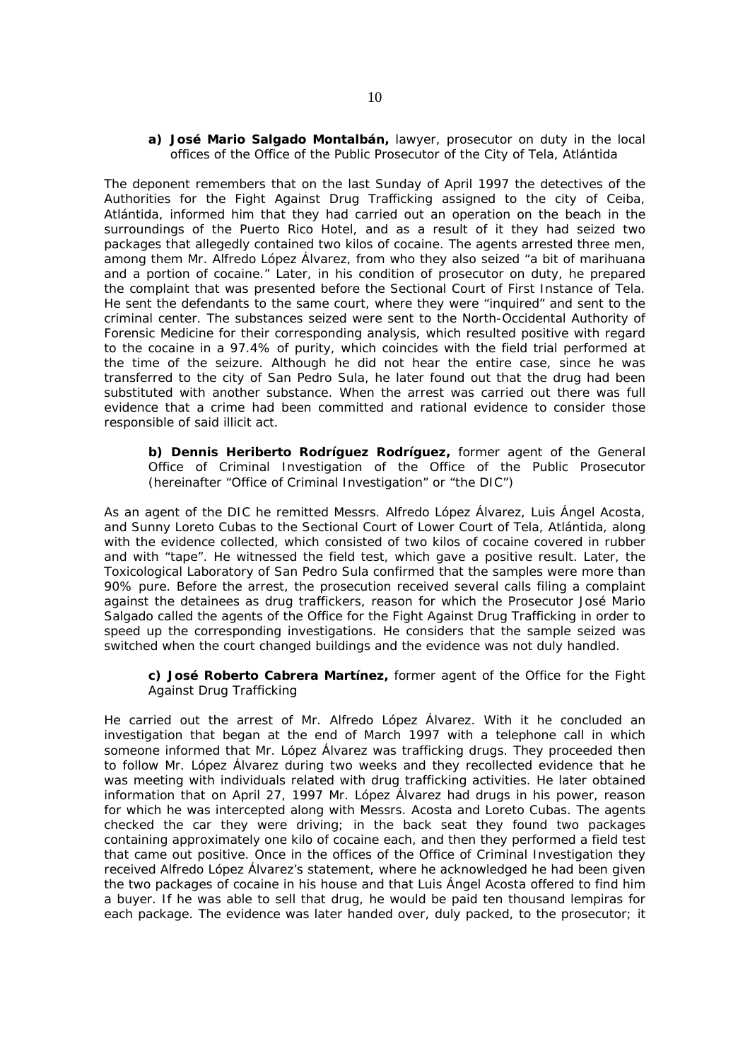**a) José Mario Salgado Montalbán,** lawyer, prosecutor on duty in the local offices of the Office of the Public Prosecutor of the City of Tela, Atlántida

The deponent remembers that on the last Sunday of April 1997 the detectives of the Authorities for the Fight Against Drug Trafficking assigned to the city of Ceiba, Atlántida, informed him that they had carried out an operation on the beach in the surroundings of the Puerto Rico Hotel, and as a result of it they had seized two packages that allegedly contained two kilos of cocaine. The agents arrested three men, among them Mr. Alfredo López Álvarez, from who they also seized "a bit of marihuana and a portion of cocaine." Later, in his condition of prosecutor on duty, he prepared the complaint that was presented before the Sectional Court of First Instance of Tela. He sent the defendants to the same court, where they were "inquired" and sent to the criminal center. The substances seized were sent to the North-Occidental Authority of Forensic Medicine for their corresponding analysis, which resulted positive with regard to the cocaine in a 97.4% of purity, which coincides with the field trial performed at the time of the seizure. Although he did not hear the entire case, since he was transferred to the city of San Pedro Sula, he later found out that the drug had been substituted with another substance. When the arrest was carried out there was full evidence that a crime had been committed and rational evidence to consider those responsible of said illicit act.

**b) Dennis Heriberto Rodríguez Rodríguez,** former agent of the General Office of Criminal Investigation of the Office of the Public Prosecutor (hereinafter "Office of Criminal Investigation" or "the DIC")

As an agent of the DIC he remitted Messrs. Alfredo López Álvarez, Luis Ángel Acosta, and Sunny Loreto Cubas to the Sectional Court of Lower Court of Tela, Atlántida, along with the evidence collected, which consisted of two kilos of cocaine covered in rubber and with "tape". He witnessed the field test, which gave a positive result. Later, the Toxicological Laboratory of San Pedro Sula confirmed that the samples were more than 90% pure. Before the arrest, the prosecution received several calls filing a complaint against the detainees as drug traffickers, reason for which the Prosecutor José Mario Salgado called the agents of the Office for the Fight Against Drug Trafficking in order to speed up the corresponding investigations. He considers that the sample seized was switched when the court changed buildings and the evidence was not duly handled.

**c) José Roberto Cabrera Martínez,** former agent of the Office for the Fight Against Drug Trafficking

He carried out the arrest of Mr. Alfredo López Álvarez. With it he concluded an investigation that began at the end of March 1997 with a telephone call in which someone informed that Mr. López Álvarez was trafficking drugs. They proceeded then to follow Mr. López Álvarez during two weeks and they recollected evidence that he was meeting with individuals related with drug trafficking activities. He later obtained information that on April 27, 1997 Mr. López Álvarez had drugs in his power, reason for which he was intercepted along with Messrs. Acosta and Loreto Cubas. The agents checked the car they were driving; in the back seat they found two packages containing approximately one kilo of cocaine each, and then they performed a field test that came out positive. Once in the offices of the Office of Criminal Investigation they received Alfredo López Álvarez's statement, where he acknowledged he had been given the two packages of cocaine in his house and that Luis Ángel Acosta offered to find him a buyer. If he was able to sell that drug, he would be paid ten thousand lempiras for each package. The evidence was later handed over, duly packed, to the prosecutor; it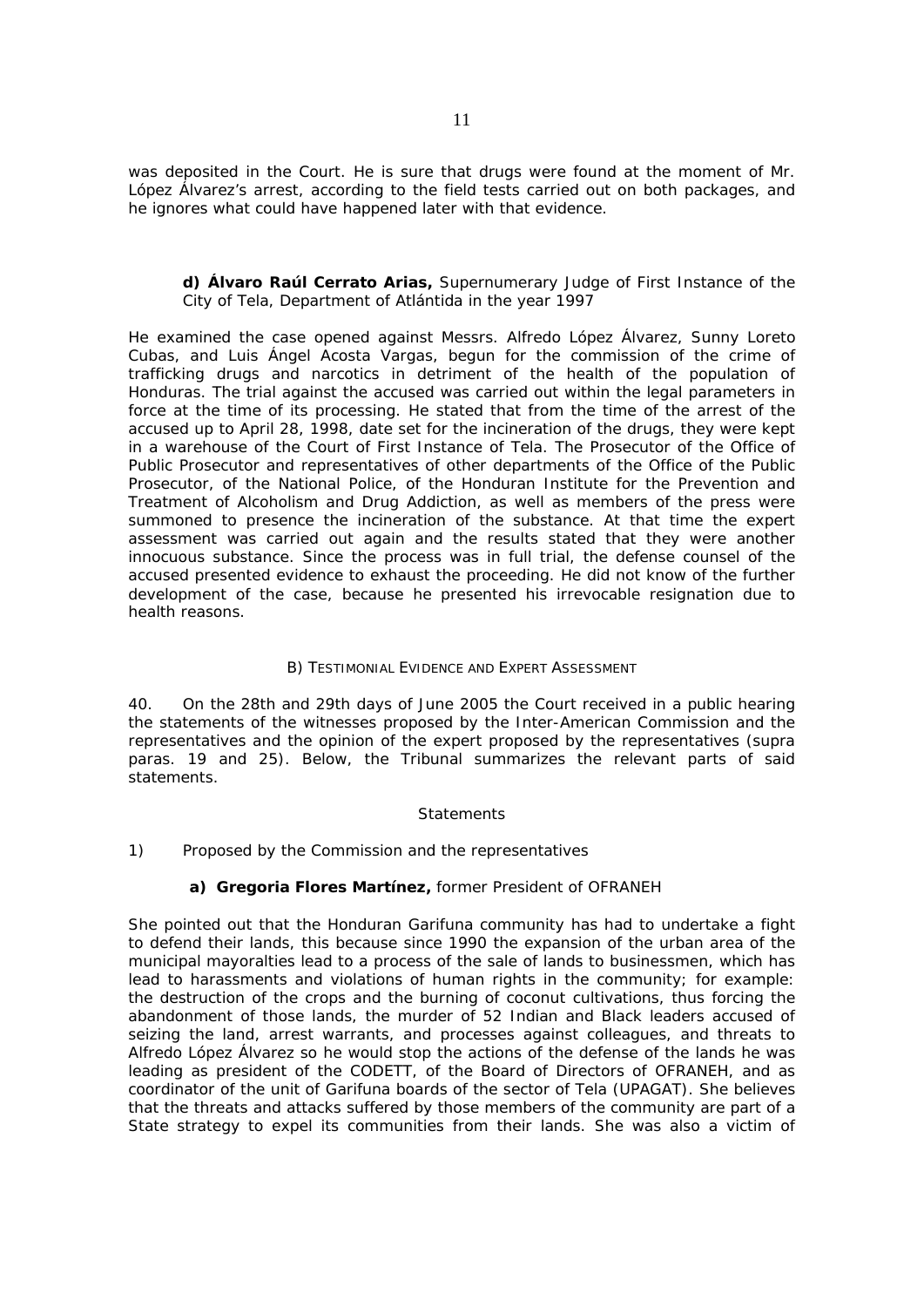was deposited in the Court. He is sure that drugs were found at the moment of Mr. López Álvarez's arrest, according to the field tests carried out on both packages, and he ignores what could have happened later with that evidence.

**d) Álvaro Raúl Cerrato Arias,** Supernumerary Judge of First Instance of the City of Tela, Department of Atlántida in the year 1997

He examined the case opened against Messrs. Alfredo López Álvarez, Sunny Loreto Cubas, and Luis Ángel Acosta Vargas, begun for the commission of the crime of trafficking drugs and narcotics in detriment of the health of the population of Honduras. The trial against the accused was carried out within the legal parameters in force at the time of its processing. He stated that from the time of the arrest of the accused up to April 28, 1998, date set for the incineration of the drugs, they were kept in a warehouse of the Court of First Instance of Tela. The Prosecutor of the Office of Public Prosecutor and representatives of other departments of the Office of the Public Prosecutor, of the National Police, of the Honduran Institute for the Prevention and Treatment of Alcoholism and Drug Addiction, as well as members of the press were summoned to presence the incineration of the substance. At that time the expert assessment was carried out again and the results stated that they were another innocuous substance. Since the process was in full trial, the defense counsel of the accused presented evidence to exhaust the proceeding. He did not know of the further development of the case, because he presented his irrevocable resignation due to health reasons.

B) TESTIMONIAL EVIDENCE AND EXPERT ASSESSMENT

40. On the 28th and 29th days of June 2005 the Court received in a public hearing the statements of the witnesses proposed by the Inter-American Commission and the representatives and the opinion of the expert proposed by the representatives (supra paras. 19 and 25). Below, the Tribunal summarizes the relevant parts of said statements.

Statements

1) Proposed by the Commission and the representatives

**a) Gregoria Flores Martínez,** former President of OFRANEH

She pointed out that the Honduran Garifuna community has had to undertake a fight to defend their lands, this because since 1990 the expansion of the urban area of the municipal mayoralties lead to a process of the sale of lands to businessmen, which has lead to harassments and violations of human rights in the community; for example: the destruction of the crops and the burning of coconut cultivations, thus forcing the abandonment of those lands, the murder of 52 Indian and Black leaders accused of seizing the land, arrest warrants, and processes against colleagues, and threats to Alfredo López Álvarez so he would stop the actions of the defense of the lands he was leading as president of the CODETT, of the Board of Directors of OFRANEH, and as coordinator of the unit of Garifuna boards of the sector of Tela (UPAGAT). She believes that the threats and attacks suffered by those members of the community are part of a State strategy to expel its communities from their lands. She was also a victim of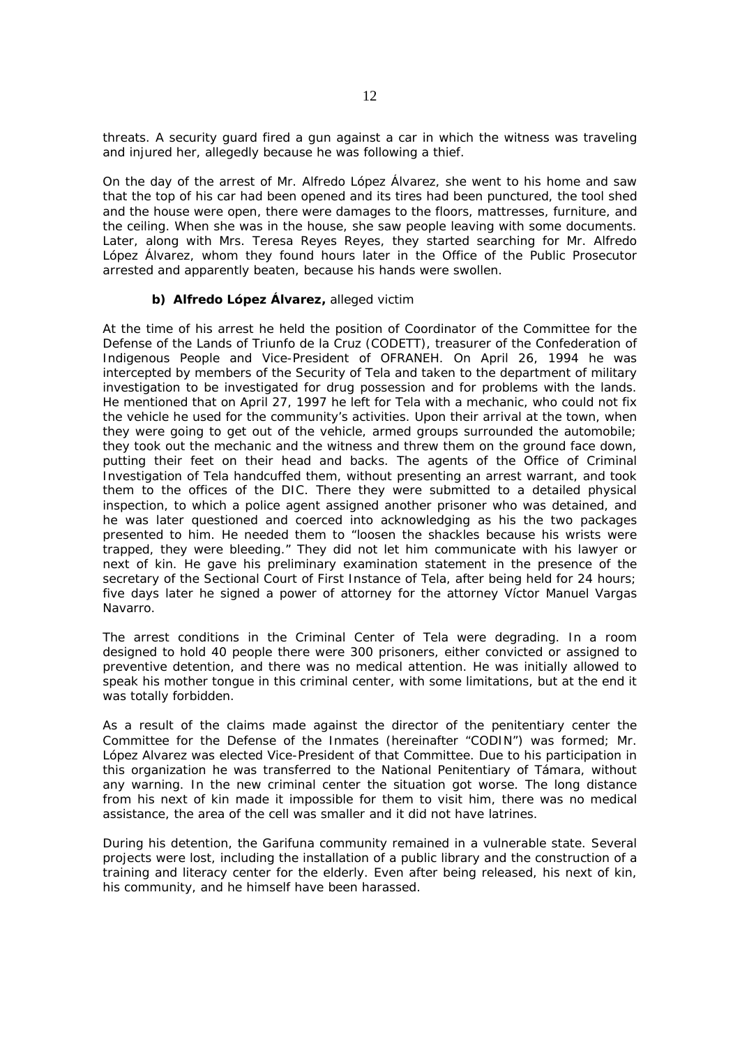threats. A security guard fired a gun against a car in which the witness was traveling and injured her, allegedly because he was following a thief.

On the day of the arrest of Mr. Alfredo López Álvarez, she went to his home and saw that the top of his car had been opened and its tires had been punctured, the tool shed and the house were open, there were damages to the floors, mattresses, furniture, and the ceiling. When she was in the house, she saw people leaving with some documents. Later, along with Mrs. Teresa Reyes Reyes, they started searching for Mr. Alfredo López Álvarez, whom they found hours later in the Office of the Public Prosecutor arrested and apparently beaten, because his hands were swollen.

**b) Alfredo López Álvarez,** alleged victim

At the time of his arrest he held the position of Coordinator of the Committee for the Defense of the Lands of Triunfo de la Cruz (CODETT), treasurer of the Confederation of Indigenous People and Vice-President of OFRANEH. On April 26, 1994 he was intercepted by members of the Security of Tela and taken to the department of military investigation to be investigated for drug possession and for problems with the lands. He mentioned that on April 27, 1997 he left for Tela with a mechanic, who could not fix the vehicle he used for the community's activities. Upon their arrival at the town, when they were going to get out of the vehicle, armed groups surrounded the automobile; they took out the mechanic and the witness and threw them on the ground face down, putting their feet on their head and backs. The agents of the Office of Criminal Investigation of Tela handcuffed them, without presenting an arrest warrant, and took them to the offices of the DIC. There they were submitted to a detailed physical inspection, to which a police agent assigned another prisoner who was detained, and he was later questioned and coerced into acknowledging as his the two packages presented to him. He needed them to "loosen the shackles because his wrists were trapped, they were bleeding." They did not let him communicate with his lawyer or next of kin. He gave his preliminary examination statement in the presence of the secretary of the Sectional Court of First Instance of Tela, after being held for 24 hours; five days later he signed a power of attorney for the attorney Víctor Manuel Vargas Navarro.

The arrest conditions in the Criminal Center of Tela were degrading. In a room designed to hold 40 people there were 300 prisoners, either convicted or assigned to preventive detention, and there was no medical attention. He was initially allowed to speak his mother tongue in this criminal center, with some limitations, but at the end it was totally forbidden.

As a result of the claims made against the director of the penitentiary center the Committee for the Defense of the Inmates (hereinafter "CODIN") was formed; Mr. López Alvarez was elected Vice-President of that Committee. Due to his participation in this organization he was transferred to the National Penitentiary of Támara, without any warning. In the new criminal center the situation got worse. The long distance from his next of kin made it impossible for them to visit him, there was no medical assistance, the area of the cell was smaller and it did not have latrines.

During his detention, the Garifuna community remained in a vulnerable state. Several projects were lost, including the installation of a public library and the construction of a training and literacy center for the elderly. Even after being released, his next of kin, his community, and he himself have been harassed.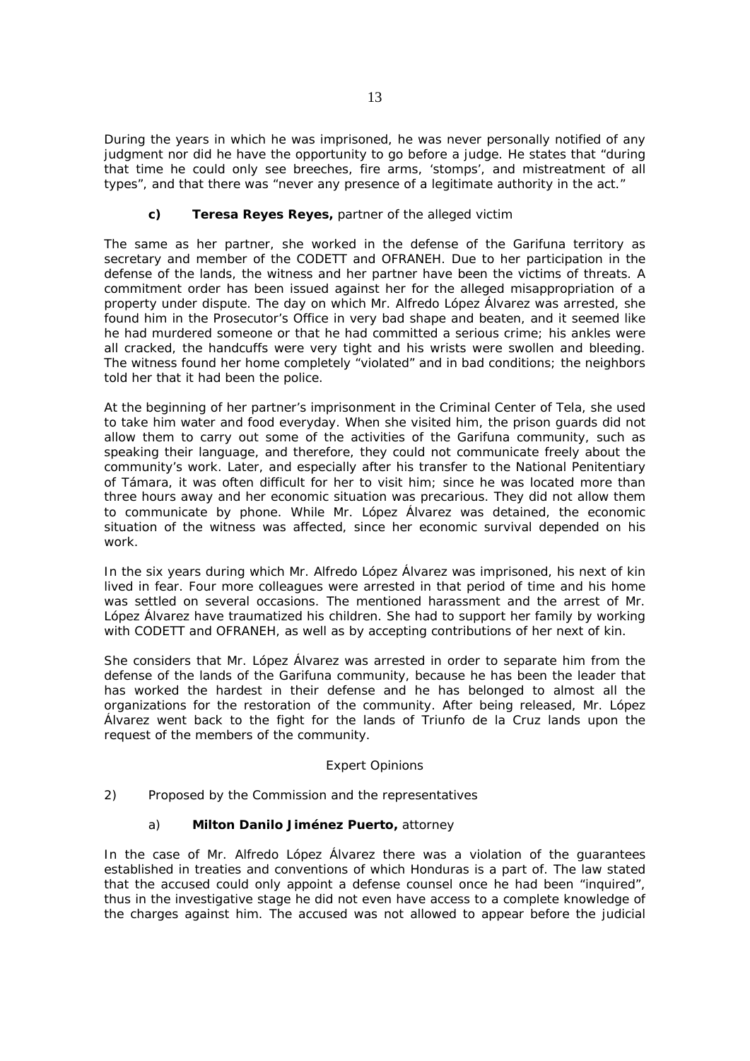During the years in which he was imprisoned, he was never personally notified of any judgment nor did he have the opportunity to go before a judge. He states that "during that time he could only see breeches, fire arms, 'stomps', and mistreatment of all types", and that there was "never any presence of a legitimate authority in the act."

**c) Teresa Reyes Reyes,** partner of the alleged victim

The same as her partner, she worked in the defense of the Garifuna territory as secretary and member of the CODETT and OFRANEH. Due to her participation in the defense of the lands, the witness and her partner have been the victims of threats. A commitment order has been issued against her for the alleged misappropriation of a property under dispute. The day on which Mr. Alfredo López Álvarez was arrested, she found him in the Prosecutor's Office in very bad shape and beaten, and it seemed like he had murdered someone or that he had committed a serious crime; his ankles were all cracked, the handcuffs were very tight and his wrists were swollen and bleeding. The witness found her home completely "violated" and in bad conditions; the neighbors told her that it had been the police.

At the beginning of her partner's imprisonment in the Criminal Center of Tela, she used to take him water and food everyday. When she visited him, the prison guards did not allow them to carry out some of the activities of the Garifuna community, such as speaking their language, and therefore, they could not communicate freely about the community's work. Later, and especially after his transfer to the National Penitentiary of Támara, it was often difficult for her to visit him; since he was located more than three hours away and her economic situation was precarious. They did not allow them to communicate by phone. While Mr. López Álvarez was detained, the economic situation of the witness was affected, since her economic survival depended on his work.

In the six years during which Mr. Alfredo López Álvarez was imprisoned, his next of kin lived in fear. Four more colleagues were arrested in that period of time and his home was settled on several occasions. The mentioned harassment and the arrest of Mr. López Álvarez have traumatized his children. She had to support her family by working with CODETT and OFRANEH, as well as by accepting contributions of her next of kin.

She considers that Mr. López Álvarez was arrested in order to separate him from the defense of the lands of the Garifuna community, because he has been the leader that has worked the hardest in their defense and he has belonged to almost all the organizations for the restoration of the community. After being released, Mr. López Álvarez went back to the fight for the lands of Triunfo de la Cruz lands upon the request of the members of the community.

Expert Opinions

2) Proposed by the Commission and the representatives

a) **Milton Danilo Jiménez Puerto,** attorney

In the case of Mr. Alfredo López Álvarez there was a violation of the guarantees established in treaties and conventions of which Honduras is a part of. The law stated that the accused could only appoint a defense counsel once he had been "inquired", thus in the investigative stage he did not even have access to a complete knowledge of the charges against him. The accused was not allowed to appear before the judicial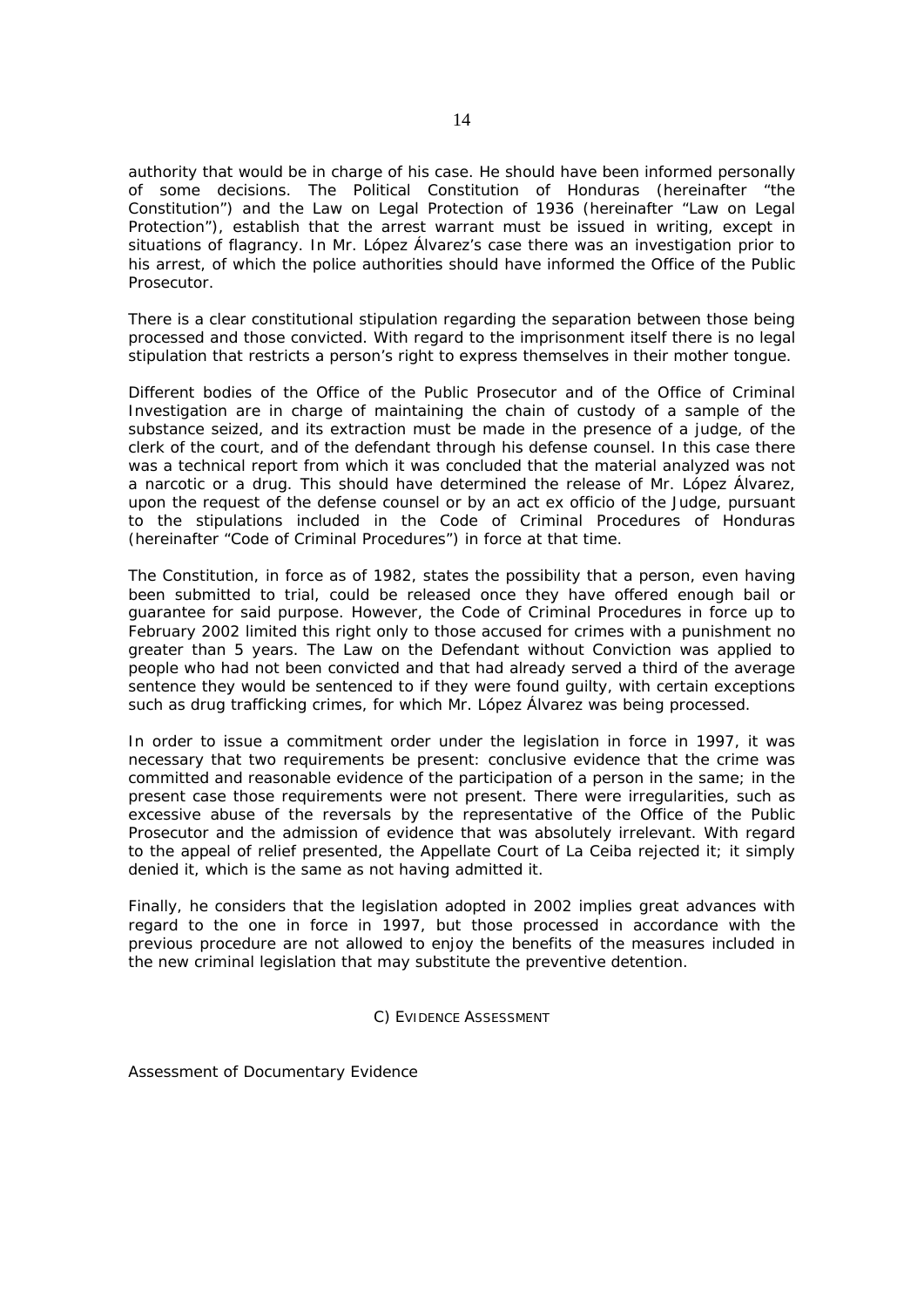authority that would be in charge of his case. He should have been informed personally of some decisions. The Political Constitution of Honduras (hereinafter "the Constitution") and the Law on Legal Protection of 1936 (hereinafter "Law on Legal Protection"), establish that the arrest warrant must be issued in writing, except in situations of flagrancy. In Mr. López Álvarez's case there was an investigation prior to his arrest, of which the police authorities should have informed the Office of the Public Prosecutor.

There is a clear constitutional stipulation regarding the separation between those being processed and those convicted. With regard to the imprisonment itself there is no legal stipulation that restricts a person's right to express themselves in their mother tongue.

Different bodies of the Office of the Public Prosecutor and of the Office of Criminal Investigation are in charge of maintaining the chain of custody of a sample of the substance seized, and its extraction must be made in the presence of a judge, of the clerk of the court, and of the defendant through his defense counsel. In this case there was a technical report from which it was concluded that the material analyzed was not a narcotic or a drug. This should have determined the release of Mr. López Álvarez, upon the request of the defense counsel or by an act ex officio of the Judge, pursuant to the stipulations included in the Code of Criminal Procedures of Honduras (hereinafter "Code of Criminal Procedures") in force at that time.

The Constitution, in force as of 1982, states the possibility that a person, even having been submitted to trial, could be released once they have offered enough bail or guarantee for said purpose. However, the Code of Criminal Procedures in force up to February 2002 limited this right only to those accused for crimes with a punishment no greater than 5 years. The Law on the Defendant without Conviction was applied to people who had not been convicted and that had already served a third of the average sentence they would be sentenced to if they were found guilty, with certain exceptions such as drug trafficking crimes, for which Mr. López Álvarez was being processed.

In order to issue a commitment order under the legislation in force in 1997, it was necessary that two requirements be present: conclusive evidence that the crime was committed and reasonable evidence of the participation of a person in the same; in the present case those requirements were not present. There were irregularities, such as excessive abuse of the reversals by the representative of the Office of the Public Prosecutor and the admission of evidence that was absolutely irrelevant. With regard to the appeal of relief presented, the Appellate Court of La Ceiba rejected it; it simply denied it, which is the same as not having admitted it.

Finally, he considers that the legislation adopted in 2002 implies great advances with regard to the one in force in 1997, but those processed in accordance with the previous procedure are not allowed to enjoy the benefits of the measures included in the new criminal legislation that may substitute the preventive detention.

## C) Evidence Assessment

Assessment of Documentary Evidence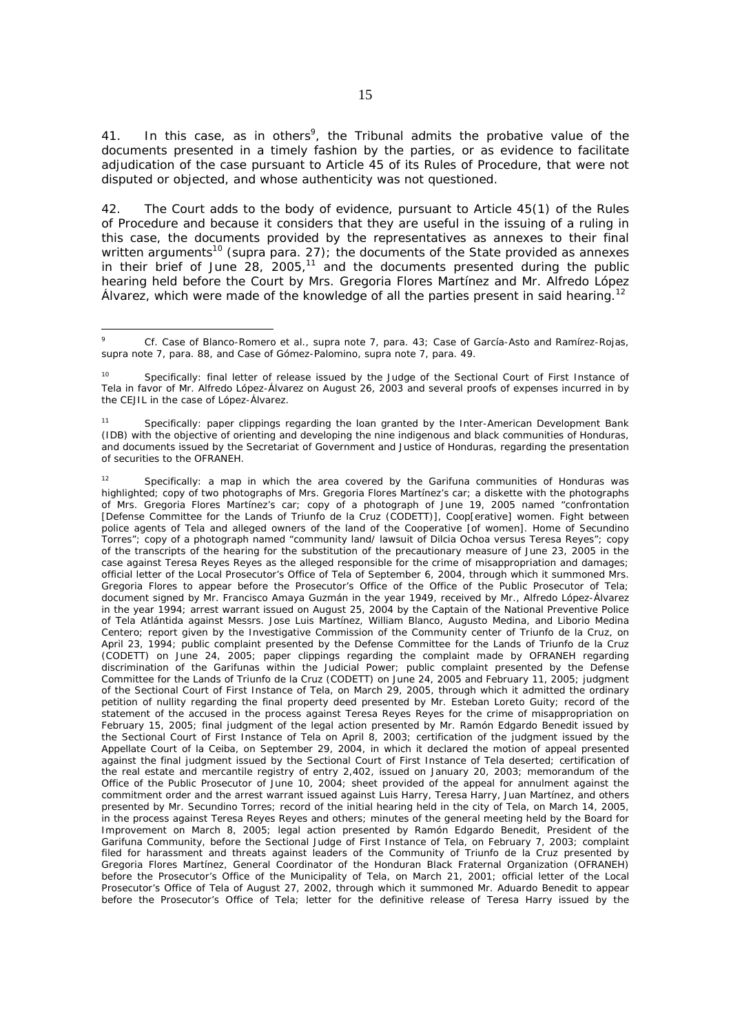41. In this case, as in others[9], the Tribunal admits the probative value of the documents presented in a timely fashion by the parties, or as evidence to facilitate adjudication of the case pursuant to Article 45 of its Rules of Procedure, that were not disputed or objected, and whose authenticity was not questioned.

42. The Court adds to the body of evidence, pursuant to Article 45(1) of the Rules of Procedure and because it considers that they are useful in the issuing of a ruling in this case, the documents provided by the representatives as annexes to their final written arguments[10] (supra para. 27); the documents of the State provided as annexes in their brief of June 28, 2005,[11] and the documents presented during the public hearing held before the Court by Mrs. Gregoria Flores Martínez and Mr. Alfredo López Álvarez, which were made of the knowledge of all the parties present in said hearing.[12]

---

[9] *Cf. Case of Blanco-Romero et al., supra* note 7, para. 43; *Case of García-Asto and Ramírez-Rojas, supra* note 7, para. 88, and *Case of Gómez-Palomino, supra* note 7, para. 49.

[10] Specifically: final letter of release issued by the Judge of the Sectional Court of First Instance of Tela in favor of Mr. Alfredo López-Álvarez on August 26, 2003 and several proofs of expenses incurred in by the CEJIL in the case of López-Álvarez.

[11] Specifically: paper clippings regarding the loan granted by the Inter-American Development Bank (IDB) with the objective of orienting and developing the nine indigenous and black communities of Honduras, and documents issued by the Secretariat of Government and Justice of Honduras, regarding the presentation of securities to the OFRANEH.

[12] Specifically: a map in which the area covered by the Garifuna communities of Honduras was highlighted; copy of two photographs of Mrs. Gregoria Flores Martínez's car; a diskette with the photographs of Mrs. Gregoria Flores Martínez's car; copy of a photograph of June 19, 2005 named "confrontation [Defense Committee for the Lands of Triunfo de la Cruz (CODETT)], Coop[erative] women. Fight between police agents of Tela and alleged owners of the land of the Cooperative [of women]. Home of Secundino Torres"; copy of a photograph named "community land/ lawsuit of Dilcia Ochoa versus Teresa Reyes"; copy of the transcripts of the hearing for the substitution of the precautionary measure of June 23, 2005 in the case against Teresa Reyes Reyes as the alleged responsible for the crime of misappropriation and damages; official letter of the Local Prosecutor's Office of Tela of September 6, 2004, through which it summoned Mrs. Gregoria Flores to appear before the Prosecutor's Office of the Office of the Public Prosecutor of Tela; document signed by Mr. Francisco Amaya Guzmán in the year 1949, received by Mr., Alfredo López-Álvarez in the year 1994; arrest warrant issued on August 25, 2004 by the Captain of the National Preventive Police of Tela Atlántida against Messrs. Jose Luis Martínez, William Blanco, Augusto Medina, and Liborio Medina Centero; report given by the Investigative Commission of the Community center of Triunfo de la Cruz, on April 23, 1994; public complaint presented by the Defense Committee for the Lands of Triunfo de la Cruz (CODETT) on June 24, 2005; paper clippings regarding the complaint made by OFRANEH regarding discrimination of the Garifunas within the Judicial Power; public complaint presented by the Defense Committee for the Lands of Triunfo de la Cruz (CODETT) on June 24, 2005 and February 11, 2005; judgment of the Sectional Court of First Instance of Tela, on March 29, 2005, through which it admitted the ordinary petition of nullity regarding the final property deed presented by Mr. Esteban Loreto Guity; record of the statement of the accused in the process against Teresa Reyes Reyes for the crime of misappropriation on February 15, 2005; final judgment of the legal action presented by Mr. Ramón Edgardo Benedit issued by the Sectional Court of First Instance of Tela on April 8, 2003; certification of the judgment issued by the Appellate Court of la Ceiba, on September 29, 2004, in which it declared the motion of appeal presented against the final judgment issued by the Sectional Court of First Instance of Tela deserted; certification of the real estate and mercantile registry of entry 2,402, issued on January 20, 2003; memorandum of the Office of the Public Prosecutor of June 10, 2004; sheet provided of the appeal for annulment against the commitment order and the arrest warrant issued against Luis Harry, Teresa Harry, Juan Martínez, and others presented by Mr. Secundino Torres; record of the initial hearing held in the city of Tela, on March 14, 2005, in the process against Teresa Reyes Reyes and others; minutes of the general meeting held by the Board for Improvement on March 8, 2005; legal action presented by Ramón Edgardo Benedit, President of the Garifuna Community, before the Sectional Judge of First Instance of Tela, on February 7, 2003; complaint filed for harassment and threats against leaders of the Community of Triunfo de la Cruz presented by Gregoria Flores Martínez, General Coordinator of the Honduran Black Fraternal Organization (OFRANEH) before the Prosecutor's Office of the Municipality of Tela, on March 21, 2001; official letter of the Local Prosecutor's Office of Tela of August 27, 2002, through which it summoned Mr. Aduardo Benedit to appear before the Prosecutor's Office of Tela; letter for the definitive release of Teresa Harry issued by the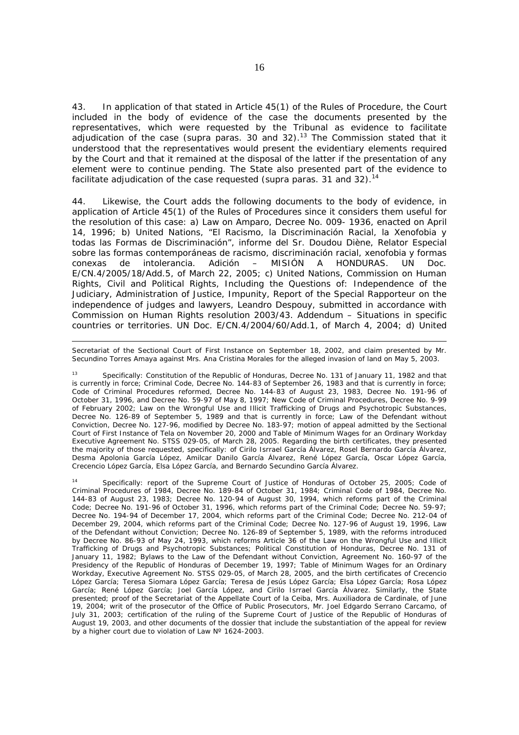43. In application of that stated in Article 45(1) of the Rules of Procedure, the Court included in the body of evidence of the case the documents presented by the representatives, which were requested by the Tribunal as evidence to facilitate adjudication of the case (supra paras. 30 and 32).[13] The Commission stated that it understood that the representatives would present the evidentiary elements required by the Court and that it remained at the disposal of the latter if the presentation of any element were to continue pending. The State also presented part of the evidence to facilitate adjudication of the case requested (supra paras. 31 and 32).[14]

44. Likewise, the Court adds the following documents to the body of evidence, in application of Article 45(1) of the Rules of Procedures since it considers them useful for the resolution of this case: a) Law on Amparo, Decree No. 009- 1936, enacted on April 14, 1996; b) United Nations, "El Racismo, la Discriminación Racial, la Xenofobia y todas las Formas de Discriminación", informe del Sr. Doudou Diène, Relator Especial sobre las formas contemporáneas de racismo, discriminación racial, xenofobia y formas conexas de intolerancia. Adición – MISIÓN A HONDURAS. UN Doc. E/CN.4/2005/18/Add.5, of March 22, 2005; c) United Nations, Commission on Human Rights, Civil and Political Rights, Including the Questions of: Independence of the Judiciary, Administration of Justice, Impunity, Report of the Special Rapporteur on the independence of judges and lawyers, Leandro Despouy, submitted in accordance with Commission on Human Rights resolution 2003/43. Addendum – Situations in specific countries or territories. UN Doc. E/CN.4/2004/60/Add.1, of March 4, 2004; d) United

---

Secretariat of the Sectional Court of First Instance on September 18, 2002, and claim presented by Mr. Secundino Torres Amaya against Mrs. Ana Cristina Morales for the alleged invasion of land on May 5, 2003.

[13] Specifically: Constitution of the Republic of Honduras, Decree No. 131 of January 11, 1982 and that is currently in force; Criminal Code, Decree No. 144-83 of September 26, 1983 and that is currently in force; Code of Criminal Procedures reformed, Decree No. 144-83 of August 23, 1983, Decree No. 191-96 of October 31, 1996, and Decree No. 59-97 of May 8, 1997; New Code of Criminal Procedures, Decree No. 9-99 of February 2002; Law on the Wrongful Use and Illicit Trafficking of Drugs and Psychotropic Substances, Decree No. 126-89 of September 5, 1989 and that is currently in force; Law of the Defendant without Conviction, Decree No. 127-96, modified by Decree No. 183-97; motion of appeal admitted by the Sectional Court of First Instance of Tela on November 20, 2000 and Table of Minimum Wages for an Ordinary Workday Executive Agreement No. STSS 029-05, of March 28, 2005. Regarding the birth certificates, they presented the majority of those requested, specifically: of Cirilo Isrrael García Álvarez, Rosel Bernardo García Álvarez, Desma Apolonia García López, Amilcar Danilo García Álvarez, René López García, Oscar López García, Crecencio López García, Elsa López García, and Bernardo Secundino García Álvarez.

[14] Specifically: report of the Supreme Court of Justice of Honduras of October 25, 2005; Code of Criminal Procedures of 1984, Decree No. 189-84 of October 31, 1984; Criminal Code of 1984, Decree No. 144-83 of August 23, 1983; Decree No. 120-94 of August 30, 1994, which reforms part of the Criminal Code; Decree No. 191-96 of October 31, 1996, which reforms part of the Criminal Code; Decree No. 59-97; Decree No. 194-94 of December 17, 2004, which reforms part of the Criminal Code; Decree No. 212-04 of December 29, 2004, which reforms part of the Criminal Code; Decree No. 127-96 of August 19, 1996, Law of the Defendant without Conviction; Decree No. 126-89 of September 5, 1989, with the reforms introduced by Decree No. 86-93 of May 24, 1993, which reforms Article 36 of the Law on the Wrongful Use and Illicit Trafficking of Drugs and Psychotropic Substances; Political Constitution of Honduras, Decree No. 131 of January 11, 1982; Bylaws to the Law of the Defendant without Conviction, Agreement No. 160-97 of the Presidency of the Republic of Honduras of December 19, 1997; Table of Minimum Wages for an Ordinary Workday, Executive Agreement No. STSS 029-05, of March 28, 2005, and the birth certificates of Crecencio López García; Teresa Siomara López García; Teresa de Jesús López García; Elsa López García; Rosa López García; René López García; Joel García López, and Cirilo Isrrael García Álvarez. Similarly, the State presented; proof of the Secretariat of the Appellate Court of la Ceiba, Mrs. Auxiliadora de Cardinale, of June 19, 2004; writ of the prosecutor of the Office of Public Prosecutors, Mr. Joel Edgardo Serrano Carcamo, of July 31, 2003; certification of the ruling of the Supreme Court of Justice of the Republic of Honduras of August 19, 2003, and other documents of the dossier that include the substantiation of the appeal for review by a higher court due to violation of Law Nº 1624-2003.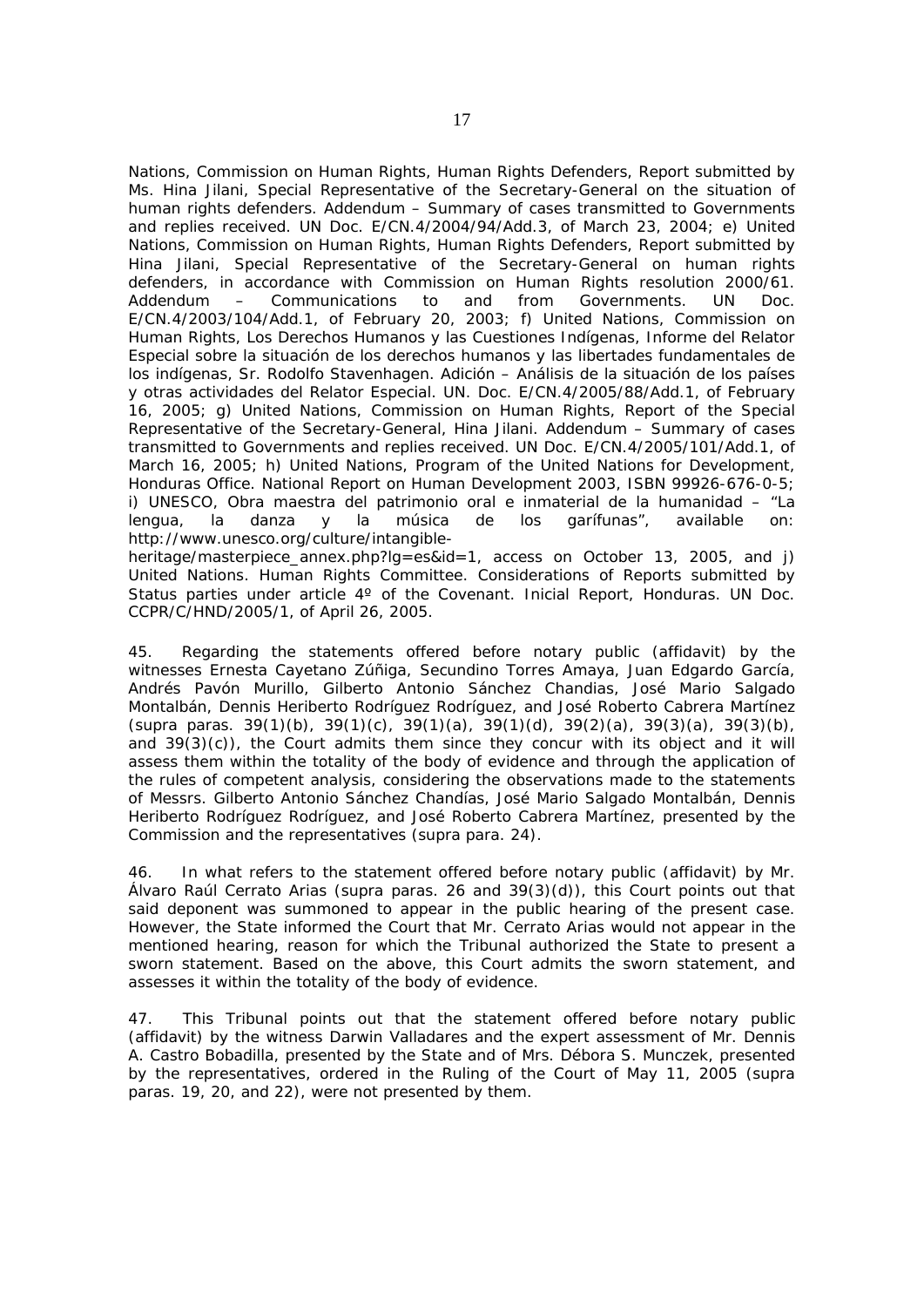Nations, Commission on Human Rights, Human Rights Defenders, Report submitted by Ms. Hina Jilani, Special Representative of the Secretary-General on the situation of human rights defenders. Addendum – Summary of cases transmitted to Governments and replies received. UN Doc. E/CN.4/2004/94/Add.3, of March 23, 2004; e) United Nations, Commission on Human Rights, Human Rights Defenders, Report submitted by Hina Jilani, Special Representative of the Secretary-General on human rights defenders, in accordance with Commission on Human Rights resolution 2000/61. Addendum – Communications to and from Governments. UN Doc. E/CN.4/2003/104/Add.1, of February 20, 2003; f) United Nations, Commission on Human Rights, Los Derechos Humanos y las Cuestiones Indígenas, Informe del Relator Especial sobre la situación de los derechos humanos y las libertades fundamentales de los indígenas, Sr. Rodolfo Stavenhagen. Adición – Análisis de la situación de los países y otras actividades del Relator Especial. UN. Doc. E/CN.4/2005/88/Add.1, of February 16, 2005; g) United Nations, Commission on Human Rights, Report of the Special Representative of the Secretary-General, Hina Jilani. Addendum – Summary of cases transmitted to Governments and replies received. UN Doc. E/CN.4/2005/101/Add.1, of March 16, 2005; h) United Nations, Program of the United Nations for Development, Honduras Office. National Report on Human Development 2003, ISBN 99926-676-0-5; i) UNESCO, Obra maestra del patrimonio oral e inmaterial de la humanidad – "La lengua, la danza y la música de los garífunas", available on: http://www.unesco.org/culture/intangible-heritage/masterpiece_annex.php?lg=es&id=1, access on October 13, 2005, and j) United Nations. Human Rights Committee. Considerations of Reports submitted by Status parties under article 4º of the Covenant. Inicial Report, Honduras. UN Doc. CCPR/C/HND/2005/1, of April 26, 2005.

45. Regarding the statements offered before notary public (affidavit) by the witnesses Ernesta Cayetano Zúñiga, Secundino Torres Amaya, Juan Edgardo García, Andrés Pavón Murillo, Gilberto Antonio Sánchez Chandias, José Mario Salgado Montalbán, Dennis Heriberto Rodríguez Rodríguez, and José Roberto Cabrera Martínez (supra paras. 39(1)(b), 39(1)(c), 39(1)(a), 39(1)(d), 39(2)(a), 39(3)(a), 39(3)(b), and 39(3)(c)), the Court admits them since they concur with its object and it will assess them within the totality of the body of evidence and through the application of the rules of competent analysis, considering the observations made to the statements of Messrs. Gilberto Antonio Sánchez Chandías, José Mario Salgado Montalbán, Dennis Heriberto Rodríguez Rodríguez, and José Roberto Cabrera Martínez, presented by the Commission and the representatives (supra para. 24).

46. In what refers to the statement offered before notary public (affidavit) by Mr. Álvaro Raúl Cerrato Arias (supra paras. 26 and 39(3)(d)), this Court points out that said deponent was summoned to appear in the public hearing of the present case. However, the State informed the Court that Mr. Cerrato Arias would not appear in the mentioned hearing, reason for which the Tribunal authorized the State to present a sworn statement. Based on the above, this Court admits the sworn statement, and assesses it within the totality of the body of evidence.

47. This Tribunal points out that the statement offered before notary public (affidavit) by the witness Darwin Valladares and the expert assessment of Mr. Dennis A. Castro Bobadilla, presented by the State and of Mrs. Débora S. Munczek, presented by the representatives, ordered in the Ruling of the Court of May 11, 2005 (supra paras. 19, 20, and 22), were not presented by them.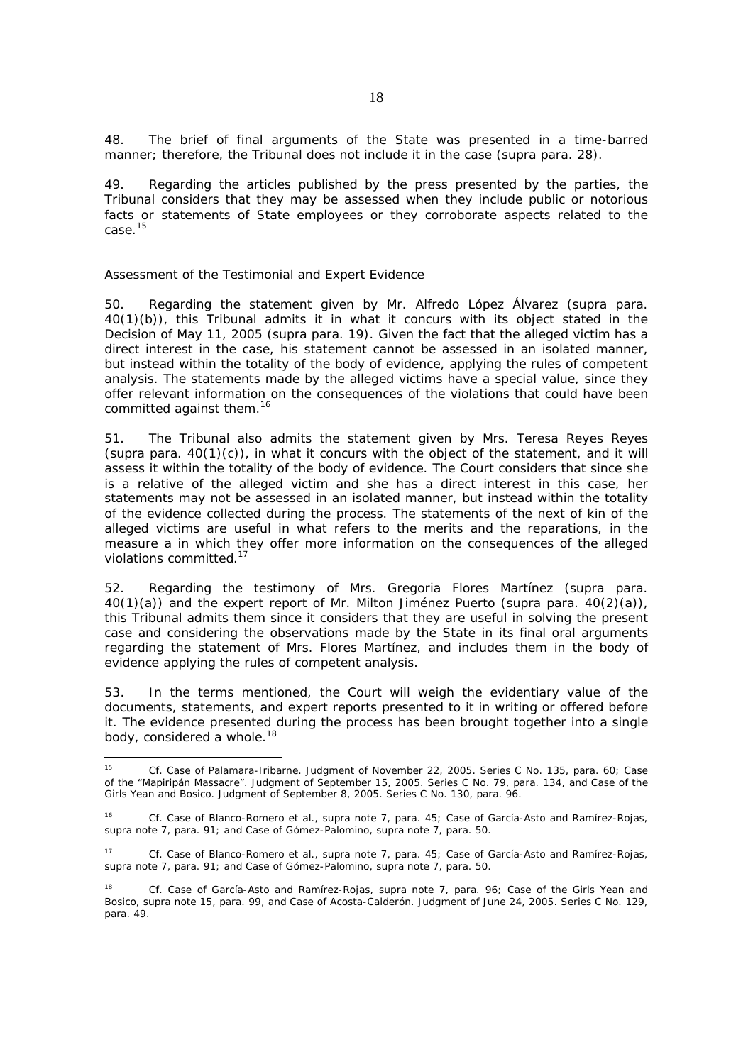48. The brief of final arguments of the State was presented in a time-barred manner; therefore, the Tribunal does not include it in the case (supra para. 28).

49. Regarding the articles published by the press presented by the parties, the Tribunal considers that they may be assessed when they include public or notorious facts or statements of State employees or they corroborate aspects related to the case.[15]

*Assessment of the Testimonial and Expert Evidence*

50. Regarding the statement given by Mr. Alfredo López Álvarez (supra para. 40(1)(b)), this Tribunal admits it in what it concurs with its object stated in the Decision of May 11, 2005 (supra para. 19). Given the fact that the alleged victim has a direct interest in the case, his statement cannot be assessed in an isolated manner, but instead within the totality of the body of evidence, applying the rules of competent analysis. The statements made by the alleged victims have a special value, since they offer relevant information on the consequences of the violations that could have been committed against them.[16]

51. The Tribunal also admits the statement given by Mrs. Teresa Reyes Reyes (supra para. 40(1)(c)), in what it concurs with the object of the statement, and it will assess it within the totality of the body of evidence. The Court considers that since she is a relative of the alleged victim and she has a direct interest in this case, her statements may not be assessed in an isolated manner, but instead within the totality of the evidence collected during the process. The statements of the next of kin of the alleged victims are useful in what refers to the merits and the reparations, in the measure a in which they offer more information on the consequences of the alleged violations committed.[17]

52. Regarding the testimony of Mrs. Gregoria Flores Martínez (supra para. 40(1)(a)) and the expert report of Mr. Milton Jiménez Puerto (supra para. 40(2)(a)), this Tribunal admits them since it considers that they are useful in solving the present case and considering the observations made by the State in its final oral arguments regarding the statement of Mrs. Flores Martínez, and includes them in the body of evidence applying the rules of competent analysis.

53. In the terms mentioned, the Court will weigh the evidentiary value of the documents, statements, and expert reports presented to it in writing or offered before it. The evidence presented during the process has been brought together into a single body, considered a whole.[18]

---

[15] Cf. *Case of Palamara-Iribarne. Judgment of November 22, 2005. Series C No. 135, para. 60; Case of the "Mapiripán Massacre". Judgment of September 15, 2005. Series C No. 79, para. 134, and Case of the Girls Yean and Bosico. Judgment of September 8, 2005. Series C No. 130, para. 96.*

[16] Cf. *Case of Blanco-Romero et al., supra note 7, para. 45; Case of García-Asto and Ramírez-Rojas, supra note 7, para. 91; and Case of Gómez-Palomino, supra note 7, para. 50.*

[17] Cf. *Case of Blanco-Romero et al., supra note 7, para. 45; Case of García-Asto and Ramírez-Rojas, supra note 7, para. 91; and Case of Gómez-Palomino, supra note 7, para. 50.*

[18] Cf. *Case of García-Asto and Ramírez-Rojas, supra note 7, para. 96; Case of the Girls Yean and Bosico, supra note 15, para. 99, and Case of Acosta-Calderón. Judgment of June 24, 2005. Series C No. 129, para. 49.*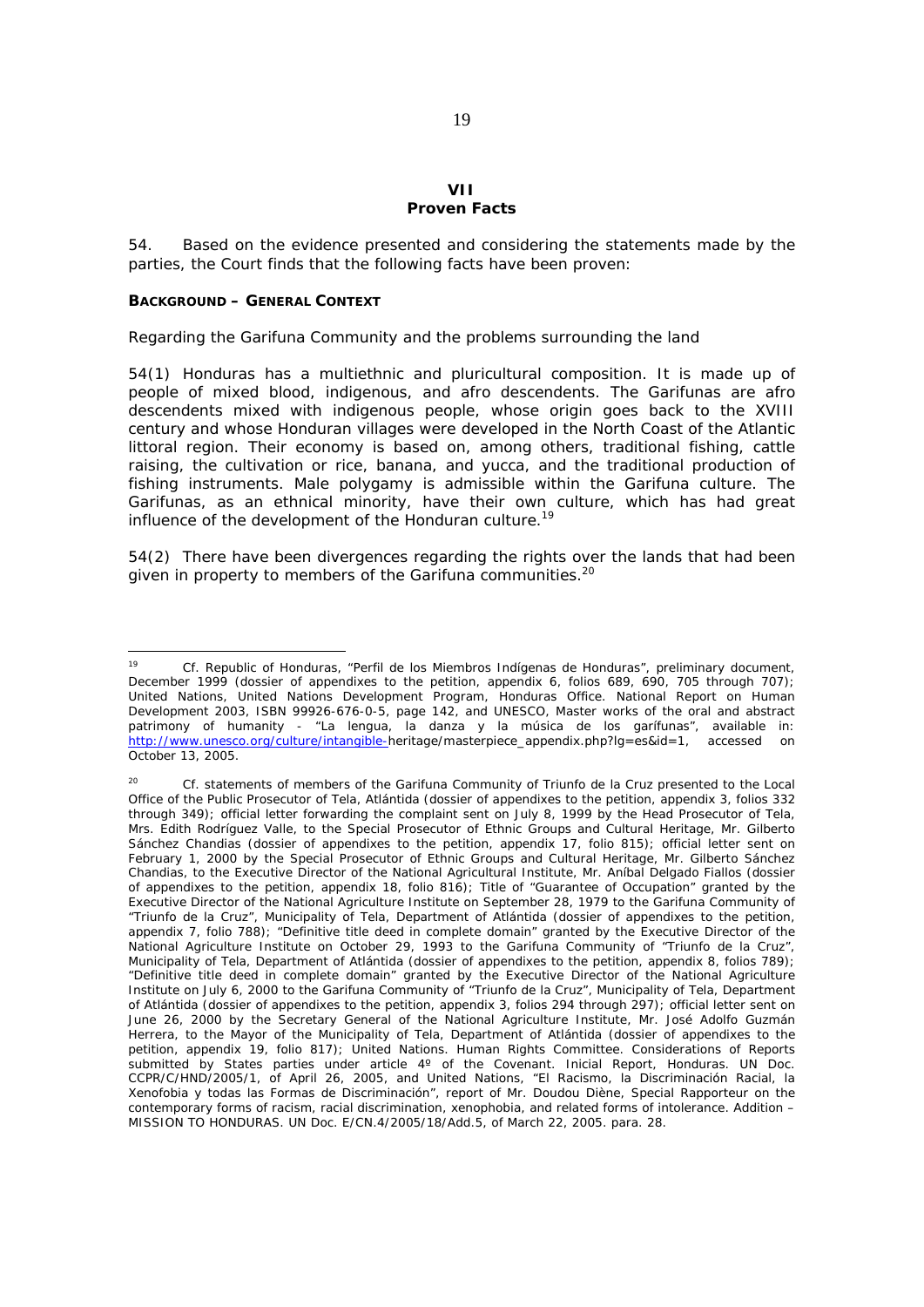## VII
## Proven Facts

54. Based on the evidence presented and considering the statements made by the parties, the Court finds that the following facts have been proven:

**BACKGROUND – GENERAL CONTEXT**

Regarding the Garifuna Community and the problems surrounding the land

54(1) Honduras has a multiethnic and pluricultural composition. It is made up of people of mixed blood, indigenous, and afro descendents. The Garifunas are afro descendents mixed with indigenous people, whose origin goes back to the XVIII century and whose Honduran villages were developed in the North Coast of the Atlantic littoral region. Their economy is based on, among others, the traditional fishing, cattle raising, the cultivation or rice, banana, and yucca, and the traditional production of fishing instruments. Male polygamy is admissible within the Garifuna culture. The Garifunas, as an ethnical minority, have their own culture, which has had great influence of the development of the Honduran culture.[19]

54(2) There have been divergences regarding the rights over the lands that had been given in property to members of the Garifuna communities.[20]

---

[19] Cf. Republic of Honduras, "Perfil de los Miembros Indígenas de Honduras", preliminary document, December 1999 (dossier of appendixes to the petition, appendix 6, folios 689, 690, 705 through 707); United Nations, United Nations Development Program, Honduras Office. National Report on Human Development 2003, ISBN 99926-676-0-5, page 142, and UNESCO, Master works of the oral and abstract patrimony of humanity - "La lengua, la danza y la música de los garífunas", available in: http://www.unesco.org/culture/intangible-heritage/masterpiece_appendix.php?lg=es&id=1, accessed on October 13, 2005.

[20] Cf. statements of members of the Garifuna Community of Triunfo de la Cruz presented to the Local Office of the Public Prosecutor of Tela, Atlántida (dossier of appendixes to the petition, appendix 3, folios 332 through 349); official letter forwarding the complaint sent on July 8, 1999 by the Head Prosecutor of Tela, Mrs. Edith Rodríguez Valle, to the Special Prosecutor of Ethnic Groups and Cultural Heritage, Mr. Gilberto Sánchez Chandias (dossier of appendixes to the petition, appendix 17, folio 815); official letter sent on February 1, 2000 by the Special Prosecutor of Ethnic Groups and Cultural Heritage, Mr. Gilberto Sánchez Chandias, to the Executive Director of the National Agricultural Institute, Mr. Aníbal Delgado Fiallos (dossier of appendixes to the petition, appendix 18, folio 816); Title of "Guarantee of Occupation" granted by the Executive Director of the National Agriculture Institute on September 28, 1979 to the Garifuna Community of "Triunfo de la Cruz", Municipality of Tela, Department of Atlántida (dossier of appendixes to the petition, appendix 7, folio 788); "Definitive title deed in complete domain" granted by the Executive Director of the National Agriculture Institute on October 29, 1993 to the Garifuna Community of "Triunfo de la Cruz", Municipality of Tela, Department of Atlántida (dossier of appendixes to the petition, appendix 8, folios 789); "Definitive title deed in complete domain" granted by the Executive Director of the National Agriculture Institute on July 6, 2000 to the Garifuna Community of "Triunfo de la Cruz", Municipality of Tela, Department of Atlántida (dossier of appendixes to the petition, appendix 3, folios 294 through 297); official letter sent on June 26, 2000 by the Secretary General of the National Agriculture Institute, Mr. José Adolfo Guzmán Herrera, to the Mayor of the Municipality of Tela, Department of Atlántida (dossier of appendixes to the petition, appendix 19, folio 817); United Nations. Human Rights Committee. Considerations of Reports submitted by States parties under article 4º of the Covenant. Inicial Report, Honduras. UN Doc. CCPR/C/HND/2005/1, of April 26, 2005, and United Nations, "El Racismo, la Discriminación Racial, la Xenofobia y todas las Formas de Discriminación", report of Mr. Doudou Diène, Special Rapporteur on the contemporary forms of racism, racial discrimination, xenophobia, and related forms of intolerance. Addition – MISSION TO HONDURAS. UN Doc. E/CN.4/2005/18/Add.5, of March 22, 2005. para. 28.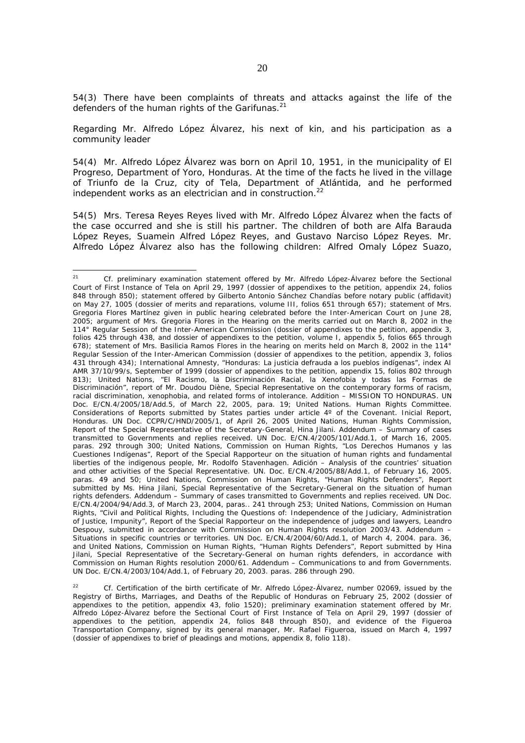54(3) There have been complaints of threats and attacks against the life of the defenders of the human rights of the Garifunas.[21]

*Regarding Mr. Alfredo López Álvarez, his next of kin, and his participation as a community leader*

54(4) Mr. Alfredo López Álvarez was born on April 10, 1951, in the municipality of El Progreso, Department of Yoro, Honduras. At the time of the facts he lived in the village of Triunfo de la Cruz, city of Tela, Department of Atlántida, and he performed independent works as an electrician and in construction.[22]

54(5) Mrs. Teresa Reyes Reyes lived with Mr. Alfredo López Álvarez when the facts of the case occurred and she is still his partner. The children of both are Alfa Barauda López Reyes, Suamein Alfred López Reyes, and Gustavo Narciso López Reyes. Mr. Alfredo López Álvarez also has the following children: Alfred Omaly López Suazo,

---

[21] Cf. preliminary examination statement offered by Mr. Alfredo López-Álvarez before the Sectional Court of First Instance of Tela on April 29, 1997 (dossier of appendixes to the petition, appendix 24, folios 848 through 850); statement offered by Gilberto Antonio Sánchez Chandías before notary public (affidavit) on May 27, 1005 (dossier of merits and reparations, volume III, folios 651 through 657); statement of Mrs. Gregoria Flores Martínez given in public hearing celebrated before the Inter-American Court on June 28, 2005; argument of Mrs. Gregoria Flores in the Hearing on the merits carried out on March 8, 2002 in the 114° Regular Session of the Inter-American Commission (dossier of appendixes to the petition, appendix 3, folios 425 through 438, and dossier of appendixes to the petition, volume I, appendix 5, folios 665 through 678); statement of Mrs. Basilicia Ramos Flores in the hearing on merits held on March 8, 2002 in the 114° Regular Session of the Inter-American Commission (dossier of appendixes to the petition, appendix 3, folios 431 through 434); International Amnesty, "Honduras: La justicia defrauda a los pueblos indígenas", index AI AMR 37/10/99/s, September of 1999 (dossier of appendixes to the petition, appendix 15, folios 802 through 813); United Nations, "El Racismo, la Discriminación Racial, la Xenofobia y todas las Formas de Discriminación", report of Mr. Doudou Diène, Special Representative on the contemporary forms of racism, racial discrimination, xenophobia, and related forms of intolerance. Addition – MISSION TO HONDURAS. UN Doc. E/CN.4/2005/18/Add.5, of March 22, 2005, para. 19; United Nations. Human Rights Committee. Considerations of Reports submitted by States parties under article 4º of the Covenant. Inicial Report, Honduras. UN Doc. CCPR/C/HND/2005/1, of April 26, 2005 United Nations, Human Rights Commission, Report of the Special Representative of the Secretary-General, Hina Jilani. Addendum – Summary of cases transmitted to Governments and replies received. UN Doc. E/CN.4/2005/101/Add.1, of March 16, 2005. paras. 292 through 300; United Nations, Commission on Human Rights, "Los Derechos Humanos y las Cuestiones Indígenas", Report of the Special Rapporteur on the situation of human rights and fundamental liberties of the indigenous people, Mr. Rodolfo Stavenhagen. Adición – Analysis of the countries' situation and other activities of the Special Representative. UN. Doc. E/CN.4/2005/88/Add.1, of February 16, 2005. paras. 49 and 50; United Nations, Commission on Human Rights, "Human Rights Defenders", Report submitted by Ms. Hina Jilani, Special Representative of the Secretary-General on the situation of human rights defenders. Addendum – Summary of cases transmitted to Governments and replies received. UN Doc. E/CN.4/2004/94/Add.3, of March 23, 2004, paras.. 241 through 253; United Nations, Commission on Human Rights, "Civil and Political Rights, Including the Questions of: Independence of the Judiciary, Administration of Justice, Impunity", Report of the Special Rapporteur on the independence of judges and lawyers, Leandro Despouy, submitted in accordance with Commission on Human Rights resolution 2003/43. Addendum – Situations in specific countries or territories. UN Doc. E/CN.4/2004/60/Add.1, of March 4, 2004. para. 36, and United Nations, Commission on Human Rights, "Human Rights Defenders", Report submitted by Hina Jilani, Special Representative of the Secretary-General on human rights defenders, in accordance with Commission on Human Rights resolution 2000/61. Addendum – Communications to and from Governments. UN Doc. E/CN.4/2003/104/Add.1, of February 20, 2003. paras. 286 through 290.

[22] Cf. Certification of the birth certificate of Mr. Alfredo López-Álvarez, number 02069, issued by the Registry of Births, Marriages, and Deaths of the Republic of Honduras on February 25, 2002 (dossier of appendixes to the petition, appendix 43, folio 1520); preliminary examination statement offered by Mr. Alfredo López-Álvarez before the Sectional Court of First Instance of Tela on April 29, 1997 (dossier of appendixes to the petition, appendix 24, folios 848 through 850), and evidence of the Figueroa Transportation Company, signed by its general manager, Mr. Rafael Figueroa, issued on March 4, 1997 (dossier of appendixes to brief of pleadings and motions, appendix 8, folio 118).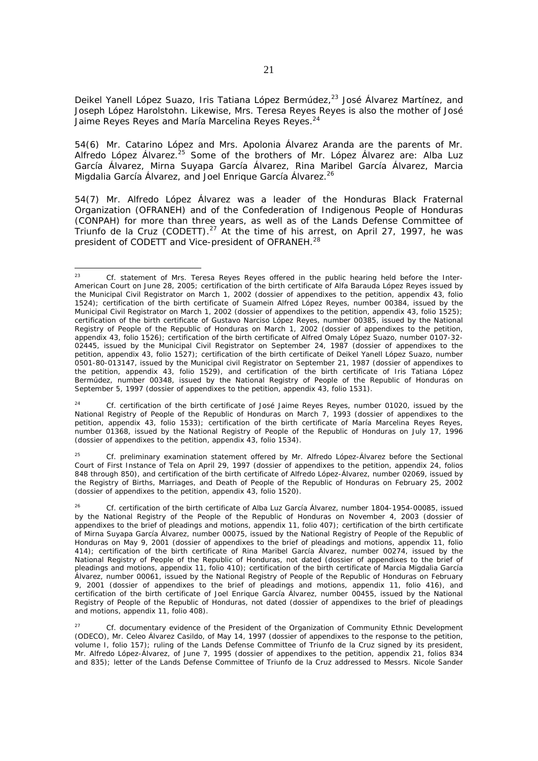Deikel Yanell López Suazo, Iris Tatiana López Bermúdez,[23] José Álvarez Martínez, and Joseph López Harolstohn. Likewise, Mrs. Teresa Reyes Reyes is also the mother of José Jaime Reyes Reyes and María Marcelina Reyes Reyes.[24]

54(6) Mr. Catarino López and Mrs. Apolonia Álvarez Aranda are the parents of Mr. Alfredo López Álvarez.[25] Some of the brothers of Mr. López Álvarez are: Alba Luz García Álvarez, Mirna Suyapa García Álvarez, Rina Maribel García Álvarez, Marcia Migdalia García Álvarez, and Joel Enrique García Álvarez.[26]

54(7) Mr. Alfredo López Álvarez was a leader of the Honduras Black Fraternal Organization (OFRANEH) and of the Confederation of Indigenous People of Honduras (CONPAH) for more than three years, as well as of the Lands Defense Committee of Triunfo de la Cruz (CODETT).[27] At the time of his arrest, on April 27, 1997, he was president of CODETT and Vice-president of OFRANEH.[28]

---

[23] Cf. statement of Mrs. Teresa Reyes Reyes offered in the public hearing held before the Inter-American Court on June 28, 2005; certification of the birth certificate of Alfa Barauda López Reyes issued by the Municipal Civil Registrator on March 1, 2002 (dossier of appendixes to the petition, appendix 43, folio 1524); certification of the birth certificate of Suamein Alfred López Reyes, number 00384, issued by the Municipal Civil Registrator on March 1, 2002 (dossier of appendixes to the petition, appendix 43, folio 1525); certification of the birth certificate of Gustavo Narciso López Reyes, number 00385, issued by the National Registry of People of the Republic of Honduras on March 1, 2002 (dossier of appendixes to the petition, appendix 43, folio 1526); certification of the birth certificate of Alfred Omaly López Suazo, number 0107-32-02445, issued by the Municipal Civil Registrator on September 24, 1987 (dossier of appendixes to the petition, appendix 43, folio 1527); certification of the birth certificate of Deikel Yanell López Suazo, number 0501-80-013147, issued by the Municipal civil Registrator on September 21, 1987 (dossier of appendixes to the petition, appendix 43, folio 1529), and certification of the birth certificate of Iris Tatiana López Bermúdez, number 00348, issued by the National Registry of People of the Republic of Honduras on September 5, 1997 (dossier of appendixes to the petition, appendix 43, folio 1531).

[24] Cf. certification of the birth certificate of José Jaime Reyes Reyes, number 01020, issued by the National Registry of People of the Republic of Honduras on March 7, 1993 (dossier of appendixes to the petition, appendix 43, folio 1533); certification of the birth certificate of María Marcelina Reyes Reyes, number 01368, issued by the National Registry of People of the Republic of Honduras on July 17, 1996 (dossier of appendixes to the petition, appendix 43, folio 1534).

[25] Cf. preliminary examination statement offered by Mr. Alfredo López-Álvarez before the Sectional Court of First Instance of Tela on April 29, 1997 (dossier of appendixes to the petition, appendix 24, folios 848 through 850), and certification of the birth certificate of Alfredo López-Álvarez, number 02069, issued by the Registry of Births, Marriages, and Death of People of the Republic of Honduras on February 25, 2002 (dossier of appendixes to the petition, appendix 43, folio 1520).

[26] Cf. certification of the birth certificate of Alba Luz García Álvarez, number 1804-1954-00085, issued by the National Registry of the People of the Republic of Honduras on November 4, 2003 (dossier of appendixes to the brief of pleadings and motions, appendix 11, folio 407); certification of the birth certificate of Mirna Suyapa García Álvarez, number 00075, issued by the National Registry of People of the Republic of Honduras on May 9, 2001 (dossier of appendixes to the brief of pleadings and motions, appendix 11, folio 414); certification of the birth certificate of Rina Maribel García Álvarez, number 00274, issued by the National Registry of People of the Republic of Honduras, not dated (dossier of appendixes to the brief of pleadings and motions, appendix 11, folio 410); certification of the birth certificate of Marcia Migdalia García Álvarez, number 00061, issued by the National Registry of People of the Republic of Honduras on February 9, 2001 (dossier of appendixes to the brief of pleadings and motions, appendix 11, folio 416), and certification of the birth certificate of Joel Enrique García Álvarez, number 00455, issued by the National Registry of People of the Republic of Honduras, not dated (dossier of appendixes to the brief of pleadings and motions, appendix 11, folio 408).

[27] Cf. documentary evidence of the President of the Organization of Community Ethnic Development (ODECO), Mr. Celeo Álvarez Casildo, of May 14, 1997 (dossier of appendixes to the response to the petition, volume I, folio 157); ruling of the Lands Defense Committee of Triunfo de la Cruz signed by its president, Mr. Alfredo López-Álvarez, of June 7, 1995 (dossier of appendixes to the petition, appendix 21, folios 834 and 835); letter of the Lands Defense Committee of Triunfo de la Cruz addressed to Messrs. Nicole Sander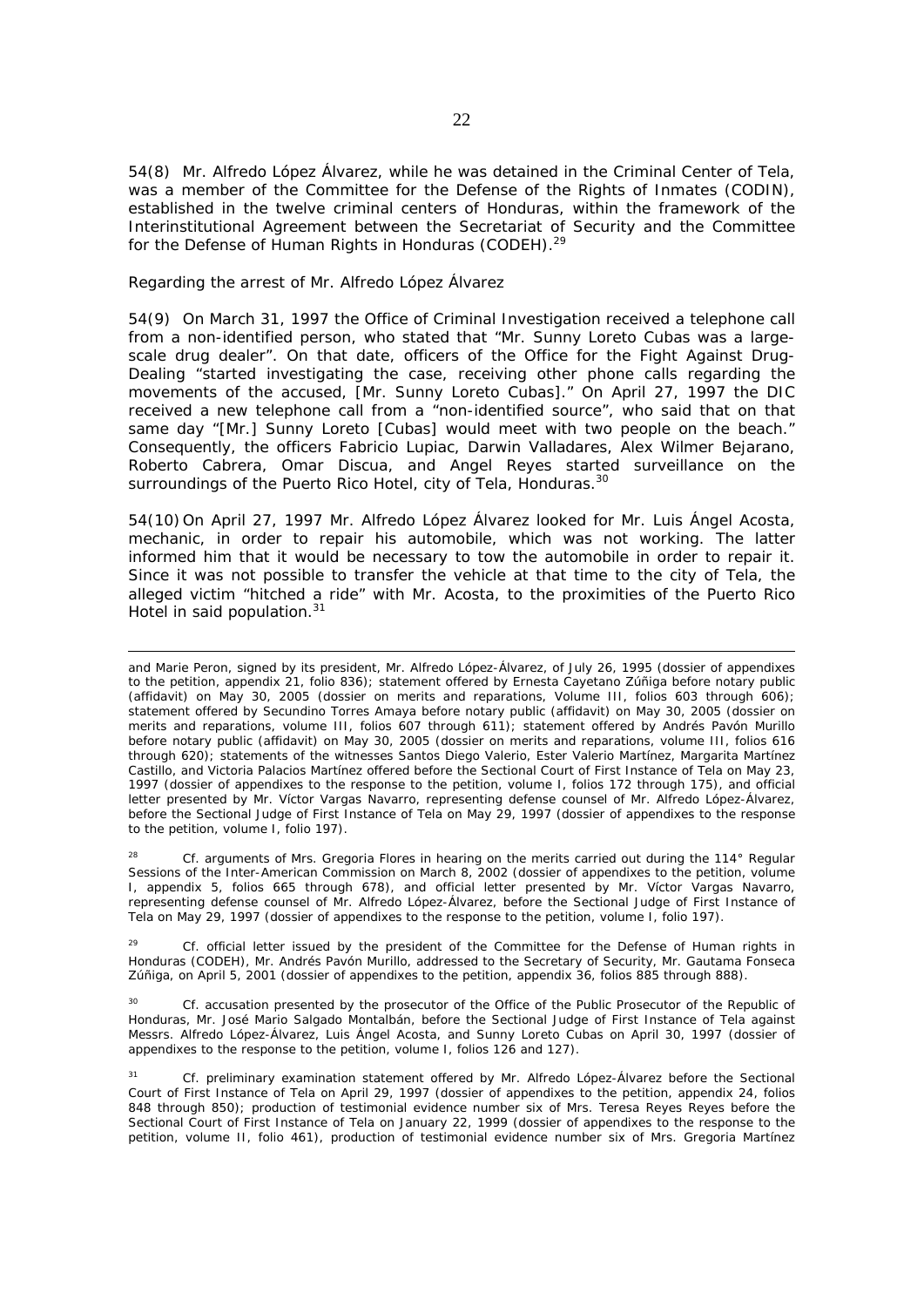54(8) Mr. Alfredo López Álvarez, while he was detained in the Criminal Center of Tela, was a member of the Committee for the Defense of the Rights of Inmates (CODIN), established in the twelve criminal centers of Honduras, within the framework of the Interinstitutional Agreement between the Secretariat of Security and the Committee for the Defense of Human Rights in Honduras (CODEH).[29]

*Regarding the arrest of Mr. Alfredo López Álvarez*

54(9) On March 31, 1997 the Office of Criminal Investigation received a telephone call from a non-identified person, who stated that "Mr. Sunny Loreto Cubas was a large-scale drug dealer". On that date, officers of the Office for the Fight Against Drug-Dealing "started investigating the case, receiving other phone calls regarding the movements of the accused, [Mr. Sunny Loreto Cubas]." On April 27, 1997 the DIC received a new telephone call from a "non-identified source", who said that on that same day "[Mr.] Sunny Loreto [Cubas] would meet with two people on the beach." Consequently, the officers Fabricio Lupiac, Darwin Valladares, Alex Wilmer Bejarano, Roberto Cabrera, Omar Discua, and Angel Reyes started surveillance on the surroundings of the Puerto Rico Hotel, city of Tela, Honduras.[30]

54(10) On April 27, 1997 Mr. Alfredo López Álvarez looked for Mr. Luis Ángel Acosta, mechanic, in order to repair his automobile, which was not working. The latter informed him that it would be necessary to tow the automobile in order to repair it. Since it was not possible to transfer the vehicle at that time to the city of Tela, the alleged victim "hitched a ride" with Mr. Acosta, to the proximities of the Puerto Rico Hotel in said population.[31]

---

and Marie Peron, signed by its president, Mr. Alfredo López-Álvarez, of July 26, 1995 (dossier of appendixes to the petition, appendix 21, folio 836); statement offered by Ernesta Cayetano Zúñiga before notary public (affidavit) on May 30, 2005 (dossier on merits and reparations, Volume III, folios 603 through 606); statement offered by Secundino Torres Amaya before notary public (affidavit) on May 30, 2005 (dossier on merits and reparations, volume III, folios 607 through 611); statement offered by Andrés Pavón Murillo before notary public (affidavit) on May 30, 2005 (dossier on merits and reparations, volume III, folios 616 through 620); statements of the witnesses Santos Diego Valerio, Ester Valerio Martínez, Margarita Martínez Castillo, and Victoria Palacios Martínez offered before the Sectional Court of First Instance of Tela on May 23, 1997 (dossier of appendixes to the response to the petition, volume I, folios 172 through 175), and official letter presented by Mr. Víctor Vargas Navarro, representing defense counsel of Mr. Alfredo López-Álvarez, before the Sectional Judge of First Instance of Tela on May 29, 1997 (dossier of appendixes to the response to the petition, volume I, folio 197).

[28] *Cf.* arguments of Mrs. Gregoria Flores in hearing on the merits carried out during the 114° Regular Sessions of the Inter-American Commission on March 8, 2002 (dossier of appendixes to the petition, volume I, appendix 5, folios 665 through 678), and official letter presented by Mr. Víctor Vargas Navarro, representing defense counsel of Mr. Alfredo López-Álvarez, before the Sectional Judge of First Instance of Tela on May 29, 1997 (dossier of appendixes to the response to the petition, volume I, folio 197).

[29] *Cf.* official letter issued by the president of the Committee for the Defense of Human rights in Honduras (CODEH), Mr. Andrés Pavón Murillo, addressed to the Secretary of Security, Mr. Gautama Fonseca Zúñiga, on April 5, 2001 (dossier of appendixes to the petition, appendix 36, folios 885 through 888).

[30] *Cf.* accusation presented by the prosecutor of the Office of the Public Prosecutor of the Republic of Honduras, Mr. José Mario Salgado Montalbán, before the Sectional Judge of First Instance of Tela against Messrs. Alfredo López-Álvarez, Luis Ángel Acosta, and Sunny Loreto Cubas on April 30, 1997 (dossier of appendixes to the response to the petition, volume I, folios 126 and 127).

[31] *Cf.* preliminary examination statement offered by Mr. Alfredo López-Álvarez before the Sectional Court of First Instance of Tela on April 29, 1997 (dossier of appendixes to the petition, appendix 24, folios 848 through 850); production of testimonial evidence number six of Mrs. Teresa Reyes Reyes before the Sectional Court of First Instance of Tela on January 22, 1999 (dossier of appendixes to the response to the petition, volume II, folio 461), production of testimonial evidence number six of Mrs. Gregoria Martínez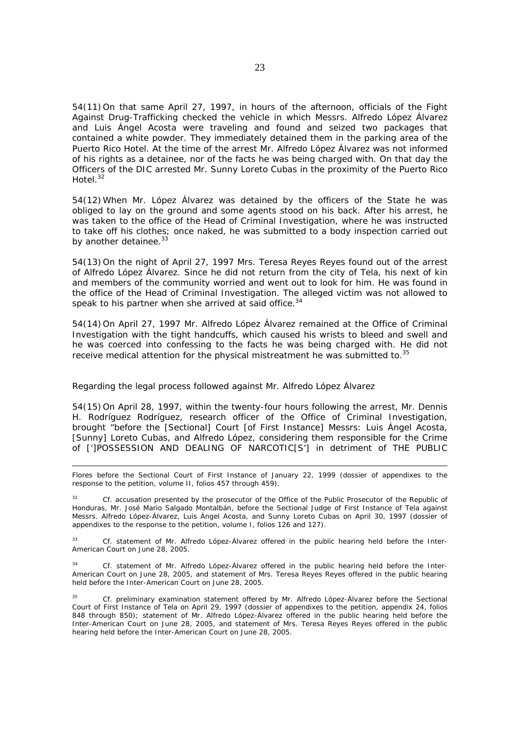54(11) On that same April 27, 1997, in hours of the afternoon, officials of the Fight Against Drug-Trafficking checked the vehicle in which Messrs. Alfredo López Álvarez and Luis Ángel Acosta were traveling and found and seized two packages that contained a white powder. They immediately detained them in the parking area of the Puerto Rico Hotel. At the time of the arrest Mr. Alfredo López Álvarez was not informed of his rights as a detainee, nor of the facts he was being charged with. On that day the Officers of the DIC arrested Mr. Sunny Loreto Cubas in the proximity of the Puerto Rico Hotel.[32]

54(12) When Mr. López Álvarez was detained by the officers of the State he was obliged to lay on the ground and some agents stood on his back. After his arrest, he was taken to the office of the Head of Criminal Investigation, where he was instructed to take off his clothes; once naked, he was submitted to a body inspection carried out by another detainee.[33]

54(13) On the night of April 27, 1997 Mrs. Teresa Reyes Reyes found out of the arrest of Alfredo López Álvarez. Since he did not return from the city of Tela, his next of kin and members of the community worried and went out to look for him. He was found in the office of the Head of Criminal Investigation. The alleged victim was not allowed to speak to his partner when she arrived at said office.[34]

54(14) On April 27, 1997 Mr. Alfredo López Álvarez remained at the Office of Criminal Investigation with the tight handcuffs, which caused his wrists to bleed and swell and he was coerced into confessing to the facts he was being charged with. He did not receive medical attention for the physical mistreatment he was submitted to.[35]

*Regarding the legal process followed against Mr. Alfredo López Álvarez*

54(15) On April 28, 1997, within the twenty-four hours following the arrest, Mr. Dennis H. Rodríguez Rodríguez, research officer of the Office of Criminal Investigation, brought "before the [Sectional] Court [of First Instance] Messrs: Luis Ángel Acosta, [Sunny] Loreto Cubas, and Alfredo López, considering them responsible for the Crime of [']POSSESSION AND DEALING OF NARCOTIC[S'] in detriment of THE PUBLIC

---

Flores before the Sectional Court of First Instance of January 22, 1999 (dossier of appendixes to the response to the petition, volume II, folios 457 through 459).

[32] Cf. accusation presented by the prosecutor of the Office of the Public Prosecutor of the Republic of Honduras, Mr. José Mario Salgado Montalbán, before the Sectional Judge of First Instance of Tela against Messrs. Alfredo López-Álvarez, Luis Ángel Acosta, and Sunny Loreto Cubas on April 30, 1997 (dossier of appendixes to the response to the petition, volume I, folios 126 and 127).

[33] Cf. statement of Mr. Alfredo López-Álvarez offered in the public hearing held before the Inter-American Court on June 28, 2005.

[34] Cf. statement of Mr. Alfredo López-Álvarez offered in the public hearing held before the Inter-American Court on June 28, 2005, and statement of Mrs. Teresa Reyes Reyes offered in the public hearing held before the Inter-American Court on June 28, 2005.

[35] Cf. preliminary examination statement offered by Mr. Alfredo López-Álvarez before the Sectional Court of First Instance of Tela on April 29, 1997 (dossier of appendixes to the petition, appendix 24, folios 848 through 850); statement of Mr. Alfredo López-Álvarez offered in the public hearing held before the Inter-American Court on June 28, 2005, and statement of Mrs. Teresa Reyes Reyes offered in the public hearing held before the Inter-American Court on June 28, 2005.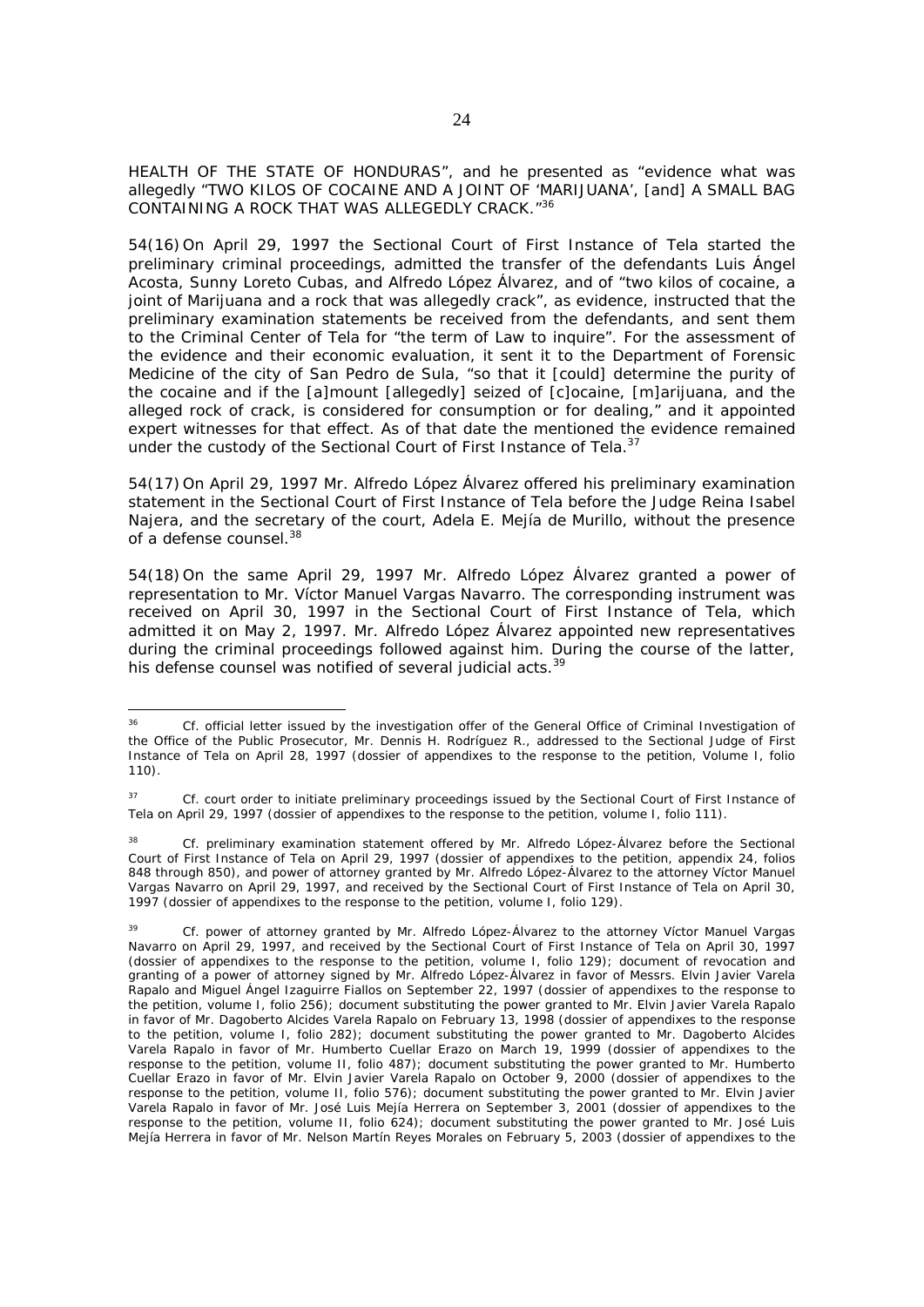HEALTH OF THE STATE OF HONDURAS", and he presented as "evidence what was allegedly "TWO KILOS OF COCAINE AND A JOINT OF 'MARIJUANA', [and] A SMALL BAG CONTAINING A ROCK THAT WAS ALLEGEDLY CRACK."[36]

54(16) On April 29, 1997 the Sectional Court of First Instance of Tela started the preliminary criminal proceedings, admitted the transfer of the defendants Luis Ángel Acosta, Sunny Loreto Cubas, and Alfredo López Álvarez, and of "two kilos of cocaine, a joint of Marijuana and a rock that was allegedly crack", as evidence, instructed that the preliminary examination statements be received from the defendants, and sent them to the Criminal Center of Tela for "the term of Law to inquire". For the assessment of the evidence and their economic evaluation, it sent it to the Department of Forensic Medicine of the city of San Pedro de Sula, "so that it [could] determine the purity of the cocaine and if the [a]mount [allegedly] seized of [c]ocaine, [m]arijuana, and the alleged rock of crack, is considered for consumption or for dealing," and it appointed expert witnesses for that effect. As of that date the mentioned the evidence remained under the custody of the Sectional Court of First Instance of Tela.[37]

54(17) On April 29, 1997 Mr. Alfredo López Álvarez offered his preliminary examination statement in the Sectional Court of First Instance of Tela before the Judge Reina Isabel Najera, and the secretary of the court, Adela E. Mejía de Murillo, without the presence of a defense counsel.[38]

54(18) On the same April 29, 1997 Mr. Alfredo López Álvarez granted a power of representation to Mr. Víctor Manuel Vargas Navarro. The corresponding instrument was received on April 30, 1997 in the Sectional Court of First Instance of Tela, which admitted it on May 2, 1997. Mr. Alfredo López Álvarez appointed new representatives during the criminal proceedings followed against him. During the course of the latter, his defense counsel was notified of several judicial acts.[39]

---

[36] Cf. official letter issued by the investigation offer of the General Office of Criminal Investigation of the Office of the Public Prosecutor, Mr. Dennis H. Rodríguez R., addressed to the Sectional Judge of First Instance of Tela on April 28, 1997 (dossier of appendixes to the response to the petition, Volume I, folio 110).

[37] Cf. court order to initiate preliminary proceedings issued by the Sectional Court of First Instance of Tela on April 29, 1997 (dossier of appendixes to the response to the petition, volume I, folio 111).

[38] Cf. preliminary examination statement offered by Mr. Alfredo López-Álvarez before the Sectional Court of First Instance of Tela on April 29, 1997 (dossier of appendixes to the petition, appendix 24, folios 848 through 850), and power of attorney granted by Mr. Alfredo López-Álvarez to the attorney Víctor Manuel Vargas Navarro on April 29, 1997, and received by the Sectional Court of First Instance of Tela on April 30, 1997 (dossier of appendixes to the response to the petition, volume I, folio 129).

[39] Cf. power of attorney granted by Mr. Alfredo López-Álvarez to the attorney Víctor Manuel Vargas Navarro on April 29, 1997, and received by the Sectional Court of First Instance of Tela on April 30, 1997 (dossier of appendixes to the response to the petition, volume I, folio 129); document of revocation and granting of a power of attorney signed by Mr. Alfredo López-Álvarez in favor of Messrs. Elvin Javier Varela Rapalo and Miguel Ángel Izaguirre Fiallos on September 22, 1997 (dossier of appendixes to the response to the petition, volume I, folio 256); document substituting the power granted to Mr. Elvin Javier Varela Rapalo in favor of Mr. Dagoberto Alcides Varela Rapalo on February 13, 1998 (dossier of appendixes to the response to the petition, volume I, folio 282); document substituting the power granted to Mr. Dagoberto Alcides Varela Rapalo in favor of Mr. Humberto Cuellar Erazo on March 19, 1999 (dossier of appendixes to the response to the petition, volume II, folio 487); document substituting the power granted to Mr. Humberto Cuellar Erazo in favor of Mr. Elvin Javier Varela Rapalo on October 9, 2000 (dossier of appendixes to the response to the petition, volume II, folio 576); document substituting the power granted to Mr. Elvin Javier Varela Rapalo in favor of Mr. José Luis Mejía Herrera on September 3, 2001 (dossier of appendixes to the response to the petition, volume II, folio 624); document substituting the power granted to Mr. José Luis Mejía Herrera in favor of Mr. Nelson Martín Reyes Morales on February 5, 2003 (dossier of appendixes to the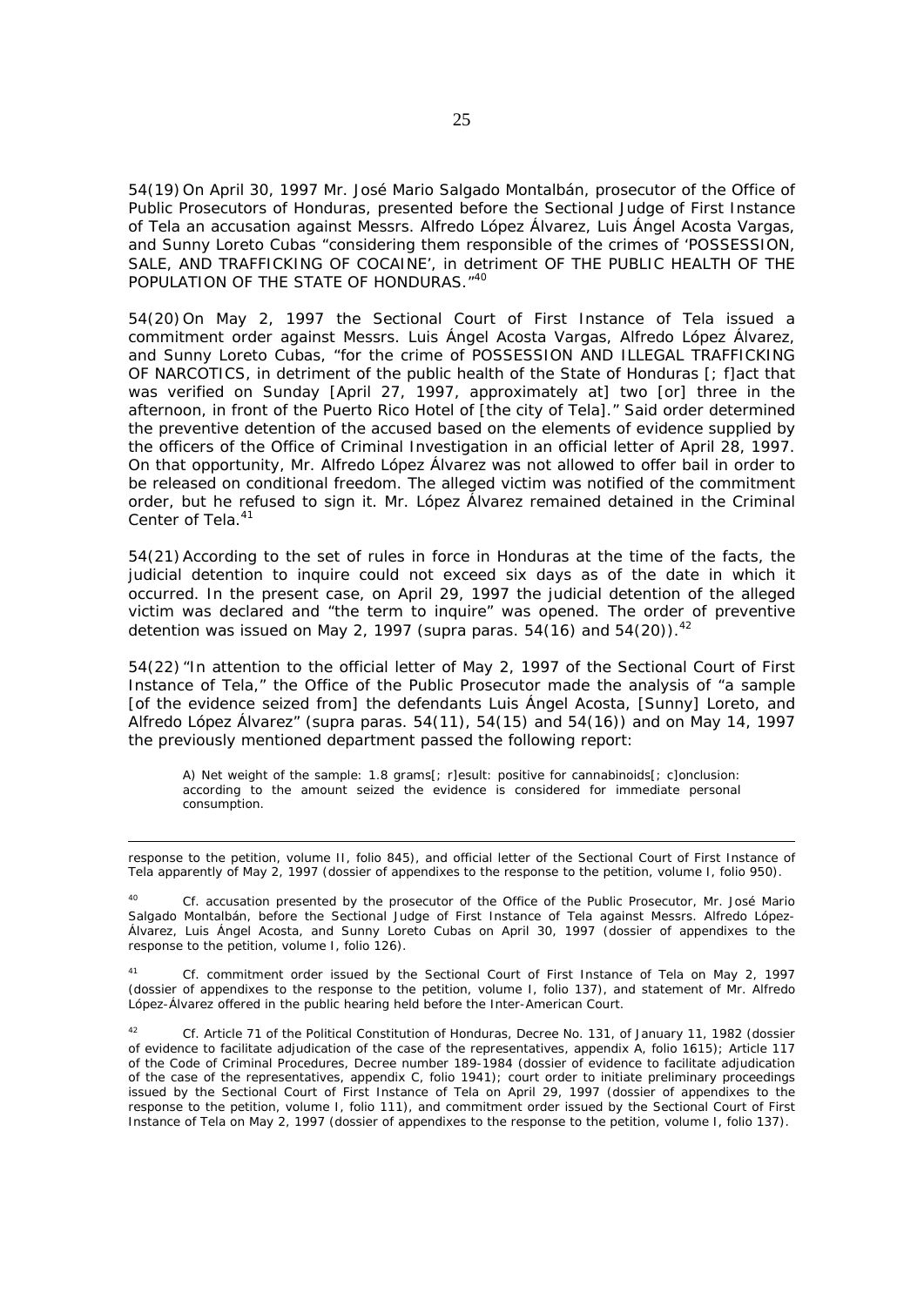54(19) On April 30, 1997 Mr. José Mario Salgado Montalbán, prosecutor of the Office of Public Prosecutors of Honduras, presented before the Sectional Judge of First Instance of Tela an accusation against Messrs. Alfredo López Álvarez, Luis Ángel Acosta Vargas, and Sunny Loreto Cubas "considering them responsible of the crimes of 'POSSESSION, SALE, AND TRAFFICKING OF COCAINE', in detriment OF THE PUBLIC HEALTH OF THE POPULATION OF THE STATE OF HONDURAS."[40]

54(20) On May 2, 1997 the Sectional Court of First Instance of Tela issued a commitment order against Messrs. Luis Ángel Acosta Vargas, Alfredo López Álvarez, and Sunny Loreto Cubas, "for the crime of POSSESSION AND ILLEGAL TRAFFICKING OF NARCOTICS, in detriment of the public health of the State of Honduras [; f]act that was verified on Sunday [April 27, 1997, approximately at] two [or] three in the afternoon, in front of the Puerto Rico Hotel of [the city of Tela]." Said order determined the preventive detention of the accused based on the elements of evidence supplied by the officers of the Office of Criminal Investigation in an official letter of April 28, 1997. On that opportunity, Mr. Alfredo López Álvarez was not allowed to offer bail in order to be released on conditional freedom. The alleged victim was notified of the commitment order, but he refused to sign it. Mr. López Álvarez remained detained in the Criminal Center of Tela.[41]

54(21) According to the set of rules in force in Honduras at the time of the facts, the judicial detention to inquire could not exceed six days as of the date in which it occurred. In the present case, on April 29, 1997 the judicial detention of the alleged victim was declared and "the term to inquire" was opened. The order of preventive detention was issued on May 2, 1997 (supra paras. 54(16) and 54(20)).[42]

54(22) "In attention to the official letter of May 2, 1997 of the Sectional Court of First Instance of Tela," the Office of the Public Prosecutor made the analysis of "a sample [of the evidence seized from] the defendants Luis Ángel Acosta, [Sunny] Loreto, and Alfredo López Álvarez" (supra paras. 54(11), 54(15) and 54(16)) and on May 14, 1997 the previously mentioned department passed the following report:

> A) Net weight of the sample: 1.8 grams[; r]esult: positive for cannabinoids[; c]onclusion: according to the amount seized the evidence is considered for immediate personal consumption.

---

response to the petition, volume II, folio 845), and official letter of the Sectional Court of First Instance of Tela apparently of May 2, 1997 (dossier of appendixes to the response to the petition, volume I, folio 950).

[40] Cf. accusation presented by the prosecutor of the Office of the Public Prosecutor, Mr. José Mario Salgado Montalbán, before the Sectional Judge of First Instance of Tela against Messrs. Alfredo López-Álvarez, Luis Ángel Acosta, and Sunny Loreto Cubas on April 30, 1997 (dossier of appendixes to the response to the petition, volume I, folio 126).

[41] Cf. commitment order issued by the Sectional Court of First Instance of Tela on May 2, 1997 (dossier of appendixes to the response to the petition, volume I, folio 137), and statement of Mr. Alfredo López-Álvarez offered in the public hearing held before the Inter-American Court.

[42] Cf. Article 71 of the Political Constitution of Honduras, Decree No. 131, of January 11, 1982 (dossier of evidence to facilitate adjudication of the case of the representatives, appendix A, folio 1615); Article 117 of the Code of Criminal Procedures, Decree number 189-1984 (dossier of evidence to facilitate adjudication of the case of the representatives, appendix C, folio 1941); court order to initiate preliminary proceedings issued by the Sectional Court of First Instance of Tela on April 29, 1997 (dossier of appendixes to the response to the petition, volume I, folio 111), and commitment order issued by the Sectional Court of First Instance of Tela on May 2, 1997 (dossier of appendixes to the response to the petition, volume I, folio 137).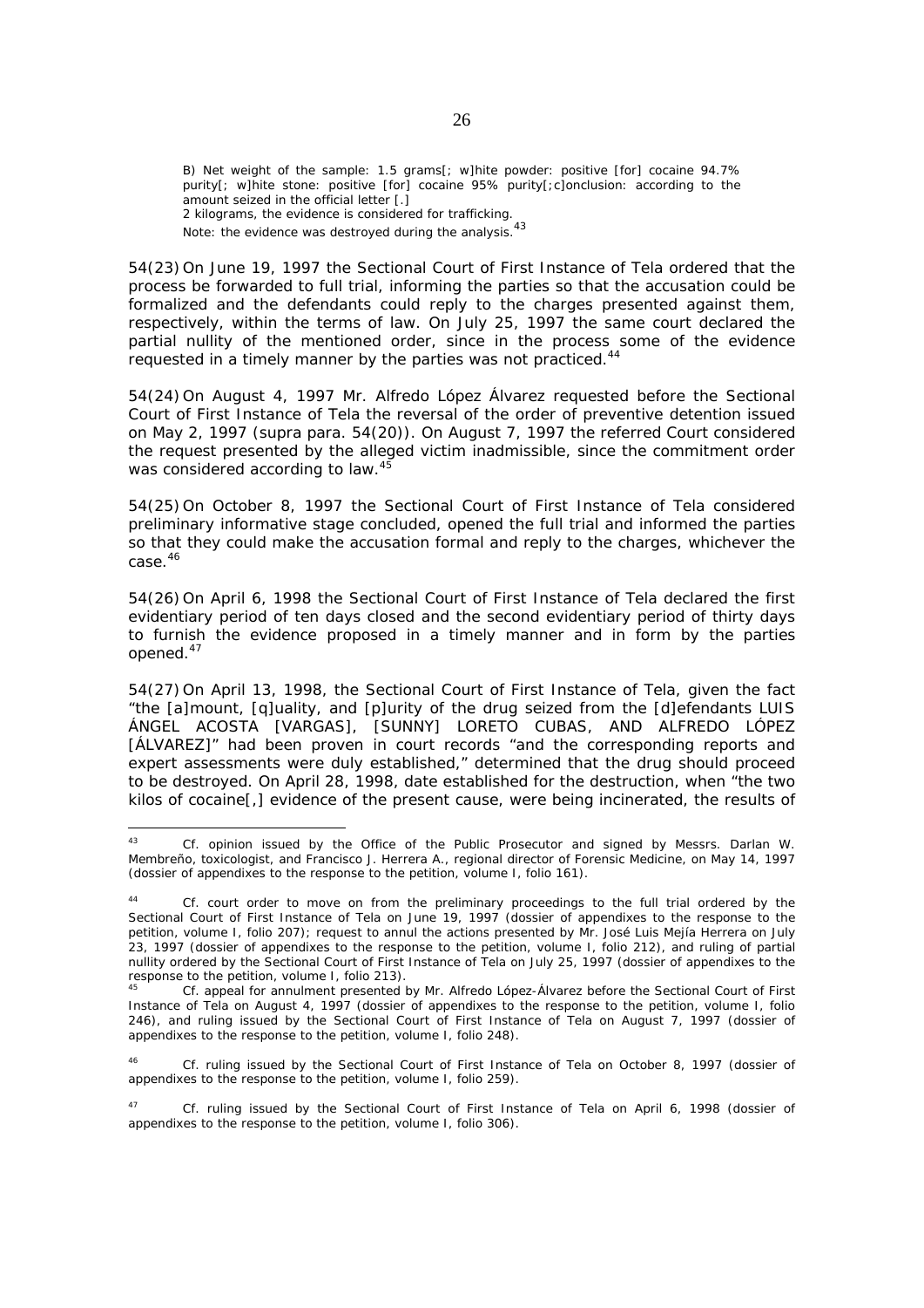*B) Net weight of the sample: 1.5 grams[; w]hite powder: positive [for] cocaine 94.7% purity[; w]hite stone: positive [for] cocaine 95% purity[;c]onclusion: according to the amount seized in the official letter [.]*
*2 kilograms, the evidence is considered for trafficking.*
*Note: the evidence was destroyed during the analysis.*[43]

54(23) On June 19, 1997 the Sectional Court of First Instance of Tela ordered that the process be forwarded to full trial, informing the parties so that the accusation could be formalized and the defendants could reply to the charges presented against them, respectively, within the terms of law. On July 25, 1997 the same court declared the partial nullity of the mentioned order, since in the process some of the evidence requested in a timely manner by the parties was not practiced.[44]

54(24) On August 4, 1997 Mr. Alfredo López Álvarez requested before the Sectional Court of First Instance of Tela the reversal of the order of preventive detention issued on May 2, 1997 (*supra* para. 54(20)). On August 7, 1997 the referred Court considered the request presented by the alleged victim inadmissible, since the commitment order was considered according to law.[45]

54(25) On October 8, 1997 the Sectional Court of First Instance of Tela considered preliminary informative stage concluded, opened the full trial and informed the parties so that they could make the accusation formal and reply to the charges, whichever the case.[46]

54(26) On April 6, 1998 the Sectional Court of First Instance of Tela declared the first evidentiary period of ten days closed and the second evidentiary period of thirty days to furnish the evidence proposed in a timely manner and in form by the parties opened.[47]

54(27) On April 13, 1998, the Sectional Court of First Instance of Tela, given the fact "the [a]mount, [q]uality, and [p]urity of the drug seized from the [d]efendants LUIS ÁNGEL ACOSTA [VARGAS], [SUNNY] LORETO CUBAS, AND ALFREDO LÓPEZ [ÁLVAREZ]" had been proven in court records "and the corresponding reports and expert assessments were duly established," determined that the drug should proceed to be destroyed. On April 28, 1998, date established for the destruction, when "the two kilos of cocaine[,] evidence of the present cause, were being incinerated, the results of

---

[43] *Cf.* opinion issued by the Office of the Public Prosecutor and signed by Messrs. Darlan W. Membreño, toxicologist, and Francisco J. Herrera A., regional director of Forensic Medicine, on May 14, 1997 (dossier of appendixes to the response to the petition, volume I, folio 161).

[44] *Cf.* court order to move on from the preliminary proceedings to the full trial ordered by the Sectional Court of First Instance of Tela on June 19, 1997 (dossier of appendixes to the response to the petition, volume I, folio 207); request to annul the actions presented by Mr. José Luis Mejía Herrera on July 23, 1997 (dossier of appendixes to the response to the petition, volume I, folio 212), and ruling of partial nullity ordered by the Sectional Court of First Instance of Tela on July 25, 1997 (dossier of appendixes to the response to the petition, volume I, folio 213).

[45] *Cf.* appeal for annulment presented by Mr. Alfredo López-Álvarez before the Sectional Court of First Instance of Tela on August 4, 1997 (dossier of appendixes to the response to the petition, volume I, folio 246), and ruling issued by the Sectional Court of First Instance of Tela on August 7, 1997 (dossier of appendixes to the response to the petition, volume I, folio 248).

[46] *Cf.* ruling issued by the Sectional Court of First Instance of Tela on October 8, 1997 (dossier of appendixes to the response to the petition, volume I, folio 259).

[47] *Cf.* ruling issued by the Sectional Court of First Instance of Tela on April 6, 1998 (dossier of appendixes to the response to the petition, volume I, folio 306).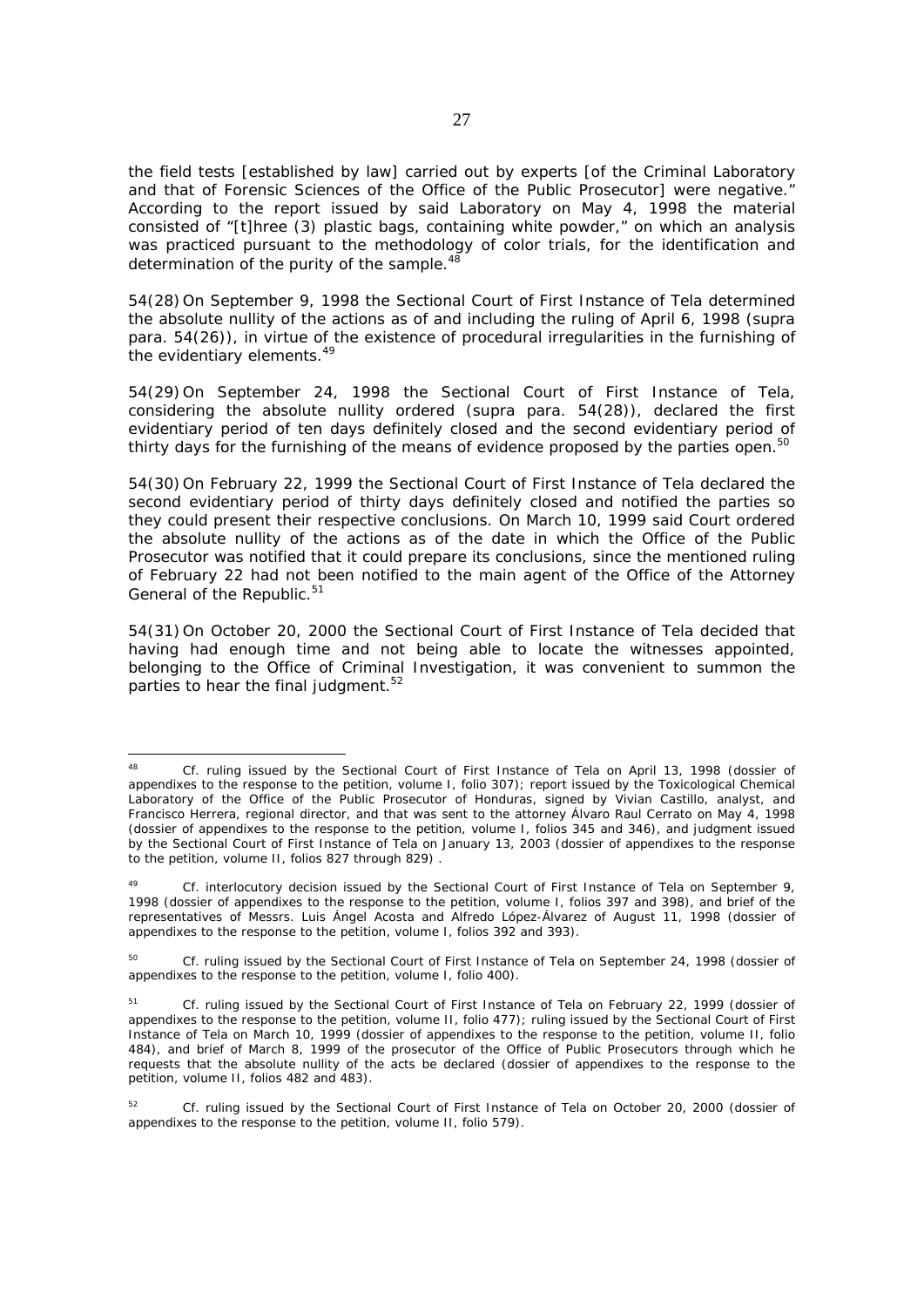the field tests [established by law] carried out by experts [of the Criminal Laboratory and that of Forensic Sciences of the Office of the Public Prosecutor] were negative." According to the report issued by said Laboratory on May 4, 1998 the material consisted of "[t]hree (3) plastic bags, containing white powder," on which an analysis was practiced pursuant to the methodology of color trials, for the identification and determination of the purity of the sample.[48]

54(28) On September 9, 1998 the Sectional Court of First Instance of Tela determined the absolute nullity of the actions as of and including the ruling of April 6, 1998 (supra para. 54(26)), in virtue of the existence of procedural irregularities in the furnishing of the evidentiary elements.[49]

54(29) On September 24, 1998 the Sectional Court of First Instance of Tela, considering the absolute nullity ordered (supra para. 54(28)), declared the first evidentiary period of ten days definitely closed and the second evidentiary period of thirty days for the furnishing of the means of evidence proposed by the parties open.[50]

54(30) On February 22, 1999 the Sectional Court of First Instance of Tela declared the second evidentiary period of thirty days definitely closed and notified the parties so they could present their respective conclusions. On March 10, 1999 said Court ordered the absolute nullity of the actions as of the date in which the Office of the Public Prosecutor was notified that it could prepare its conclusions, since the mentioned ruling of February 22 had not been notified to the main agent of the Office of the Attorney General of the Republic.[51]

54(31) On October 20, 2000 the Sectional Court of First Instance of Tela decided that having had enough time and not being able to locate the witnesses appointed, belonging to the Office of Criminal Investigation, it was convenient to summon the parties to hear the final judgment.[52]

---

[48] Cf. ruling issued by the Sectional Court of First Instance of Tela on April 13, 1998 (dossier of appendixes to the response to the petition, volume I, folio 307); report issued by the Toxicological Chemical Laboratory of the Office of the Public Prosecutor of Honduras, signed by Vivian Castillo, analyst, and Francisco Herrera, regional director, and that was sent to the attorney Álvaro Raul Cerrato on May 4, 1998 (dossier of appendixes to the response to the petition, volume I, folios 345 and 346), and judgment issued by the Sectional Court of First Instance of Tela on January 13, 2003 (dossier of appendixes to the response to the petition, volume II, folios 827 through 829) .

[49] Cf. interlocutory decision issued by the Sectional Court of First Instance of Tela on September 9, 1998 (dossier of appendixes to the response to the petition, volume I, folios 397 and 398), and brief of the representatives of Messrs. Luis Ángel Acosta and Alfredo López-Álvarez of August 11, 1998 (dossier of appendixes to the response to the petition, volume I, folios 392 and 393).

[50] Cf. ruling issued by the Sectional Court of First Instance of Tela on September 24, 1998 (dossier of appendixes to the response to the petition, volume I, folio 400).

[51] Cf. ruling issued by the Sectional Court of First Instance of Tela on February 22, 1999 (dossier of appendixes to the response to the petition, volume II, folio 477); ruling issued by the Sectional Court of First Instance of Tela on March 10, 1999 (dossier of appendixes to the response to the petition, volume II, folio 484), and brief of March 8, 1999 of the prosecutor of the Office of Public Prosecutors through which he requests that the absolute nullity of the acts be declared (dossier of appendixes to the response to the petition, volume II, folios 482 and 483).

[52] Cf. ruling issued by the Sectional Court of First Instance of Tela on October 20, 2000 (dossier of appendixes to the response to the petition, volume II, folio 579).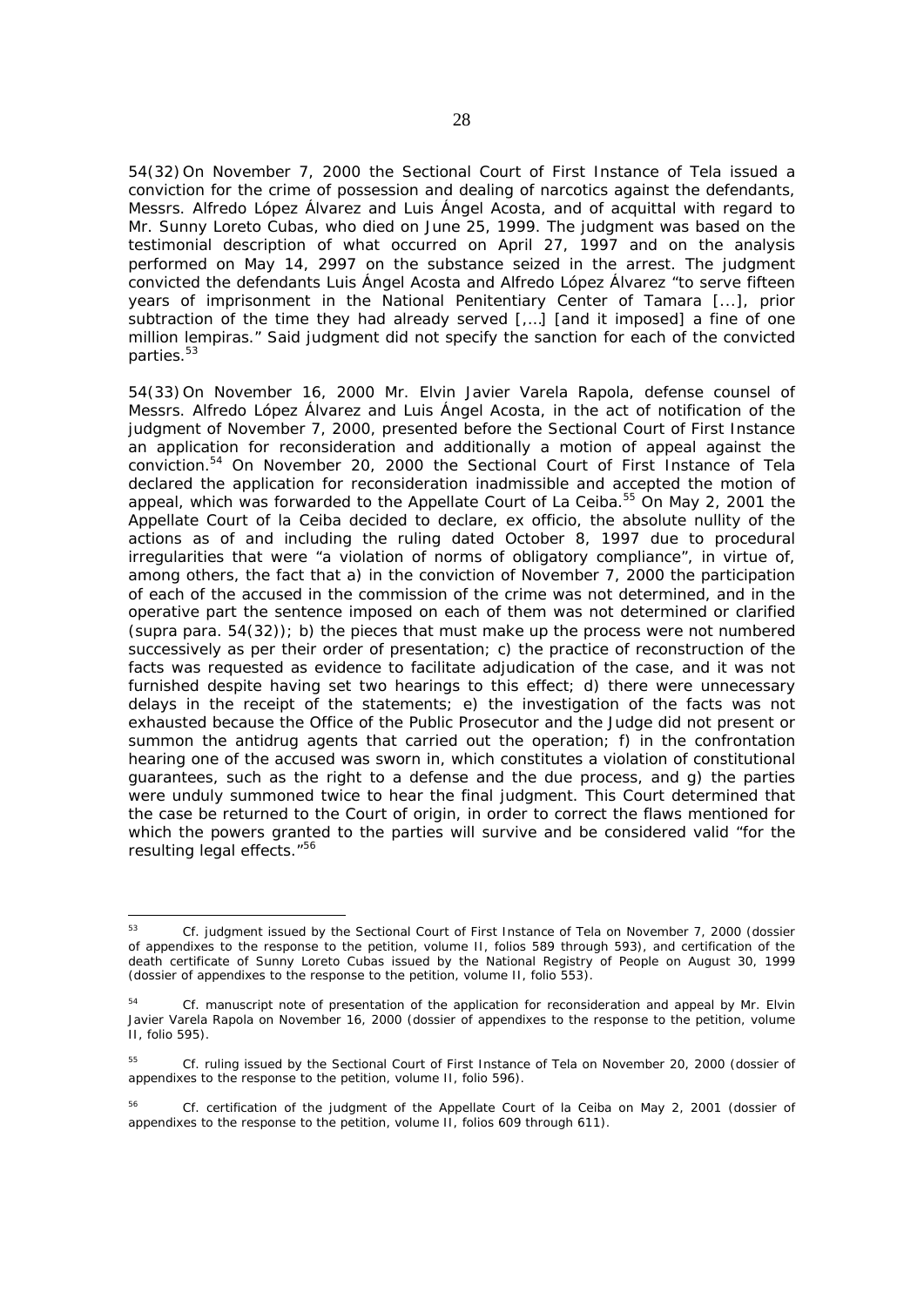54(32) On November 7, 2000 the Sectional Court of First Instance of Tela issued a conviction for the crime of possession and dealing of narcotics against the defendants, Messrs. Alfredo López Álvarez and Luis Ángel Acosta, and of acquittal with regard to Mr. Sunny Loreto Cubas, who died on June 25, 1999. The judgment was based on the testimonial description of what occurred on April 27, 1997 and on the analysis performed on May 14, 2997 on the substance seized in the arrest. The judgment convicted the defendants Luis Ángel Acosta and Alfredo López Álvarez "to serve fifteen years of imprisonment in the National Penitentiary Center of Tamara [...], prior subtraction of the time they had already served [,…] [and it imposed] a fine of one million lempiras." Said judgment did not specify the sanction for each of the convicted parties.[53]

54(33) On November 16, 2000 Mr. Elvin Javier Varela Rapola, defense counsel of Messrs. Alfredo López Álvarez and Luis Ángel Acosta, in the act of notification of the judgment of November 7, 2000, presented before the Sectional Court of First Instance an application for reconsideration and additionally a motion of appeal against the conviction.[54] On November 20, 2000 the Sectional Court of First Instance of Tela declared the application for reconsideration inadmissible and accepted the motion of appeal, which was forwarded to the Appellate Court of La Ceiba.[55] On May 2, 2001 the Appellate Court of la Ceiba decided to declare, ex officio, the absolute nullity of the actions as of and including the ruling dated October 8, 1997 due to procedural irregularities that were "a violation of norms of obligatory compliance", in virtue of, among others, the fact that a) in the conviction of November 7, 2000 the participation of each of the accused in the commission of the crime was not determined, and in the operative part the sentence imposed on each of them was not determined or clarified (*supra* para. 54(32)); b) the pieces that must make up the process were not numbered successively as per their order of presentation; c) the practice of reconstruction of the facts was requested as evidence to facilitate adjudication of the case, and it was not furnished despite having set two hearings to this effect; d) there were unnecessary delays in the receipt of the statements; e) the investigation of the facts was not exhausted because the Office of the Public Prosecutor and the Judge did not present or summon the antidrug agents that carried out the operation; f) in the confrontation hearing one of the accused was sworn in, which constitutes a violation of constitutional guarantees, such as the right to a defense and the due process, and g) the parties were unduly summoned twice to hear the final judgment. This Court determined that the case be returned to the Court of origin, in order to correct the flaws mentioned for which the powers granted to the parties will survive and be considered valid "for the resulting legal effects."[56]

---

[53] *Cf.* judgment issued by the Sectional Court of First Instance of Tela on November 7, 2000 (dossier of appendixes to the response to the petition, volume II, folios 589 through 593), and certification of the death certificate of Sunny Loreto Cubas issued by the National Registry of People on August 30, 1999 (dossier of appendixes to the response to the petition, volume II, folio 553).

[54] *Cf.* manuscript note of presentation of the application for reconsideration and appeal by Mr. Elvin Javier Varela Rapola on November 16, 2000 (dossier of appendixes to the response to the petition, volume II, folio 595).

[55] *Cf.* ruling issued by the Sectional Court of First Instance of Tela on November 20, 2000 (dossier of appendixes to the response to the petition, volume II, folio 596).

[56] *Cf.* certification of the judgment of the Appellate Court of la Ceiba on May 2, 2001 (dossier of appendixes to the response to the petition, volume II, folios 609 through 611).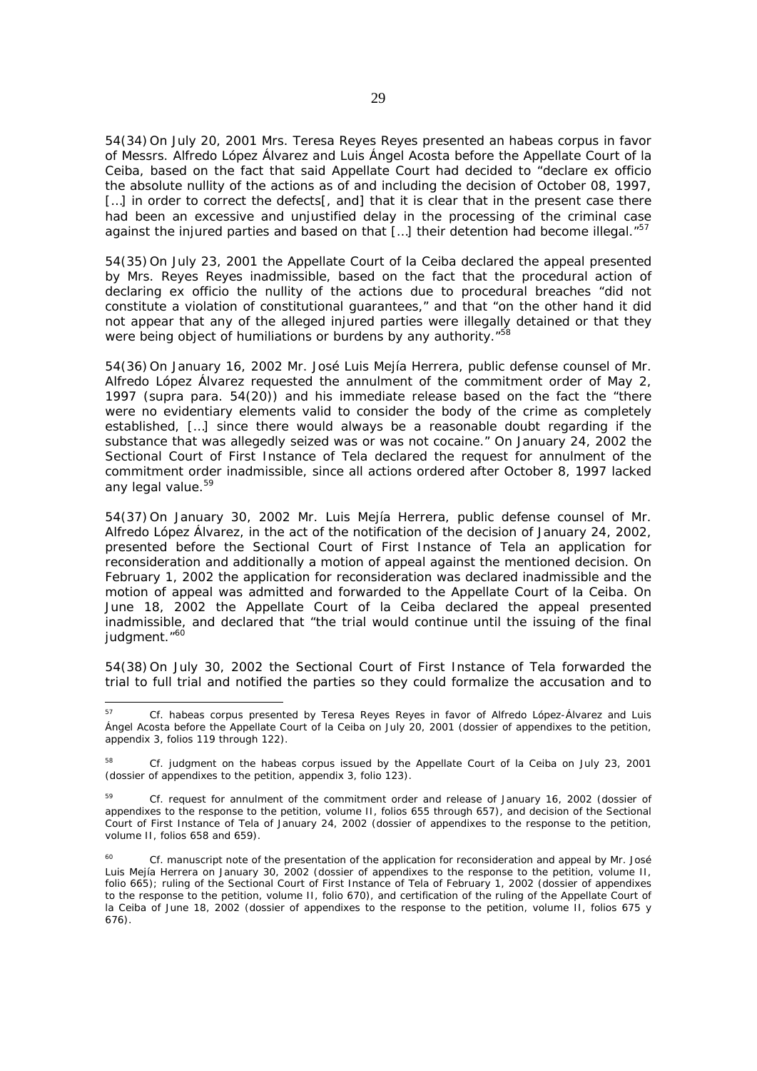54(34) On July 20, 2001 Mrs. Teresa Reyes Reyes presented an habeas corpus in favor of Messrs. Alfredo López Álvarez and Luis Ángel Acosta before the Appellate Court of la Ceiba, based on the fact that said Appellate Court had decided to "declare ex officio the absolute nullity of the actions as of and including the decision of October 08, 1997, […] in order to correct the defects[, and] that it is clear that in the present case there had been an excessive and unjustified delay in the processing of the criminal case against the injured parties and based on that […] their detention had become illegal."[57]

54(35) On July 23, 2001 the Appellate Court of la Ceiba declared the appeal presented by Mrs. Reyes Reyes inadmissible, based on the fact that the procedural action of declaring ex officio the nullity of the actions due to procedural breaches "did not constitute a violation of constitutional guarantees," and that "on the other hand it did not appear that any of the alleged injured parties were illegally detained or that they were being object of humiliations or burdens by any authority."[58]

54(36) On January 16, 2002 Mr. José Luis Mejía Herrera, public defense counsel of Mr. Alfredo López Álvarez requested the annulment of the commitment order of May 2, 1997 (supra para. 54(20)) and his immediate release based on the fact the "there were no evidentiary elements valid to consider the body of the crime as completely established, […] since there would always be a reasonable doubt regarding if the substance that was allegedly seized was or was not cocaine." On January 24, 2002 the Sectional Court of First Instance of Tela declared the request for annulment of the commitment order inadmissible, since all actions ordered after October 8, 1997 lacked any legal value.[59]

54(37) On January 30, 2002 Mr. Luis Mejía Herrera, public defense counsel of Mr. Alfredo López Álvarez, in the act of the notification of the decision of January 24, 2002, presented before the Sectional Court of First Instance of Tela an application for reconsideration and additionally a motion of appeal against the mentioned decision. On February 1, 2002 the application for reconsideration was declared inadmissible and the motion of appeal was admitted and forwarded to the Appellate Court of la Ceiba. On June 18, 2002 the Appellate Court of la Ceiba declared the appeal presented inadmissible, and declared that "the trial would continue until the issuing of the final judgment."[60]

54(38) On July 30, 2002 the Sectional Court of First Instance of Tela forwarded the trial to full trial and notified the parties so they could formalize the accusation and to

---

[57] Cf. habeas corpus presented by Teresa Reyes Reyes in favor of Alfredo López-Álvarez and Luis Ángel Acosta before the Appellate Court of la Ceiba on July 20, 2001 (dossier of appendixes to the petition, appendix 3, folios 119 through 122).

[58] Cf. judgment on the habeas corpus issued by the Appellate Court of la Ceiba on July 23, 2001 (dossier of appendixes to the petition, appendix 3, folio 123).

[59] Cf. request for annulment of the commitment order and release of January 16, 2002 (dossier of appendixes to the response to the petition, volume II, folios 655 through 657), and decision of the Sectional Court of First Instance of Tela of January 24, 2002 (dossier of appendixes to the response to the petition, volume II, folios 658 and 659).

[60] Cf. manuscript note of the presentation of the application for reconsideration and appeal by Mr. José Luis Mejía Herrera on January 30, 2002 (dossier of appendixes to the response to the petition, volume II, folio 665); ruling of the Sectional Court of First Instance of Tela of February 1, 2002 (dossier of appendixes to the response to the petition, volume II, folio 670), and certification of the ruling of the Appellate Court of la Ceiba of June 18, 2002 (dossier of appendixes to the response to the petition, volume II, folios 675 y 676).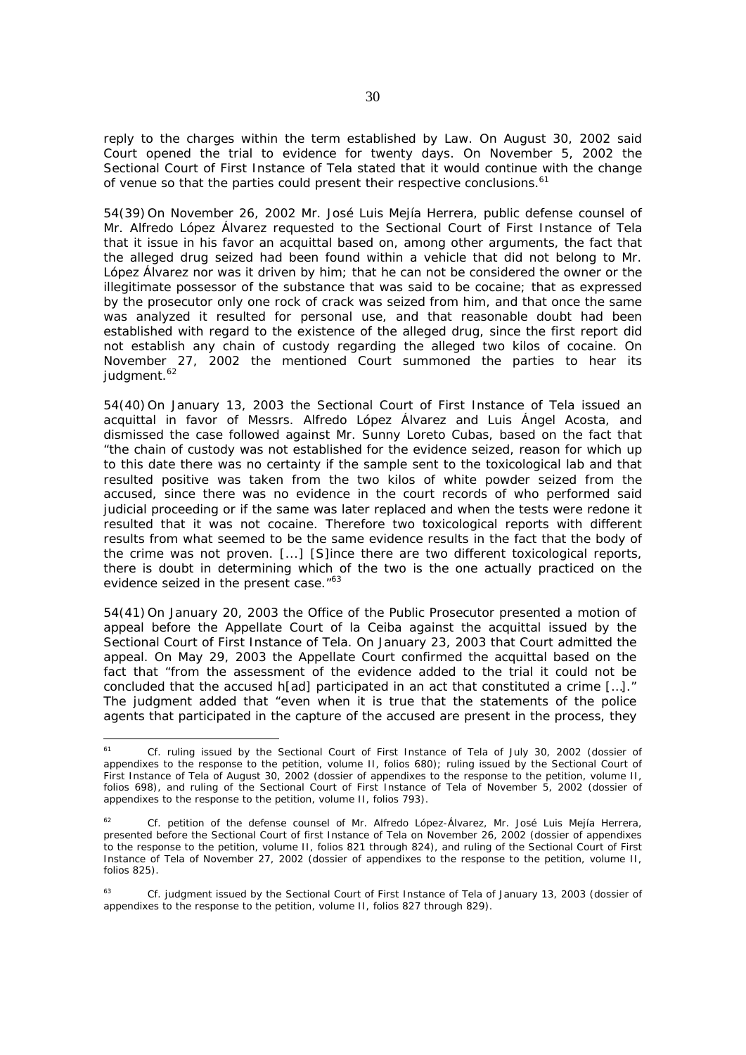reply to the charges within the term established by Law. On August 30, 2002 said Court opened the trial to evidence for twenty days. On November 5, 2002 the Sectional Court of First Instance of Tela stated that it would continue with the change of venue so that the parties could present their respective conclusions.[61]

54(39) On November 26, 2002 Mr. José Luis Mejía Herrera, public defense counsel of Mr. Alfredo López Álvarez requested to the Sectional Court of First Instance of Tela that it issue in his favor an acquittal based on, among other arguments, the fact that the alleged drug seized had been found within a vehicle that did not belong to Mr. López Álvarez nor was it driven by him; that he can not be considered the owner or the illegitimate possessor of the substance that was said to be cocaine; that as expressed by the prosecutor only one rock of crack was seized from him, and that once the same was analyzed it resulted for personal use, and that reasonable doubt had been established with regard to the existence of the alleged drug, since the first report did not establish any chain of custody regarding the alleged two kilos of cocaine. On November 27, 2002 the mentioned Court summoned the parties to hear its judgment.[62]

54(40) On January 13, 2003 the Sectional Court of First Instance of Tela issued an acquittal in favor of Messrs. Alfredo López Álvarez and Luis Ángel Acosta, and dismissed the case followed against Mr. Sunny Loreto Cubas, based on the fact that "the chain of custody was not established for the evidence seized, reason for which up to this date there was no certainty if the sample sent to the toxicological lab and that resulted positive was taken from the two kilos of white powder seized from the accused, since there was no evidence in the court records of who performed said judicial proceeding or if the same was later replaced and when the tests were redone it resulted that it was not cocaine. Therefore two toxicological reports with different results from what seemed to be the same evidence results in the fact that the body of the crime was not proven. [...] [S]ince there are two different toxicological reports, there is doubt in determining which of the two is the one actually practiced on the evidence seized in the present case."[63]

54(41) On January 20, 2003 the Office of the Public Prosecutor presented a motion of appeal before the Appellate Court of la Ceiba against the acquittal issued by the Sectional Court of First Instance of Tela. On January 23, 2003 that Court admitted the appeal. On May 29, 2003 the Appellate Court confirmed the acquittal based on the fact that "from the assessment of the evidence added to the trial it could not be concluded that the accused h[ad] participated in an act that constituted a crime [...]." The judgment added that "even when it is true that the statements of the police agents that participated in the capture of the accused are present in the process, they

---

[61] *Cf.* ruling issued by the Sectional Court of First Instance of Tela of July 30, 2002 (dossier of appendixes to the response to the petition, volume II, folios 680); ruling issued by the Sectional Court of First Instance of Tela of August 30, 2002 (dossier of appendixes to the response to the petition, volume II, folios 698), and ruling of the Sectional Court of First Instance of Tela of November 5, 2002 (dossier of appendixes to the response to the petition, volume II, folios 793).

[62] *Cf.* petition of the defense counsel of Mr. Alfredo López-Álvarez, Mr. José Luis Mejía Herrera, presented before the Sectional Court of first Instance of Tela on November 26, 2002 (dossier of appendixes to the response to the petition, volume II, folios 821 through 824), and ruling of the Sectional Court of First Instance of Tela of November 27, 2002 (dossier of appendixes to the response to the petition, volume II, folios 825).

[63] *Cf.* judgment issued by the Sectional Court of First Instance of Tela of January 13, 2003 (dossier of appendixes to the response to the petition, volume II, folios 827 through 829).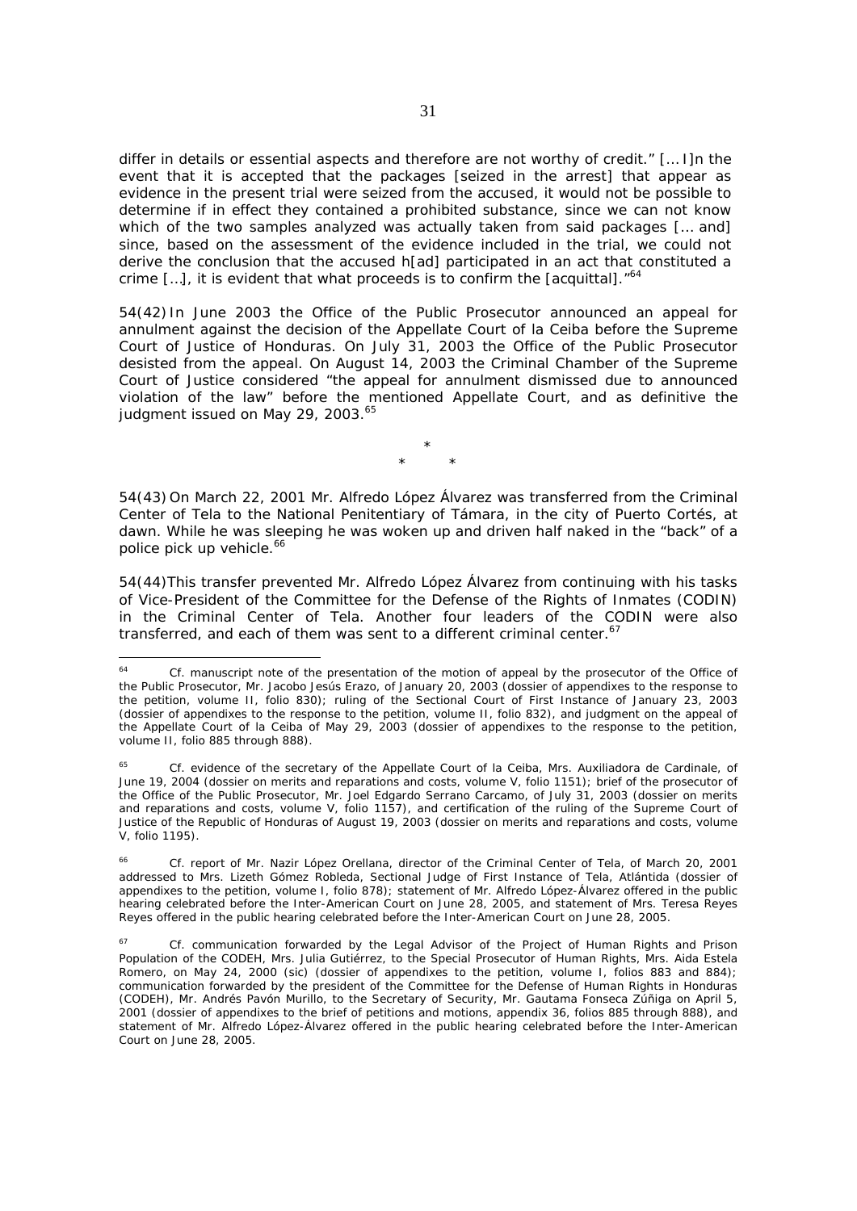differ in details or essential aspects and therefore are not worthy of credit." [… I]n the event that it is accepted that the packages [seized in the arrest] that appear as evidence in the present trial were seized from the accused, it would not be possible to determine if in effect they contained a prohibited substance, since we can not know which of the two samples analyzed was actually taken from said packages [… and] since, based on the assessment of the evidence included in the trial, we could not derive the conclusion that the accused h[ad] participated in an act that constituted a crime […], it is evident that what proceeds is to confirm the [acquittal]."[64]

54(42) In June 2003 the Office of the Public Prosecutor announced an appeal for annulment against the decision of the Appellate Court of la Ceiba before the Supreme Court of Justice of Honduras. On July 31, 2003 the Office of the Public Prosecutor desisted from the appeal. On August 14, 2003 the Criminal Chamber of the Supreme Court of Justice considered "the appeal for annulment dismissed due to announced violation of the law" before the mentioned Appellate Court, and as definitive the judgment issued on May 29, 2003.[65]

\*

\* \*

54(43) On March 22, 2001 Mr. Alfredo López Álvarez was transferred from the Criminal Center of Tela to the National Penitentiary of Támara, in the city of Puerto Cortés, at dawn. While he was sleeping he was woken up and driven half naked in the "back" of a police pick up vehicle.[66]

54(44) This transfer prevented Mr. Alfredo López Álvarez from continuing with his tasks of Vice-President of the Committee for the Defense of the Rights of Inmates (CODIN) in the Criminal Center of Tela. Another four leaders of the CODIN were also transferred, and each of them was sent to a different criminal center.[67]

---

[64] Cf. manuscript note of the presentation of the motion of appeal by the prosecutor of the Office of the Public Prosecutor, Mr. Jacobo Jesús Erazo, of January 20, 2003 (dossier of appendixes to the response to the petition, volume II, folio 830); ruling of the Sectional Court of First Instance of January 23, 2003 (dossier of appendixes to the response to the petition, volume II, folio 832), and judgment on the appeal of the Appellate Court of la Ceiba of May 29, 2003 (dossier of appendixes to the response to the petition, volume II, folio 885 through 888).

[65] Cf. evidence of the secretary of the Appellate Court of la Ceiba, Mrs. Auxiliadora de Cardinale, of June 19, 2004 (dossier on merits and reparations and costs, volume V, folio 1151); brief of the prosecutor of the Office of the Public Prosecutor, Mr. Joel Edgardo Serrano Carcamo, of July 31, 2003 (dossier on merits and reparations and costs, volume V, folio 1157), and certification of the ruling of the Supreme Court of Justice of the Republic of Honduras of August 19, 2003 (dossier on merits and reparations and costs, volume V, folio 1195).

[66] Cf. report of Mr. Nazir López Orellana, director of the Criminal Center of Tela, of March 20, 2001 addressed to Mrs. Lizeth Gómez Robleda, Sectional Judge of First Instance of Tela, Atlántida (dossier of appendixes to the petition, volume I, folio 878); statement of Mr. Alfredo López-Álvarez offered in the public hearing celebrated before the Inter-American Court on June 28, 2005, and statement of Mrs. Teresa Reyes Reyes offered in the public hearing celebrated before the Inter-American Court on June 28, 2005.

[67] Cf. communication forwarded by the Legal Advisor of the Project of Human Rights and Prison Population of the CODEH, Mrs. Julia Gutiérrez, to the Special Prosecutor of Human Rights, Mrs. Aida Estela Romero, on May 24, 2000 (sic) (dossier of appendixes to the petition, volume I, folios 883 and 884); communication forwarded by the president of the Committee for the Defense of Human Rights in Honduras (CODEH), Mr. Andrés Pavón Murillo, to the Secretary of Security, Mr. Gautama Fonseca Zúñiga on April 5, 2001 (dossier of appendixes to the brief of petitions and motions, appendix 36, folios 885 through 888), and statement of Mr. Alfredo López-Álvarez offered in the public hearing celebrated before the Inter-American Court on June 28, 2005.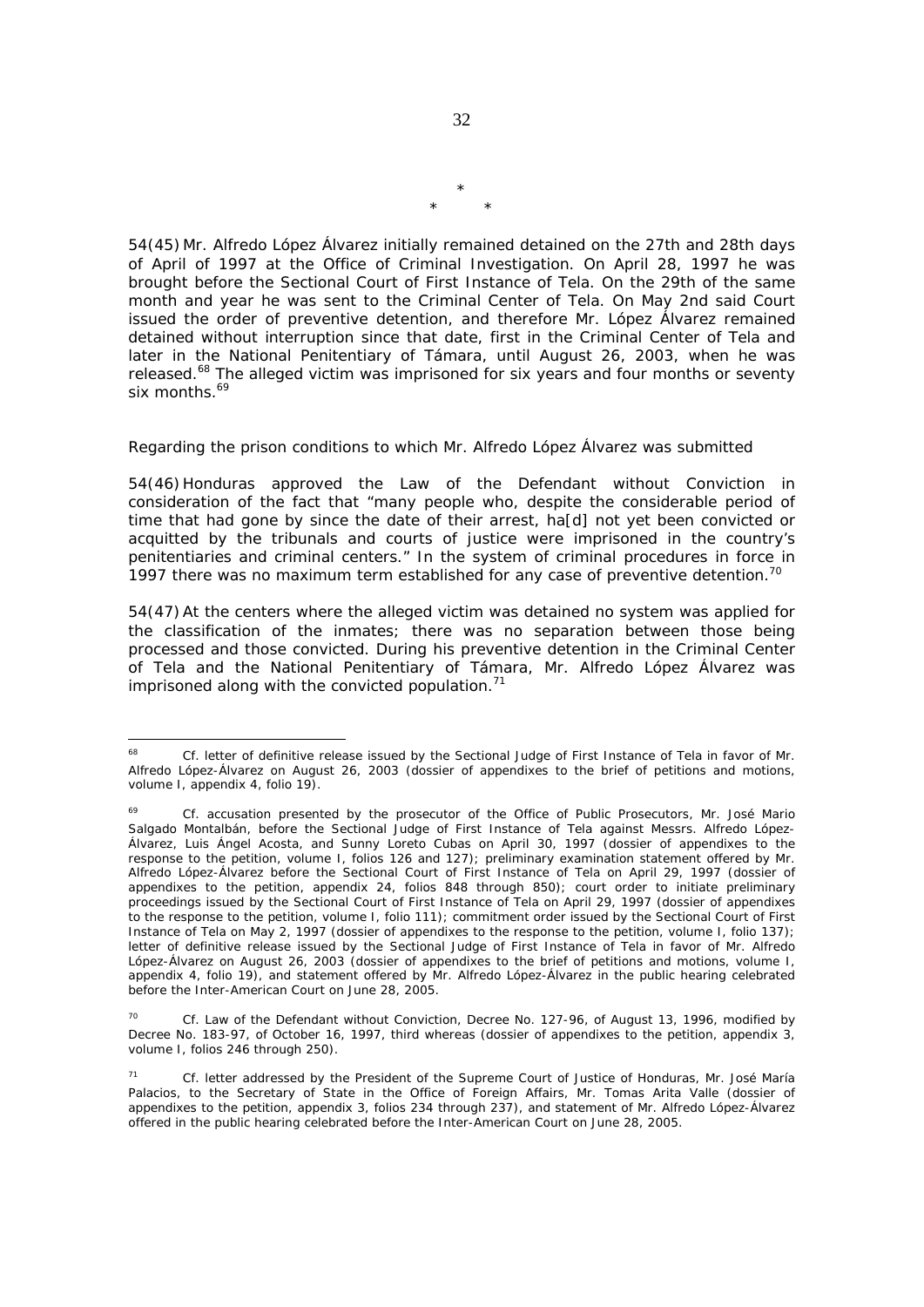*
\*      *

54(45) Mr. Alfredo López Álvarez initially remained detained on the 27th and 28th days of April of 1997 at the Office of Criminal Investigation. On April 28, 1997 he was brought before the Sectional Court of First Instance of Tela. On the 29th of the same month and year he was sent to the Criminal Center of Tela. On May 2nd said Court issued the order of preventive detention, and therefore Mr. López Álvarez remained detained without interruption since that date, first in the Criminal Center of Tela and later in the National Penitentiary of Támara, until August 26, 2003, when he was released.[68] The alleged victim was imprisoned for six years and four months or seventy six months.[69]

*Regarding the prison conditions to which Mr. Alfredo López Álvarez was submitted*

54(46) Honduras approved the Law of the Defendant without Conviction in consideration of the fact that "many people who, despite the considerable period of time that had gone by since the date of their arrest, ha[d] not yet been convicted or acquitted by the tribunals and courts of justice were imprisoned in the country's penitentiaries and criminal centers." In the system of criminal procedures in force in 1997 there was no maximum term established for any case of preventive detention.[70]

54(47) At the centers where the alleged victim was detained no system was applied for the classification of the inmates; there was no separation between those being processed and those convicted. During his preventive detention in the Criminal Center of Tela and the National Penitentiary of Támara, Mr. Alfredo López Álvarez was imprisoned along with the convicted population.[71]

---

[68] Cf. letter of definitive release issued by the Sectional Judge of First Instance of Tela in favor of Mr. Alfredo López-Álvarez on August 26, 2003 (dossier of appendixes to the brief of petitions and motions, volume I, appendix 4, folio 19).

[69] Cf. accusation presented by the prosecutor of the Office of Public Prosecutors, Mr. José Mario Salgado Montalbán, before the Sectional Judge of First Instance of Tela against Messrs. Alfredo López-Álvarez, Luis Ángel Acosta, and Sunny Loreto Cubas on April 30, 1997 (dossier of appendixes to the response to the petition, volume I, folios 126 and 127); preliminary examination statement offered by Mr. Alfredo López-Álvarez before the Sectional Court of First Instance of Tela on April 29, 1997 (dossier of appendixes to the petition, appendix 24, folios 848 through 850); court order to initiate preliminary proceedings issued by the Sectional Court of First Instance of Tela on April 29, 1997 (dossier of appendixes to the response to the petition, volume I, folio 111); commitment order issued by the Sectional Court of First Instance of Tela on May 2, 1997 (dossier of appendixes to the response to the petition, volume I, folio 137); letter of definitive release issued by the Sectional Judge of First Instance of Tela in favor of Mr. Alfredo López-Álvarez on August 26, 2003 (dossier of appendixes to the brief of petitions and motions, volume I, appendix 4, folio 19), and statement offered by Mr. Alfredo López-Álvarez in the public hearing celebrated before the Inter-American Court on June 28, 2005.

[70] Cf. Law of the Defendant without Conviction, Decree No. 127-96, of August 13, 1996, modified by Decree No. 183-97, of October 16, 1997, third whereas (dossier of appendixes to the petition, appendix 3, volume I, folios 246 through 250).

[71] Cf. letter addressed by the President of the Supreme Court of Justice of Honduras, Mr. José María Palacios, to the Secretary of State in the Office of Foreign Affairs, Mr. Tomas Arita Valle (dossier of appendixes to the petition, appendix 3, folios 234 through 237), and statement of Mr. Alfredo López-Álvarez offered in the public hearing celebrated before the Inter-American Court on June 28, 2005.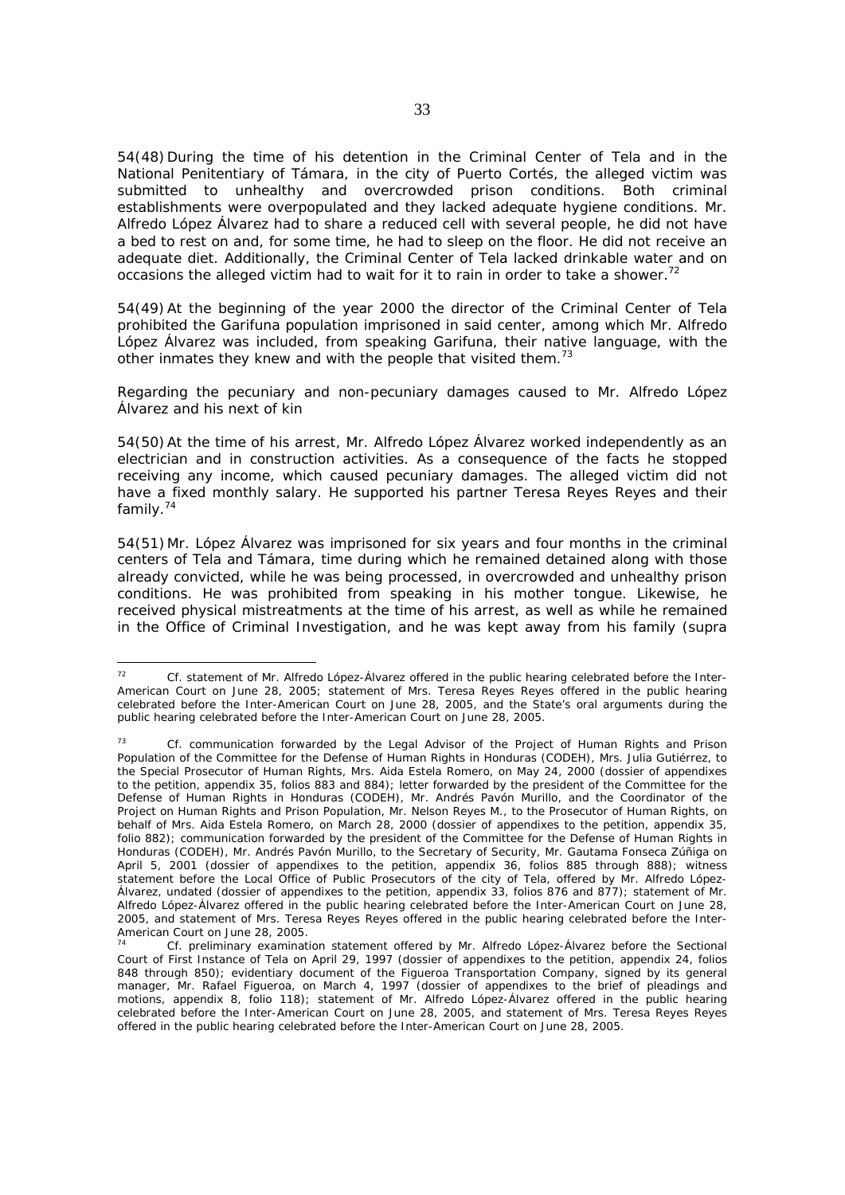54(48) During the time of his detention in the Criminal Center of Tela and in the National Penitentiary of Támara, in the city of Puerto Cortés, the alleged victim was submitted to unhealthy and overcrowded prison conditions. Both criminal establishments were overpopulated and they lacked adequate hygiene conditions. Mr. Alfredo López Álvarez had to share a reduced cell with several people, he did not have a bed to rest on and, for some time, he had to sleep on the floor. He did not receive an adequate diet. Additionally, the Criminal Center of Tela lacked drinkable water and on occasions the alleged victim had to wait for it to rain in order to take a shower.[72]

54(49) At the beginning of the year 2000 the director of the Criminal Center of Tela prohibited the Garifuna population imprisoned in said center, among which Mr. Alfredo López Álvarez was included, from speaking Garifuna, their native language, with the other inmates they knew and with the people that visited them.[73]

*Regarding the pecuniary and non-pecuniary damages caused to Mr. Alfredo López Álvarez and his next of kin*

54(50) At the time of his arrest, Mr. Alfredo López Álvarez worked independently as an electrician and in construction activities. As a consequence of the facts he stopped receiving any income, which caused pecuniary damages. The alleged victim did not have a fixed monthly salary. He supported his partner Teresa Reyes Reyes and their family.[74]

54(51) Mr. López Álvarez was imprisoned for six years and four months in the criminal centers of Tela and Támara, time during which he remained detained along with those already convicted, while he was being processed, in overcrowded and unhealthy prison conditions. He was prohibited from speaking in his mother tongue. Likewise, he received physical mistreatments at the time of his arrest, as well as while he remained in the Office of Criminal Investigation, and he was kept away from his family (*supra*

---

[72] Cf. statement of Mr. Alfredo López-Álvarez offered in the public hearing celebrated before the Inter-American Court on June 28, 2005; statement of Mrs. Teresa Reyes Reyes offered in the public hearing celebrated before the Inter-American Court on June 28, 2005, and the State's oral arguments during the public hearing celebrated before the Inter-American Court on June 28, 2005.

[73] Cf. communication forwarded by the Legal Advisor of the Project of Human Rights and Prison Population of the Committee for the Defense of Human Rights in Honduras (CODEH), Mrs. Julia Gutiérrez, to the Special Prosecutor of Human Rights, Mrs. Aida Estela Romero, on May 24, 2000 (dossier of appendixes to the petition, appendix 35, folios 883 and 884); letter forwarded by the president of the Committee for the Defense of Human Rights in Honduras (CODEH), Mr. Andrés Pavón Murillo, and the Coordinator of the Project on Human Rights and Prison Population, Mr. Nelson Reyes M., to the Prosecutor of Human Rights, on behalf of Mrs. Aida Estela Romero, on March 28, 2000 (dossier of appendixes to the petition, appendix 35, folio 882); communication forwarded by the president of the Committee for the Defense of Human Rights in Honduras (CODEH), Mr. Andrés Pavón Murillo, to the Secretary of Security, Mr. Gautama Fonseca Zúñiga on April 5, 2001 (dossier of appendixes to the petition, appendix 36, folios 885 through 888); witness statement before the Local Office of Public Prosecutors of the city of Tela, offered by Mr. Alfredo López-Álvarez, undated (dossier of appendixes to the petition, appendix 33, folios 876 and 877); statement of Mr. Alfredo López-Álvarez offered in the public hearing celebrated before the Inter-American Court on June 28, 2005, and statement of Mrs. Teresa Reyes Reyes offered in the public hearing celebrated before the Inter-American Court on June 28, 2005.

[74] Cf. preliminary examination statement offered by Mr. Alfredo López-Álvarez before the Sectional Court of First Instance of Tela on April 29, 1997 (dossier of appendixes to the petition, appendix 24, folios 848 through 850); evidentiary document of the Figueroa Transportation Company, signed by its general manager, Mr. Rafael Figueroa, on March 4, 1997 (dossier of appendixes to the brief of pleadings and motions, appendix 8, folio 118); statement of Mr. Alfredo López-Álvarez offered in the public hearing celebrated before the Inter-American Court on June 28, 2005, and statement of Mrs. Teresa Reyes Reyes offered in the public hearing celebrated before the Inter-American Court on June 28, 2005.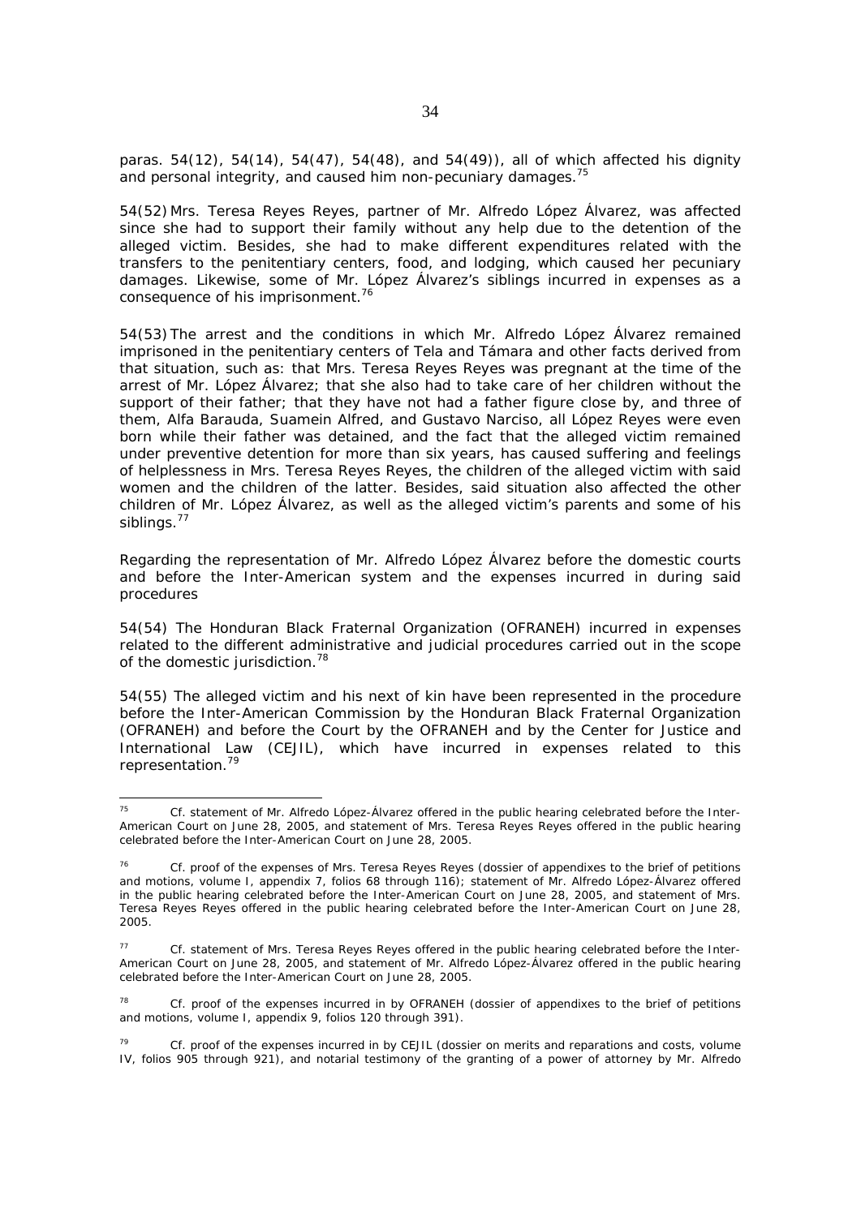paras. 54(12), 54(14), 54(47), 54(48), and 54(49)), all of which affected his dignity and personal integrity, and caused him non-pecuniary damages.[75]

54(52) Mrs. Teresa Reyes Reyes, partner of Mr. Alfredo López Álvarez, was affected since she had to support their family without any help due to the detention of the alleged victim. Besides, she had to make different expenditures related with the transfers to the penitentiary centers, food, and lodging, which caused her pecuniary damages. Likewise, some of Mr. López Álvarez's siblings incurred in expenses as a consequence of his imprisonment.[76]

54(53) The arrest and the conditions in which Mr. Alfredo López Álvarez remained imprisoned in the penitentiary centers of Tela and Támara and other facts derived from that situation, such as: that Mrs. Teresa Reyes Reyes was pregnant at the time of the arrest of Mr. López Álvarez; that she also had to take care of her children without the support of their father; that they have not had a father figure close by, and three of them, Alfa Barauda, Suamein Alfred, and Gustavo Narciso, all López Reyes were even born while their father was detained, and the fact that the alleged victim remained under preventive detention for more than six years, has caused suffering and feelings of helplessness in Mrs. Teresa Reyes Reyes, the children of the alleged victim with said women and the children of the latter. Besides, said situation also affected the other children of Mr. López Álvarez, as well as the alleged victim's parents and some of his siblings.[77]

*Regarding the representation of Mr. Alfredo López Álvarez before the domestic courts and before the Inter-American system and the expenses incurred in during said procedures*

54(54) The Honduran Black Fraternal Organization (OFRANEH) incurred in expenses related to the different administrative and judicial procedures carried out in the scope of the domestic jurisdiction.[78]

54(55) The alleged victim and his next of kin have been represented in the procedure before the Inter-American Commission by the Honduran Black Fraternal Organization (OFRANEH) and before the Court by the OFRANEH and by the Center for Justice and International Law (CEJIL), which have incurred in expenses related to this representation.[79]

---

[75] Cf. statement of Mr. Alfredo López-Álvarez offered in the public hearing celebrated before the Inter-American Court on June 28, 2005, and statement of Mrs. Teresa Reyes Reyes offered in the public hearing celebrated before the Inter-American Court on June 28, 2005.

[76] Cf. proof of the expenses of Mrs. Teresa Reyes Reyes (dossier of appendixes to the brief of petitions and motions, volume I, appendix 7, folios 68 through 116); statement of Mr. Alfredo López-Álvarez offered in the public hearing celebrated before the Inter-American Court on June 28, 2005, and statement of Mrs. Teresa Reyes Reyes offered in the public hearing celebrated before the Inter-American Court on June 28, 2005.

[77] Cf. statement of Mrs. Teresa Reyes Reyes offered in the public hearing celebrated before the Inter-American Court on June 28, 2005, and statement of Mr. Alfredo López-Álvarez offered in the public hearing celebrated before the Inter-American Court on June 28, 2005.

[78] Cf. proof of the expenses incurred in by OFRANEH (dossier of appendixes to the brief of petitions and motions, volume I, appendix 9, folios 120 through 391).

[79] Cf. proof of the expenses incurred in by CEJIL (dossier on merits and reparations and costs, volume IV, folios 905 through 921), and notarial testimony of the granting of a power of attorney by Mr. Alfredo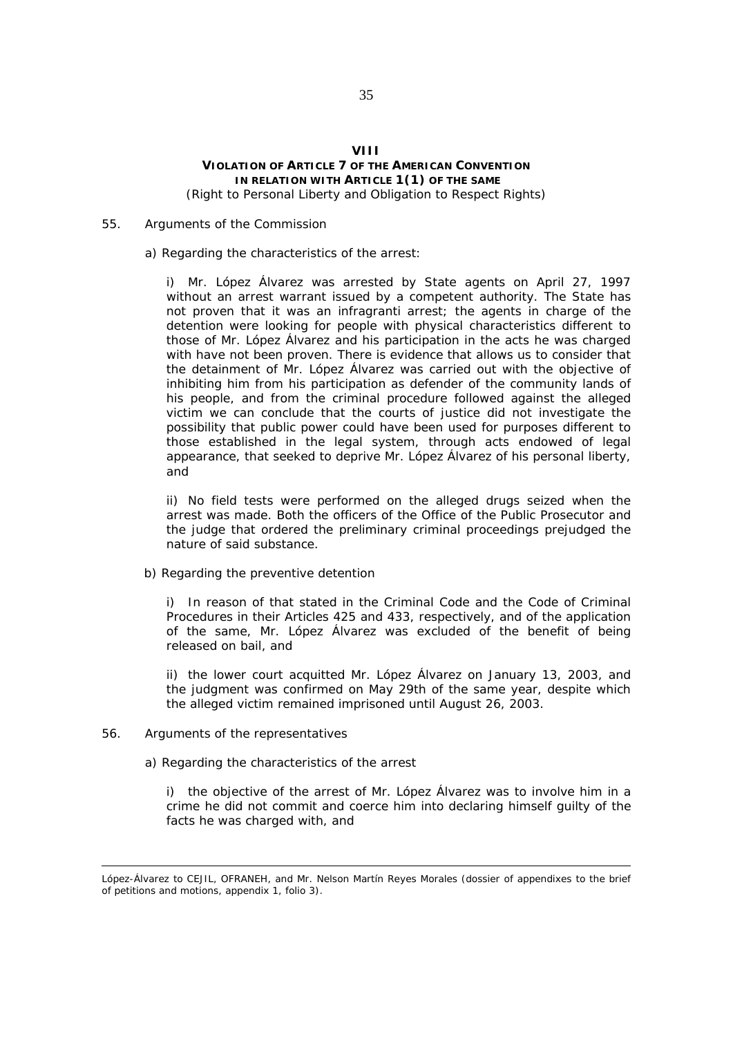## VIII
## VIOLATION OF ARTICLE 7 OF THE AMERICAN CONVENTION IN RELATION WITH ARTICLE 1(1) OF THE SAME
*(Right to Personal Liberty and Obligation to Respect Rights)*

55. *Arguments of the Commission*

a) Regarding the characteristics of the arrest:

i) Mr. López Álvarez was arrested by State agents on April 27, 1997 without an arrest warrant issued by a competent authority. The State has not proven that it was an infragranti arrest; the agents in charge of the detention were looking for people with physical characteristics different to those of Mr. López Álvarez and his participation in the acts he was charged with have not been proven. There is evidence that allows us to consider that the detainment of Mr. López Álvarez was carried out with the objective of inhibiting him from his participation as defender of the community lands of his people, and from the criminal procedure followed against the alleged victim we can conclude that the courts of justice did not investigate the possibility that public power could have been used for purposes different to those established in the legal system, through acts endowed of legal appearance, that seeked to deprive Mr. López Álvarez of his personal liberty, and

ii) No field tests were performed on the alleged drugs seized when the arrest was made. Both the officers of the Office of the Public Prosecutor and the judge that ordered the preliminary criminal proceedings prejudged the nature of said substance.

b) Regarding the preventive detention

i) In reason of that stated in the Criminal Code and the Code of Criminal Procedures in their Articles 425 and 433, respectively, and of the application of the same, Mr. López Álvarez was excluded of the benefit of being released on bail, and

ii) the lower court acquitted Mr. López Álvarez on January 13, 2003, and the judgment was confirmed on May 29th of the same year, despite which the alleged victim remained imprisoned until August 26, 2003.

56. *Arguments of the representatives*

a) Regarding the characteristics of the arrest

i) the objective of the arrest of Mr. López Álvarez was to involve him in a crime he did not commit and coerce him into declaring himself guilty of the facts he was charged with, and

---

López-Álvarez to CEJIL, OFRANEH, and Mr. Nelson Martín Reyes Morales (dossier of appendixes to the brief of petitions and motions, appendix 1, folio 3).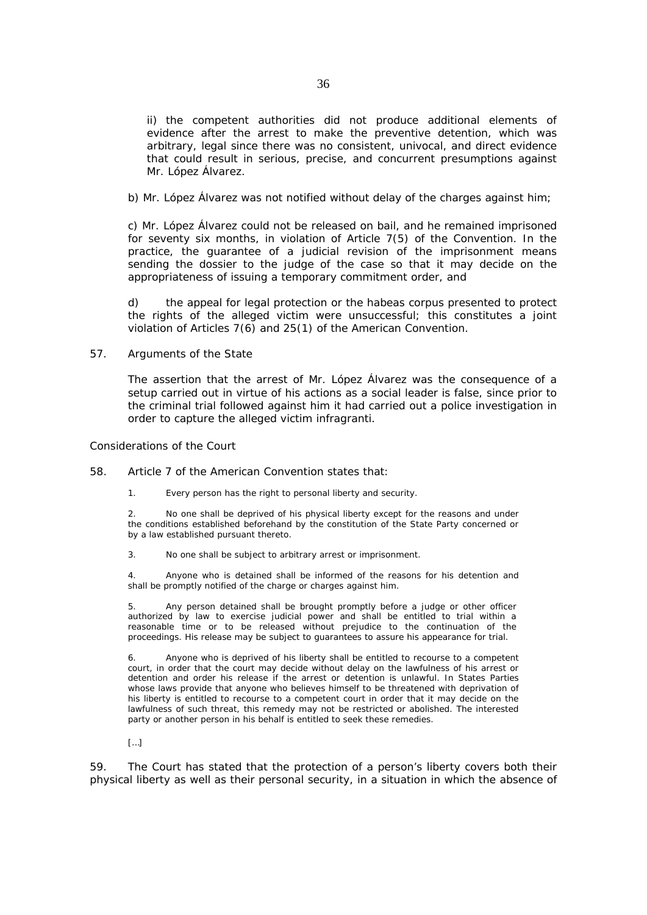ii) the competent authorities did not produce additional elements of evidence after the arrest to make the preventive detention, which was arbitrary, legal since there was no consistent, univocal, and direct evidence that could result in serious, precise, and concurrent presumptions against Mr. López Álvarez.

b) Mr. López Álvarez was not notified without delay of the charges against him;

c) Mr. López Álvarez could not be released on bail, and he remained imprisoned for seventy six months, in violation of Article 7(5) of the Convention. In the practice, the guarantee of a judicial revision of the imprisonment means sending the dossier to the judge of the case so that it may decide on the appropriateness of issuing a temporary commitment order, and

d) the appeal for legal protection or the habeas corpus presented to protect the rights of the alleged victim were unsuccessful; this constitutes a joint violation of Articles 7(6) and 25(1) of the American Convention.

57. Arguments of the State

The assertion that the arrest of Mr. López Álvarez was the consequence of a setup carried out in virtue of his actions as a social leader is false, since prior to the criminal trial followed against him it had carried out a police investigation in order to capture the alleged victim infragranti.

Considerations of the Court

58. Article 7 of the American Convention states that:

> 1. Every person has the right to personal liberty and security.
>
> 2. No one shall be deprived of his physical liberty except for the reasons and under the conditions established beforehand by the constitution of the State Party concerned or by a law established pursuant thereto.
>
> 3. No one shall be subject to arbitrary arrest or imprisonment.
>
> 4. Anyone who is detained shall be informed of the reasons for his detention and shall be promptly notified of the charge or charges against him.
>
> 5. Any person detained shall be brought promptly before a judge or other officer authorized by law to exercise judicial power and shall be entitled to trial within a reasonable time or to be released without prejudice to the continuation of the proceedings. His release may be subject to guarantees to assure his appearance for trial.
>
> 6. Anyone who is deprived of his liberty shall be entitled to recourse to a competent court, in order that the court may decide without delay on the lawfulness of his arrest or detention and order his release if the arrest or detention is unlawful. In States Parties whose laws provide that anyone who believes himself to be threatened with deprivation of his liberty is entitled to recourse to a competent court in order that it may decide on the lawfulness of such threat, this remedy may not be restricted or abolished. The interested party or another person in his behalf is entitled to seek these remedies.
>
> […]

59. The Court has stated that the protection of a person's liberty covers both their physical liberty as well as their personal security, in a situation in which the absence of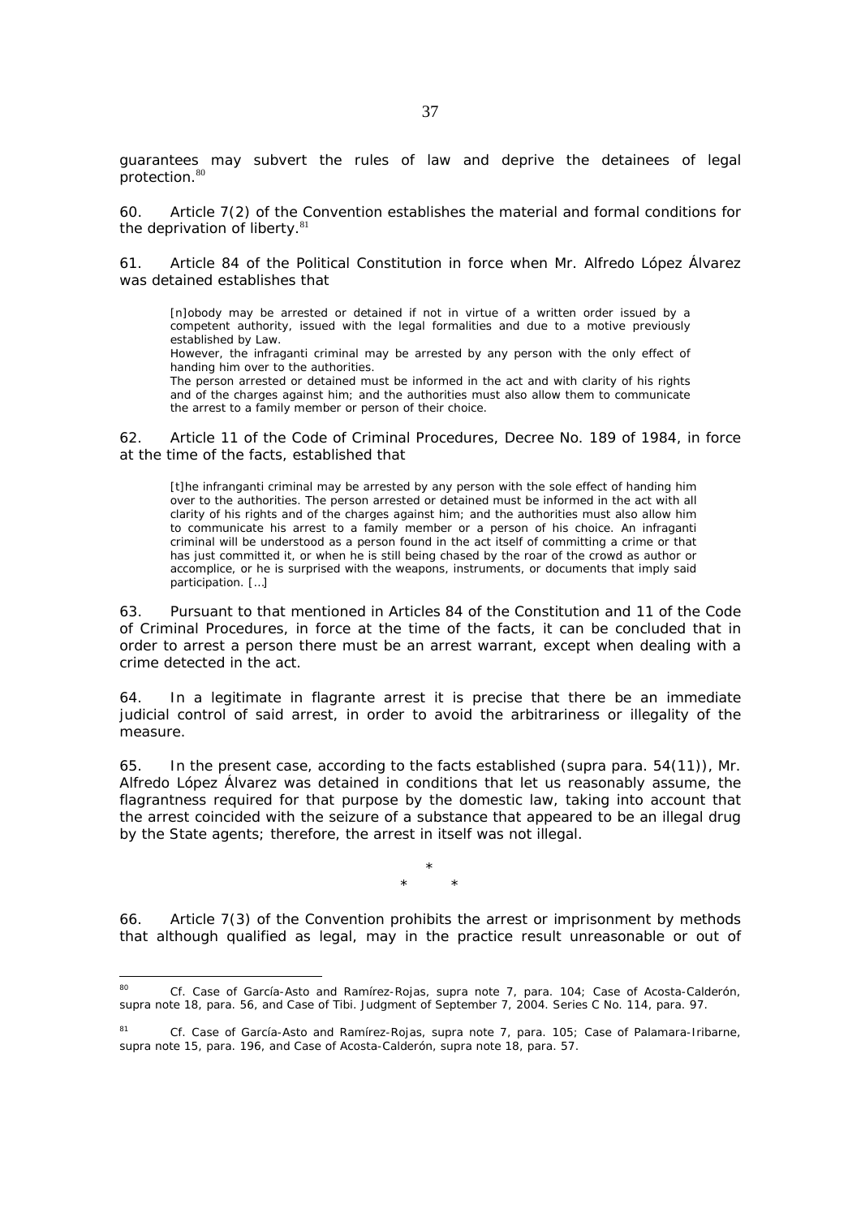guarantees may subvert the rules of law and deprive the detainees of legal protection.[80]

60. Article 7(2) of the Convention establishes the material and formal conditions for the deprivation of liberty.[81]

61. Article 84 of the Political Constitution in force when Mr. Alfredo López Álvarez was detained establishes that

> [n]obody may be arrested or detained if not in virtue of a written order issued by a competent authority, issued with the legal formalities and due to a motive previously established by Law.
> However, the infraganti criminal may be arrested by any person with the only effect of handing him over to the authorities.
> The person arrested or detained must be informed in the act and with clarity of his rights and of the charges against him; and the authorities must also allow them to communicate the arrest to a family member or person of their choice.

62. Article 11 of the Code of Criminal Procedures, Decree No. 189 of 1984, in force at the time of the facts, established that

> [t]he infranganti criminal may be arrested by any person with the sole effect of handing him over to the authorities. The person arrested or detained must be informed in the act with all clarity of his rights and of the charges against him; and the authorities must also allow him to communicate his arrest to a family member or a person of his choice. An infraganti criminal will be understood as a person found in the act itself of committing a crime or that has just committed it, or when he is still being chased by the roar of the crowd as author or accomplice, or he is surprised with the weapons, instruments, or documents that imply said participation. […]

63. Pursuant to that mentioned in Articles 84 of the Constitution and 11 of the Code of Criminal Procedures, in force at the time of the facts, it can be concluded that in order to arrest a person there must be an arrest warrant, except when dealing with a crime detected in the act.

64. In a legitimate in flagrante arrest it is precise that there be an immediate judicial control of said arrest, in order to avoid the arbitrariness or illegality of the measure.

65. In the present case, according to the facts established (supra para. 54(11)), Mr. Alfredo López Álvarez was detained in conditions that let us reasonably assume, the flagrantness required for that purpose by the domestic law, taking into account that the arrest coincided with the seizure of a substance that appeared to be an illegal drug by the State agents; therefore, the arrest in itself was not illegal.

\*
\* \*

66. Article 7(3) of the Convention prohibits the arrest or imprisonment by methods that although qualified as legal, may in the practice result unreasonable or out of

---

[80] Cf. Case of García-Asto and Ramírez-Rojas, supra note 7, para. 104; Case of Acosta-Calderón, supra note 18, para. 56, and Case of Tibi. Judgment of September 7, 2004. Series C No. 114, para. 97.

[81] Cf. Case of García-Asto and Ramírez-Rojas, supra note 7, para. 105; Case of Palamara-Iribarne, supra note 15, para. 196, and Case of Acosta-Calderón, supra note 18, para. 57.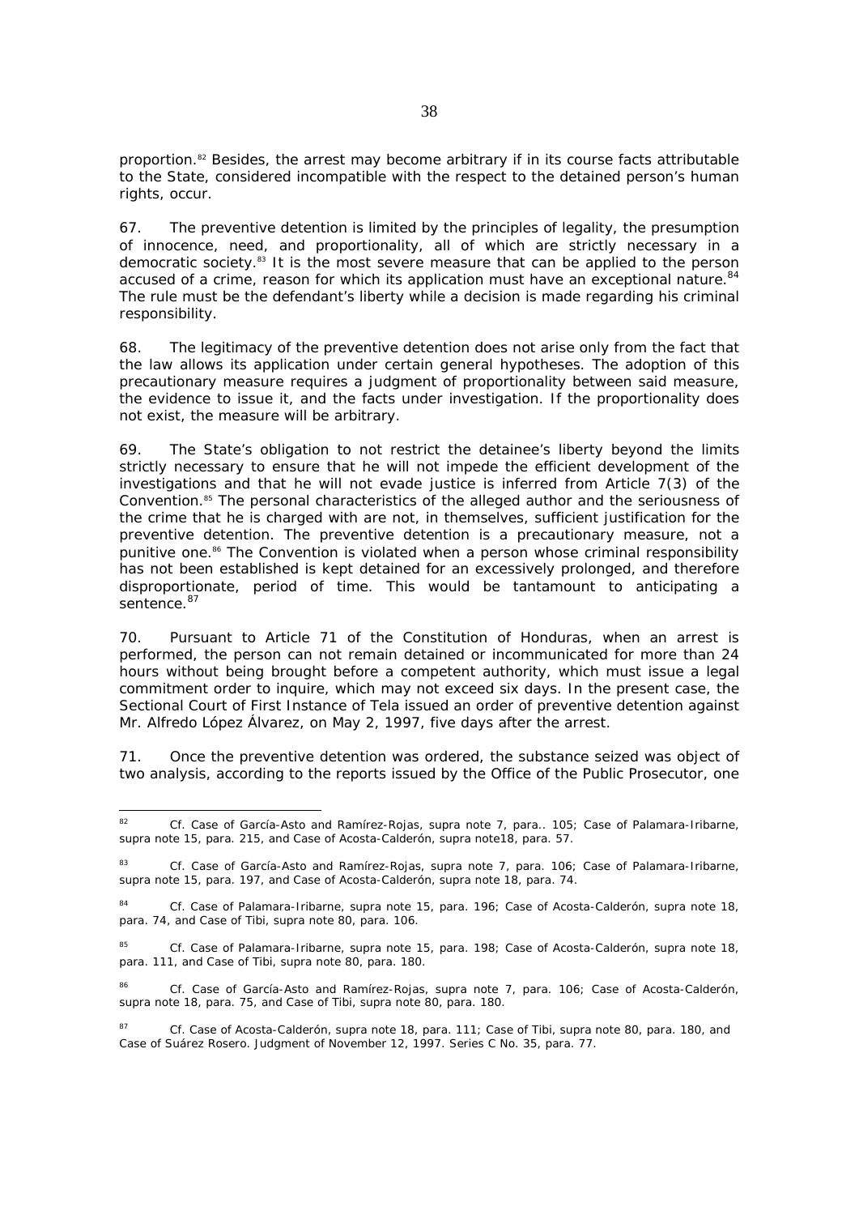proportion.[82] Besides, the arrest may become arbitrary if in its course facts attributable to the State, considered incompatible with the respect to the detained person's human rights, occur.

67. The preventive detention is limited by the principles of legality, the presumption of innocence, need, and proportionality, all of which are strictly necessary in a democratic society.[83] It is the most severe measure that can be applied to the person accused of a crime, reason for which its application must have an exceptional nature.[84] The rule must be the defendant's liberty while a decision is made regarding his criminal responsibility.

68. The legitimacy of the preventive detention does not arise only from the fact that the law allows its application under certain general hypotheses. The adoption of this precautionary measure requires a judgment of proportionality between said measure, the evidence to issue it, and the facts under investigation. If the proportionality does not exist, the measure will be arbitrary.

69. The State's obligation to not restrict the detainee's liberty beyond the limits strictly necessary to ensure that he will not impede the efficient development of the investigations and that he will not evade justice is inferred from Article 7(3) of the Convention.[85] The personal characteristics of the alleged author and the seriousness of the crime that he is charged with are not, in themselves, sufficient justification for the preventive detention. The preventive detention is a precautionary measure, not a punitive one.[86] The Convention is violated when a person whose criminal responsibility has not been established is kept detained for an excessively prolonged, and therefore disproportionate, period of time. This would be tantamount to anticipating a sentence.[87]

70. Pursuant to Article 71 of the Constitution of Honduras, when an arrest is performed, the person can not remain detained or incommunicated for more than 24 hours without being brought before a competent authority, which must issue a legal commitment order to inquire, which may not exceed six days. In the present case, the Sectional Court of First Instance of Tela issued an order of preventive detention against Mr. Alfredo López Álvarez, on May 2, 1997, five days after the arrest.

71. Once the preventive detention was ordered, the substance seized was object of two analysis, according to the reports issued by the Office of the Public Prosecutor, one

---

[82] Cf. Case of García-Asto and Ramírez-Rojas, supra note 7, para.. 105; Case of Palamara-Iribarne, supra note 15, para. 215, and Case of Acosta-Calderón, supra note18, para. 57.

[83] Cf. Case of García-Asto and Ramírez-Rojas, supra note 7, para. 106; Case of Palamara-Iribarne, supra note 15, para. 197, and Case of Acosta-Calderón, supra note 18, para. 74.

[84] Cf. Case of Palamara-Iribarne, supra note 15, para. 196; Case of Acosta-Calderón, supra note 18, para. 74, and Case of Tibi, supra note 80, para. 106.

[85] Cf. Case of Palamara-Iribarne, supra note 15, para. 198; Case of Acosta-Calderón, supra note 18, para. 111, and Case of Tibi, supra note 80, para. 180.

[86] Cf. Case of García-Asto and Ramírez-Rojas, supra note 7, para. 106; Case of Acosta-Calderón, supra note 18, para. 75, and Case of Tibi, supra note 80, para. 180.

[87] Cf. Case of Acosta-Calderón, supra note 18, para. 111; Case of Tibi, supra note 80, para. 180, and Case of Suárez Rosero. Judgment of November 12, 1997. Series C No. 35, para. 77.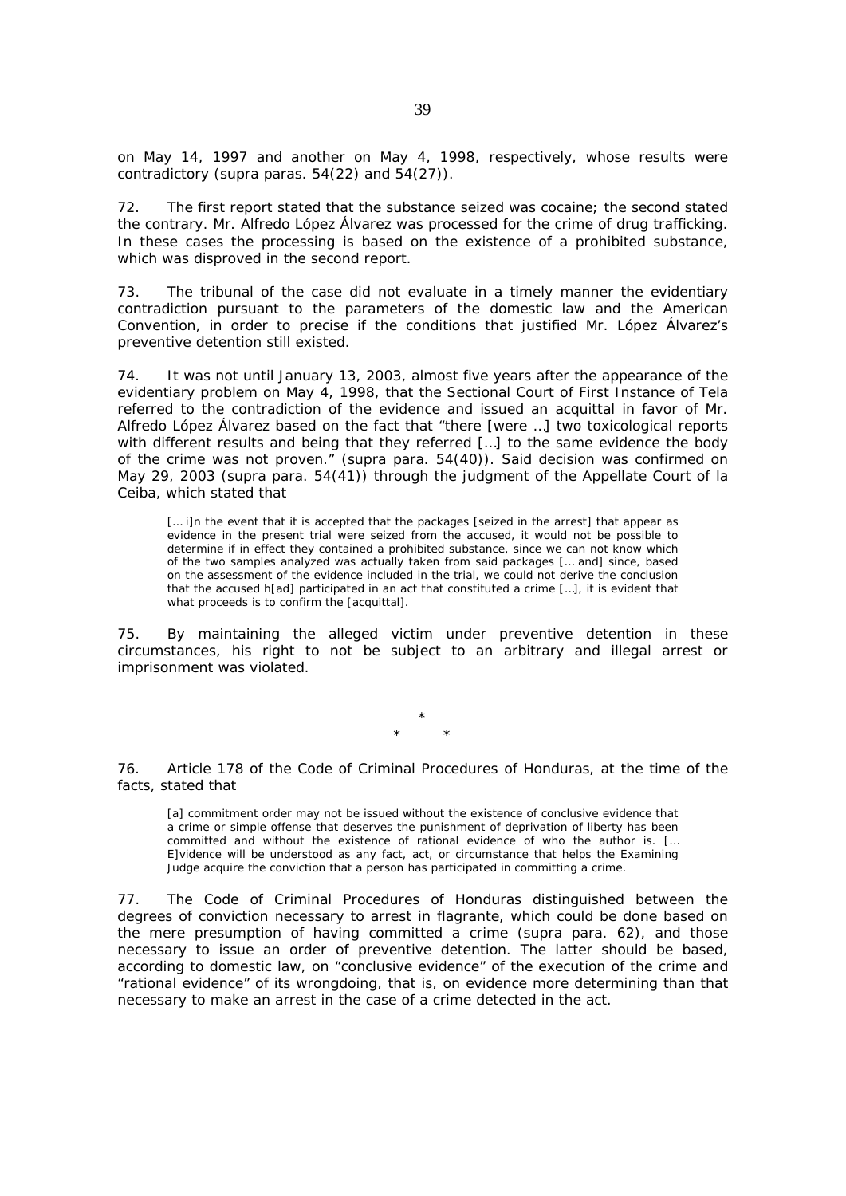on May 14, 1997 and another on May 4, 1998, respectively, whose results were contradictory (supra paras. 54(22) and 54(27)).

72. The first report stated that the substance seized was cocaine; the second stated the contrary. Mr. Alfredo López Álvarez was processed for the crime of drug trafficking. In these cases the processing is based on the existence of a prohibited substance, which was disproved in the second report.

73. The tribunal of the case did not evaluate in a timely manner the evidentiary contradiction pursuant to the parameters of the domestic law and the American Convention, in order to precise if the conditions that justified Mr. López Álvarez's preventive detention still existed.

74. It was not until January 13, 2003, almost five years after the appearance of the evidentiary problem on May 4, 1998, that the Sectional Court of First Instance of Tela referred to the contradiction of the evidence and issued an acquittal in favor of Mr. Alfredo López Álvarez based on the fact that "there [were …] two toxicological reports with different results and being that they referred […] to the same evidence the body of the crime was not proven." (supra para. 54(40)). Said decision was confirmed on May 29, 2003 (supra para. 54(41)) through the judgment of the Appellate Court of la Ceiba, which stated that

> [… i]n the event that it is accepted that the packages [seized in the arrest] that appear as evidence in the present trial were seized from the accused, it would not be possible to determine if in effect they contained a prohibited substance, since we can not know which of the two samples analyzed was actually taken from said packages [… and] since, based on the assessment of the evidence included in the trial, we could not derive the conclusion that the accused h[ad] participated in an act that constituted a crime […], it is evident that what proceeds is to confirm the [acquittal].

75. By maintaining the alleged victim under preventive detention in these circumstances, his right to not be subject to an arbitrary and illegal arrest or imprisonment was violated.

\*
\* \*

76. Article 178 of the Code of Criminal Procedures of Honduras, at the time of the facts, stated that

> [a] commitment order may not be issued without the existence of conclusive evidence that a crime or simple offense that deserves the punishment of deprivation of liberty has been committed and without the existence of rational evidence of who the author is. [… E]vidence will be understood as any fact, act, or circumstance that helps the Examining Judge acquire the conviction that a person has participated in committing a crime.

77. The Code of Criminal Procedures of Honduras distinguished between the degrees of conviction necessary to arrest in flagrante, which could be done based on the mere presumption of having committed a crime (supra para. 62), and those necessary to issue an order of preventive detention. The latter should be based, according to domestic law, on "conclusive evidence" of the execution of the crime and "rational evidence" of its wrongdoing, that is, on evidence more determining than that necessary to make an arrest in the case of a crime detected in the act.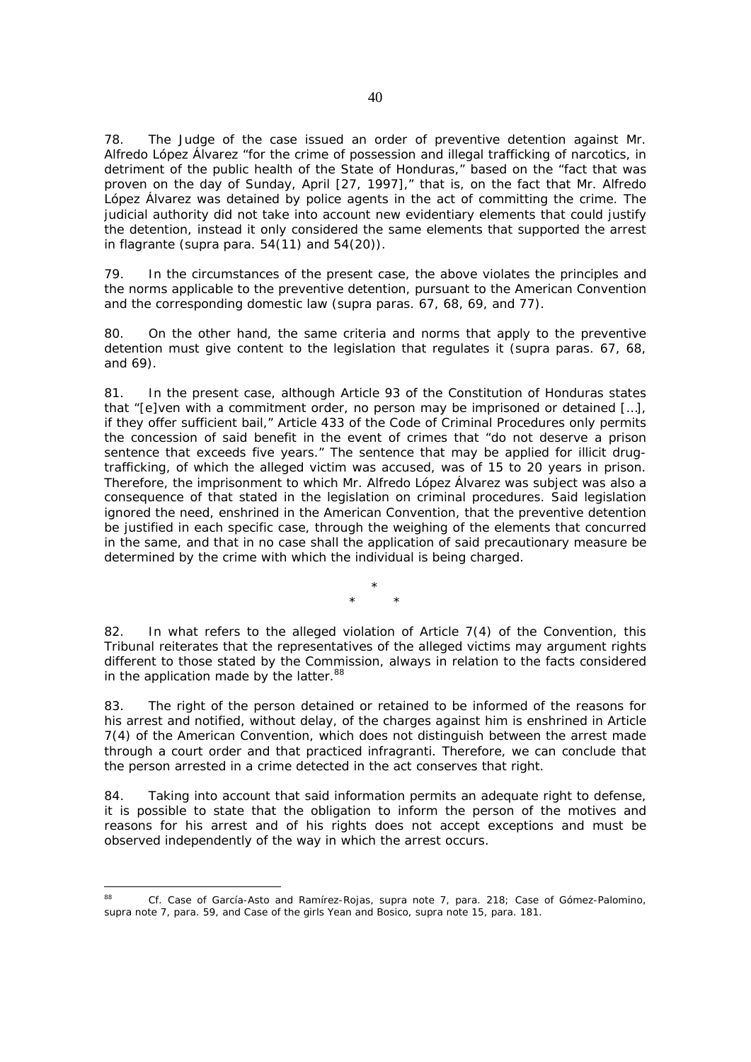78. The Judge of the case issued an order of preventive detention against Mr. Alfredo López Álvarez "for the crime of possession and illegal trafficking of narcotics, in detriment of the public health of the State of Honduras," based on the "fact that was proven on the day of Sunday, April [27, 1997]," that is, on the fact that Mr. Alfredo López Álvarez was detained by police agents in the act of committing the crime. The judicial authority did not take into account new evidentiary elements that could justify the detention, instead it only considered the same elements that supported the arrest in flagrante (*supra* para. 54(11) and 54(20)).

79. In the circumstances of the present case, the above violates the principles and the norms applicable to the preventive detention, pursuant to the American Convention and the corresponding domestic law (*supra* paras. 67, 68, 69, and 77).

80. On the other hand, the same criteria and norms that apply to the preventive detention must give content to the legislation that regulates it (*supra* paras. 67, 68, and 69).

81. In the present case, although Article 93 of the Constitution of Honduras states that "[e]ven with a commitment order, no person may be imprisoned or detained […], if they offer sufficient bail," Article 433 of the Code of Criminal Procedures only permits the concession of said benefit in the event of crimes that "do not deserve a prison sentence that exceeds five years." The sentence that may be applied for illicit drug-trafficking, of which the alleged victim was accused, was of 15 to 20 years in prison. Therefore, the imprisonment to which Mr. Alfredo López Álvarez was subject was also a consequence of that stated in the legislation on criminal procedures. Said legislation ignored the need, enshrined in the American Convention, that the preventive detention be justified in each specific case, through the weighing of the elements that concurred in the same, and that in no case shall the application of said precautionary measure be determined by the crime with which the individual is being charged.

*

\* \*

82. In what refers to the alleged violation of Article 7(4) of the Convention, this Tribunal reiterates that the representatives of the alleged victims may argument rights different to those stated by the Commission, always in relation to the facts considered in the application made by the latter.[88]

83. The right of the person detained or retained to be informed of the reasons for his arrest and notified, without delay, of the charges against him is enshrined in Article 7(4) of the American Convention, which does not distinguish between the arrest made through a court order and that practiced infraganti. Therefore, we can conclude that the person arrested in a crime detected in the act conserves that right.

84. Taking into account that said information permits an adequate right to defense, it is possible to state that the obligation to inform the person of the motives and reasons for his arrest and of his rights does not accept exceptions and must be observed independently of the way in which the arrest occurs.

---

[88] *Cf. Case of García-Asto and Ramírez-Rojas, supra* note 7, para. 218; *Case of Gómez-Palomino, supra* note 7, para. 59, and *Case of the girls Yean and Bosico, supra* note 15, para. 181.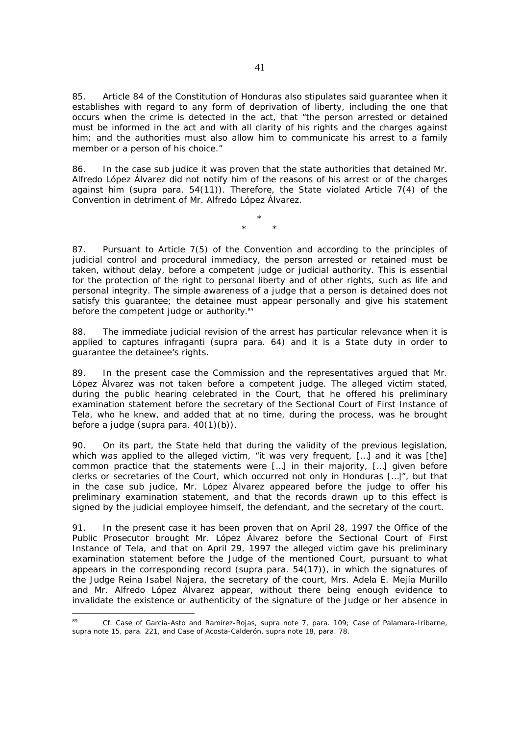85. Article 84 of the Constitution of Honduras also stipulates said guarantee when it establishes with regard to any form of deprivation of liberty, including the one that occurs when the crime is detected in the act, that "the person arrested or detained must be informed in the act and with all clarity of his rights and the charges against him; and the authorities must also allow him to communicate his arrest to a family member or a person of his choice."

86. In the case *sub judice* it was proven that the state authorities that detained Mr. Alfredo López Álvarez did not notify him of the reasons of his arrest or of the charges against him (*supra* para. 54(11)). Therefore, the State violated Article 7(4) of the Convention in detriment of Mr. Alfredo López Álvarez.

*
\* \*

87. Pursuant to Article 7(5) of the Convention and according to the principles of judicial control and procedural immediacy, the person arrested or retained must be taken, without delay, before a competent judge or judicial authority. This is essential for the protection of the right to personal liberty and of other rights, such as life and personal integrity. The simple awareness of a judge that a person is detained does not satisfy this guarantee; the detainee must appear personally and give his statement before the competent judge or authority.[89]

88. The immediate judicial revision of the arrest has particular relevance when it is applied to captures *infraganti* (*supra* para. 64) and it is a State duty in order to guarantee the detainee's rights.

89. In the present case the Commission and the representatives argued that Mr. López Álvarez was not taken before a competent judge. The alleged victim stated, during the public hearing celebrated in the Court, that he offered his preliminary examination statement before the secretary of the Sectional Court of First Instance of Tela, who he knew, and added that at no time, during the process, was he brought before a judge (*supra* para. 40(1)(b)).

90. On its part, the State held that during the validity of the previous legislation, which was applied to the alleged victim, "it was very frequent, [...] and it was [the] common practice that the statements were [...] in their majority, [...] given before clerks or secretaries of the Court, which occurred not only in Honduras [...]", but that in the case *sub judice*, Mr. López Álvarez appeared before the judge to offer his preliminary examination statement, and that the records drawn up to this effect is signed by the judicial employee himself, the defendant, and the secretary of the court.

91. In the present case it has been proven that on April 28, 1997 the Office of the Public Prosecutor brought Mr. López Álvarez before the Sectional Court of First Instance of Tela, and that on April 29, 1997 the alleged victim gave his preliminary examination statement before the Judge of the mentioned Court, pursuant to what appears in the corresponding record (*supra* para. 54(17)), in which the signatures of the Judge Reina Isabel Najera, the secretary of the court, Mrs. Adela E. Mejía Murillo and Mr. Alfredo López Álvarez appear, without there being enough evidence to invalidate the existence or authenticity of the signature of the Judge or her absence in

---

[89] *Cf. Case of García-Asto and Ramírez-Rojas*, *supra* note 7, para. 109; *Case of Palamara-Iribarne*, *supra* note 15, para. 221, and *Case of Acosta-Calderón*, *supra* note 18, para. 78.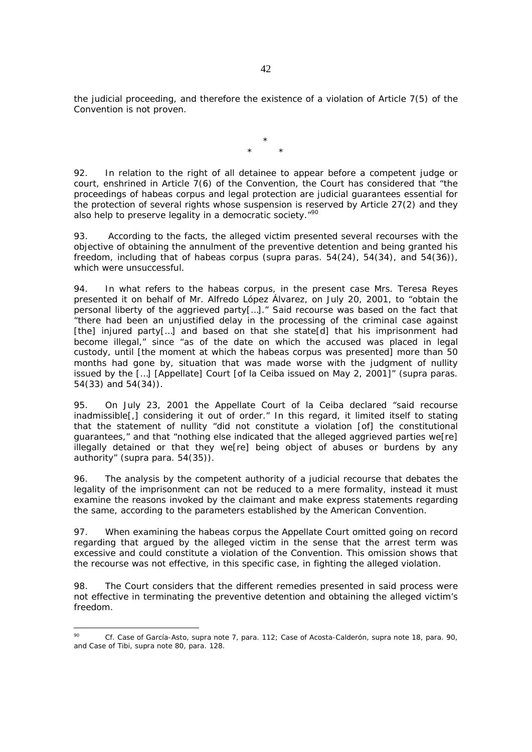the judicial proceeding, and therefore the existence of a violation of Article 7(5) of the Convention is not proven.

*

\*        *

92. In relation to the right of all detainee to appear before a competent judge or court, enshrined in Article 7(6) of the Convention, the Court has considered that "the proceedings of habeas corpus and legal protection are judicial guarantees essential for the protection of several rights whose suspension is reserved by Article 27(2) and they also help to preserve legality in a democratic society."[90]

93. According to the facts, the alleged victim presented several recourses with the objective of obtaining the annulment of the preventive detention and being granted his freedom, including that of habeas corpus (*supra* paras. 54(24), 54(34), and 54(36)), which were unsuccessful.

94. In what refers to the habeas corpus, in the present case Mrs. Teresa Reyes presented it on behalf of Mr. Alfredo López Álvarez, on July 20, 2001, to "obtain the personal liberty of the aggrieved party[…]." Said recourse was based on the fact that "there had been an unjustified delay in the processing of the criminal case against [the] injured party[…] and based on that she state[d] that his imprisonment had become illegal," since "as of the date on which the accused was placed in legal custody, until [the moment at which the habeas corpus was presented] more than 50 months had gone by, situation that was made worse with the judgment of nullity issued by the […] [Appellate] Court [of la Ceiba issued on May 2, 2001]" (*supra* paras. 54(33) and 54(34)).

95. On July 23, 2001 the Appellate Court of la Ceiba declared "said recourse inadmissible[,] considering it out of order." In this regard, it limited itself to stating that the statement of nullity "did not constitute a violation [of] the constitutional guarantees," and that "nothing else indicated that the alleged aggrieved parties we[re] illegally detained or that they we[re] being object of abuses or burdens by any authority" (*supra* para. 54(35)).

96. The analysis by the competent authority of a judicial recourse that debates the legality of the imprisonment can not be reduced to a mere formality, instead it must examine the reasons invoked by the claimant and make express statements regarding the same, according to the parameters established by the American Convention.

97. When examining the habeas corpus the Appellate Court omitted going on record regarding that argued by the alleged victim in the sense that the arrest term was excessive and could constitute a violation of the Convention. This omission shows that the recourse was not effective, in this specific case, in fighting the alleged violation.

98. The Court considers that the different remedies presented in said process were not effective in terminating the preventive detention and obtaining the alleged victim's freedom.

---

[90] *Cf. Case of García-Asto*, *supra* note 7, para. 112; *Case of Acosta-Calderón*, *supra* note 18, para. 90, and *Case of Tibi*, *supra* note 80, para. 128.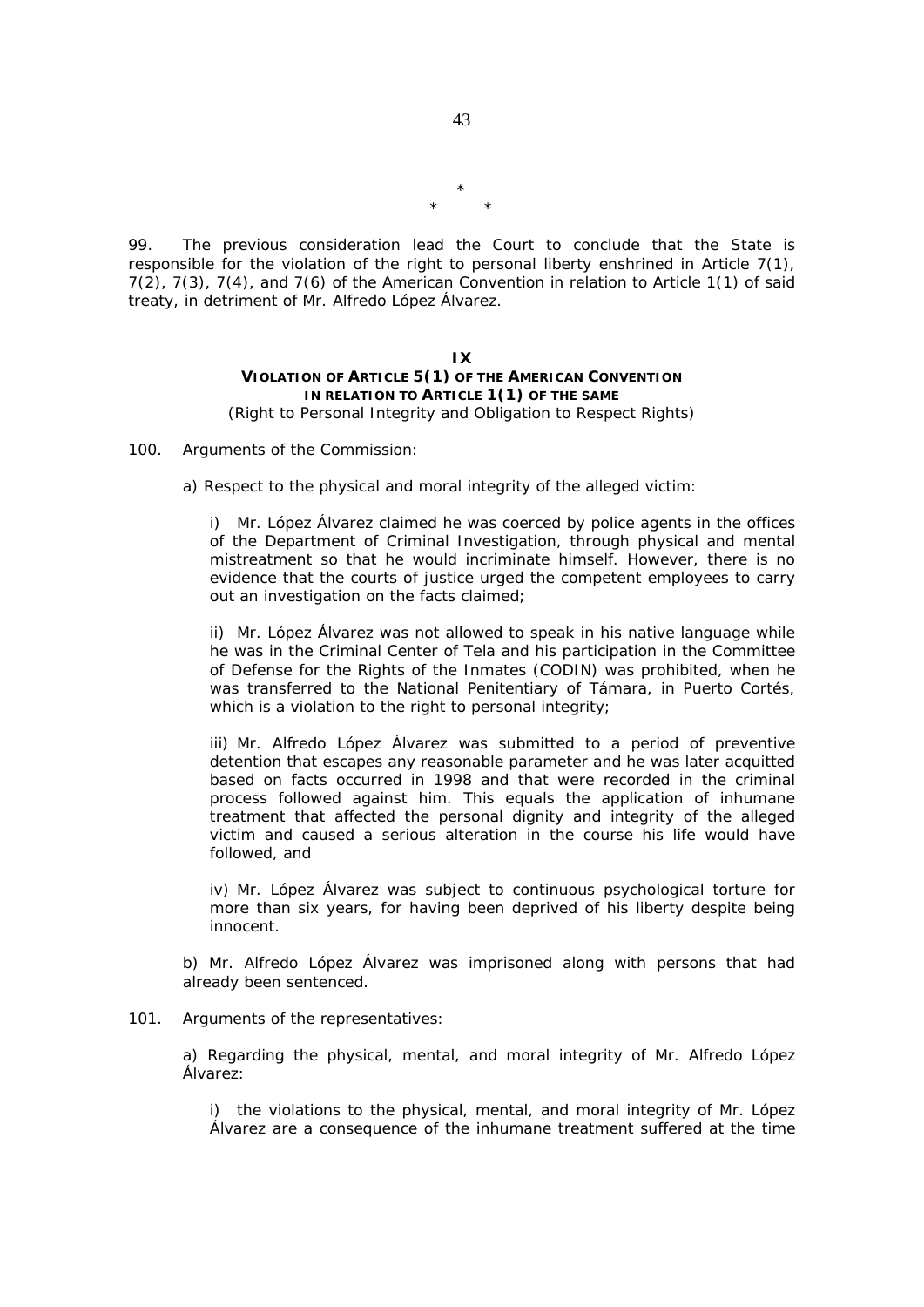\*

\*        \*

99. The previous consideration lead the Court to conclude that the State is responsible for the violation of the right to personal liberty enshrined in Article 7(1), 7(2), 7(3), 7(4), and 7(6) of the American Convention in relation to Article 1(1) of said treaty, in detriment of Mr. Alfredo López Álvarez.

## IX
## VIOLATION OF ARTICLE 5(1) OF THE AMERICAN CONVENTION IN RELATION TO ARTICLE 1(1) OF THE SAME
(Right to Personal Integrity and Obligation to Respect Rights)

100. Arguments of the Commission:

a) Respect to the physical and moral integrity of the alleged victim:

i) Mr. López Álvarez claimed he was coerced by police agents in the offices of the Department of Criminal Investigation, through physical and mental mistreatment so that he would incriminate himself. However, there is no evidence that the courts of justice urged the competent employees to carry out an investigation on the facts claimed;

ii) Mr. López Álvarez was not allowed to speak in his native language while he was in the Criminal Center of Tela and his participation in the Committee of Defense for the Rights of the Inmates (CODIN) was prohibited, when he was transferred to the National Penitentiary of Támara, in Puerto Cortés, which is a violation to the right to personal integrity;

iii) Mr. Alfredo López Álvarez was submitted to a period of preventive detention that escapes any reasonable parameter and he was later acquitted based on facts occurred in 1998 and that were recorded in the criminal process followed against him. This equals the application of inhumane treatment that affected the personal dignity and integrity of the alleged victim and caused a serious alteration in the course his life would have followed, and

iv) Mr. López Álvarez was subject to continuous psychological torture for more than six years, for having been deprived of his liberty despite being innocent.

b) Mr. Alfredo López Álvarez was imprisoned along with persons that had already been sentenced.

101. Arguments of the representatives:

a) Regarding the physical, mental, and moral integrity of Mr. Alfredo López Álvarez:

i) the violations to the physical, mental, and moral integrity of Mr. López Álvarez are a consequence of the inhumane treatment suffered at the time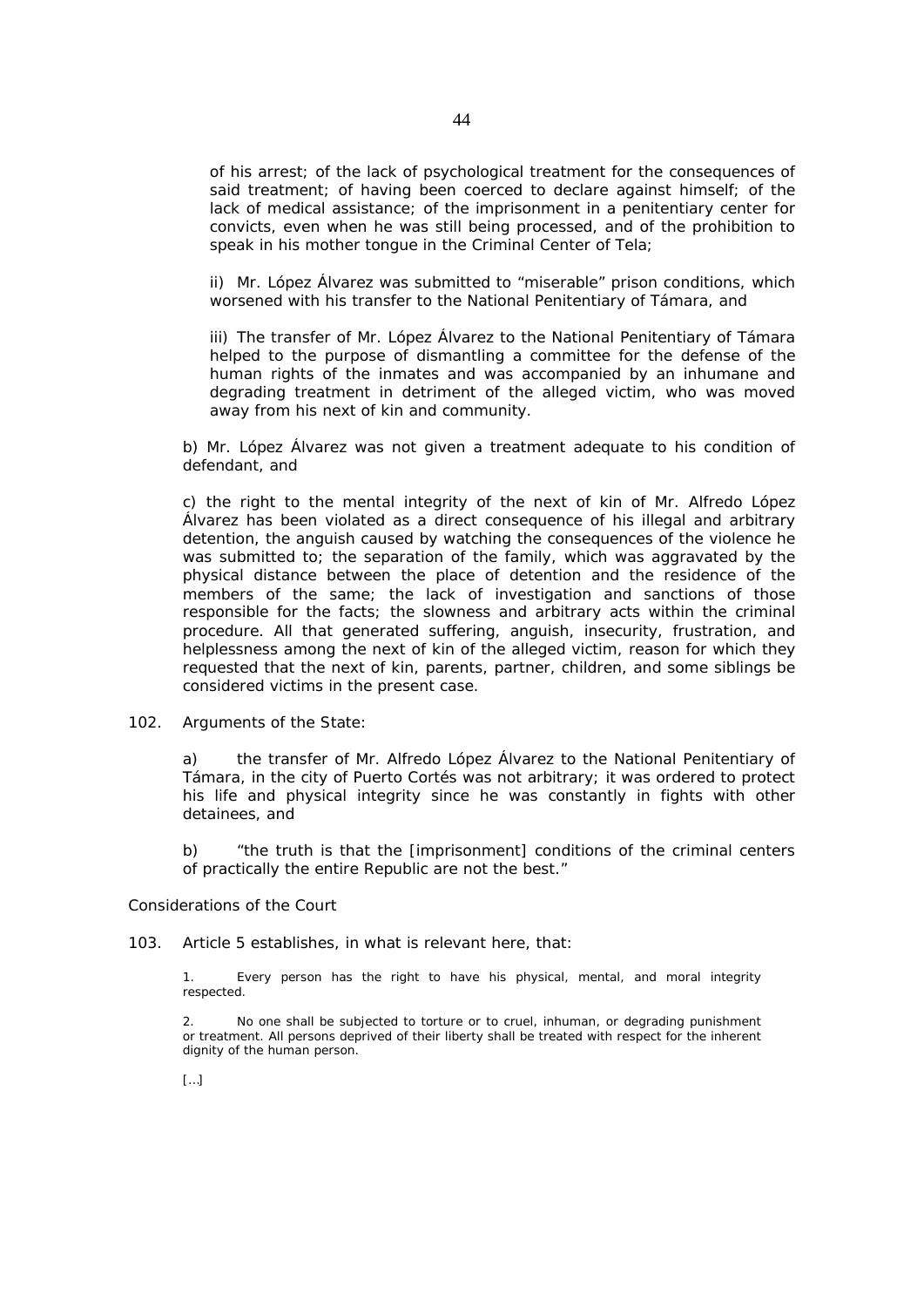of his arrest; of the lack of psychological treatment for the consequences of said treatment; of having been coerced to declare against himself; of the lack of medical assistance; of the imprisonment in a penitentiary center for convicts, even when he was still being processed, and of the prohibition to speak in his mother tongue in the Criminal Center of Tela;

ii) Mr. López Álvarez was submitted to "miserable" prison conditions, which worsened with his transfer to the National Penitentiary of Támara, and

iii) The transfer of Mr. López Álvarez to the National Penitentiary of Támara helped to the purpose of dismantling a committee for the defense of the human rights of the inmates and was accompanied by an inhumane and degrading treatment in detriment of the alleged victim, who was moved away from his next of kin and community.

b) Mr. López Álvarez was not given a treatment adequate to his condition of defendant, and

c) the right to the mental integrity of the next of kin of Mr. Alfredo López Álvarez has been violated as a direct consequence of his illegal and arbitrary detention, the anguish caused by watching the consequences of the violence he was submitted to; the separation of the family, which was aggravated by the physical distance between the place of detention and the residence of the members of the same; the lack of investigation and sanctions of those responsible for the facts; the slowness and arbitrary acts within the criminal procedure. All that generated suffering, anguish, insecurity, frustration, and helplessness among the next of kin of the alleged victim, reason for which they requested that the next of kin, parents, partner, children, and some siblings be considered victims in the present case.

102. Arguments of the State:

a) the transfer of Mr. Alfredo López Álvarez to the National Penitentiary of Támara, in the city of Puerto Cortés was not arbitrary; it was ordered to protect his life and physical integrity since he was constantly in fights with other detainees, and

b) "the truth is that the [imprisonment] conditions of the criminal centers of practically the entire Republic are not the best."

Considerations of the Court

103. Article 5 establishes, in what is relevant here, that:

1. Every person has the right to have his physical, mental, and moral integrity respected.

2. No one shall be subjected to torture or to cruel, inhuman, or degrading punishment or treatment. All persons deprived of their liberty shall be treated with respect for the inherent dignity of the human person.

[…]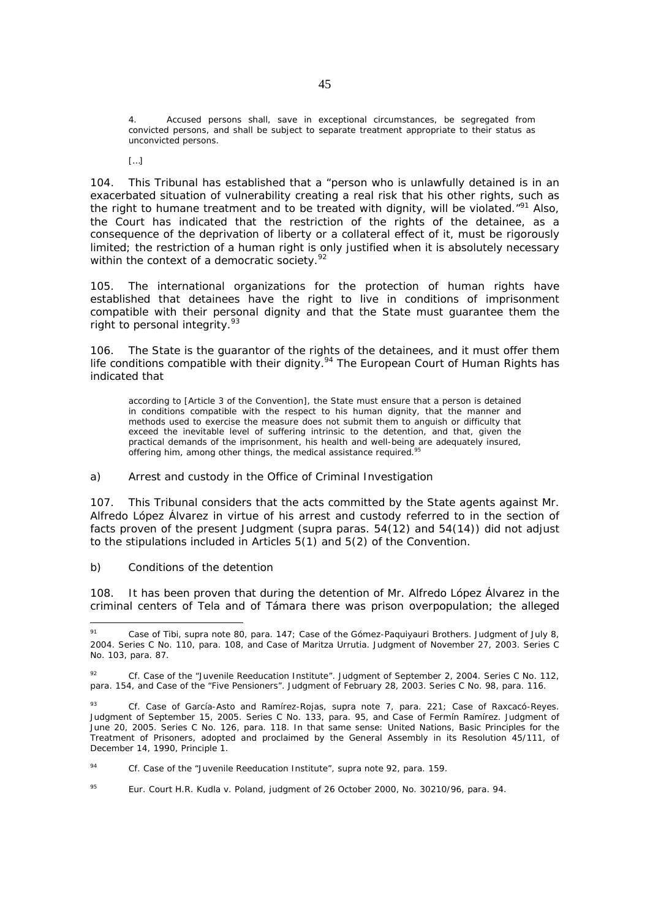> 4. Accused persons shall, save in exceptional circumstances, be segregated from convicted persons, and shall be subject to separate treatment appropriate to their status as unconvicted persons.
>
> […]

104. This Tribunal has established that a "person who is unlawfully detained is in an exacerbated situation of vulnerability creating a real risk that his other rights, such as the right to humane treatment and to be treated with dignity, will be violated."[91] Also, the Court has indicated that the restriction of the rights of the detainee, as a consequence of the deprivation of liberty or a collateral effect of it, must be rigorously limited; the restriction of a human right is only justified when it is absolutely necessary within the context of a democratic society.[92]

105. The international organizations for the protection of human rights have established that detainees have the right to live in conditions of imprisonment compatible with their personal dignity and that the State must guarantee them the right to personal integrity.[93]

106. The State is the guarantor of the rights of the detainees, and it must offer them life conditions compatible with their dignity.[94] The European Court of Human Rights has indicated that

> according to [Article 3 of the Convention], the State must ensure that a person is detained in conditions compatible with the respect to his human dignity, that the manner and methods used to exercise the measure does not submit them to anguish or difficulty that exceed the inevitable level of suffering intrinsic to the detention, and that, given the practical demands of the imprisonment, his health and well-being are adequately insured, offering him, among other things, the medical assistance required.[95]

a) Arrest and custody in the Office of Criminal Investigation

107. This Tribunal considers that the acts committed by the State agents against Mr. Alfredo López Álvarez in virtue of his arrest and custody referred to in the section of facts proven of the present Judgment (supra paras. 54(12) and 54(14)) did not adjust to the stipulations included in Articles 5(1) and 5(2) of the Convention.

b) Conditions of the detention

108. It has been proven that during the detention of Mr. Alfredo López Álvarez in the criminal centers of Tela and of Támara there was prison overpopulation; the alleged

---

[91] Case of Tibi, supra note 80, para. 147; Case of the Gómez-Paquiyauri Brothers. Judgment of July 8, 2004. Series C No. 110, para. 108, and Case of Maritza Urrutia. Judgment of November 27, 2003. Series C No. 103, para. 87.

[92] Cf. Case of the "Juvenile Reeducation Institute". Judgment of September 2, 2004. Series C No. 112, para. 154, and Case of the "Five Pensioners". Judgment of February 28, 2003. Series C No. 98, para. 116.

[93] Cf. Case of García-Asto and Ramírez-Rojas, supra note 7, para. 221; Case of Raxcacó-Reyes. Judgment of September 15, 2005. Series C No. 133, para. 95, and Case of Fermín Ramírez. Judgment of June 20, 2005. Series C No. 126, para. 118. In that same sense: United Nations, Basic Principles for the Treatment of Prisoners, adopted and proclaimed by the General Assembly in its Resolution 45/111, of December 14, 1990, Principle 1.

[94] Cf. Case of the "Juvenile Reeducation Institute", supra note 92, para. 159.

[95] Eur. Court H.R. Kudla v. Poland, judgment of 26 October 2000, No. 30210/96, para. 94.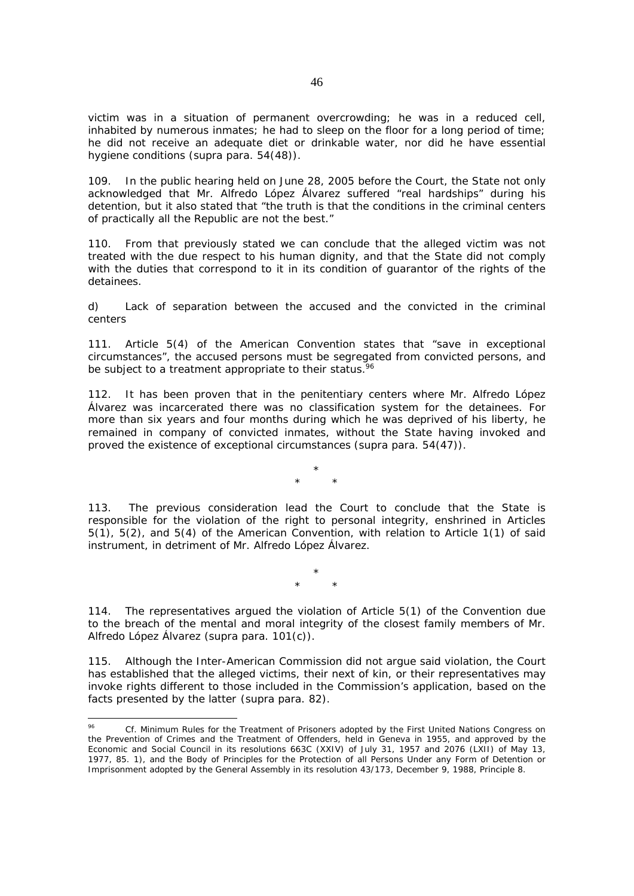victim was in a situation of permanent overcrowding; he was in a reduced cell, inhabited by numerous inmates; he had to sleep on the floor for a long period of time; he did not receive an adequate diet or drinkable water, nor did he have essential hygiene conditions (supra para. 54(48)).

109. In the public hearing held on June 28, 2005 before the Court, the State not only acknowledged that Mr. Alfredo López Álvarez suffered "real hardships" during his detention, but it also stated that "the truth is that the conditions in the criminal centers of practically all the Republic are not the best."

110. From that previously stated we can conclude that the alleged victim was not treated with the due respect to his human dignity, and that the State did not comply with the duties that correspond to it in its condition of guarantor of the rights of the detainees.

d) Lack of separation between the accused and the convicted in the criminal centers

111. Article 5(4) of the American Convention states that "save in exceptional circumstances", the accused persons must be segregated from convicted persons, and be subject to a treatment appropriate to their status.[96]

112. It has been proven that in the penitentiary centers where Mr. Alfredo López Álvarez was incarcerated there was no classification system for the detainees. For more than six years and four months during which he was deprived of his liberty, he remained in company of convicted inmates, without the State having invoked and proved the existence of exceptional circumstances (supra para. 54(47)).

\*
\* \*

113. The previous consideration lead the Court to conclude that the State is responsible for the violation of the right to personal integrity, enshrined in Articles 5(1), 5(2), and 5(4) of the American Convention, with relation to Article 1(1) of said instrument, in detriment of Mr. Alfredo López Álvarez.

\*
\* \*

114. The representatives argued the violation of Article 5(1) of the Convention due to the breach of the mental and moral integrity of the closest family members of Mr. Alfredo López Álvarez (supra para. 101(c)).

115. Although the Inter-American Commission did not argue said violation, the Court has established that the alleged victims, their next of kin, or their representatives may invoke rights different to those included in the Commission's application, based on the facts presented by the latter (supra para. 82).

---

[96] Cf. Minimum Rules for the Treatment of Prisoners adopted by the First United Nations Congress on the Prevention of Crimes and the Treatment of Offenders, held in Geneva in 1955, and approved by the Economic and Social Council in its resolutions 663C (XXIV) of July 31, 1957 and 2076 (LXII) of May 13, 1977, 85. 1), and the Body of Principles for the Protection of all Persons Under any Form of Detention or Imprisonment adopted by the General Assembly in its resolution 43/173, December 9, 1988, Principle 8.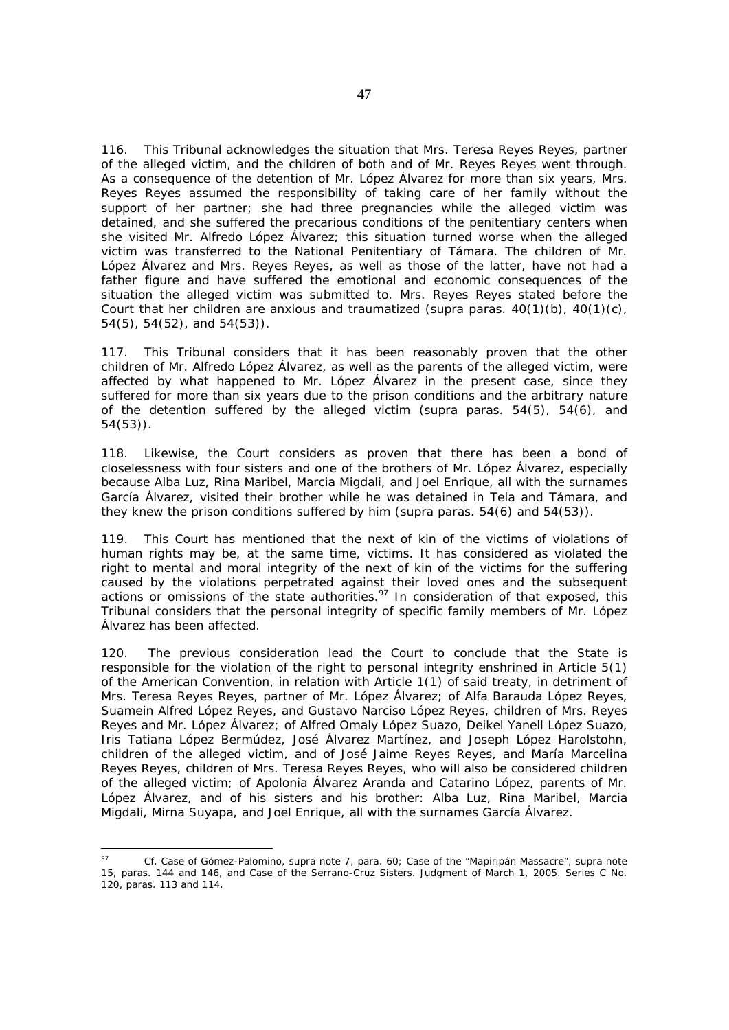116. This Tribunal acknowledges the situation that Mrs. Teresa Reyes Reyes, partner of the alleged victim, and the children of both and of Mr. Reyes Reyes went through. As a consequence of the detention of Mr. López Álvarez for more than six years, Mrs. Reyes Reyes assumed the responsibility of taking care of her family without the support of her partner; she had three pregnancies while the alleged victim was detained, and she suffered the precarious conditions of the penitentiary centers when she visited Mr. Alfredo López Álvarez; this situation turned worse when the alleged victim was transferred to the National Penitentiary of Támara. The children of Mr. López Álvarez and Mrs. Reyes Reyes, as well as those of the latter, have not had a father figure and have suffered the emotional and economic consequences of the situation the alleged victim was submitted to. Mrs. Reyes Reyes stated before the Court that her children are anxious and traumatized (supra paras. 40(1)(b), 40(1)(c), 54(5), 54(52), and 54(53)).

117. This Tribunal considers that it has been reasonably proven that the other children of Mr. Alfredo López Álvarez, as well as the parents of the alleged victim, were affected by what happened to Mr. López Álvarez in the present case, since they suffered for more than six years due to the prison conditions and the arbitrary nature of the detention suffered by the alleged victim (supra paras. 54(5), 54(6), and 54(53)).

118. Likewise, the Court considers as proven that there has been a bond of closelessness with four sisters and one of the brothers of Mr. López Álvarez, especially because Alba Luz, Rina Maribel, Marcia Migdali, and Joel Enrique, all with the surnames García Álvarez, visited their brother while he was detained in Tela and Támara, and they knew the prison conditions suffered by him (supra paras. 54(6) and 54(53)).

119. This Court has mentioned that the next of kin of the victims of violations of human rights may be, at the same time, victims. It has considered as violated the right to mental and moral integrity of the next of kin of the victims for the suffering caused by the violations perpetrated against their loved ones and the subsequent actions or omissions of the state authorities.[97] In consideration of that exposed, this Tribunal considers that the personal integrity of specific family members of Mr. López Álvarez has been affected.

120. The previous consideration lead the Court to conclude that the State is responsible for the violation of the right to personal integrity enshrined in Article 5(1) of the American Convention, in relation with Article 1(1) of said treaty, in detriment of Mrs. Teresa Reyes Reyes, partner of Mr. López Álvarez; of Alfa Barauda López Reyes, Suamein Alfred López Reyes, and Gustavo Narciso López Reyes, children of Mrs. Reyes Reyes and Mr. López Álvarez; of Alfred Omaly López Suazo, Deikel Yanell López Suazo, Iris Tatiana López Bermúdez, José Álvarez Martínez, and Joseph López Harolstohn, children of the alleged victim, and of José Jaime Reyes Reyes, and María Marcelina Reyes Reyes, children of Mrs. Teresa Reyes Reyes, who will also be considered children of the alleged victim; of Apolonia Álvarez Aranda and Catarino López, parents of Mr. López Álvarez, and of his sisters and his brother: Alba Luz, Rina Maribel, Marcia Migdali, Mirna Suyapa, and Joel Enrique, all with the surnames García Álvarez.

---

[97] Cf. Case of Gómez-Palomino, supra note 7, para. 60; Case of the "Mapiripán Massacre", supra note 15, paras. 144 and 146, and Case of the Serrano-Cruz Sisters. Judgment of March 1, 2005. Series C No. 120, paras. 113 and 114.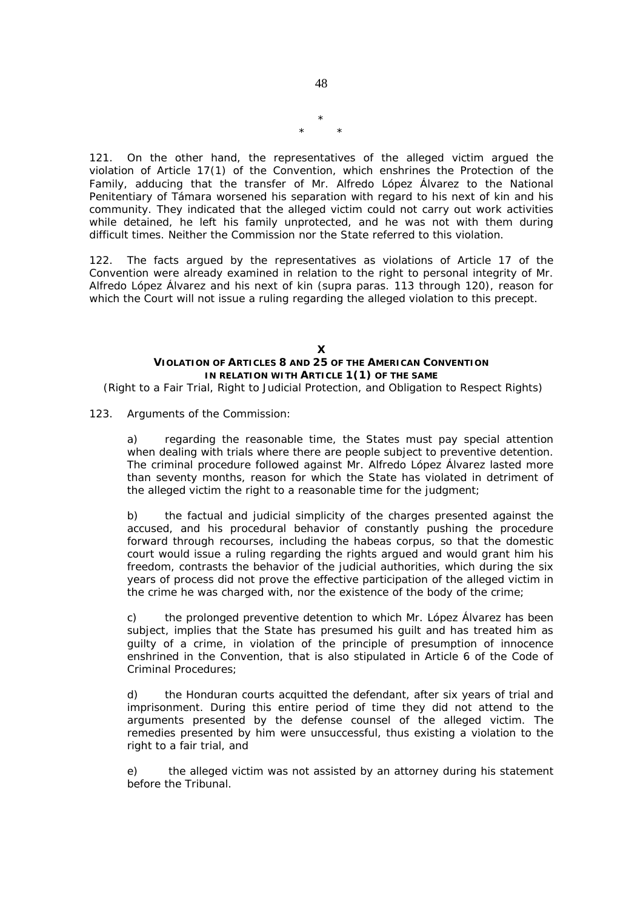\*
\* \*

121. On the other hand, the representatives of the alleged victim argued the violation of Article 17(1) of the Convention, which enshrines the Protection of the Family, adducing that the transfer of Mr. Alfredo López Álvarez to the National Penitentiary of Támara worsened his separation with regard to his next of kin and his community. They indicated that the alleged victim could not carry out work activities while detained, he left his family unprotected, and he was not with them during difficult times. Neither the Commission nor the State referred to this violation.

122. The facts argued by the representatives as violations of Article 17 of the Convention were already examined in relation to the right to personal integrity of Mr. Alfredo López Álvarez and his next of kin (supra paras. 113 through 120), reason for which the Court will not issue a ruling regarding the alleged violation to this precept.

## X
## VIOLATION OF ARTICLES 8 AND 25 OF THE AMERICAN CONVENTION IN RELATION WITH ARTICLE 1(1) OF THE SAME

(Right to a Fair Trial, Right to Judicial Protection, and Obligation to Respect Rights)

123. Arguments of the Commission:

a) regarding the reasonable time, the States must pay special attention when dealing with trials where there are people subject to preventive detention. The criminal procedure followed against Mr. Alfredo López Álvarez lasted more than seventy months, reason for which the State has violated in detriment of the alleged victim the right to a reasonable time for the judgment;

b) the factual and judicial simplicity of the charges presented against the accused, and his procedural behavior of constantly pushing the procedure forward through recourses, including the habeas corpus, so that the domestic court would issue a ruling regarding the rights argued and would grant him his freedom, contrasts the behavior of the judicial authorities, which during the six years of process did not prove the effective participation of the alleged victim in the crime he was charged with, nor the existence of the body of the crime;

c) the prolonged preventive detention to which Mr. López Álvarez has been subject, implies that the State has presumed his guilt and has treated him as guilty of a crime, in violation of the principle of presumption of innocence enshrined in the Convention, that is also stipulated in Article 6 of the Code of Criminal Procedures;

d) the Honduran courts acquitted the defendant, after six years of trial and imprisonment. During this entire period of time they did not attend to the arguments presented by the defense counsel of the alleged victim. The remedies presented by him were unsuccessful, thus existing a violation to the right to a fair trial, and

e) the alleged victim was not assisted by an attorney during his statement before the Tribunal.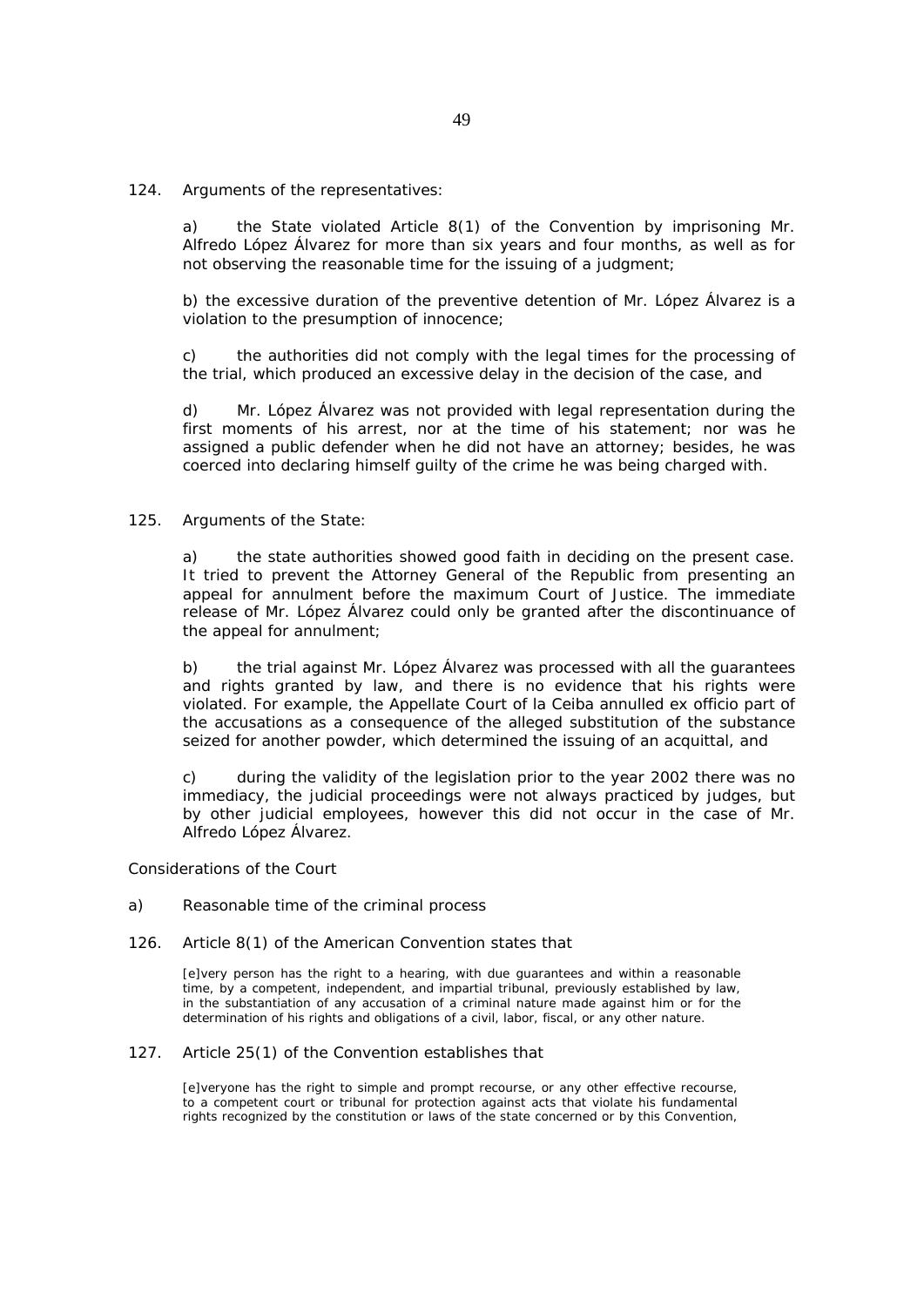124. Arguments of the representatives:

a) the State violated Article 8(1) of the Convention by imprisoning Mr. Alfredo López Álvarez for more than six years and four months, as well as for not observing the reasonable time for the issuing of a judgment;

b) the excessive duration of the preventive detention of Mr. López Álvarez is a violation to the presumption of innocence;

c) the authorities did not comply with the legal times for the processing of the trial, which produced an excessive delay in the decision of the case, and

d) Mr. López Álvarez was not provided with legal representation during the first moments of his arrest, nor at the time of his statement; nor was he assigned a public defender when he did not have an attorney; besides, he was coerced into declaring himself guilty of the crime he was being charged with.

125. Arguments of the State:

a) the state authorities showed good faith in deciding on the present case. It tried to prevent the Attorney General of the Republic from presenting an appeal for annulment before the maximum Court of Justice. The immediate release of Mr. López Álvarez could only be granted after the discontinuance of the appeal for annulment;

b) the trial against Mr. López Álvarez was processed with all the guarantees and rights granted by law, and there is no evidence that his rights were violated. For example, the Appellate Court of la Ceiba annulled ex officio part of the accusations as a consequence of the alleged substitution of the substance seized for another powder, which determined the issuing of an acquittal, and

c) during the validity of the legislation prior to the year 2002 there was no immediacy, the judicial proceedings were not always practiced by judges, but by other judicial employees, however this did not occur in the case of Mr. Alfredo López Álvarez.

Considerations of the Court

a) Reasonable time of the criminal process

126. Article 8(1) of the American Convention states that

> [e]very person has the right to a hearing, with due guarantees and within a reasonable time, by a competent, independent, and impartial tribunal, previously established by law, in the substantiation of any accusation of a criminal nature made against him or for the determination of his rights and obligations of a civil, labor, fiscal, or any other nature.

127. Article 25(1) of the Convention establishes that

> [e]veryone has the right to simple and prompt recourse, or any other effective recourse, to a competent court or tribunal for protection against acts that violate his fundamental rights recognized by the constitution or laws of the state concerned or by this Convention,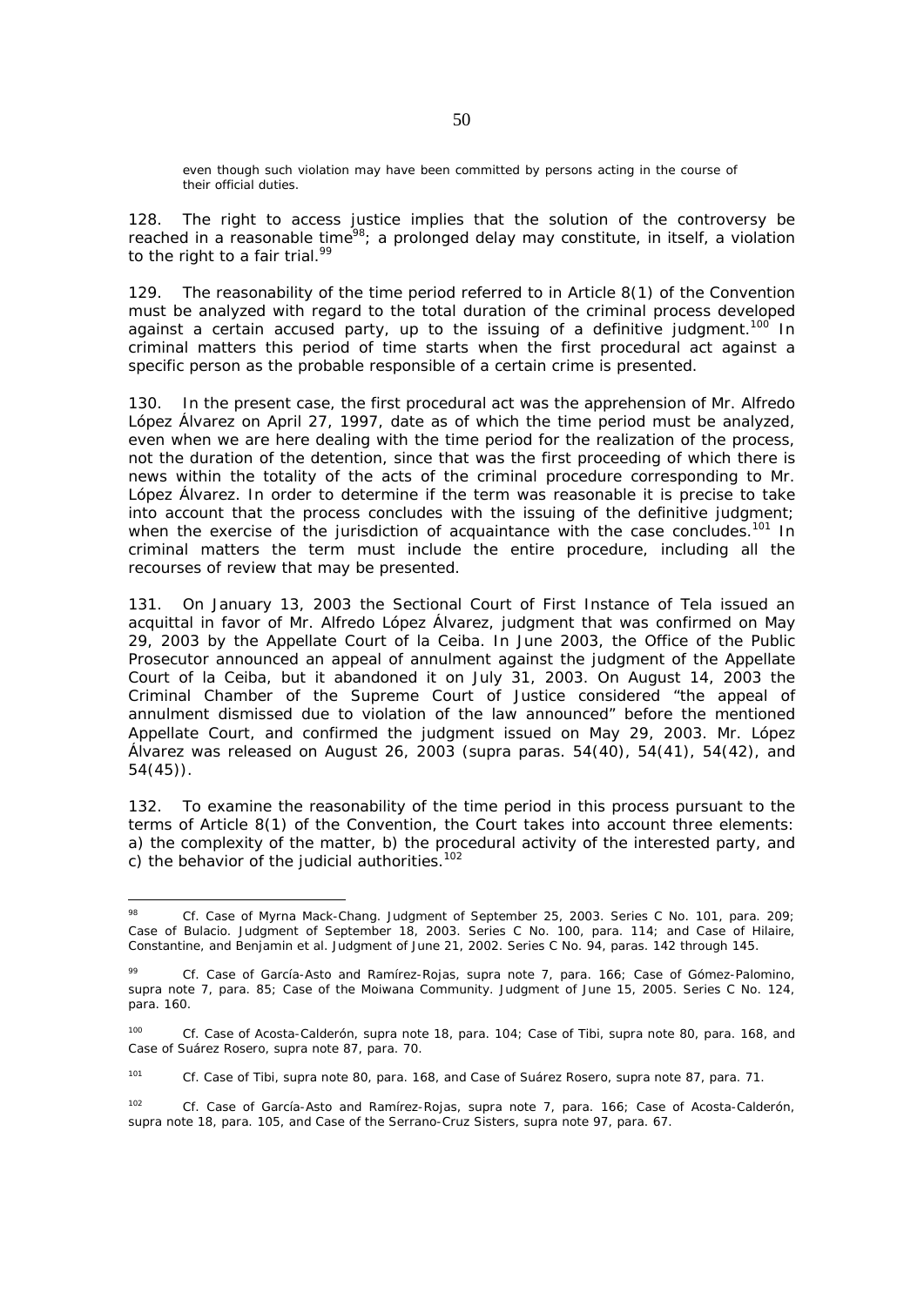*even though such violation may have been committed by persons acting in the course of their official duties.*

128. The right to access justice implies that the solution of the controversy be reached in a reasonable time[98]; a prolonged delay may constitute, in itself, a violation to the right to a fair trial.[99]

129. The reasonability of the time period referred to in Article 8(1) of the Convention must be analyzed with regard to the total duration of the criminal process developed against a certain accused party, up to the issuing of a definitive judgment.[100] In criminal matters this period of time starts when the first procedural act against a specific person as the probable responsible of a certain crime is presented.

130. In the present case, the first procedural act was the apprehension of Mr. Alfredo López Álvarez on April 27, 1997, date as of which the time period must be analyzed, even when we are here dealing with the time period for the realization of the process, not the duration of the detention, since that was the first proceeding of which there is news within the totality of the acts of the criminal procedure corresponding to Mr. López Álvarez. In order to determine if the term was reasonable it is precise to take into account that the process concludes with the issuing of the definitive judgment; when the exercise of the jurisdiction of acquaintance with the case concludes.[101] In criminal matters the term must include the entire procedure, including all the recourses of review that may be presented.

131. On January 13, 2003 the Sectional Court of First Instance of Tela issued an acquittal in favor of Mr. Alfredo López Álvarez, judgment that was confirmed on May 29, 2003 by the Appellate Court of la Ceiba. In June 2003, the Office of the Public Prosecutor announced an appeal of annulment against the judgment of the Appellate Court of la Ceiba, but it abandoned it on July 31, 2003. On August 14, 2003 the Criminal Chamber of the Supreme Court of Justice considered "the appeal of annulment dismissed due to violation of the law announced" before the mentioned Appellate Court, and confirmed the judgment issued on May 29, 2003. Mr. López Álvarez was released on August 26, 2003 (*supra* paras. 54(40), 54(41), 54(42), and 54(45)).

132. To examine the reasonability of the time period in this process pursuant to the terms of Article 8(1) of the Convention, the Court takes into account three elements: a) the complexity of the matter, b) the procedural activity of the interested party, and c) the behavior of the judicial authorities.[102]

---

[98] *Cf. Case of Myrna Mack-Chang.* Judgment of September 25, 2003. Series C No. 101, para. 209; *Case of Bulacio.* Judgment of September 18, 2003. Series C No. 100, para. 114; and *Case of Hilaire, Constantine, and Benjamin et al.* Judgment of June 21, 2002. Series C No. 94, paras. 142 through 145.

[99] *Cf. Case of García-Asto and Ramírez-Rojas, supra* note 7, para. 166; *Case of Gómez-Palomino, supra* note 7, para. 85; *Case of the Moiwana Community.* Judgment of June 15, 2005. Series C No. 124, para. 160.

[100] *Cf. Case of Acosta-Calderón, supra* note 18, para. 104; *Case of Tibi, supra* note 80, para. 168, and *Case of Suárez Rosero, supra* note 87, para. 70.

[101] *Cf. Case of Tibi, supra* note 80, para. 168, and *Case of Suárez Rosero, supra* note 87, para. 71.

[102] *Cf. Case of García-Asto and Ramírez-Rojas, supra* note 7, para. 166; *Case of Acosta-Calderón, supra* note 18, para. 105, and *Case of the Serrano-Cruz Sisters, supra* note 97, para. 67.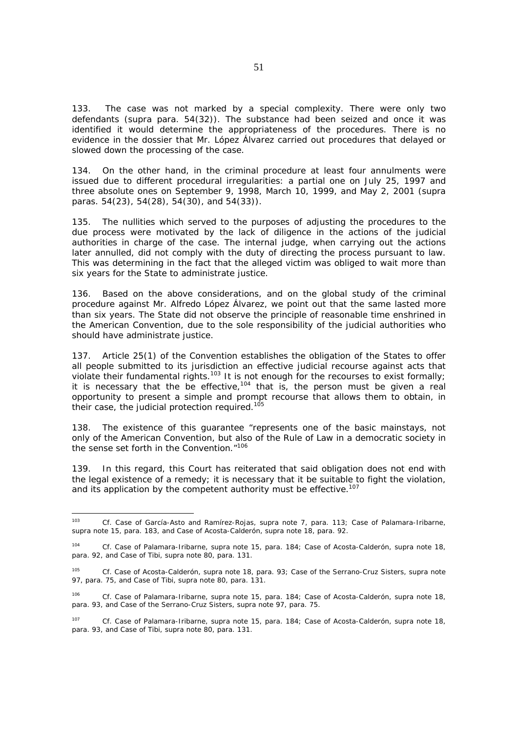133. The case was not marked by a special complexity. There were only two defendants (supra para. 54(32)). The substance had been seized and once it was identified it would determine the appropriateness of the procedures. There is no evidence in the dossier that Mr. López Álvarez carried out procedures that delayed or slowed down the processing of the case.

134. On the other hand, in the criminal procedure at least four annulments were issued due to different procedural irregularities: a partial one on July 25, 1997 and three absolute ones on September 9, 1998, March 10, 1999, and May 2, 2001 (supra paras. 54(23), 54(28), 54(30), and 54(33)).

135. The nullities which served to the purposes of adjusting the procedures to the due process were motivated by the lack of diligence in the actions of the judicial authorities in charge of the case. The internal judge, when carrying out the actions later annulled, did not comply with the duty of directing the process pursuant to law. This was determining in the fact that the alleged victim was obliged to wait more than six years for the State to administrate justice.

136. Based on the above considerations, and on the global study of the criminal procedure against Mr. Alfredo López Álvarez, we point out that the same lasted more than six years. The State did not observe the principle of reasonable time enshrined in the American Convention, due to the sole responsibility of the judicial authorities who should have administrate justice.

137. Article 25(1) of the Convention establishes the obligation of the States to offer all people submitted to its jurisdiction an effective judicial recourse against acts that violate their fundamental rights.[103] It is not enough for the recourses to exist formally; it is necessary that the be effective,[104] that is, the person must be given a real opportunity to present a simple and prompt recourse that allows them to obtain, in their case, the judicial protection required.[105]

138. The existence of this guarantee "represents one of the basic mainstays, not only of the American Convention, but also of the Rule of Law in a democratic society in the sense set forth in the Convention."[106]

139. In this regard, this Court has reiterated that said obligation does not end with the legal existence of a remedy; it is necessary that it be suitable to fight the violation, and its application by the competent authority must be effective.[107]

---

[103] *Cf. Case of García-Asto and Ramírez-Rojas, supra* note 7, para. 113; *Case of Palamara-Iribarne, supra* note 15, para. 183, and *Case of Acosta-Calderón, supra* note 18, para. 92.

[104] *Cf. Case of Palamara-Iribarne, supra* note 15, para. 184; *Case of Acosta-Calderón, supra* note 18, para. 92, and *Case of Tibi, supra* note 80, para. 131.

[105] *Cf. Case of Acosta-Calderón, supra* note 18, para. 93; *Case of the Serrano-Cruz Sisters, supra* note 97, para. 75, and *Case of Tibi, supra* note 80, para. 131.

[106] *Cf. Case of Palamara-Iribarne, supra* note 15, para. 184; *Case of Acosta-Calderón, supra* note 18, para. 93, and *Case of the Serrano-Cruz Sisters, supra* note 97, para. 75.

[107] *Cf. Case of Palamara-Iribarne, supra* note 15, para. 184; *Case of Acosta-Calderón, supra* note 18, para. 93, and *Case of Tibi, supra* note 80, para. 131.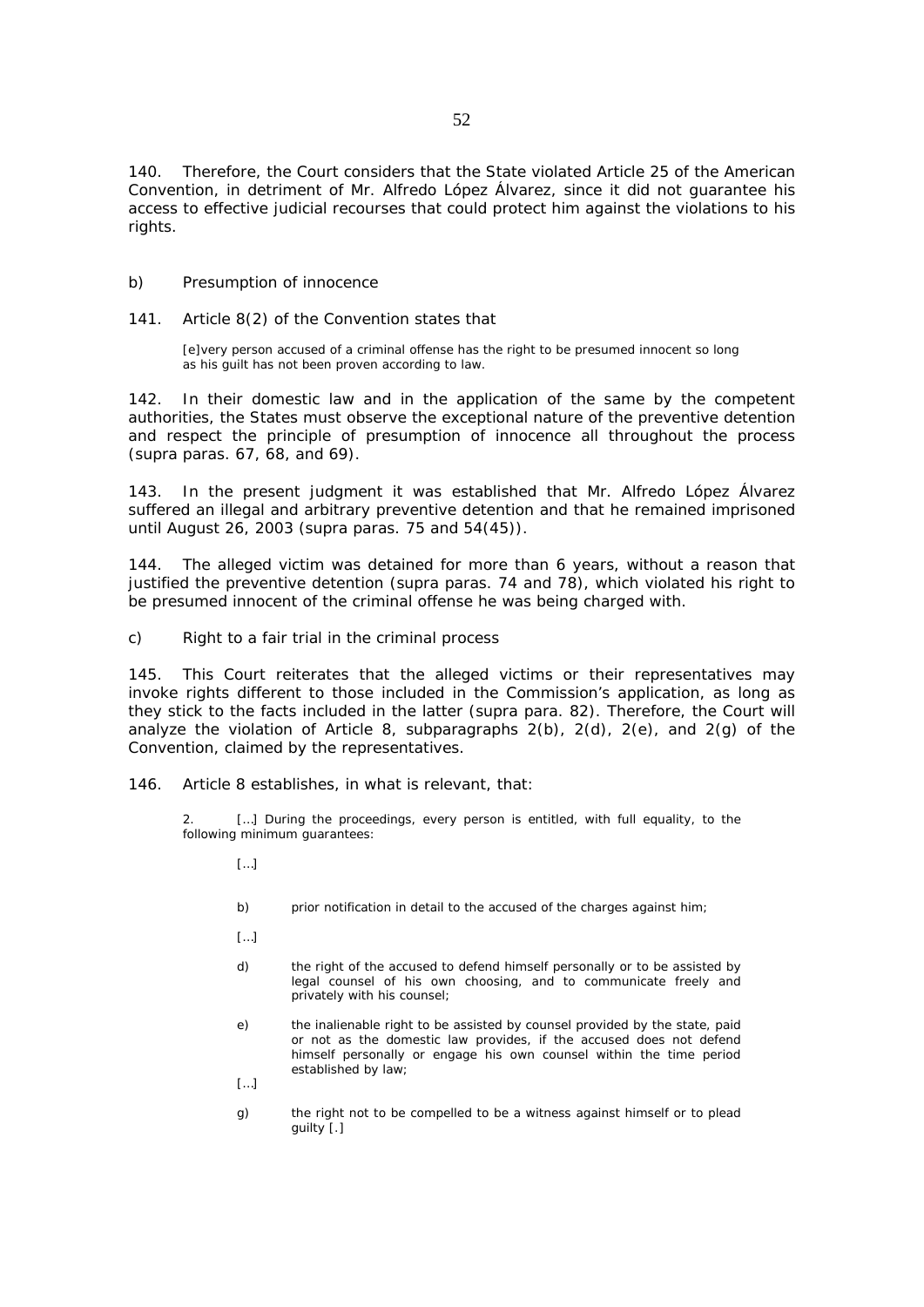140. Therefore, the Court considers that the State violated Article 25 of the American Convention, in detriment of Mr. Alfredo López Álvarez, since it did not guarantee his access to effective judicial recourses that could protect him against the violations to his rights.

b) Presumption of innocence

141. Article 8(2) of the Convention states that

> [e]very person accused of a criminal offense has the right to be presumed innocent so long as his guilt has not been proven according to law.

142. In their domestic law and in the application of the same by the competent authorities, the States must observe the exceptional nature of the preventive detention and respect the principle of presumption of innocence all throughout the process (supra paras. 67, 68, and 69).

143. In the present judgment it was established that Mr. Alfredo López Álvarez suffered an illegal and arbitrary preventive detention and that he remained imprisoned until August 26, 2003 (supra paras. 75 and 54(45)).

144. The alleged victim was detained for more than 6 years, without a reason that justified the preventive detention (supra paras. 74 and 78), which violated his right to be presumed innocent of the criminal offense he was being charged with.

c) Right to a fair trial in the criminal process

145. This Court reiterates that the alleged victims or their representatives may invoke rights different to those included in the Commission's application, as long as they stick to the facts included in the latter (supra para. 82). Therefore, the Court will analyze the violation of Article 8, subparagraphs 2(b), 2(d), 2(e), and 2(g) of the Convention, claimed by the representatives.

146. Article 8 establishes, in what is relevant, that:

> 2. [...] During the proceedings, every person is entitled, with full equality, to the following minimum guarantees:
>
> [...]
>
> b) prior notification in detail to the accused of the charges against him;
>
> [...]
>
> d) the right of the accused to defend himself personally or to be assisted by legal counsel of his own choosing, and to communicate freely and privately with his counsel;
>
> e) the inalienable right to be assisted by counsel provided by the state, paid or not as the domestic law provides, if the accused does not defend himself personally or engage his own counsel within the time period established by law;
>
> [...]
>
> g) the right not to be compelled to be a witness against himself or to plead guilty [.]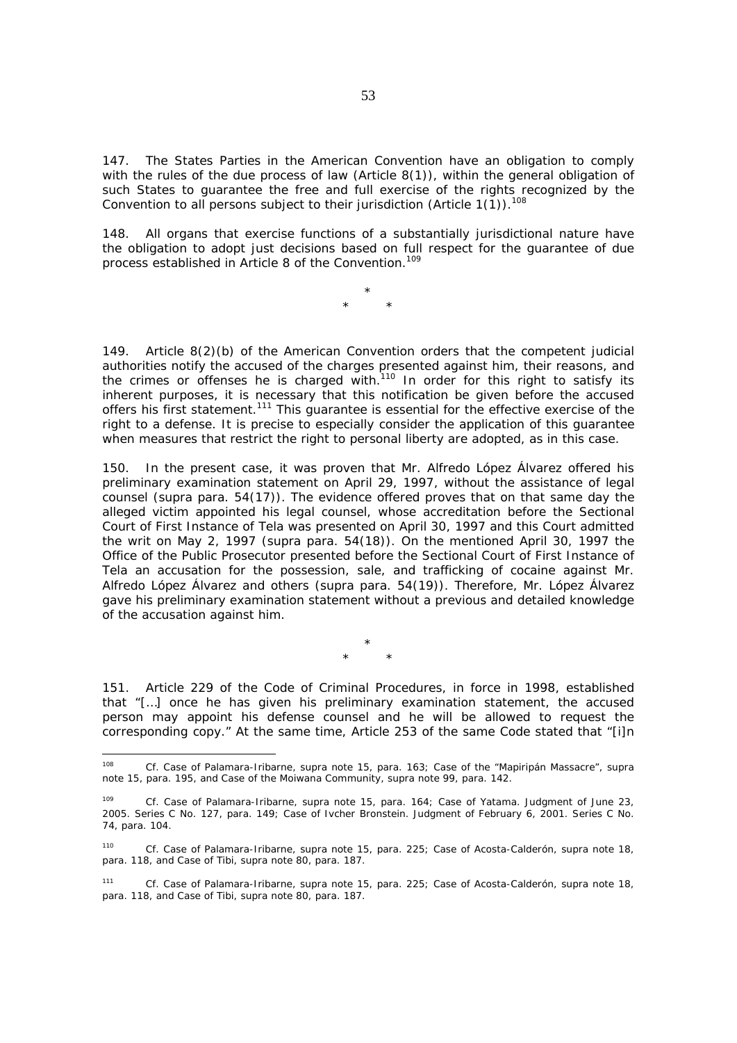147. The States Parties in the American Convention have an obligation to comply with the rules of the due process of law (Article 8(1)), within the general obligation of such States to guarantee the free and full exercise of the rights recognized by the Convention to all persons subject to their jurisdiction (Article 1(1)).[108]

148. All organs that exercise functions of a substantially jurisdictional nature have the obligation to adopt just decisions based on full respect for the guarantee of due process established in Article 8 of the Convention.[109]

\*

\* \*

149. Article 8(2)(b) of the American Convention orders that the competent judicial authorities notify the accused of the charges presented against him, their reasons, and the crimes or offenses he is charged with.[110] In order for this right to satisfy its inherent purposes, it is necessary that this notification be given before the accused offers his first statement.[111] This guarantee is essential for the effective exercise of the right to a defense. It is precise to especially consider the application of this guarantee when measures that restrict the right to personal liberty are adopted, as in this case.

150. In the present case, it was proven that Mr. Alfredo López Álvarez offered his preliminary examination statement on April 29, 1997, without the assistance of legal counsel (supra para. 54(17)). The evidence offered proves that on that same day the alleged victim appointed his legal counsel, whose accreditation before the Sectional Court of First Instance of Tela was presented on April 30, 1997 and this Court admitted the writ on May 2, 1997 (supra para. 54(18)). On the mentioned April 30, 1997 the Office of the Public Prosecutor presented before the Sectional Court of First Instance of Tela an accusation for the possession, sale, and trafficking of cocaine against Mr. Alfredo López Álvarez and others (supra para. 54(19)). Therefore, Mr. López Álvarez gave his preliminary examination statement without a previous and detailed knowledge of the accusation against him.

\*

\* \*

151. Article 229 of the Code of Criminal Procedures, in force in 1998, established that "[…] once he has given his preliminary examination statement, the accused person may appoint his defense counsel and he will be allowed to request the corresponding copy." At the same time, Article 253 of the same Code stated that "[i]n

---

[108] Cf. Case of Palamara-Iribarne, supra note 15, para. 163; Case of the "Mapiripán Massacre", supra note 15, para. 195, and Case of the Moiwana Community, supra note 99, para. 142.

[109] Cf. Case of Palamara-Iribarne, supra note 15, para. 164; Case of Yatama. Judgment of June 23, 2005. Series C No. 127, para. 149; Case of Ivcher Bronstein. Judgment of February 6, 2001. Series C No. 74, para. 104.

[110] Cf. Case of Palamara-Iribarne, supra note 15, para. 225; Case of Acosta-Calderón, supra note 18, para. 118, and Case of Tibi, supra note 80, para. 187.

[111] Cf. Case of Palamara-Iribarne, supra note 15, para. 225; Case of Acosta-Calderón, supra note 18, para. 118, and Case of Tibi, supra note 80, para. 187.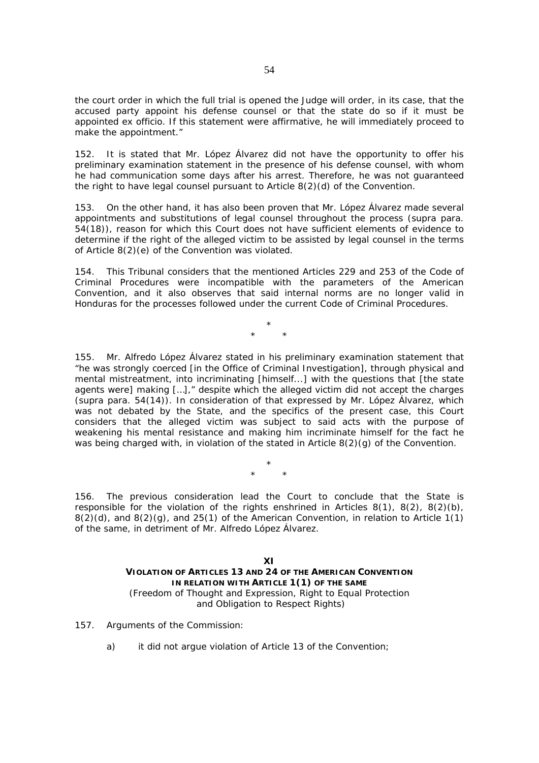the court order in which the full trial is opened the Judge will order, in its case, that the accused party appoint his defense counsel or that the state do so if it must be appointed ex officio. If this statement were affirmative, he will immediately proceed to make the appointment."

152. It is stated that Mr. López Álvarez did not have the opportunity to offer his preliminary examination statement in the presence of his defense counsel, with whom he had communication some days after his arrest. Therefore, he was not guaranteed the right to have legal counsel pursuant to Article 8(2)(d) of the Convention.

153. On the other hand, it has also been proven that Mr. López Álvarez made several appointments and substitutions of legal counsel throughout the process (supra para. 54(18)), reason for which this Court does not have sufficient elements of evidence to determine if the right of the alleged victim to be assisted by legal counsel in the terms of Article 8(2)(e) of the Convention was violated.

154. This Tribunal considers that the mentioned Articles 229 and 253 of the Code of Criminal Procedures were incompatible with the parameters of the American Convention, and it also observes that said internal norms are no longer valid in Honduras for the processes followed under the current Code of Criminal Procedures.

\*
\* \*

155. Mr. Alfredo López Álvarez stated in his preliminary examination statement that "he was strongly coerced [in the Office of Criminal Investigation], through physical and mental mistreatment, into incriminating [himself...] with the questions that [the state agents were] making [...]," despite which the alleged victim did not accept the charges (supra para. 54(14)). In consideration of that expressed by Mr. López Álvarez, which was not debated by the State, and the specifics of the present case, this Court considers that the alleged victim was subject to said acts with the purpose of weakening his mental resistance and making him incriminate himself for the fact he was being charged with, in violation of the stated in Article 8(2)(g) of the Convention.

\*
\* \*

156. The previous consideration lead the Court to conclude that the State is responsible for the violation of the rights enshrined in Articles 8(1), 8(2), 8(2)(b), 8(2)(d), and 8(2)(g), and 25(1) of the American Convention, in relation to Article 1(1) of the same, in detriment of Mr. Alfredo López Álvarez.

## XI
## VIOLATION OF ARTICLES 13 AND 24 OF THE AMERICAN CONVENTION IN RELATION WITH ARTICLE 1(1) OF THE SAME

(Freedom of Thought and Expression, Right to Equal Protection and Obligation to Respect Rights)

157. Arguments of the Commission:

a) it did not argue violation of Article 13 of the Convention;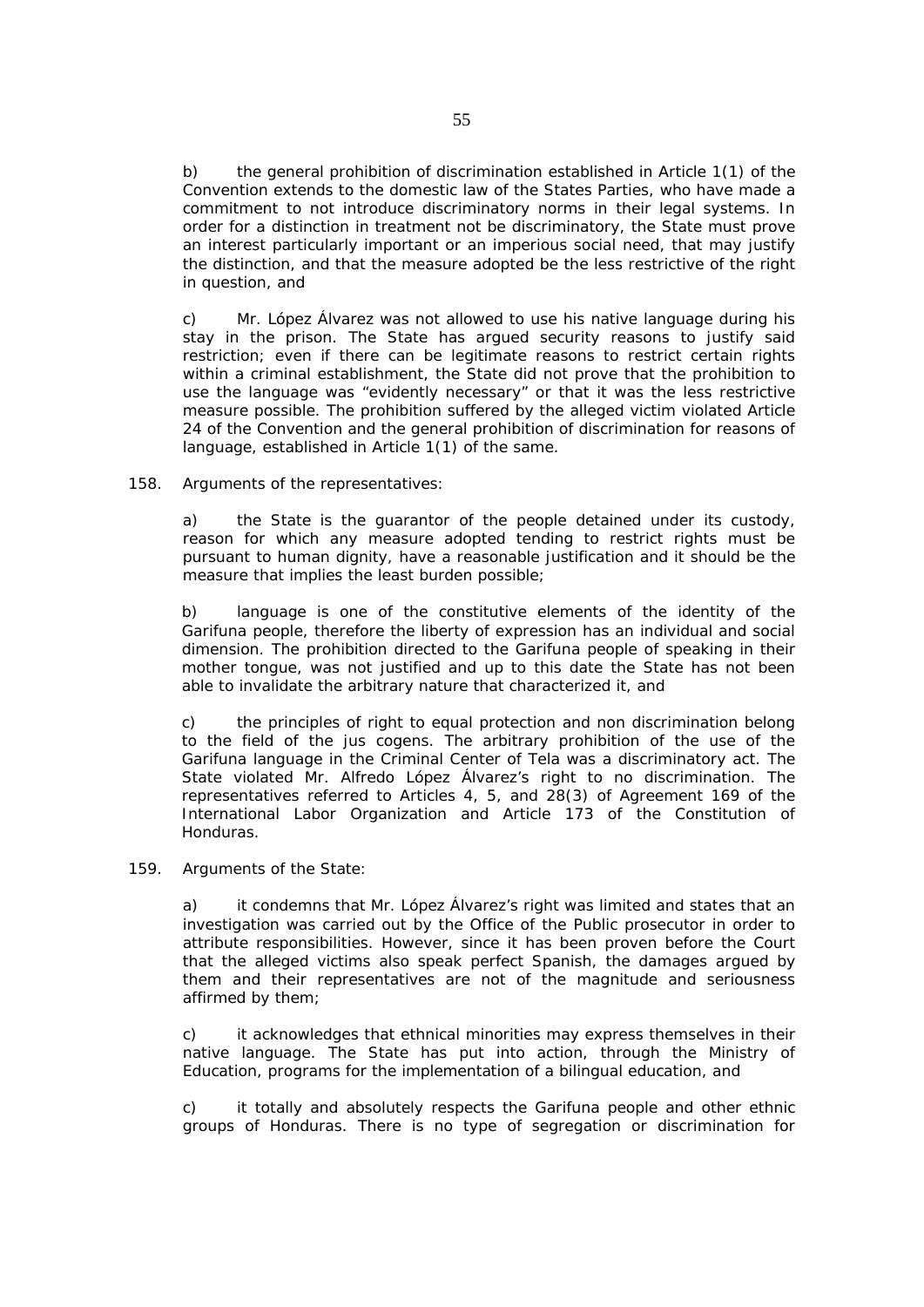b) the general prohibition of discrimination established in Article 1(1) of the Convention extends to the domestic law of the States Parties, who have made a commitment to not introduce discriminatory norms in their legal systems. In order for a distinction in treatment not be discriminatory, the State must prove an interest particularly important or an imperious social need, that may justify the distinction, and that the measure adopted be the less restrictive of the right in question, and

c) Mr. López Álvarez was not allowed to use his native language during his stay in the prison. The State has argued security reasons to justify said restriction; even if there can be legitimate reasons to restrict certain rights within a criminal establishment, the State did not prove that the prohibition to use the language was "evidently necessary" or that it was the less restrictive measure possible. The prohibition suffered by the alleged victim violated Article 24 of the Convention and the general prohibition of discrimination for reasons of language, established in Article 1(1) of the same.

158. Arguments of the representatives:

a) the State is the guarantor of the people detained under its custody, reason for which any measure adopted tending to restrict rights must be pursuant to human dignity, have a reasonable justification and it should be the measure that implies the least burden possible;

b) language is one of the constitutive elements of the identity of the Garifuna people, therefore the liberty of expression has an individual and social dimension. The prohibition directed to the Garifuna people of speaking in their mother tongue, was not justified and up to this date the State has not been able to invalidate the arbitrary nature that characterized it, and

c) the principles of right to equal protection and non discrimination belong to the field of the jus cogens. The arbitrary prohibition of the use of the Garifuna language in the Criminal Center of Tela was a discriminatory act. The State violated Mr. Alfredo López Álvarez's right to no discrimination. The representatives referred to Articles 4, 5, and 28(3) of Agreement 169 of the International Labor Organization and Article 173 of the Constitution of Honduras.

159. Arguments of the State:

a) it condemns that Mr. López Álvarez's right was limited and states that an investigation was carried out by the Office of the Public prosecutor in order to attribute responsibilities. However, since it has been proven before the Court that the alleged victims also speak perfect Spanish, the damages argued by them and their representatives are not of the magnitude and seriousness affirmed by them;

c) it acknowledges that ethnical minorities may express themselves in their native language. The State has put into action, through the Ministry of Education, programs for the implementation of a bilingual education, and

c) it totally and absolutely respects the Garifuna people and other ethnic groups of Honduras. There is no type of segregation or discrimination for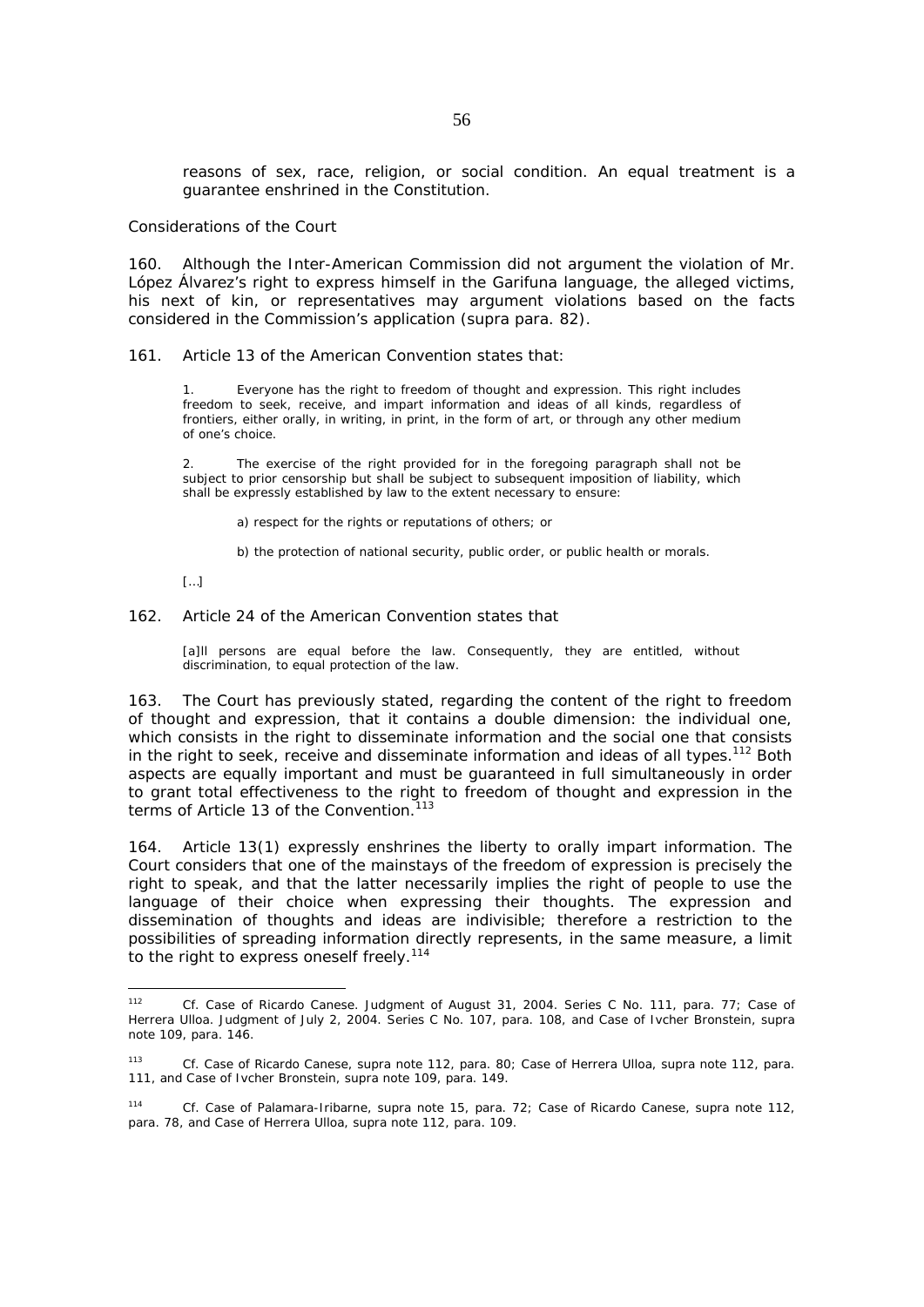reasons of sex, race, religion, or social condition. An equal treatment is a guarantee enshrined in the Constitution.

*Considerations of the Court*

160. Although the Inter-American Commission did not argument the violation of Mr. López Álvarez's right to express himself in the Garifuna language, the alleged victims, his next of kin, or representatives may argument violations based on the facts considered in the Commission's application (*supra* para. 82).

161. Article 13 of the American Convention states that:

> 1. Everyone has the right to freedom of thought and expression. This right includes freedom to seek, receive, and impart information and ideas of all kinds, regardless of frontiers, either orally, in writing, in print, in the form of art, or through any other medium of one's choice.
>
> 2. The exercise of the right provided for in the foregoing paragraph shall not be subject to prior censorship but shall be subject to subsequent imposition of liability, which shall be expressly established by law to the extent necessary to ensure:
>
> a) respect for the rights or reputations of others; or
>
> b) the protection of national security, public order, or public health or morals.
>
> […]

162. Article 24 of the American Convention states that

> [a]ll persons are equal before the law. Consequently, they are entitled, without discrimination, to equal protection of the law.

163. The Court has previously stated, regarding the content of the right to freedom of thought and expression, that it contains a double dimension: the individual one, which consists in the right to disseminate information and the social one that consists in the right to seek, receive and disseminate information and ideas of all types.[112] Both aspects are equally important and must be guaranteed in full simultaneously in order to grant total effectiveness to the right to freedom of thought and expression in the terms of Article 13 of the Convention.[113]

164. Article 13(1) expressly enshrines the liberty to orally impart information. The Court considers that one of the mainstays of the freedom of expression is precisely the right to speak, and that the latter necessarily implies the right of people to use the language of their choice when expressing their thoughts. The expression and dissemination of thoughts and ideas are indivisible; therefore a restriction to the possibilities of spreading information directly represents, in the same measure, a limit to the right to express oneself freely.[114]

---

[112] *Cf. Case of Ricardo Canese*. Judgment of August 31, 2004. Series C No. 111, para. 77; *Case of Herrera Ulloa*. Judgment of July 2, 2004. Series C No. 107, para. 108, and *Case of Ivcher Bronstein*, *supra* note 109, para. 146.

[113] *Cf. Case of Ricardo Canese*, *supra* note 112, para. 80; *Case of Herrera Ulloa*, *supra* note 112, para. 111, and *Case of Ivcher Bronstein*, *supra* note 109, para. 149.

[114] *Cf. Case of Palamara-Iribarne*, *supra* note 15, para. 72; *Case of Ricardo Canese*, *supra* note 112, para. 78, and *Case of Herrera Ulloa*, *supra* note 112, para. 109.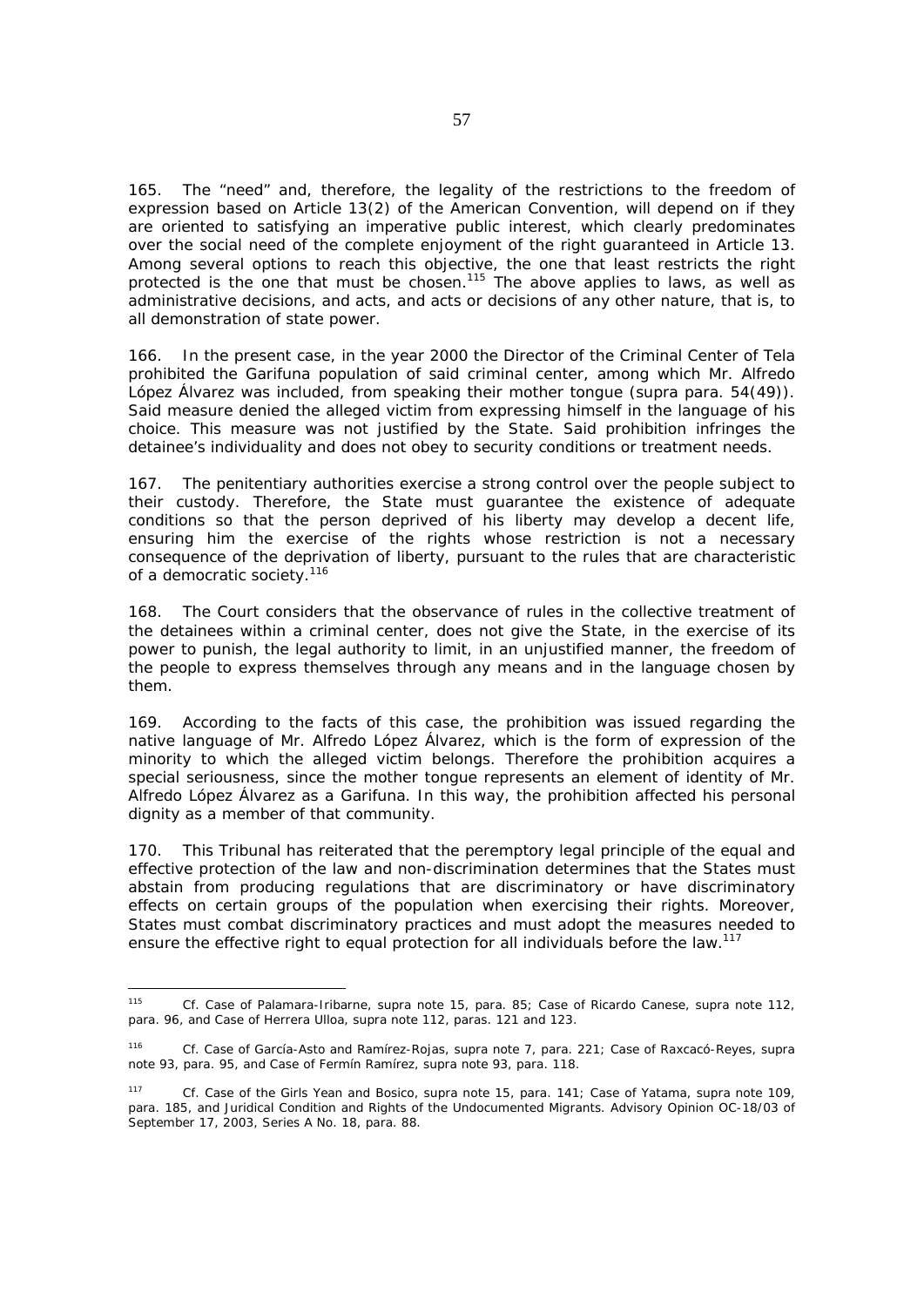165. The "need" and, therefore, the legality of the restrictions to the freedom of expression based on Article 13(2) of the American Convention, will depend on if they are oriented to satisfying an imperative public interest, which clearly predominates over the social need of the complete enjoyment of the right guaranteed in Article 13. Among several options to reach this objective, the one that least restricts the right protected is the one that must be chosen.[115] The above applies to laws, as well as administrative decisions, and acts, and acts or decisions of any other nature, that is, to all demonstration of state power.

166. In the present case, in the year 2000 the Director of the Criminal Center of Tela prohibited the Garifuna population of said criminal center, among which Mr. Alfredo López Álvarez was included, from speaking their mother tongue (*supra* para. 54(49)). Said measure denied the alleged victim from expressing himself in the language of his choice. This measure was not justified by the State. Said prohibition infringes the detainee's individuality and does not obey to security conditions or treatment needs.

167. The penitentiary authorities exercise a strong control over the people subject to their custody. Therefore, the State must guarantee the existence of adequate conditions so that the person deprived of his liberty may develop a decent life, ensuring him the exercise of the rights whose restriction is not a necessary consequence of the deprivation of liberty, pursuant to the rules that are characteristic of a democratic society.[116]

168. The Court considers that the observance of rules in the collective treatment of the detainees within a criminal center, does not give the State, in the exercise of its power to punish, the legal authority to limit, in an unjustified manner, the freedom of the people to express themselves through any means and in the language chosen by them.

169. According to the facts of this case, the prohibition was issued regarding the native language of Mr. Alfredo López Álvarez, which is the form of expression of the minority to which the alleged victim belongs. Therefore the prohibition acquires a special seriousness, since the mother tongue represents an element of identity of Mr. Alfredo López Álvarez as a Garifuna. In this way, the prohibition affected his personal dignity as a member of that community.

170. This Tribunal has reiterated that the peremptory legal principle of the equal and effective protection of the law and non-discrimination determines that the States must abstain from producing regulations that are discriminatory or have discriminatory effects on certain groups of the population when exercising their rights. Moreover, States must combat discriminatory practices and must adopt the measures needed to ensure the effective right to equal protection for all individuals before the law.[117]

---

[115] *Cf. Case of Palamara-Iribarne, supra* note 15, para. 85; *Case of Ricardo Canese, supra* note 112, para. 96, and *Case of Herrera Ulloa, supra* note 112, paras. 121 and 123.

[116] *Cf. Case of García-Asto and Ramírez-Rojas, supra* note 7, para. 221; *Case of Raxcacó-Reyes, supra* note 93, para. 95, and *Case of Fermín Ramírez, supra* note 93, para. 118.

[117] *Cf. Case of the Girls Yean and Bosico, supra* note 15, para. 141; *Case of Yatama, supra* note 109, para. 185, and *Juridical Condition and Rights of the Undocumented Migrants*. Advisory Opinion OC-18/03 of September 17, 2003, Series A No. 18, para. 88.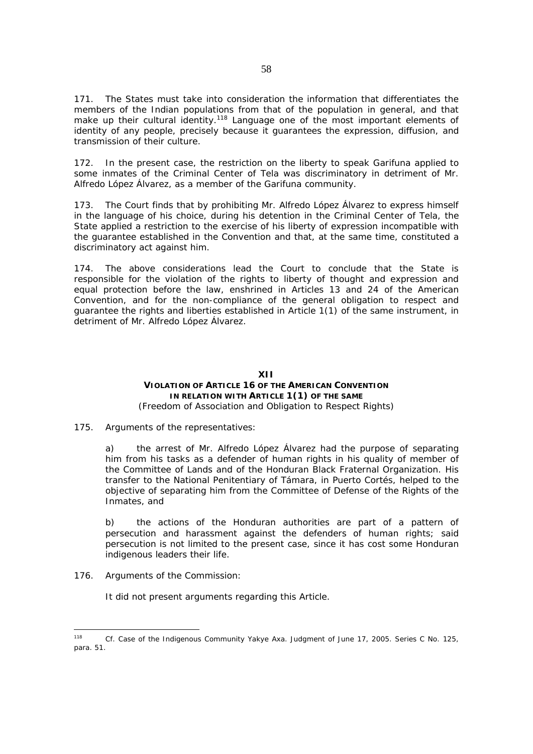171. The States must take into consideration the information that differentiates the members of the Indian populations from that of the population in general, and that make up their cultural identity.[118] Language one of the most important elements of identity of any people, precisely because it guarantees the expression, diffusion, and transmission of their culture.

172. In the present case, the restriction on the liberty to speak Garifuna applied to some inmates of the Criminal Center of Tela was discriminatory in detriment of Mr. Alfredo López Álvarez, as a member of the Garifuna community.

173. The Court finds that by prohibiting Mr. Alfredo López Álvarez to express himself in the language of his choice, during his detention in the Criminal Center of Tela, the State applied a restriction to the exercise of his liberty of expression incompatible with the guarantee established in the Convention and that, at the same time, constituted a discriminatory act against him.

174. The above considerations lead the Court to conclude that the State is responsible for the violation of the rights to liberty of thought and expression and equal protection before the law, enshrined in Articles 13 and 24 of the American Convention, and for the non-compliance of the general obligation to respect and guarantee the rights and liberties established in Article 1(1) of the same instrument, in detriment of Mr. Alfredo López Álvarez.

## XII
## VIOLATION OF ARTICLE 16 OF THE AMERICAN CONVENTION IN RELATION WITH ARTICLE 1(1) OF THE SAME
*(Freedom of Association and Obligation to Respect Rights)*

175. Arguments of the representatives:

a) the arrest of Mr. Alfredo López Álvarez had the purpose of separating him from his tasks as a defender of human rights in his quality of member of the Committee of Lands and of the Honduran Black Fraternal Organization. His transfer to the National Penitentiary of Támara, in Puerto Cortés, helped to the objective of separating him from the Committee of Defense of the Rights of the Inmates, and

b) the actions of the Honduran authorities are part of a pattern of persecution and harassment against the defenders of human rights; said persecution is not limited to the present case, since it has cost some Honduran indigenous leaders their life.

176. Arguments of the Commission:

It did not present arguments regarding this Article.

---

[118] Cf. Case of the Indigenous Community Yakye Axa. Judgment of June 17, 2005. Series C No. 125, para. 51.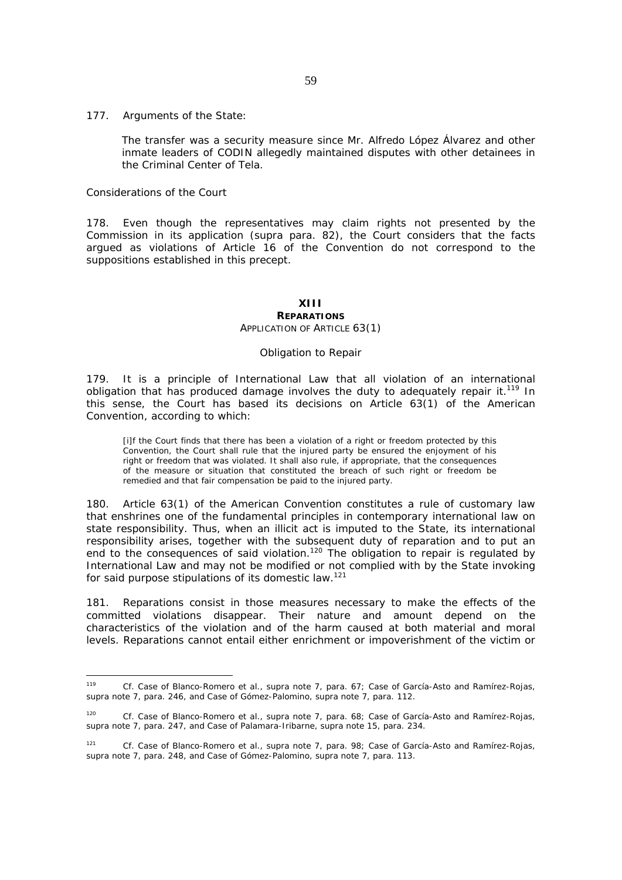177. *Arguments of the State:*

> The transfer was a security measure since Mr. Alfredo López Álvarez and other inmate leaders of CODIN allegedly maintained disputes with other detainees in the Criminal Center of Tela.

*Considerations of the Court*

178. Even though the representatives may claim rights not presented by the Commission in its application (*supra* para. 82), the Court considers that the facts argued as violations of Article 16 of the Convention do not correspond to the suppositions established in this precept.

## XIII
## REPARATIONS
### APPLICATION OF ARTICLE 63(1)

*Obligation to Repair*

179. It is a principle of International Law that all violation of an international obligation that has produced damage involves the duty to adequately repair it.[119] In this sense, the Court has based its decisions on Article 63(1) of the American Convention, according to which:

> [i]f the Court finds that there has been a violation of a right or freedom protected by this Convention, the Court shall rule that the injured party be ensured the enjoyment of his right or freedom that was violated. It shall also rule, if appropriate, that the consequences of the measure or situation that constituted the breach of such right or freedom be remedied and that fair compensation be paid to the injured party.

180. Article 63(1) of the American Convention constitutes a rule of customary law that enshrines one of the fundamental principles in contemporary international law on state responsibility. Thus, when an illicit act is imputed to the State, its international responsibility arises, together with the subsequent duty of reparation and to put an end to the consequences of said violation.[120] The obligation to repair is regulated by International Law and may not be modified or not complied with by the State invoking for said purpose stipulations of its domestic law.[121]

181. Reparations consist in those measures necessary to make the effects of the committed violations disappear. Their nature and amount depend on the characteristics of the violation and of the harm caused at both material and moral levels. Reparations cannot entail either enrichment or impoverishment of the victim or

---

[119] *Cf. Case of Blanco-Romero et al., supra* note 7, para. 67; *Case of García-Asto and Ramírez-Rojas, supra* note 7, para. 246, and *Case of Gómez-Palomino, supra* note 7, para. 112.

[120] *Cf. Case of Blanco-Romero et al., supra* note 7, para. 68; *Case of García-Asto and Ramírez-Rojas, supra* note 7, para. 247, and *Case of Palamara-Iribarne, supra* note 15, para. 234.

[121] *Cf. Case of Blanco-Romero et al., supra* note 7, para. 98; *Case of García-Asto and Ramírez-Rojas, supra* note 7, para. 248, and *Case of Gómez-Palomino, supra* note 7, para. 113.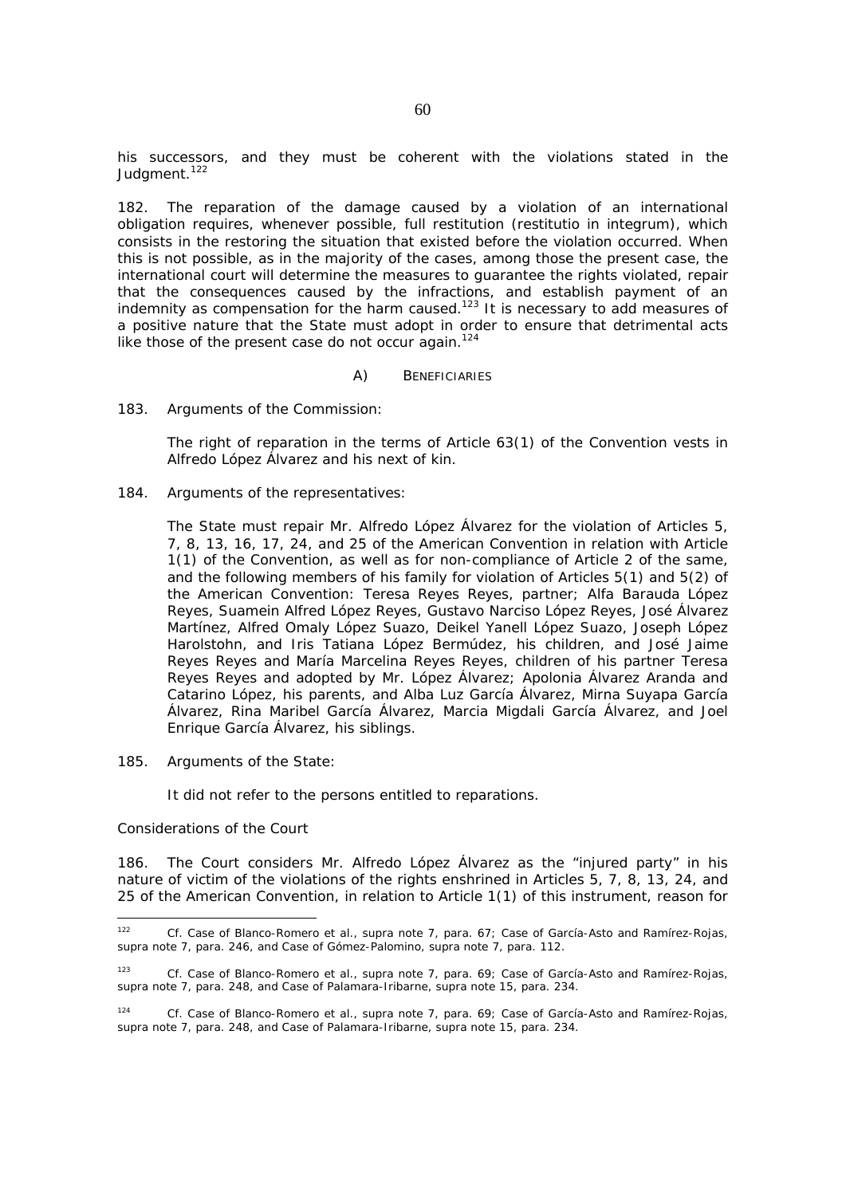his successors, and they must be coherent with the violations stated in the Judgment.[122]

182. The reparation of the damage caused by a violation of an international obligation requires, whenever possible, full restitution (*restitutio in integrum*), which consists in the restoring the situation that existed before the violation occurred. When this is not possible, as in the majority of the cases, among those the present case, the international court will determine the measures to guarantee the rights violated, repair that the consequences caused by the infractions, and establish payment of an indemnity as compensation for the harm caused.[123] It is necessary to add measures of a positive nature that the State must adopt in order to ensure that detrimental acts like those of the present case do not occur again.[124]

### A) BENEFICIARIES

183. *Arguments of the Commission:*

> The right of reparation in the terms of Article 63(1) of the Convention vests in Alfredo López Álvarez and his next of kin.

184. *Arguments of the representatives:*

> The State must repair Mr. Alfredo López Álvarez for the violation of Articles 5, 7, 8, 13, 16, 17, 24, and 25 of the American Convention in relation with Article 1(1) of the Convention, as well as for non-compliance of Article 2 of the same, and the following members of his family for violation of Articles 5(1) and 5(2) of the American Convention: Teresa Reyes Reyes, partner; Alfa Barauda López Reyes, Suamein Alfred López Reyes, Gustavo Narciso López Reyes, José Álvarez Martínez, Alfred Omaly López Suazo, Deikel Yanell López Suazo, Joseph López Harolstohn, and Iris Tatiana López Bermúdez, his children, and José Jaime Reyes Reyes and María Marcelina Reyes Reyes, children of his partner Teresa Reyes Reyes and adopted by Mr. López Álvarez; Apolonia Álvarez Aranda and Catarino López, his parents, and Alba Luz García Álvarez, Mirna Suyapa García Álvarez, Rina Maribel García Álvarez, Marcia Migdali García Álvarez, and Joel Enrique García Álvarez, his siblings.

185. *Arguments of the State:*

> It did not refer to the persons entitled to reparations.

*Considerations of the Court*

186. The Court considers Mr. Alfredo López Álvarez as the "injured party" in his nature of victim of the violations of the rights enshrined in Articles 5, 7, 8, 13, 24, and 25 of the American Convention, in relation to Article 1(1) of this instrument, reason for

---

[122] *Cf. Case of Blanco-Romero et al.*, *supra* note 7, para. 67; *Case of García-Asto and Ramírez-Rojas*, *supra* note 7, para. 246, and *Case of Gómez-Palomino*, *supra* note 7, para. 112.

[123] *Cf. Case of Blanco-Romero et al.*, *supra* note 7, para. 69; *Case of García-Asto and Ramírez-Rojas*, *supra* note 7, para. 248, and *Case of Palamara-Iribarne*, *supra* note 15, para. 234.

[124] *Cf. Case of Blanco-Romero et al.*, *supra* note 7, para. 69; *Case of García-Asto and Ramírez-Rojas*, *supra* note 7, para. 248, and *Case of Palamara-Iribarne*, *supra* note 15, para. 234.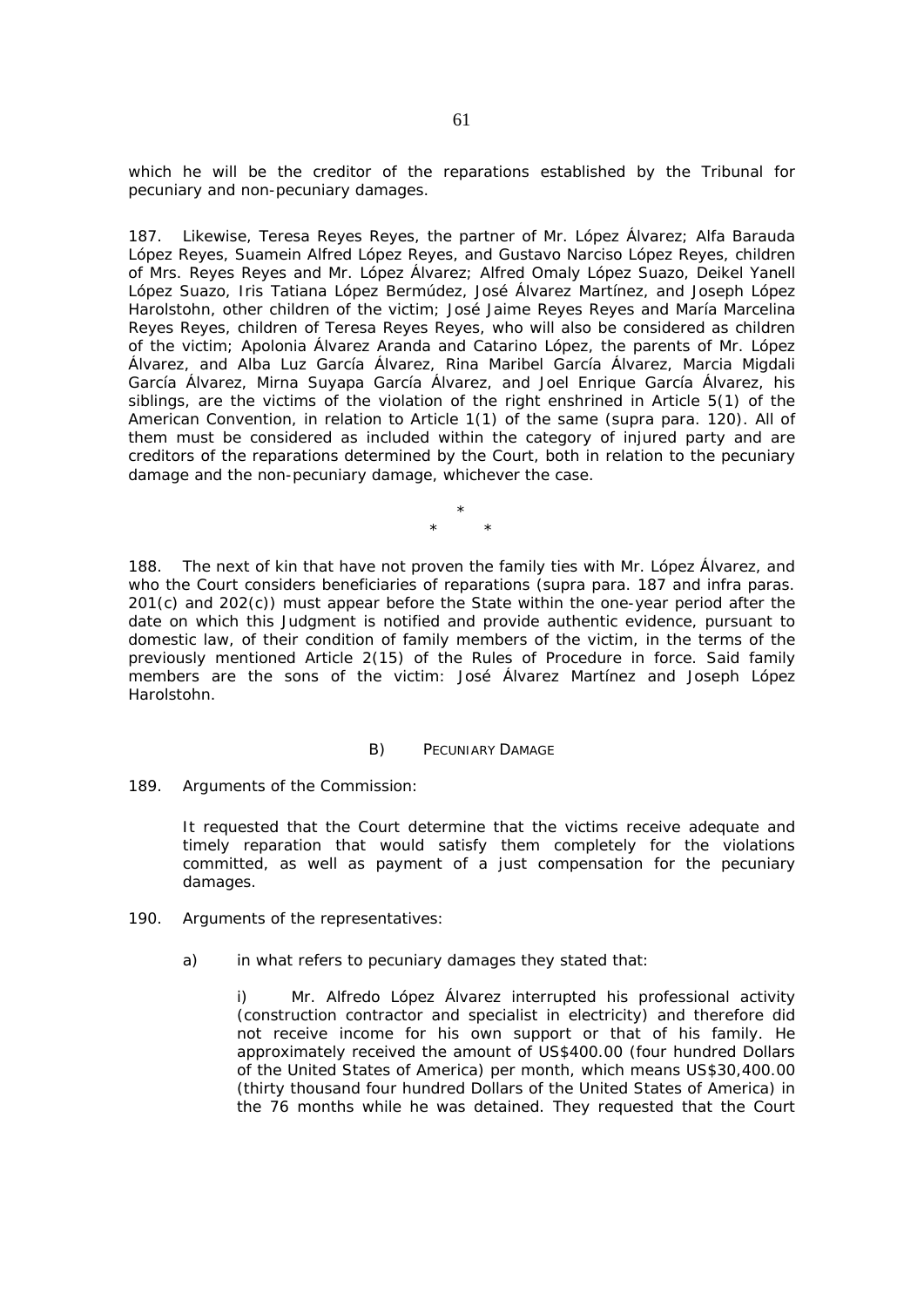which he will be the creditor of the reparations established by the Tribunal for pecuniary and non-pecuniary damages.

187. Likewise, Teresa Reyes Reyes, the partner of Mr. López Álvarez; Alfa Barauda López Reyes, Suamein Alfred López Reyes, and Gustavo Narciso López Reyes, children of Mrs. Reyes Reyes and Mr. López Álvarez; Alfred Omaly López Suazo, Deikel Yanell López Suazo, Iris Tatiana López Bermúdez, José Álvarez Martínez, and Joseph López Harolstohn, other children of the victim; José Jaime Reyes Reyes and María Marcelina Reyes Reyes, children of Teresa Reyes Reyes, who will also be considered as children of the victim; Apolonia Álvarez Aranda and Catarino López, the parents of Mr. López Álvarez, and Alba Luz García Álvarez, Rina Maribel García Álvarez, Marcia Migdali García Álvarez, Mirna Suyapa García Álvarez, and Joel Enrique García Álvarez, his siblings, are the victims of the violation of the right enshrined in Article 5(1) of the American Convention, in relation to Article 1(1) of the same (supra para. 120). All of them must be considered as included within the category of injured party and are creditors of the reparations determined by the Court, both in relation to the pecuniary damage and the non-pecuniary damage, whichever the case.

\*
\* \*

188. The next of kin that have not proven the family ties with Mr. López Álvarez, and who the Court considers beneficiaries of reparations (supra para. 187 and infra paras. 201(c) and 202(c)) must appear before the State within the one-year period after the date on which this Judgment is notified and provide authentic evidence, pursuant to domestic law, of their condition of family members of the victim, in the terms of the previously mentioned Article 2(15) of the Rules of Procedure in force. Said family members are the sons of the victim: José Álvarez Martínez and Joseph López Harolstohn.

### B) Pecuniary Damage

189. Arguments of the Commission:

> It requested that the Court determine that the victims receive adequate and timely reparation that would satisfy them completely for the violations committed, as well as payment of a just compensation for the pecuniary damages.

190. Arguments of the representatives:

a) in what refers to pecuniary damages they stated that:

> i) Mr. Alfredo López Álvarez interrupted his professional activity (construction contractor and specialist in electricity) and therefore did not receive income for his own support or that of his family. He approximately received the amount of US$400.00 (four hundred Dollars of the United States of America) per month, which means US$30,400.00 (thirty thousand four hundred Dollars of the United States of America) in the 76 months while he was detained. They requested that the Court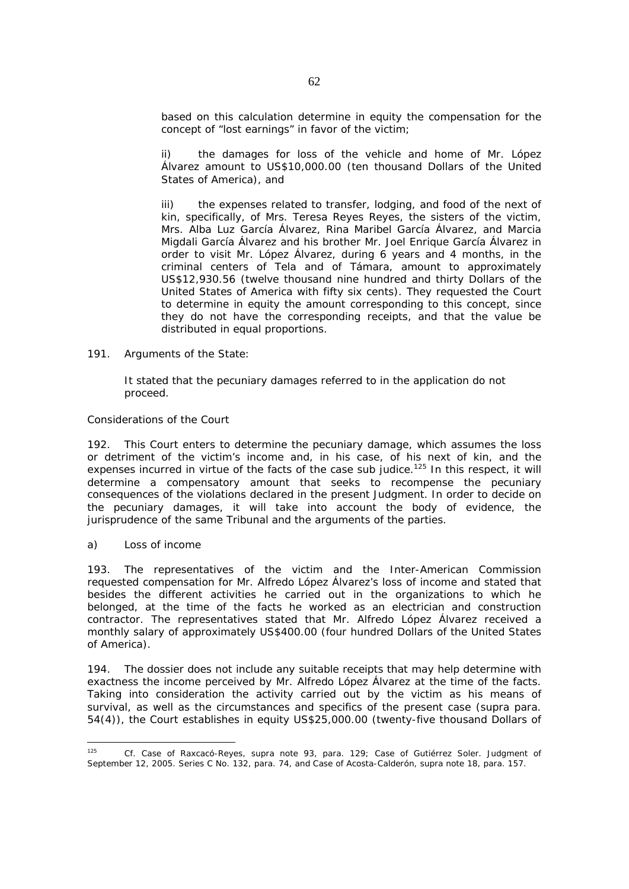based on this calculation determine in equity the compensation for the concept of "lost earnings" in favor of the victim;

ii) the damages for loss of the vehicle and home of Mr. López Álvarez amount to US$10,000.00 (ten thousand Dollars of the United States of America), and

iii) the expenses related to transfer, lodging, and food of the next of kin, specifically, of Mrs. Teresa Reyes Reyes, the sisters of the victim, Mrs. Alba Luz García Álvarez, Rina Maribel García Álvarez, and Marcia Migdali García Álvarez and his brother Mr. Joel Enrique García Álvarez in order to visit Mr. López Álvarez, during 6 years and 4 months, in the criminal centers of Tela and of Támara, amount to approximately US$12,930.56 (twelve thousand nine hundred and thirty Dollars of the United States of America with fifty six cents). They requested the Court to determine in equity the amount corresponding to this concept, since they do not have the corresponding receipts, and that the value be distributed in equal proportions.

191. *Arguments of the State:*

> It stated that the pecuniary damages referred to in the application do not proceed.

*Considerations of the Court*

192. This Court enters to determine the pecuniary damage, which assumes the loss or detriment of the victim's income and, in his case, of his next of kin, and the expenses incurred in virtue of the facts of the case *sub judice*.[125] In this respect, it will determine a compensatory amount that seeks to recompense the pecuniary consequences of the violations declared in the present Judgment. In order to decide on the pecuniary damages, it will take into account the body of evidence, the jurisprudence of the same Tribunal and the arguments of the parties.

a) *Loss of income*

193. The representatives of the victim and the Inter-American Commission requested compensation for Mr. Alfredo López Álvarez's loss of income and stated that besides the different activities he carried out in the organizations to which he belonged, at the time of the facts he worked as an electrician and construction contractor. The representatives stated that Mr. Alfredo López Álvarez received a monthly salary of approximately US$400.00 (four hundred Dollars of the United States of America).

194. The dossier does not include any suitable receipts that may help determine with exactness the income perceived by Mr. Alfredo López Álvarez at the time of the facts. Taking into consideration the activity carried out by the victim as his means of survival, as well as the circumstances and specifics of the present case (*supra* para. 54(4)), the Court establishes in equity US$25,000.00 (twenty-five thousand Dollars of

---

[125] *Cf. Case of Raxcacó-Reyes, supra* note 93, para. 129; *Case of Gutiérrez Soler*. Judgment of September 12, 2005. Series C No. 132, para. 74, and *Case of Acosta-Calderón, supra* note 18, para. 157.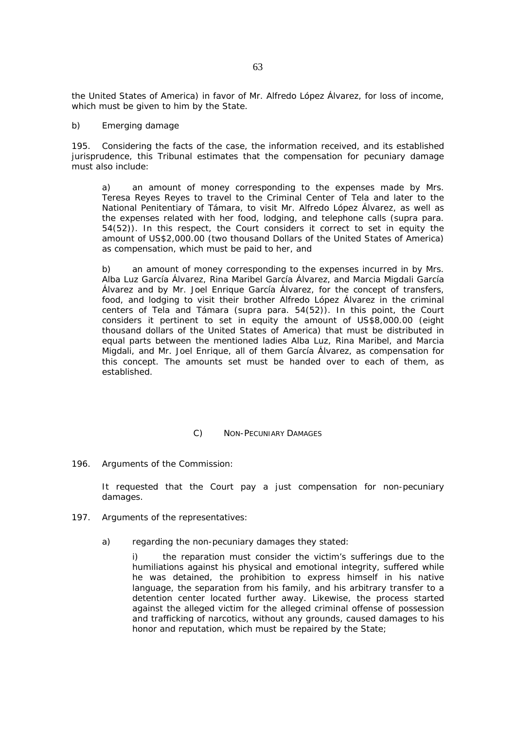the United States of America) in favor of Mr. Alfredo López Álvarez, for loss of income, which must be given to him by the State.

b) Emerging damage

195. Considering the facts of the case, the information received, and its established jurisprudence, this Tribunal estimates that the compensation for pecuniary damage must also include:

> a) an amount of money corresponding to the expenses made by Mrs. Teresa Reyes Reyes to travel to the Criminal Center of Tela and later to the National Penitentiary of Támara, to visit Mr. Alfredo López Álvarez, as well as the expenses related with her food, lodging, and telephone calls (supra para. 54(52)). In this respect, the Court considers it correct to set in equity the amount of US$2,000.00 (two thousand Dollars of the United States of America) as compensation, which must be paid to her, and
>
> b) an amount of money corresponding to the expenses incurred in by Mrs. Alba Luz García Álvarez, Rina Maribel García Álvarez, and Marcia Migdali García Álvarez and by Mr. Joel Enrique García Álvarez, for the concept of transfers, food, and lodging to visit their brother Alfredo López Álvarez in the criminal centers of Tela and Támara (supra para. 54(52)). In this point, the Court considers it pertinent to set in equity the amount of US$8,000.00 (eight thousand dollars of the United States of America) that must be distributed in equal parts between the mentioned ladies Alba Luz, Rina Maribel, and Marcia Migdali, and Mr. Joel Enrique, all of them García Álvarez, as compensation for this concept. The amounts set must be handed over to each of them, as established.

## C) Non-Pecuniary Damages

196. Arguments of the Commission:

> It requested that the Court pay a just compensation for non-pecuniary damages.

197. Arguments of the representatives:

> a) regarding the non-pecuniary damages they stated:
>
> > i) the reparation must consider the victim's sufferings due to the humiliations against his physical and emotional integrity, suffered while he was detained, the prohibition to express himself in his native language, the separation from his family, and his arbitrary transfer to a detention center located further away. Likewise, the process started against the alleged victim for the alleged criminal offense of possession and trafficking of narcotics, without any grounds, caused damages to his honor and reputation, which must be repaired by the State;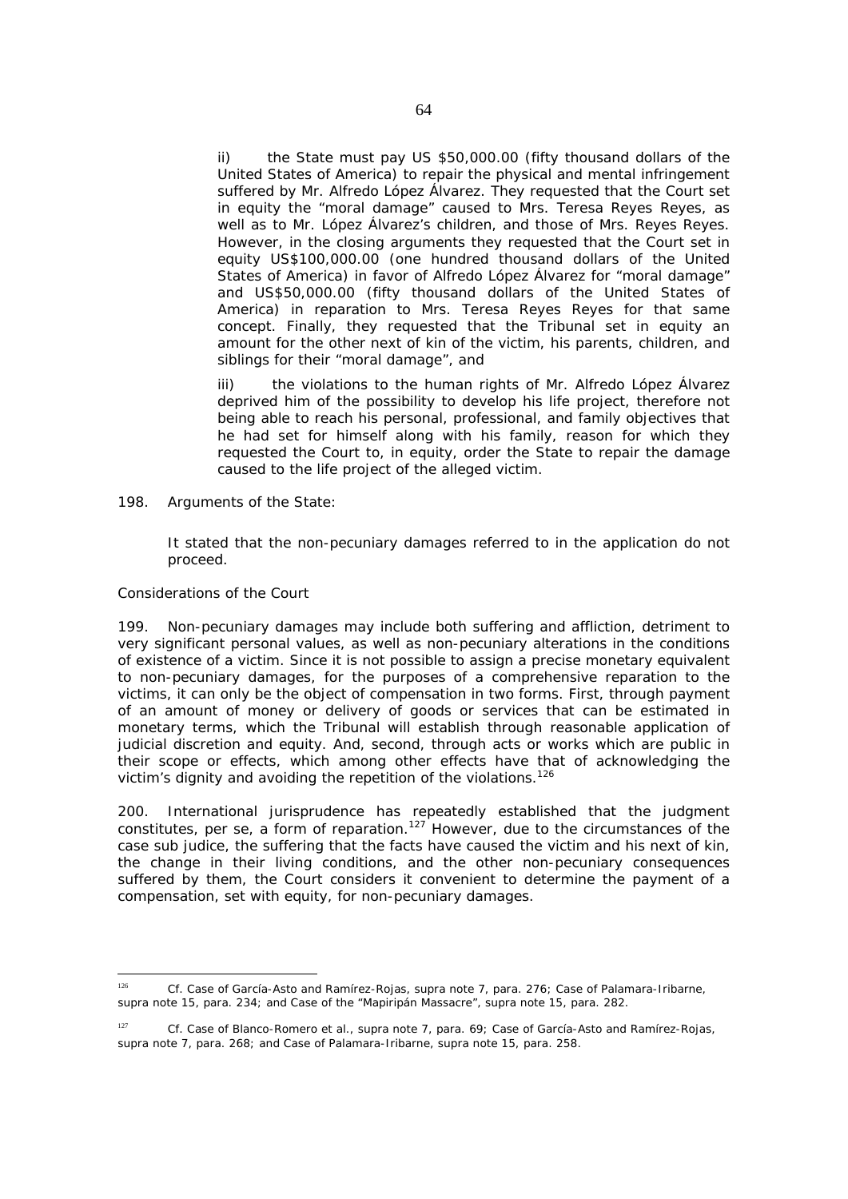ii) the State must pay US $50,000.00 (fifty thousand dollars of the United States of America) to repair the physical and mental infringement suffered by Mr. Alfredo López Álvarez. They requested that the Court set in equity the "moral damage" caused to Mrs. Teresa Reyes Reyes, as well as to Mr. López Álvarez's children, and those of Mrs. Reyes Reyes. However, in the closing arguments they requested that the Court set in equity US$100,000.00 (one hundred thousand dollars of the United States of America) in favor of Alfredo López Álvarez for "moral damage" and US$50,000.00 (fifty thousand dollars of the United States of America) in reparation to Mrs. Teresa Reyes Reyes for that same concept. Finally, they requested that the Tribunal set in equity an amount for the other next of kin of the victim, his parents, children, and siblings for their "moral damage", and

iii) the violations to the human rights of Mr. Alfredo López Álvarez deprived him of the possibility to develop his life project, therefore not being able to reach his personal, professional, and family objectives that he had set for himself along with his family, reason for which they requested the Court to, in equity, order the State to repair the damage caused to the life project of the alleged victim.

198. *Arguments of the State:*

It stated that the non-pecuniary damages referred to in the application do not proceed.

*Considerations of the Court*

199. Non-pecuniary damages may include both suffering and affliction, detriment to very significant personal values, as well as non-pecuniary alterations in the conditions of existence of a victim. Since it is not possible to assign a precise monetary equivalent to non-pecuniary damages, for the purposes of a comprehensive reparation to the victims, it can only be the object of compensation in two forms. First, through payment of an amount of money or delivery of goods or services that can be estimated in monetary terms, which the Tribunal will establish through reasonable application of judicial discretion and equity. And, second, through acts or works which are public in their scope or effects, which among other effects have that of acknowledging the victim's dignity and avoiding the repetition of the violations.[126]

200. International jurisprudence has repeatedly established that the judgment constitutes, *per se*, a form of reparation.[127] However, due to the circumstances of the case *sub judice*, the suffering that the facts have caused the victim and his next of kin, the change in their living conditions, and the other non-pecuniary consequences suffered by them, the Court considers it convenient to determine the payment of a compensation, set with equity, for non-pecuniary damages.

---

[126] *Cf. Case of García-Asto and Ramírez-Rojas, supra* note 7, para. 276; *Case of Palamara-Iribarne, supra* note 15, para. 234; and *Case of the "Mapiripán Massacre", supra* note 15, para. 282.

[127] *Cf. Case of Blanco-Romero et al., supra* note 7, para. 69; *Case of García-Asto and Ramírez-Rojas, supra* note 7, para. 268; and *Case of Palamara-Iribarne, supra* note 15, para. 258.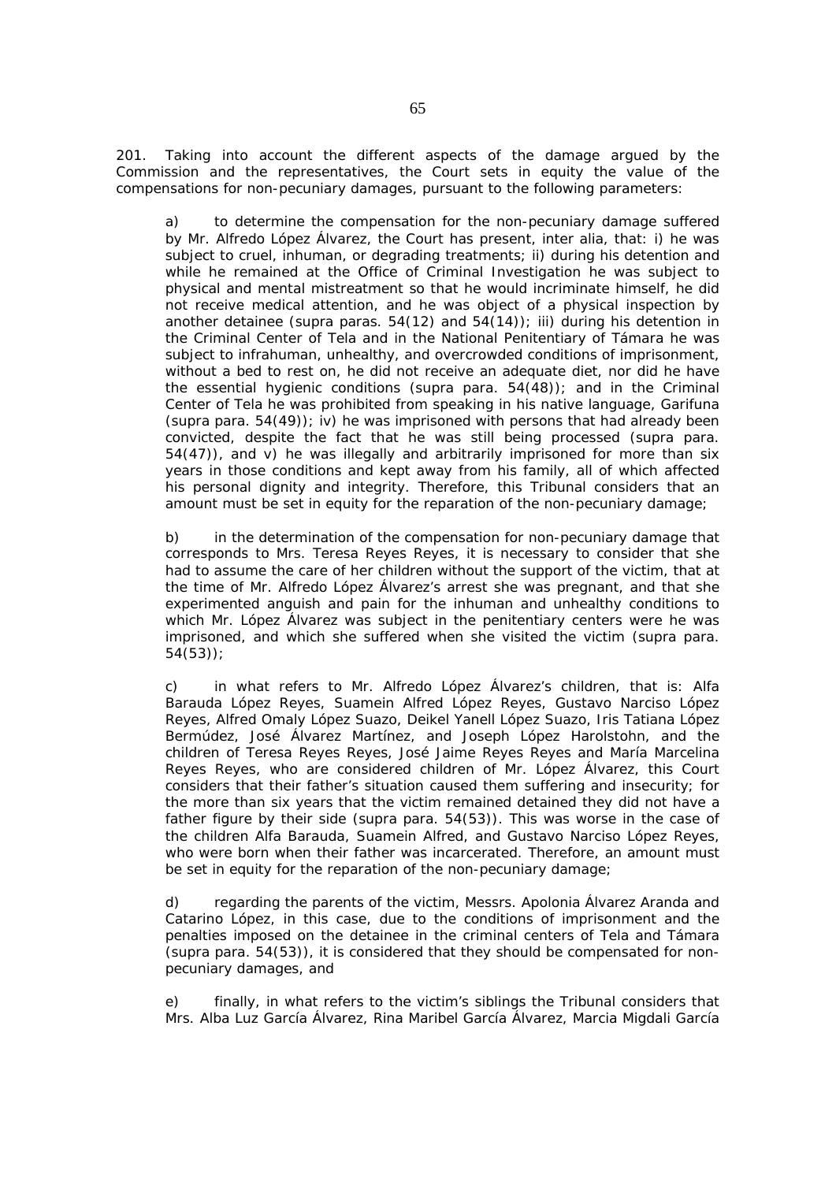201. Taking into account the different aspects of the damage argued by the Commission and the representatives, the Court sets in equity the value of the compensations for non-pecuniary damages, pursuant to the following parameters:

a) to determine the compensation for the non-pecuniary damage suffered by Mr. Alfredo López Álvarez, the Court has present, inter alia, that: i) he was subject to cruel, inhuman, or degrading treatments; ii) during his detention and while he remained at the Office of Criminal Investigation he was subject to physical and mental mistreatment so that he would incriminate himself, he did not receive medical attention, and he was object of a physical inspection by another detainee (supra paras. 54(12) and 54(14)); iii) during his detention in the Criminal Center of Tela and in the National Penitentiary of Támara he was subject to infrahuman, unhealthy, and overcrowded conditions of imprisonment, without a bed to rest on, he did not receive an adequate diet, nor did he have the essential hygienic conditions (supra para. 54(48)); and in the Criminal Center of Tela he was prohibited from speaking in his native language, Garifuna (supra para. 54(49)); iv) he was imprisoned with persons that had already been convicted, despite the fact that he was still being processed (supra para. 54(47)), and v) he was illegally and arbitrarily imprisoned for more than six years in those conditions and kept away from his family, all of which affected his personal dignity and integrity. Therefore, this Tribunal considers that an amount must be set in equity for the reparation of the non-pecuniary damage;

b) in the determination of the compensation for non-pecuniary damage that corresponds to Mrs. Teresa Reyes Reyes, it is necessary to consider that she had to assume the care of her children without the support of the victim, that at the time of Mr. Alfredo López Álvarez's arrest she was pregnant, and that she experimented anguish and pain for the inhuman and unhealthy conditions to which Mr. López Álvarez was subject in the penitentiary centers were he was imprisoned, and which she suffered when she visited the victim (supra para. 54(53));

c) in what refers to Mr. Alfredo López Álvarez's children, that is: Alfa Barauda López Reyes, Suamein Alfred López Reyes, Gustavo Narciso López Reyes, Alfred Omaly López Suazo, Deikel Yanell López Suazo, Iris Tatiana López Bermúdez, José Álvarez Martínez, and Joseph López Harolstohn, and the children of Teresa Reyes Reyes, José Jaime Reyes Reyes and María Marcelina Reyes Reyes, who are considered children of Mr. López Álvarez, this Court considers that their father's situation caused them suffering and insecurity; for the more than six years that the victim remained detained they did not have a father figure by their side (supra para. 54(53)). This was worse in the case of the children Alfa Barauda, Suamein Alfred, and Gustavo Narciso López Reyes, who were born when their father was incarcerated. Therefore, an amount must be set in equity for the reparation of the non-pecuniary damage;

d) regarding the parents of the victim, Messrs. Apolonia Álvarez Aranda and Catarino López, in this case, due to the conditions of imprisonment and the penalties imposed on the detainee in the criminal centers of Tela and Támara (supra para. 54(53)), it is considered that they should be compensated for non-pecuniary damages, and

e) finally, in what refers to the victim's siblings the Tribunal considers that Mrs. Alba Luz García Álvarez, Rina Maribel García Álvarez, Marcia Migdali García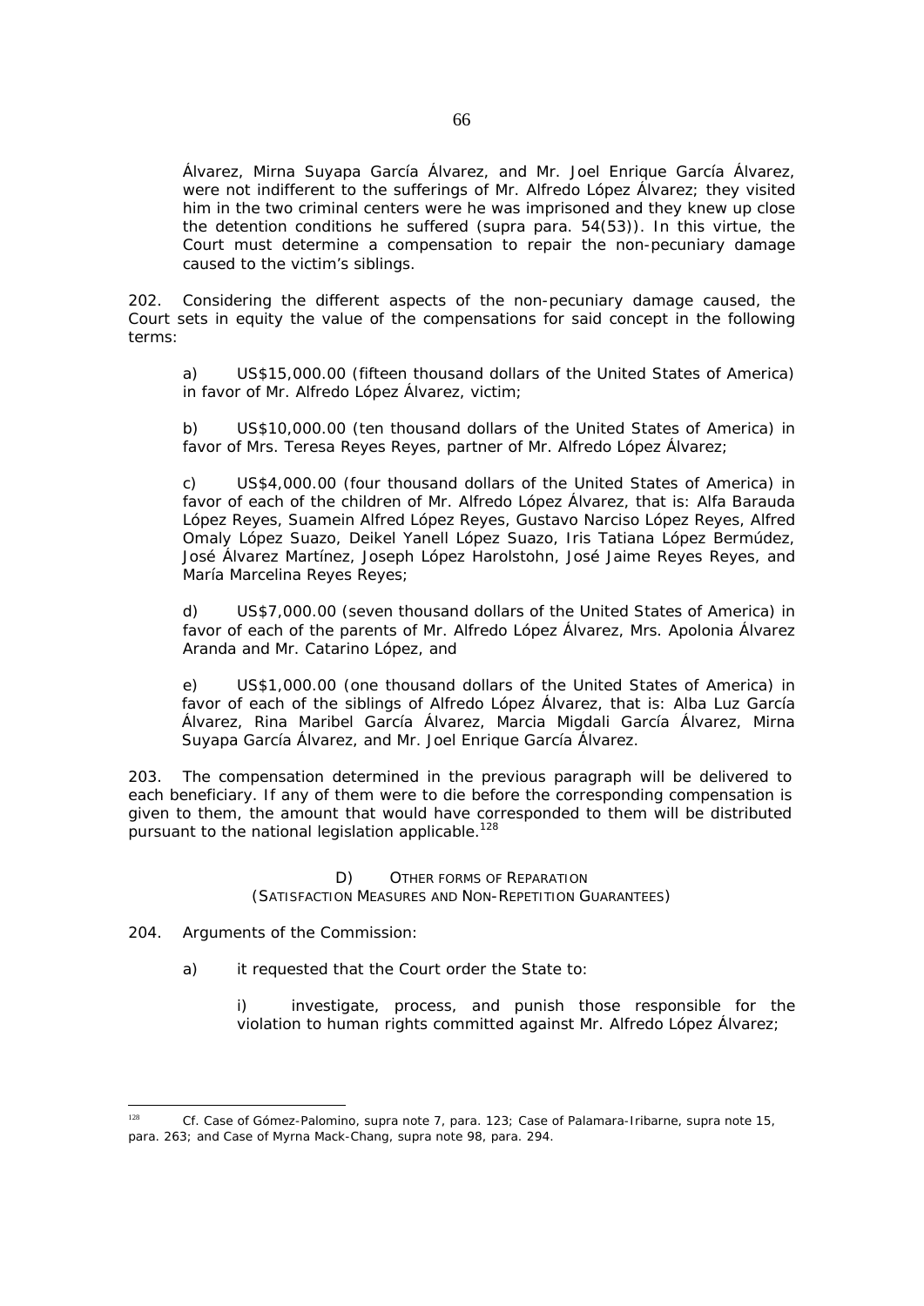Álvarez, Mirna Suyapa García Álvarez, and Mr. Joel Enrique García Álvarez, were not indifferent to the sufferings of Mr. Alfredo López Álvarez; they visited him in the two criminal centers were he was imprisoned and they knew up close the detention conditions he suffered (supra para. 54(53)). In this virtue, the Court must determine a compensation to repair the non-pecuniary damage caused to the victim's siblings.

202. Considering the different aspects of the non-pecuniary damage caused, the Court sets in equity the value of the compensations for said concept in the following terms:

a) US$15,000.00 (fifteen thousand dollars of the United States of America) in favor of Mr. Alfredo López Álvarez, victim;

b) US$10,000.00 (ten thousand dollars of the United States of America) in favor of Mrs. Teresa Reyes Reyes, partner of Mr. Alfredo López Álvarez;

c) US$4,000.00 (four thousand dollars of the United States of America) in favor of each of the children of Mr. Alfredo López Álvarez, that is: Alfa Barauda López Reyes, Suamein Alfred López Reyes, Gustavo Narciso López Reyes, Alfred Omaly López Suazo, Deikel Yanell López Suazo, Iris Tatiana López Bermúdez, José Álvarez Martínez, Joseph López Harolstohn, José Jaime Reyes Reyes, and María Marcelina Reyes Reyes;

d) US$7,000.00 (seven thousand dollars of the United States of America) in favor of each of the parents of Mr. Alfredo López Álvarez, Mrs. Apolonia Álvarez Aranda and Mr. Catarino López, and

e) US$1,000.00 (one thousand dollars of the United States of America) in favor of each of the siblings of Alfredo López Álvarez, that is: Alba Luz García Álvarez, Rina Maribel García Álvarez, Marcia Migdali García Álvarez, Mirna Suyapa García Álvarez, and Mr. Joel Enrique García Álvarez.

203. The compensation determined in the previous paragraph will be delivered to each beneficiary. If any of them were to die before the corresponding compensation is given to them, the amount that would have corresponded to them will be distributed pursuant to the national legislation applicable.[128]

### D) OTHER FORMS OF REPARATION (SATISFACTION MEASURES AND NON-REPETITION GUARANTEES)

204. Arguments of the Commission:

a) it requested that the Court order the State to:

i) investigate, process, and punish those responsible for the violation to human rights committed against Mr. Alfredo López Álvarez;

---

[128] *Cf. Case of Gómez-Palomino, supra* note 7, para. 123; *Case of Palamara-Iribarne, supra* note 15, para. 263; and *Case of Myrna Mack-Chang, supra* note 98, para. 294.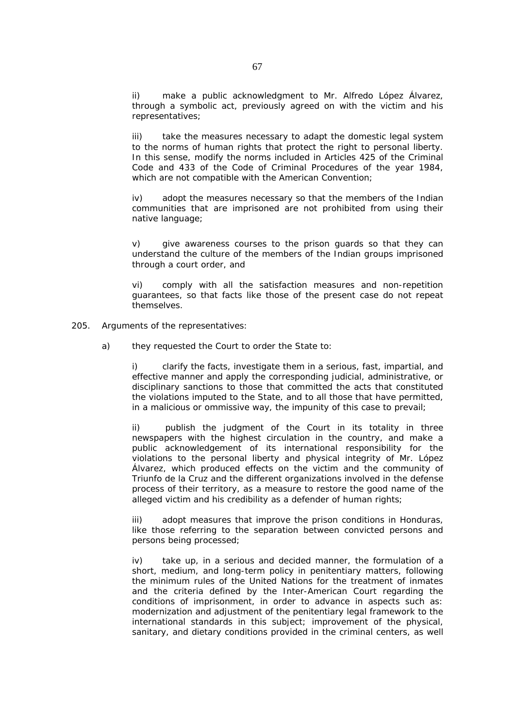ii) make a public acknowledgment to Mr. Alfredo López Álvarez, through a symbolic act, previously agreed on with the victim and his representatives;

iii) take the measures necessary to adapt the domestic legal system to the norms of human rights that protect the right to personal liberty. In this sense, modify the norms included in Articles 425 of the Criminal Code and 433 of the Code of Criminal Procedures of the year 1984, which are not compatible with the American Convention;

iv) adopt the measures necessary so that the members of the Indian communities that are imprisoned are not prohibited from using their native language;

v) give awareness courses to the prison guards so that they can understand the culture of the members of the Indian groups imprisoned through a court order, and

vi) comply with all the satisfaction measures and non-repetition guarantees, so that facts like those of the present case do not repeat themselves.

205. Arguments of the representatives:

a) they requested the Court to order the State to:

i) clarify the facts, investigate them in a serious, fast, impartial, and effective manner and apply the corresponding judicial, administrative, or disciplinary sanctions to those that committed the acts that constituted the violations imputed to the State, and to all those that have permitted, in a malicious or ommissive way, the impunity of this case to prevail;

ii) publish the judgment of the Court in its totality in three newspapers with the highest circulation in the country, and make a public acknowledgement of its international responsibility for the violations to the personal liberty and physical integrity of Mr. López Álvarez, which produced effects on the victim and the community of Triunfo de la Cruz and the different organizations involved in the defense process of their territory, as a measure to restore the good name of the alleged victim and his credibility as a defender of human rights;

iii) adopt measures that improve the prison conditions in Honduras, like those referring to the separation between convicted persons and persons being processed;

iv) take up, in a serious and decided manner, the formulation of a short, medium, and long-term policy in penitentiary matters, following the minimum rules of the United Nations for the treatment of inmates and the criteria defined by the Inter-American Court regarding the conditions of imprisonment, in order to advance in aspects such as: modernization and adjustment of the penitentiary legal framework to the international standards in this subject; improvement of the physical, sanitary, and dietary conditions provided in the criminal centers, as well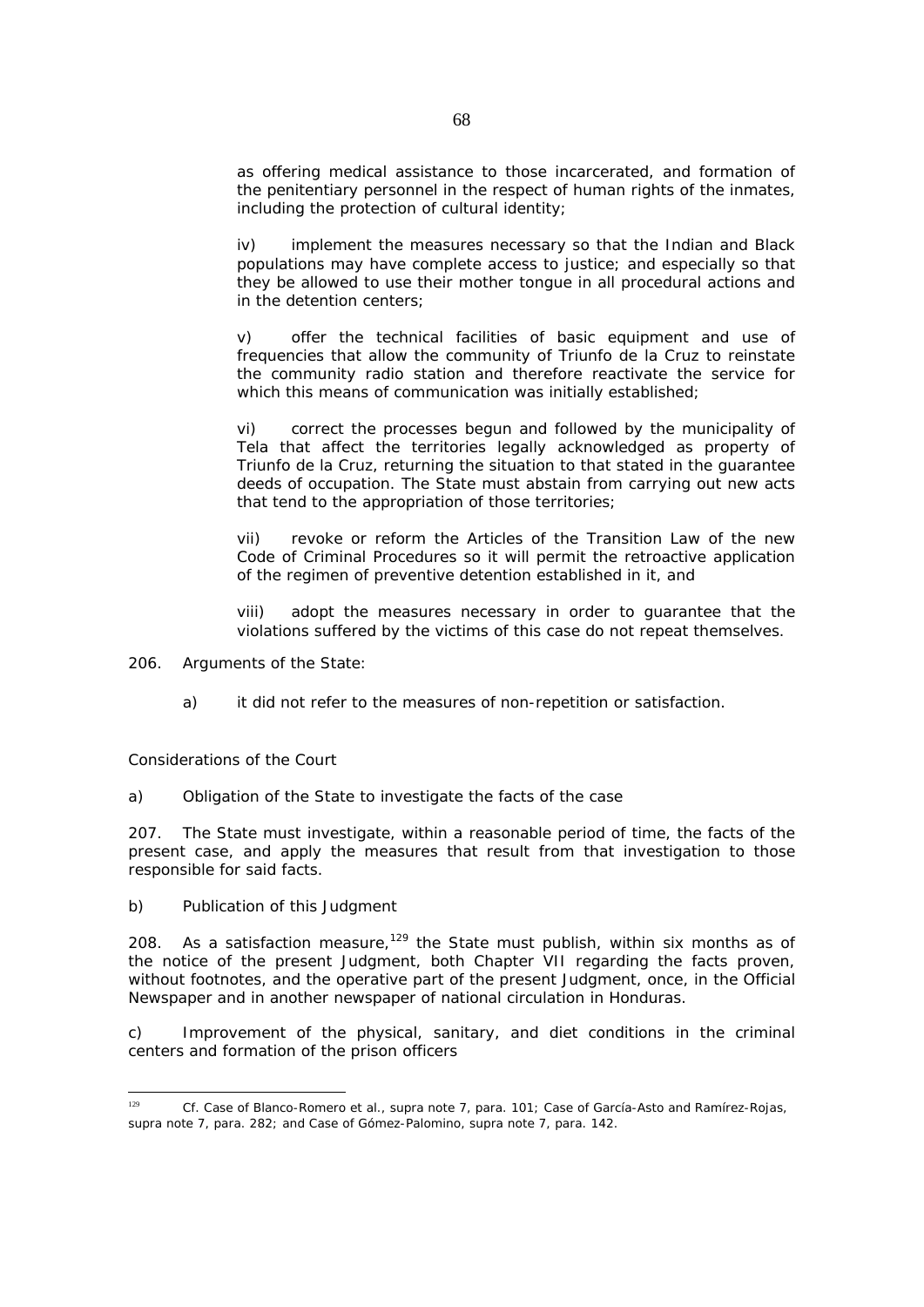as offering medical assistance to those incarcerated, and formation of the penitentiary personnel in the respect of human rights of the inmates, including the protection of cultural identity;

iv) implement the measures necessary so that the Indian and Black populations may have complete access to justice; and especially so that they be allowed to use their mother tongue in all procedural actions and in the detention centers;

v) offer the technical facilities of basic equipment and use of frequencies that allow the community of Triunfo de la Cruz to reinstate the community radio station and therefore reactivate the service for which this means of communication was initially established;

vi) correct the processes begun and followed by the municipality of Tela that affect the territories legally acknowledged as property of Triunfo de la Cruz, returning the situation to that stated in the guarantee deeds of occupation. The State must abstain from carrying out new acts that tend to the appropriation of those territories;

vii) revoke or reform the Articles of the Transition Law of the new Code of Criminal Procedures so it will permit the retroactive application of the regimen of preventive detention established in it, and

viii) adopt the measures necessary in order to guarantee that the violations suffered by the victims of this case do not repeat themselves.

206. Arguments of the State:

a) it did not refer to the measures of non-repetition or satisfaction.

*Considerations of the Court*

a) *Obligation of the State to investigate the facts of the case*

207. The State must investigate, within a reasonable period of time, the facts of the present case, and apply the measures that result from that investigation to those responsible for said facts.

b) *Publication of this Judgment*

208. As a satisfaction measure,[129] the State must publish, within six months as of the notice of the present Judgment, both Chapter VII regarding the facts proven, without footnotes, and the operative part of the present Judgment, once, in the Official Newspaper and in another newspaper of national circulation in Honduras.

c) *Improvement of the physical, sanitary, and diet conditions in the criminal centers and formation of the prison officers*

---

[129] *Cf. Case of Blanco-Romero et al., supra* note 7, para. 101; *Case of García-Asto and Ramírez-Rojas, supra* note 7, para. 282; and *Case of Gómez-Palomino, supra* note 7, para. 142.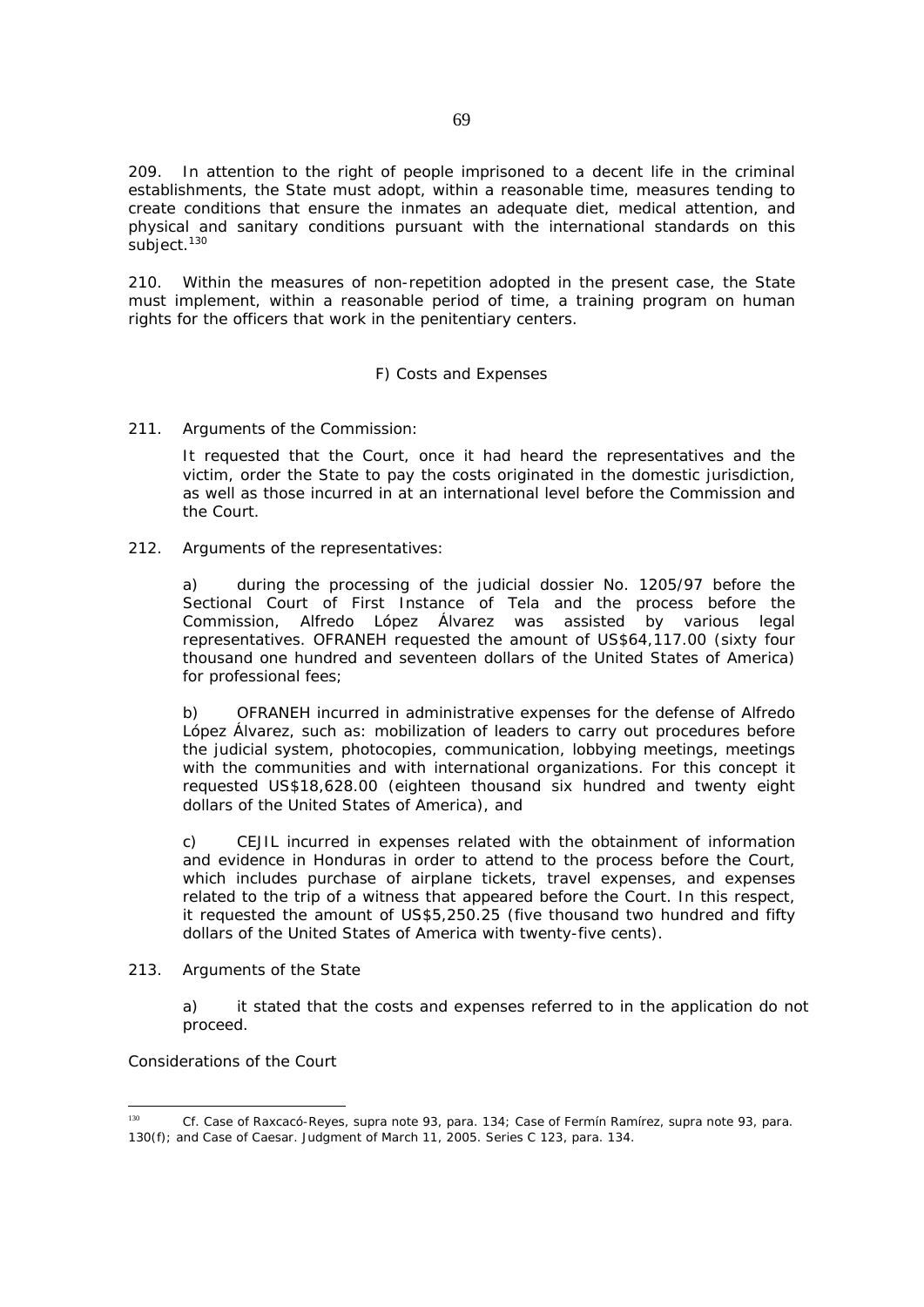209. In attention to the right of people imprisoned to a decent life in the criminal establishments, the State must adopt, within a reasonable time, measures tending to create conditions that ensure the inmates an adequate diet, medical attention, and physical and sanitary conditions pursuant with the international standards on this subject.[130]

210. Within the measures of non-repetition adopted in the present case, the State must implement, within a reasonable period of time, a training program on human rights for the officers that work in the penitentiary centers.

F) Costs and Expenses

211. Arguments of the Commission:

> It requested that the Court, once it had heard the representatives and the victim, order the State to pay the costs originated in the domestic jurisdiction, as well as those incurred in at an international level before the Commission and the Court.

212. Arguments of the representatives:

> a) during the processing of the judicial dossier No. 1205/97 before the Sectional Court of First Instance of Tela and the process before the Commission, Alfredo López Álvarez was assisted by various legal representatives. OFRANEH requested the amount of US$64,117.00 (sixty four thousand one hundred and seventeen dollars of the United States of America) for professional fees;
>
> b) OFRANEH incurred in administrative expenses for the defense of Alfredo López Álvarez, such as: mobilization of leaders to carry out procedures before the judicial system, photocopies, communication, lobbying meetings, meetings with the communities and with international organizations. For this concept it requested US$18,628.00 (eighteen thousand six hundred and twenty eight dollars of the United States of America), and
>
> c) CEJIL incurred in expenses related with the obtainment of information and evidence in Honduras in order to attend to the process before the Court, which includes purchase of airplane tickets, travel expenses, and expenses related to the trip of a witness that appeared before the Court. In this respect, it requested the amount of US$5,250.25 (five thousand two hundred and fifty dollars of the United States of America with twenty-five cents).

213. Arguments of the State

> a) it stated that the costs and expenses referred to in the application do not proceed.

Considerations of the Court

---

[130] Cf. Case of Raxcacó-Reyes, supra note 93, para. 134; Case of Fermín Ramírez, supra note 93, para. 130(f); and Case of Caesar. Judgment of March 11, 2005. Series C 123, para. 134.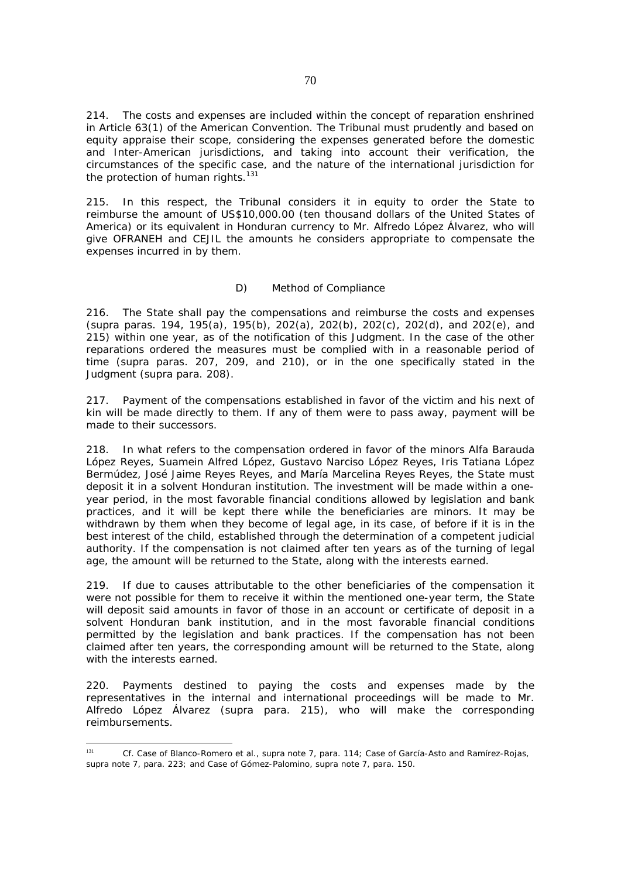214. The costs and expenses are included within the concept of reparation enshrined in Article 63(1) of the American Convention. The Tribunal must prudently and based on equity appraise their scope, considering the expenses generated before the domestic and Inter-American jurisdictions, and taking into account their verification, the circumstances of the specific case, and the nature of the international jurisdiction for the protection of human rights.[131]

215. In this respect, the Tribunal considers it in equity to order the State to reimburse the amount of US$10,000.00 (ten thousand dollars of the United States of America) or its equivalent in Honduran currency to Mr. Alfredo López Álvarez, who will give OFRANEH and CEJIL the amounts he considers appropriate to compensate the expenses incurred in by them.

### D) Method of Compliance

216. The State shall pay the compensations and reimburse the costs and expenses (supra paras. 194, 195(a), 195(b), 202(a), 202(b), 202(c), 202(d), and 202(e), and 215) within one year, as of the notification of this Judgment. In the case of the other reparations ordered the measures must be complied with in a reasonable period of time (supra paras. 207, 209, and 210), or in the one specifically stated in the Judgment (supra para. 208).

217. Payment of the compensations established in favor of the victim and his next of kin will be made directly to them. If any of them were to pass away, payment will be made to their successors.

218. In what refers to the compensation ordered in favor of the minors Alfa Barauda López Reyes, Suamein Alfred López, Gustavo Narciso López Reyes, Iris Tatiana López Bermúdez, José Jaime Reyes Reyes, and María Marcelina Reyes Reyes, the State must deposit it in a solvent Honduran institution. The investment will be made within a one-year period, in the most favorable financial conditions allowed by legislation and bank practices, and it will be kept there while the beneficiaries are minors. It may be withdrawn by them when they become of legal age, in its case, of before if it is in the best interest of the child, established through the determination of a competent judicial authority. If the compensation is not claimed after ten years as of the turning of legal age, the amount will be returned to the State, along with the interests earned.

219. If due to causes attributable to the other beneficiaries of the compensation it were not possible for them to receive it within the mentioned one-year term, the State will deposit said amounts in favor of those in an account or certificate of deposit in a solvent Honduran bank institution, and in the most favorable financial conditions permitted by the legislation and bank practices. If the compensation has not been claimed after ten years, the corresponding amount will be returned to the State, along with the interests earned.

220. Payments destined to paying the costs and expenses made by the representatives in the internal and international proceedings will be made to Mr. Alfredo López Álvarez (supra para. 215), who will make the corresponding reimbursements.

---

[131] *Cf. Case of Blanco-Romero et al.*, supra note 7, para. 114; *Case of García-Asto and Ramírez-Rojas*, supra note 7, para. 223; and *Case of Gómez-Palomino*, supra note 7, para. 150.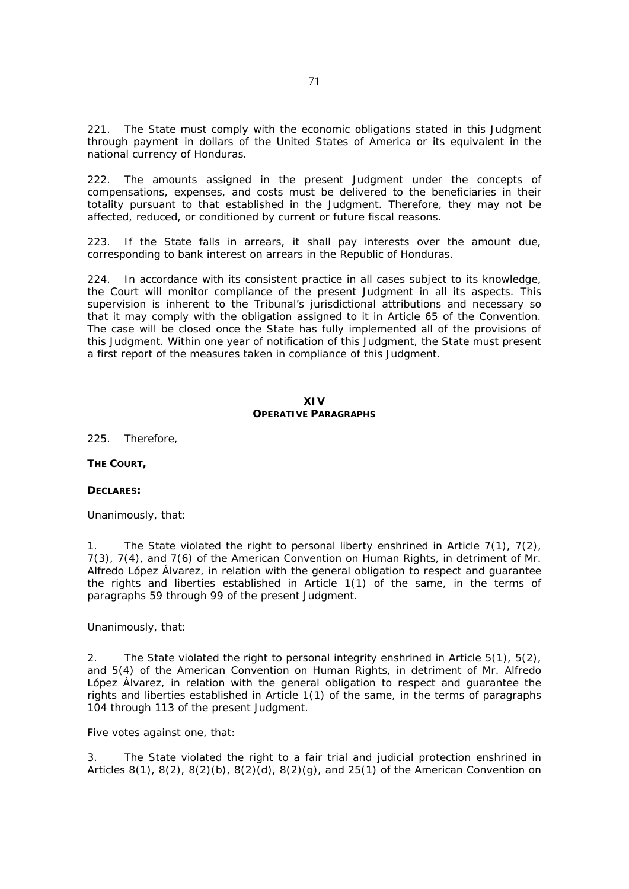221. The State must comply with the economic obligations stated in this Judgment through payment in dollars of the United States of America or its equivalent in the national currency of Honduras.

222. The amounts assigned in the present Judgment under the concepts of compensations, expenses, and costs must be delivered to the beneficiaries in their totality pursuant to that established in the Judgment. Therefore, they may not be affected, reduced, or conditioned by current or future fiscal reasons.

223. If the State falls in arrears, it shall pay interests over the amount due, corresponding to bank interest on arrears in the Republic of Honduras.

224. In accordance with its consistent practice in all cases subject to its knowledge, the Court will monitor compliance of the present Judgment in all its aspects. This supervision is inherent to the Tribunal's jurisdictional attributions and necessary so that it may comply with the obligation assigned to it in Article 65 of the Convention. The case will be closed once the State has fully implemented all of the provisions of this Judgment. Within one year of notification of this Judgment, the State must present a first report of the measures taken in compliance of this Judgment.

## XIV
## OPERATIVE PARAGRAPHS

225. Therefore,

**THE COURT,**

**DECLARES:**

Unanimously, that:

1. The State violated the right to personal liberty enshrined in Article 7(1), 7(2), 7(3), 7(4), and 7(6) of the American Convention on Human Rights, in detriment of Mr. Alfredo López Álvarez, in relation with the general obligation to respect and guarantee the rights and liberties established in Article 1(1) of the same, in the terms of paragraphs 59 through 99 of the present Judgment.

Unanimously, that:

2. The State violated the right to personal integrity enshrined in Article 5(1), 5(2), and 5(4) of the American Convention on Human Rights, in detriment of Mr. Alfredo López Álvarez, in relation with the general obligation to respect and guarantee the rights and liberties established in Article 1(1) of the same, in the terms of paragraphs 104 through 113 of the present Judgment.

Five votes against one, that:

3. The State violated the right to a fair trial and judicial protection enshrined in Articles 8(1), 8(2), 8(2)(b), 8(2)(d), 8(2)(g), and 25(1) of the American Convention on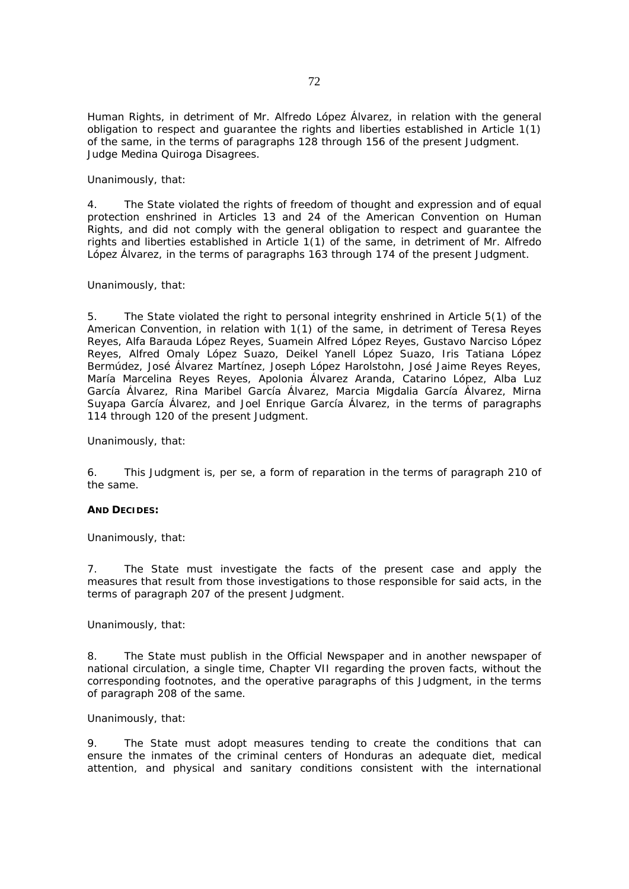Human Rights, in detriment of Mr. Alfredo López Álvarez, in relation with the general obligation to respect and guarantee the rights and liberties established in Article 1(1) of the same, in the terms of paragraphs 128 through 156 of the present Judgment. Judge Medina Quiroga Disagrees.

Unanimously, that:

4. The State violated the rights of freedom of thought and expression and of equal protection enshrined in Articles 13 and 24 of the American Convention on Human Rights, and did not comply with the general obligation to respect and guarantee the rights and liberties established in Article 1(1) of the same, in detriment of Mr. Alfredo López Álvarez, in the terms of paragraphs 163 through 174 of the present Judgment.

Unanimously, that:

5. The State violated the right to personal integrity enshrined in Article 5(1) of the American Convention, in relation with 1(1) of the same, in detriment of Teresa Reyes Reyes, Alfa Barauda López Reyes, Suamein Alfred López Reyes, Gustavo Narciso López Reyes, Alfred Omaly López Suazo, Deikel Yanell López Suazo, Iris Tatiana López Bermúdez, José Álvarez Martínez, Joseph López Harolstohn, José Jaime Reyes Reyes, María Marcelina Reyes Reyes, Apolonia Álvarez Aranda, Catarino López, Alba Luz García Álvarez, Rina Maribel García Álvarez, Marcia Migdalia García Álvarez, Mirna Suyapa García Álvarez, and Joel Enrique García Álvarez, in the terms of paragraphs 114 through 120 of the present Judgment.

Unanimously, that:

6. This Judgment is, per se, a form of reparation in the terms of paragraph 210 of the same.

**AND DECIDES:**

Unanimously, that:

7. The State must investigate the facts of the present case and apply the measures that result from those investigations to those responsible for said acts, in the terms of paragraph 207 of the present Judgment.

Unanimously, that:

8. The State must publish in the Official Newspaper and in another newspaper of national circulation, a single time, Chapter VII regarding the proven facts, without the corresponding footnotes, and the operative paragraphs of this Judgment, in the terms of paragraph 208 of the same.

Unanimously, that:

9. The State must adopt measures tending to create the conditions that can ensure the inmates of the criminal centers of Honduras an adequate diet, medical attention, and physical and sanitary conditions consistent with the international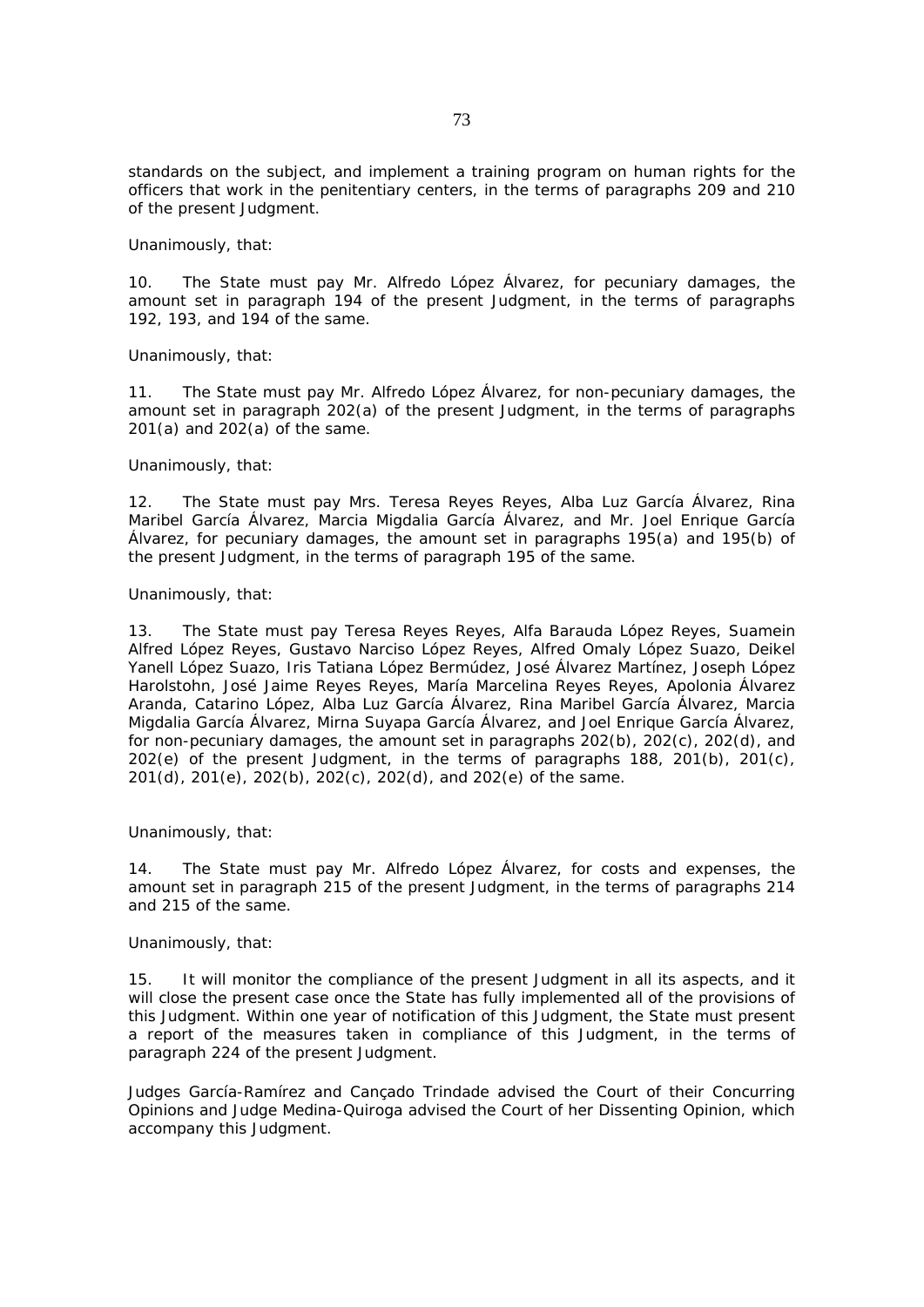standards on the subject, and implement a training program on human rights for the officers that work in the penitentiary centers, in the terms of paragraphs 209 and 210 of the present Judgment.

*Unanimously, that:*

10. The State must pay Mr. Alfredo López Álvarez, for pecuniary damages, the amount set in paragraph 194 of the present Judgment, in the terms of paragraphs 192, 193, and 194 of the same.

*Unanimously, that:*

11. The State must pay Mr. Alfredo López Álvarez, for non-pecuniary damages, the amount set in paragraph 202(a) of the present Judgment, in the terms of paragraphs 201(a) and 202(a) of the same.

*Unanimously, that:*

12. The State must pay Mrs. Teresa Reyes Reyes, Alba Luz García Álvarez, Rina Maribel García Álvarez, Marcia Migdalia García Álvarez, and Mr. Joel Enrique García Álvarez, for pecuniary damages, the amount set in paragraphs 195(a) and 195(b) of the present Judgment, in the terms of paragraph 195 of the same.

*Unanimously, that:*

13. The State must pay Teresa Reyes Reyes, Alfa Barauda López Reyes, Suamein Alfred López Reyes, Gustavo Narciso López Reyes, Alfred Omaly López Suazo, Deikel Yanell López Suazo, Iris Tatiana López Bermúdez, José Álvarez Martínez, Joseph López Harolstohn, José Jaime Reyes Reyes, María Marcelina Reyes Reyes, Apolonia Álvarez Aranda, Catarino López, Alba Luz García Álvarez, Rina Maribel García Álvarez, Marcia Migdalia García Álvarez, Mirna Suyapa García Álvarez, and Joel Enrique García Álvarez, for non-pecuniary damages, the amount set in paragraphs 202(b), 202(c), 202(d), and 202(e) of the present Judgment, in the terms of paragraphs 188, 201(b), 201(c), 201(d), 201(e), 202(b), 202(c), 202(d), and 202(e) of the same.

*Unanimously, that:*

14. The State must pay Mr. Alfredo López Álvarez, for costs and expenses, the amount set in paragraph 215 of the present Judgment, in the terms of paragraphs 214 and 215 of the same.

*Unanimously, that:*

15. It will monitor the compliance of the present Judgment in all its aspects, and it will close the present case once the State has fully implemented all of the provisions of this Judgment. Within one year of notification of this Judgment, the State must present a report of the measures taken in compliance of this Judgment, in the terms of paragraph 224 of the present Judgment.

Judges García-Ramírez and Cançado Trindade advised the Court of their Concurring Opinions and Judge Medina-Quiroga advised the Court of her Dissenting Opinion, which accompany this Judgment.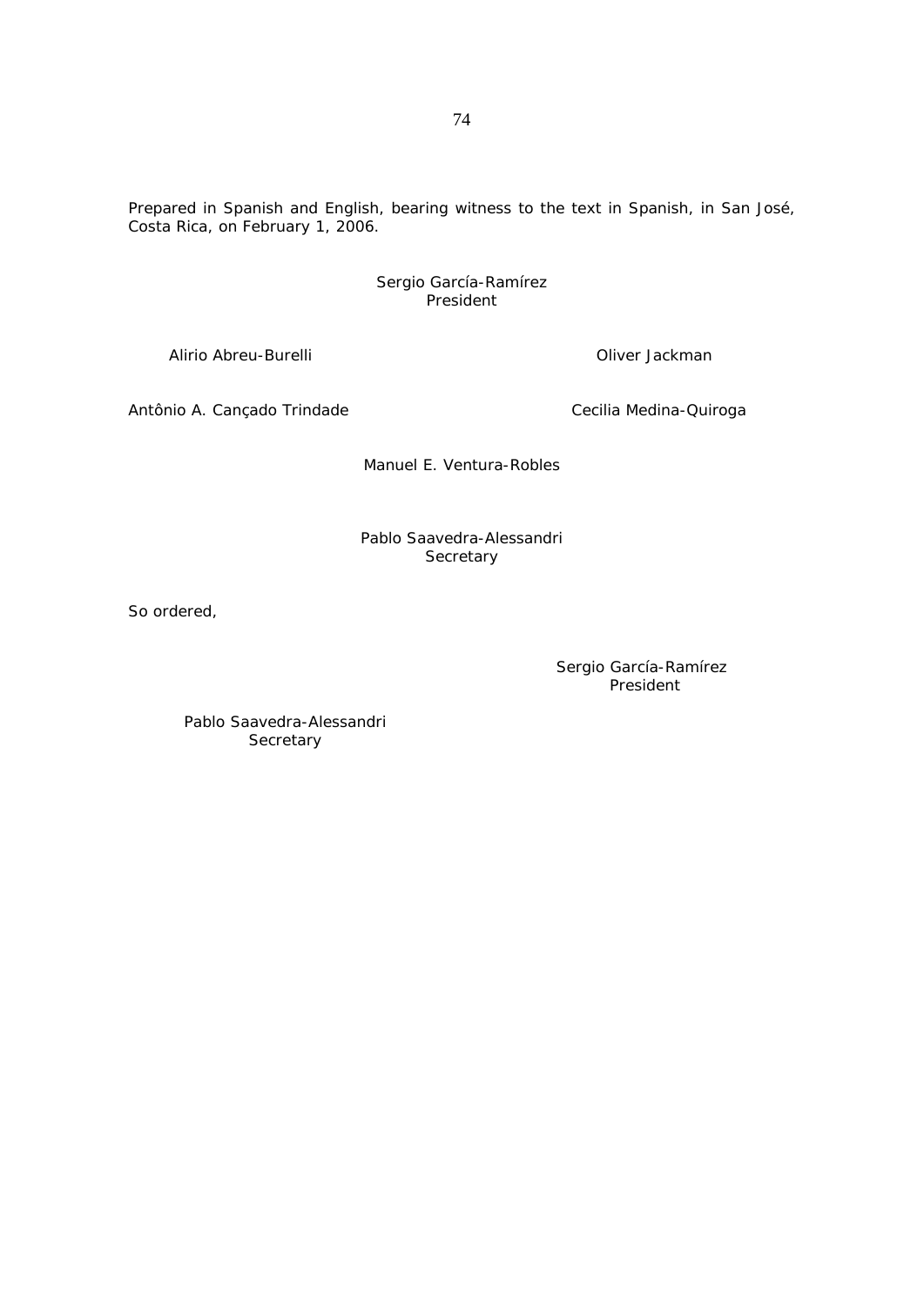Prepared in Spanish and English, bearing witness to the text in Spanish, in San José, Costa Rica, on February 1, 2006.

Sergio García-Ramírez
President

Alirio Abreu-Burelli

Oliver Jackman

Antônio A. Cançado Trindade

Cecilia Medina-Quiroga

Manuel E. Ventura-Robles

Pablo Saavedra-Alessandri
Secretary

So ordered,

Sergio García-Ramírez
President

Pablo Saavedra-Alessandri
Secretary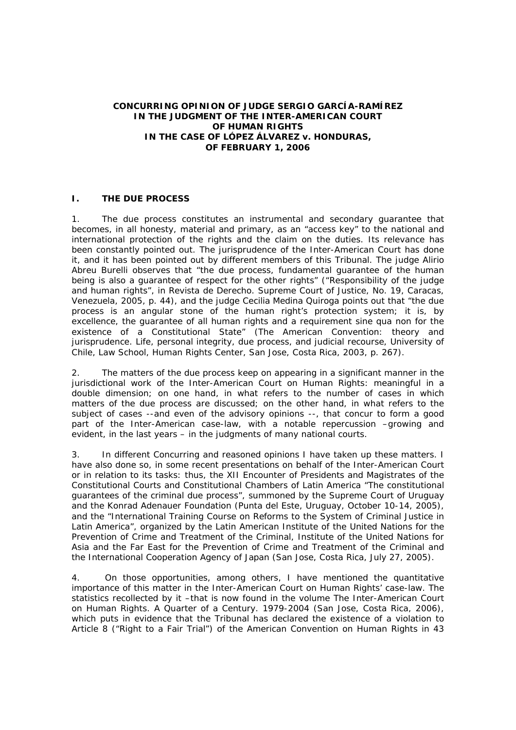**CONCURRING OPINION OF JUDGE SERGIO GARCÍA-RAMÍREZ IN THE JUDGMENT OF THE INTER-AMERICAN COURT OF HUMAN RIGHTS IN THE CASE OF LÓPEZ ÁLVAREZ v. HONDURAS, OF FEBRUARY 1, 2006**

## I. THE DUE PROCESS

1. The due process constitutes an instrumental and secondary guarantee that becomes, in all honesty, material and primary, as an "access key" to the national and international protection of the rights and the claim on the duties. Its relevance has been constantly pointed out. The jurisprudence of the Inter-American Court has done it, and it has been pointed out by different members of this Tribunal. The judge Alirio Abreu Burelli observes that "the due process, fundamental guarantee of the human being is also a guarantee of respect for the other rights" ("Responsibility of the judge and human rights", in Revista de Derecho. Supreme Court of Justice, No. 19, Caracas, Venezuela, 2005, p. 44), and the judge Cecilia Medina Quiroga points out that "the due process is an angular stone of the human right's protection system; it is, by excellence, the guarantee of all human rights and a requirement sine qua non for the existence of a Constitutional State" (The American Convention: theory and jurisprudence. Life, personal integrity, due process, and judicial recourse, University of Chile, Law School, Human Rights Center, San Jose, Costa Rica, 2003, p. 267).

2. The matters of the due process keep on appearing in a significant manner in the jurisdictional work of the Inter-American Court on Human Rights: meaningful in a double dimension; on one hand, in what refers to the number of cases in which matters of the due process are discussed; on the other hand, in what refers to the subject of cases --and even of the advisory opinions --, that concur to form a good part of the Inter-American case-law, with a notable repercussion –growing and evident, in the last years – in the judgments of many national courts.

3. In different Concurring and reasoned opinions I have taken up these matters. I have also done so, in some recent presentations on behalf of the Inter-American Court or in relation to its tasks: thus, the XII Encounter of Presidents and Magistrates of the Constitutional Courts and Constitutional Chambers of Latin America "The constitutional guarantees of the criminal due process", summoned by the Supreme Court of Uruguay and the Konrad Adenauer Foundation (Punta del Este, Uruguay, October 10-14, 2005), and the "International Training Course on Reforms to the System of Criminal Justice in Latin America", organized by the Latin American Institute of the United Nations for the Prevention of Crime and Treatment of the Criminal, Institute of the United Nations for Asia and the Far East for the Prevention of Crime and Treatment of the Criminal and the International Cooperation Agency of Japan (San Jose, Costa Rica, July 27, 2005).

4. On those opportunities, among others, I have mentioned the quantitative importance of this matter in the Inter-American Court on Human Rights' case-law. The statistics recollected by it –that is now found in the volume The Inter-American Court on Human Rights. A Quarter of a Century. 1979-2004 (San Jose, Costa Rica, 2006), which puts in evidence that the Tribunal has declared the existence of a violation to Article 8 ("Right to a Fair Trial") of the American Convention on Human Rights in 43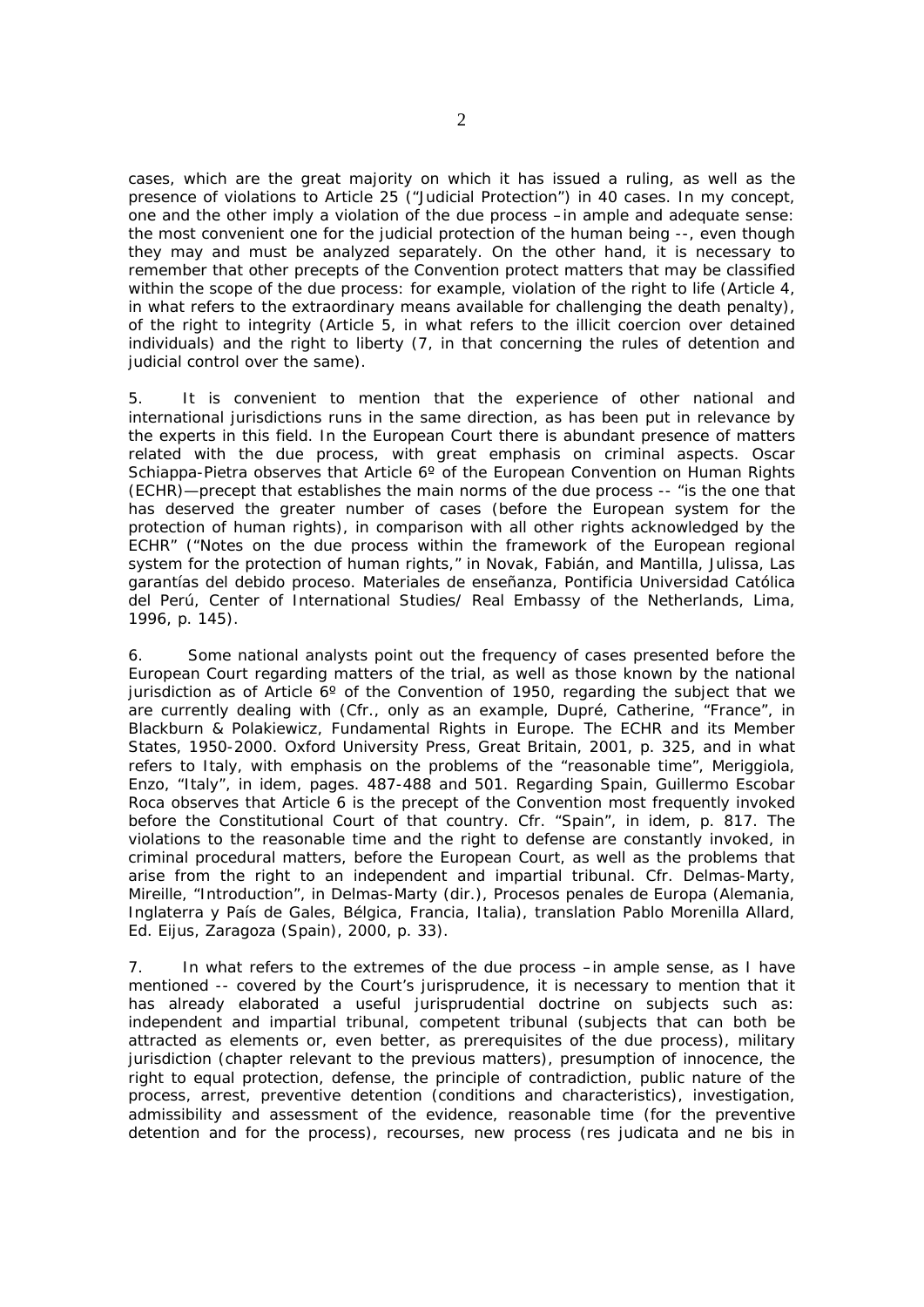cases, which are the great majority on which it has issued a ruling, as well as the presence of violations to Article 25 ("Judicial Protection") in 40 cases. In my concept, one and the other imply a violation of the due process –in ample and adequate sense: the most convenient one for the judicial protection of the human being --, even though they may and must be analyzed separately. On the other hand, it is necessary to remember that other precepts of the Convention protect matters that may be classified within the scope of the due process: for example, violation of the right to life (Article 4, in what refers to the extraordinary means available for challenging the death penalty), of the right to integrity (Article 5, in what refers to the illicit coercion over detained individuals) and the right to liberty (7, in that concerning the rules of detention and judicial control over the same).

5. It is convenient to mention that the experience of other national and international jurisdictions runs in the same direction, as has been put in relevance by the experts in this field. In the European Court there is abundant presence of matters related with the due process, with great emphasis on criminal aspects. Oscar Schiappa-Pietra observes that Article 6º of the European Convention on Human Rights (ECHR)—precept that establishes the main norms of the due process -- "is the one that has deserved the greater number of cases (before the European system for the protection of human rights), in comparison with all other rights acknowledged by the ECHR" ("Notes on the due process within the framework of the European regional system for the protection of human rights," in Novak, Fabián, and Mantilla, Julissa, Las garantías del debido proceso. Materiales de enseñanza, Pontificia Universidad Católica del Perú, Center of International Studies/ Real Embassy of the Netherlands, Lima, 1996, p. 145).

6. Some national analysts point out the frequency of cases presented before the European Court regarding matters of the trial, as well as those known by the national jurisdiction as of Article 6º of the Convention of 1950, regarding the subject that we are currently dealing with (Cfr., only as an example, Dupré, Catherine, "France", in Blackburn & Polakiewicz, Fundamental Rights in Europe. The ECHR and its Member States, 1950-2000. Oxford University Press, Great Britain, 2001, p. 325, and in what refers to Italy, with emphasis on the problems of the "reasonable time", Meriggiola, Enzo, "Italy", in idem, pages. 487-488 and 501. Regarding Spain, Guillermo Escobar Roca observes that Article 6 is the precept of the Convention most frequently invoked before the Constitutional Court of that country. Cfr. "Spain", in idem, p. 817. The violations to the reasonable time and the right to defense are constantly invoked, in criminal procedural matters, before the European Court, as well as the problems that arise from the right to an independent and impartial tribunal. Cfr. Delmas-Marty, Mireille, "Introduction", in Delmas-Marty (dir.), Procesos penales de Europa (Alemania, Inglaterra y País de Gales, Bélgica, Francia, Italia), translation Pablo Morenilla Allard, Ed. Eijus, Zaragoza (Spain), 2000, p. 33).

7. In what refers to the extremes of the due process –in ample sense, as I have mentioned -- covered by the Court's jurisprudence, it is necessary to mention that it has already elaborated a useful jurisprudential doctrine on subjects such as: independent and impartial tribunal, competent tribunal (subjects that can both be attracted as elements or, even better, as prerequisites of the due process), military jurisdiction (chapter relevant to the previous matters), presumption of innocence, the right to equal protection, defense, the principle of contradiction, public nature of the process, arrest, preventive detention (conditions and characteristics), investigation, admissibility and assessment of the evidence, reasonable time (for the preventive detention and for the process), recourses, new process (res judicata and ne bis in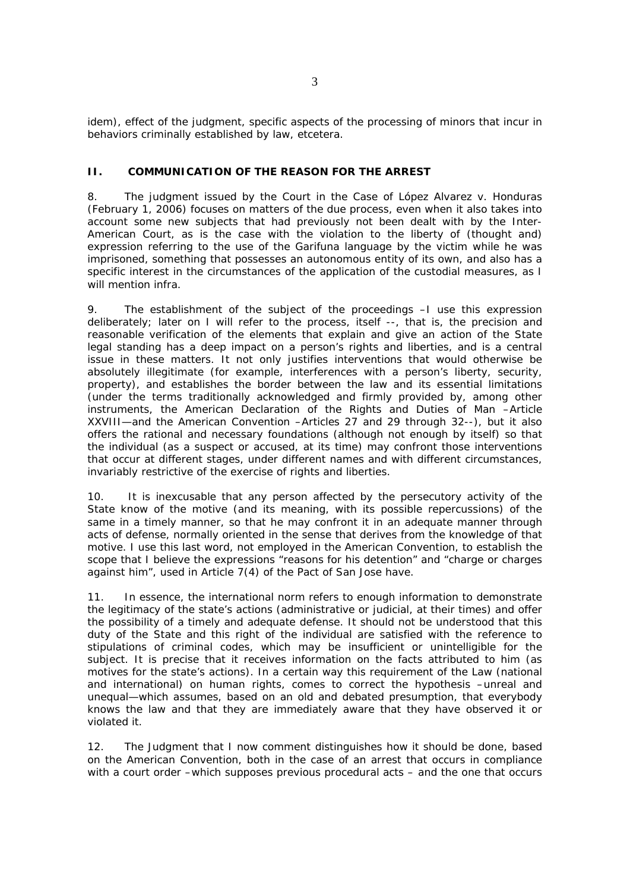idem), effect of the judgment, specific aspects of the processing of minors that incur in behaviors criminally established by law, etcetera.

## II. COMMUNICATION OF THE REASON FOR THE ARREST

8. The judgment issued by the Court in the Case of López Alvarez v. Honduras (February 1, 2006) focuses on matters of the due process, even when it also takes into account some new subjects that had previously not been dealt with by the Inter-American Court, as is the case with the violation to the liberty of (thought and) expression referring to the use of the Garifuna language by the victim while he was imprisoned, something that possesses an autonomous entity of its own, and also has a specific interest in the circumstances of the application of the custodial measures, as I will mention infra.

9. The establishment of the subject of the proceedings –I use this expression deliberately; later on I will refer to the process, itself --, that is, the precision and reasonable verification of the elements that explain and give an action of the State legal standing has a deep impact on a person's rights and liberties, and is a central issue in these matters. It not only justifies interventions that would otherwise be absolutely illegitimate (for example, interferences with a person's liberty, security, property), and establishes the border between the law and its essential limitations (under the terms traditionally acknowledged and firmly provided by, among other instruments, the American Declaration of the Rights and Duties of Man –Article XXVIII—and the American Convention –Articles 27 and 29 through 32--), but it also offers the rational and necessary foundations (although not enough by itself) so that the individual (as a suspect or accused, at its time) may confront those interventions that occur at different stages, under different names and with different circumstances, invariably restrictive of the exercise of rights and liberties.

10. It is inexcusable that any person affected by the persecutory activity of the State know of the motive (and its meaning, with its possible repercussions) of the same in a timely manner, so that he may confront it in an adequate manner through acts of defense, normally oriented in the sense that derives from the knowledge of that motive. I use this last word, not employed in the American Convention, to establish the scope that I believe the expressions "reasons for his detention" and "charge or charges against him", used in Article 7(4) of the Pact of San Jose have.

11. In essence, the international norm refers to enough information to demonstrate the legitimacy of the state's actions (administrative or judicial, at their times) and offer the possibility of a timely and adequate defense. It should not be understood that this duty of the State and this right of the individual are satisfied with the reference to stipulations of criminal codes, which may be insufficient or unintelligible for the subject. It is precise that it receives information on the facts attributed to him (as motives for the state's actions). In a certain way this requirement of the Law (national and international) on human rights, comes to correct the hypothesis –unreal and unequal—which assumes, based on an old and debated presumption, that everybody knows the law and that they are immediately aware that they have observed it or violated it.

12. The Judgment that I now comment distinguishes how it should be done, based on the American Convention, both in the case of an arrest that occurs in compliance with a court order –which supposes previous procedural acts – and the one that occurs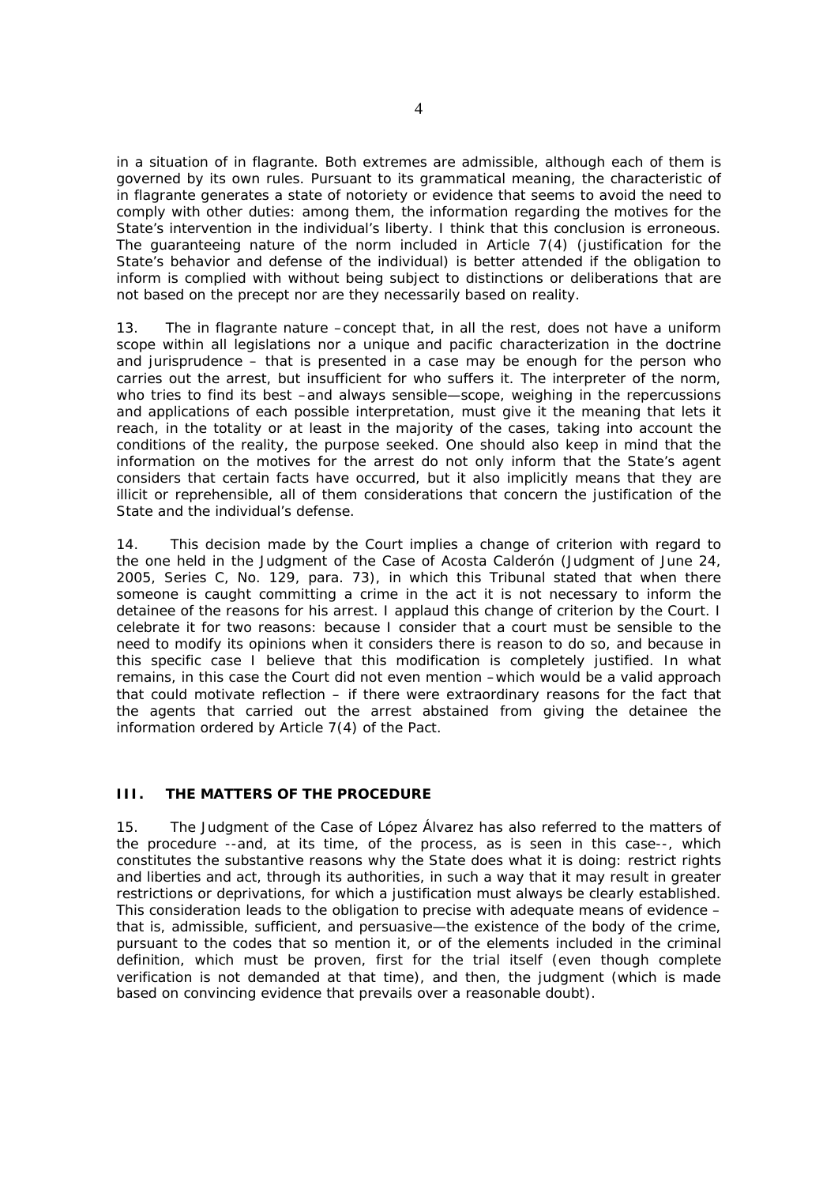in a situation of in flagrante. Both extremes are admissible, although each of them is governed by its own rules. Pursuant to its grammatical meaning, the characteristic of in flagrante generates a state of notoriety or evidence that seems to avoid the need to comply with other duties: among them, the information regarding the motives for the State's intervention in the individual's liberty. I think that this conclusion is erroneous. The guaranteeing nature of the norm included in Article 7(4) (justification for the State's behavior and defense of the individual) is better attended if the obligation to inform is complied with without being subject to distinctions or deliberations that are not based on the precept nor are they necessarily based on reality.

13. The in flagrante nature –concept that, in all the rest, does not have a uniform scope within all legislations nor a unique and pacific characterization in the doctrine and jurisprudence – that is presented in a case may be enough for the person who carries out the arrest, but insufficient for who suffers it. The interpreter of the norm, who tries to find its best –and always sensible—scope, weighing in the repercussions and applications of each possible interpretation, must give it the meaning that lets it reach, in the totality or at least in the majority of the cases, taking into account the conditions of the reality, the purpose seeked. One should also keep in mind that the information on the motives for the arrest do not only inform that the State's agent considers that certain facts have occurred, but it also implicitly means that they are illicit or reprehensible, all of them considerations that concern the justification of the State and the individual's defense.

14. This decision made by the Court implies a change of criterion with regard to the one held in the Judgment of the Case of Acosta Calderón (Judgment of June 24, 2005, Series C, No. 129, para. 73), in which this Tribunal stated that when there someone is caught committing a crime in the act it is not necessary to inform the detainee of the reasons for his arrest. I applaud this change of criterion by the Court. I celebrate it for two reasons: because I consider that a court must be sensible to the need to modify its opinions when it considers there is reason to do so, and because in this specific case I believe that this modification is completely justified. In what remains, in this case the Court did not even mention –which would be a valid approach that could motivate reflection – if there were extraordinary reasons for the fact that the agents that carried out the arrest abstained from giving the detainee the information ordered by Article 7(4) of the Pact.

### III. THE MATTERS OF THE PROCEDURE

15. The Judgment of the Case of López Álvarez has also referred to the matters of the procedure --and, at its time, of the process, as is seen in this case--, which constitutes the substantive reasons why the State does what it is doing: restrict rights and liberties and act, through its authorities, in such a way that it may result in greater restrictions or deprivations, for which a justification must always be clearly established. This consideration leads to the obligation to precise with adequate means of evidence –that is, admissible, sufficient, and persuasive—the existence of the body of the crime, pursuant to the codes that so mention it, or of the elements included in the criminal definition, which must be proven, first for the trial itself (even though complete verification is not demanded at that time), and then, the judgment (which is made based on convincing evidence that prevails over a reasonable doubt).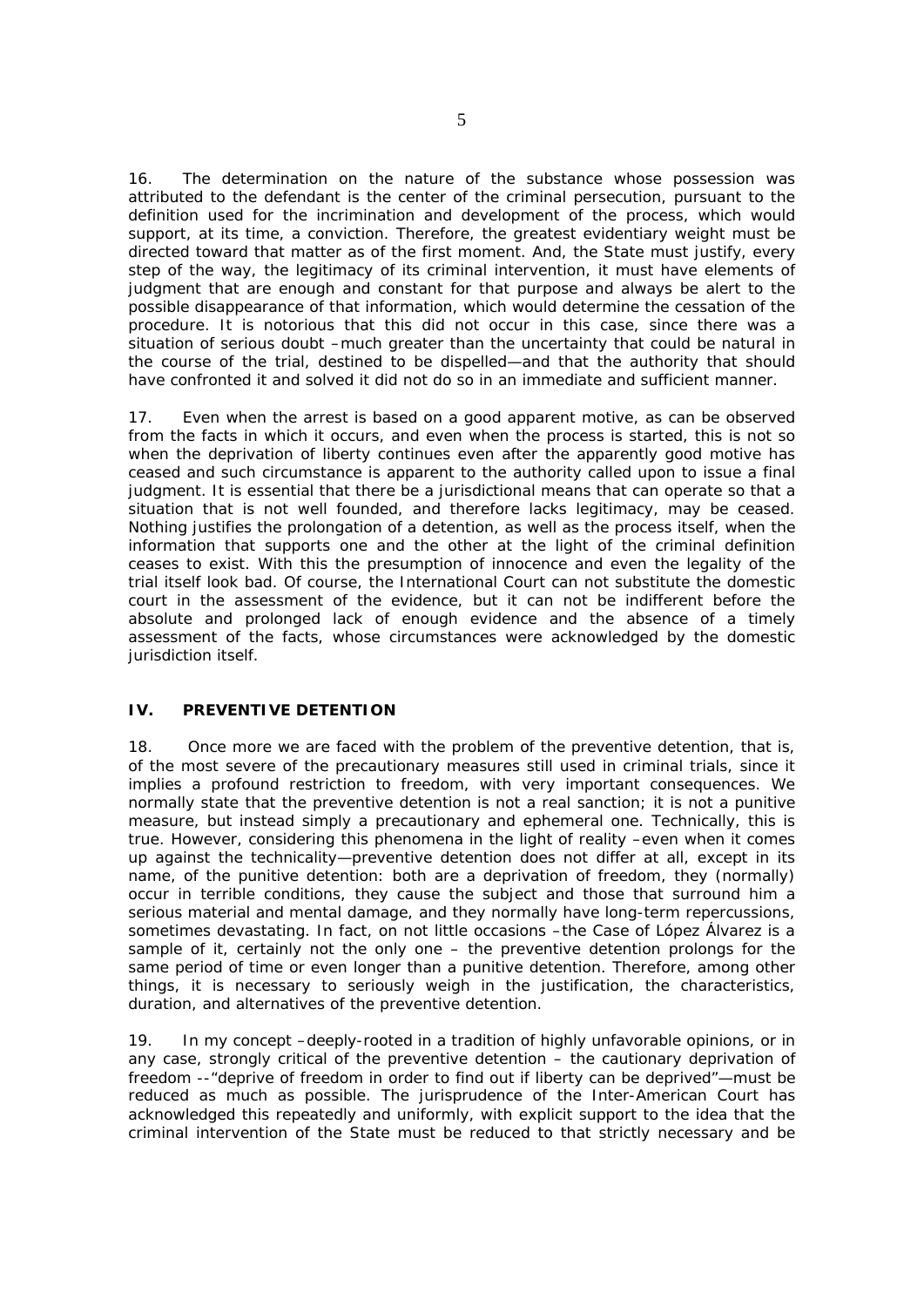16. The determination on the nature of the substance whose possession was attributed to the defendant is the center of the criminal persecution, pursuant to the definition used for the incrimination and development of the process, which would support, at its time, a conviction. Therefore, the greatest evidentiary weight must be directed toward that matter as of the first moment. And, the State must justify, every step of the way, the legitimacy of its criminal intervention, it must have elements of judgment that are enough and constant for that purpose and always be alert to the possible disappearance of that information, which would determine the cessation of the procedure. It is notorious that this did not occur in this case, since there was a situation of serious doubt –much greater than the uncertainty that could be natural in the course of the trial, destined to be dispelled—and that the authority that should have confronted it and solved it did not do so in an immediate and sufficient manner.

17. Even when the arrest is based on a good apparent motive, as can be observed from the facts in which it occurs, and even when the process is started, this is not so when the deprivation of liberty continues even after the apparently good motive has ceased and such circumstance is apparent to the authority called upon to issue a final judgment. It is essential that there be a jurisdictional means that can operate so that a situation that is not well founded, and therefore lacks legitimacy, may be ceased. Nothing justifies the prolongation of a detention, as well as the process itself, when the information that supports one and the other at the light of the criminal definition ceases to exist. With this the presumption of innocence and even the legality of the trial itself look bad. Of course, the International Court can not substitute the domestic court in the assessment of the evidence, but it can not be indifferent before the absolute and prolonged lack of enough evidence and the absence of a timely assessment of the facts, whose circumstances were acknowledged by the domestic jurisdiction itself.

## IV. PREVENTIVE DETENTION

18. Once more we are faced with the problem of the preventive detention, that is, of the most severe of the precautionary measures still used in criminal trials, since it implies a profound restriction to freedom, with very important consequences. We normally state that the preventive detention is not a real sanction; it is not a punitive measure, but instead simply a precautionary and ephemeral one. Technically, this is true. However, considering this phenomena in the light of reality –even when it comes up against the technicality—preventive detention does not differ at all, except in its name, of the punitive detention: both are a deprivation of freedom, they (normally) occur in terrible conditions, they cause the subject and those that surround him a serious material and mental damage, and they normally have long-term repercussions, sometimes devastating. In fact, on not little occasions –the Case of López Álvarez is a sample of it, certainly not the only one – the preventive detention prolongs for the same period of time or even longer than a punitive detention. Therefore, among other things, it is necessary to seriously weigh in the justification, the characteristics, duration, and alternatives of the preventive detention.

19. In my concept –deeply-rooted in a tradition of highly unfavorable opinions, or in any case, strongly critical of the preventive detention – the cautionary deprivation of freedom --"deprive of freedom in order to find out if liberty can be deprived"—must be reduced as much as possible. The jurisprudence of the Inter-American Court has acknowledged this repeatedly and uniformly, with explicit support to the idea that the criminal intervention of the State must be reduced to that strictly necessary and be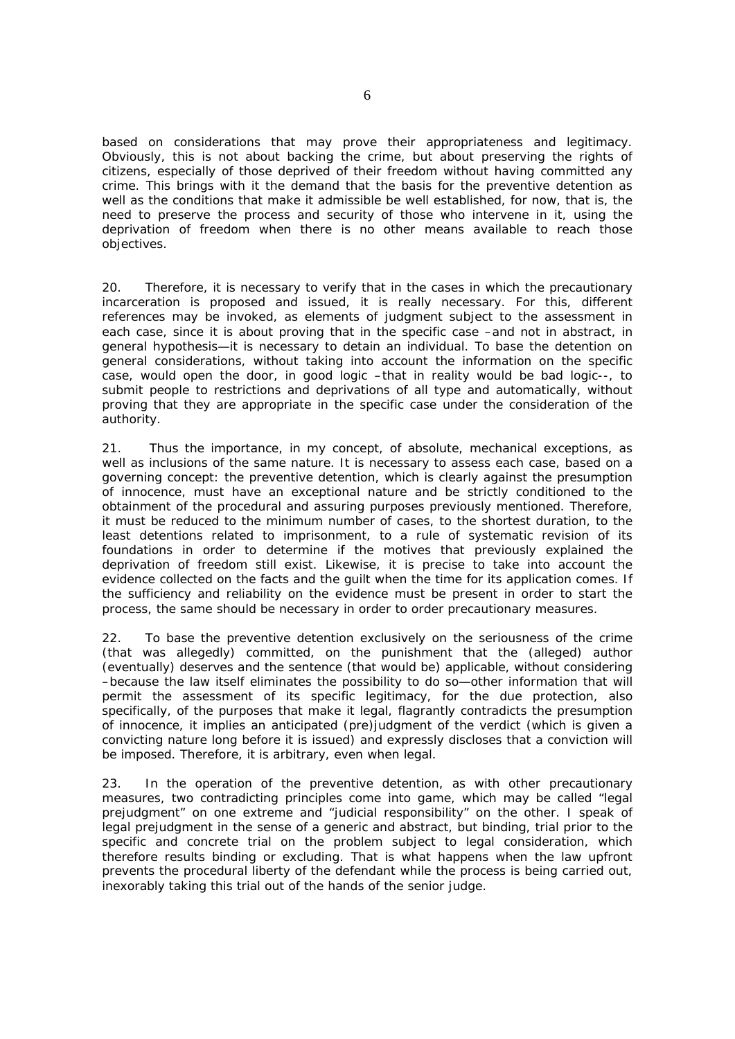based on considerations that may prove their appropriateness and legitimacy. Obviously, this is not about backing the crime, but about preserving the rights of citizens, especially of those deprived of their freedom without having committed any crime. This brings with it the demand that the basis for the preventive detention as well as the conditions that make it admissible be well established, for now, that is, the need to preserve the process and security of those who intervene in it, using the deprivation of freedom when there is no other means available to reach those objectives.

20. Therefore, it is necessary to verify that in the cases in which the precautionary incarceration is proposed and issued, it is really necessary. For this, different references may be invoked, as elements of judgment subject to the assessment in each case, since it is about proving that in the specific case –and not in abstract, in general hypothesis—it is necessary to detain an individual. To base the detention on general considerations, without taking into account the information on the specific case, would open the door, in good logic –that in reality would be bad logic--, to submit people to restrictions and deprivations of all type and automatically, without proving that they are appropriate in the specific case under the consideration of the authority.

21. Thus the importance, in my concept, of absolute, mechanical exceptions, as well as inclusions of the same nature. It is necessary to assess each case, based on a governing concept: the preventive detention, which is clearly against the presumption of innocence, must have an exceptional nature and be strictly conditioned to the obtainment of the procedural and assuring purposes previously mentioned. Therefore, it must be reduced to the minimum number of cases, to the shortest duration, to the least detentions related to imprisonment, to a rule of systematic revision of its foundations in order to determine if the motives that previously explained the deprivation of freedom still exist. Likewise, it is precise to take into account the evidence collected on the facts and the guilt when the time for its application comes. If the sufficiency and reliability on the evidence must be present in order to start the process, the same should be necessary in order to order precautionary measures.

22. To base the preventive detention exclusively on the seriousness of the crime (that was allegedly) committed, on the punishment that the (alleged) author (eventually) deserves and the sentence (that would be) applicable, without considering –because the law itself eliminates the possibility to do so—other information that will permit the assessment of its specific legitimacy, for the due protection, also specifically, of the purposes that make it legal, flagrantly contradicts the presumption of innocence, it implies an anticipated (pre)judgment of the verdict (which is given a convicting nature long before it is issued) and expressly discloses that a conviction will be imposed. Therefore, it is arbitrary, even when legal.

23. In the operation of the preventive detention, as with other precautionary measures, two contradicting principles come into game, which may be called "legal prejudgment" on one extreme and "judicial responsibility" on the other. I speak of legal prejudgment in the sense of a generic and abstract, but binding, trial prior to the specific and concrete trial on the problem subject to legal consideration, which therefore results binding or excluding. That is what happens when the law upfront prevents the procedural liberty of the defendant while the process is being carried out, inexorably taking this trial out of the hands of the senior judge.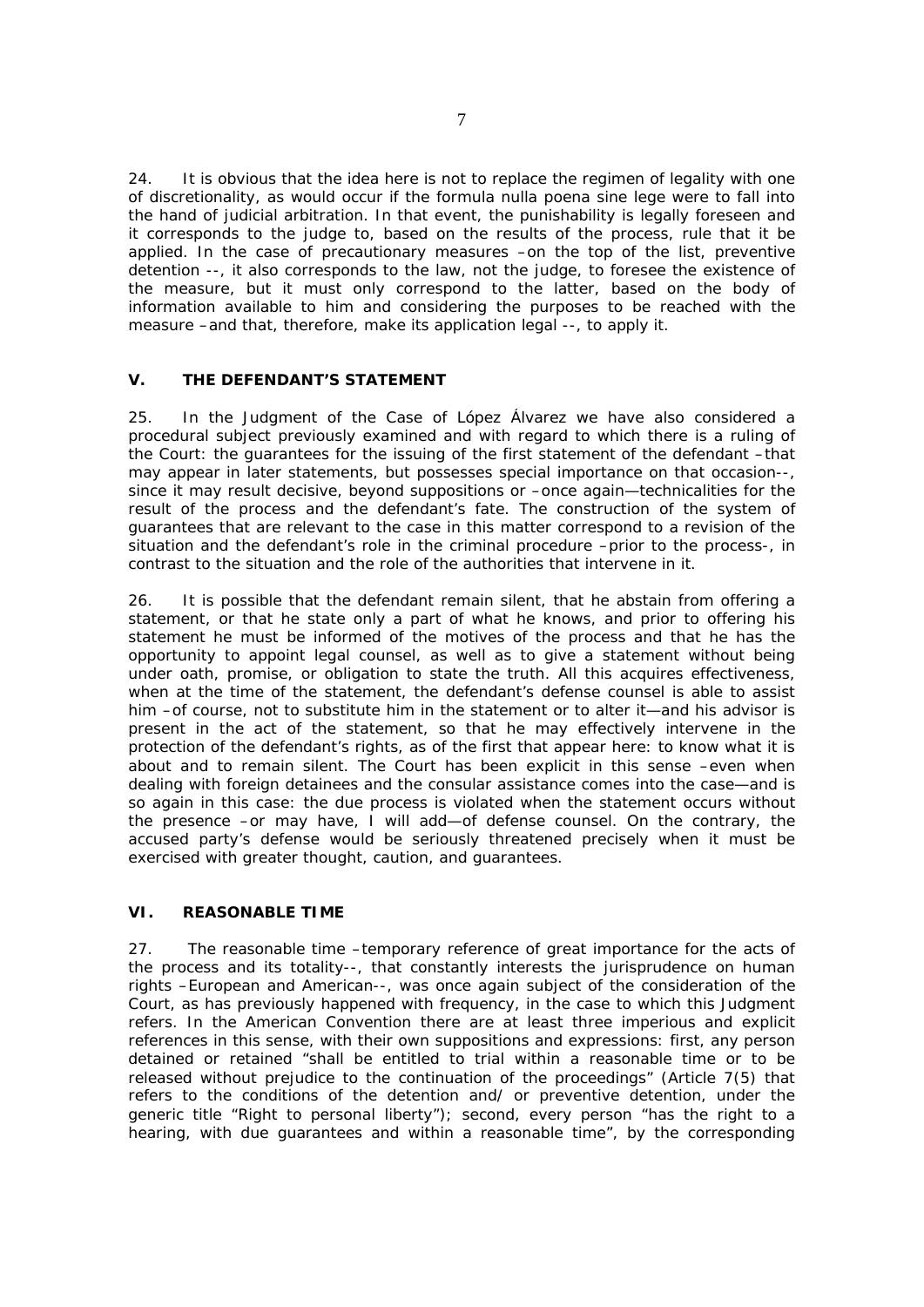24. It is obvious that the idea here is not to replace the regimen of legality with one of discretionality, as would occur if the formula nulla poena sine lege were to fall into the hand of judicial arbitration. In that event, the punishability is legally foreseen and it corresponds to the judge to, based on the results of the process, rule that it be applied. In the case of precautionary measures –on the top of the list, preventive detention --, it also corresponds to the law, not the judge, to foresee the existence of the measure, but it must only correspond to the latter, based on the body of information available to him and considering the purposes to be reached with the measure –and that, therefore, make its application legal --, to apply it.

## V. THE DEFENDANT'S STATEMENT

25. In the Judgment of the Case of López Álvarez we have also considered a procedural subject previously examined and with regard to which there is a ruling of the Court: the guarantees for the issuing of the first statement of the defendant –that may appear in later statements, but possesses special importance on that occasion--, since it may result decisive, beyond suppositions or –once again—technicalities for the result of the process and the defendant's fate. The construction of the system of guarantees that are relevant to the case in this matter correspond to a revision of the situation and the defendant's role in the criminal procedure –prior to the process-, in contrast to the situation and the role of the authorities that intervene in it.

26. It is possible that the defendant remain silent, that he abstain from offering a statement, or that he state only a part of what he knows, and prior to offering his statement he must be informed of the motives of the process and that he has the opportunity to appoint legal counsel, as well as to give a statement without being under oath, promise, or obligation to state the truth. All this acquires effectiveness, when at the time of the statement, the defendant's defense counsel is able to assist him –of course, not to substitute him in the statement or to alter it—and his advisor is present in the act of the statement, so that he may effectively intervene in the protection of the defendant's rights, as of the first that appear here: to know what it is about and to remain silent. The Court has been explicit in this sense –even when dealing with foreign detainees and the consular assistance comes into the case—and is so again in this case: the due process is violated when the statement occurs without the presence –or may have, I will add—of defense counsel. On the contrary, the accused party's defense would be seriously threatened precisely when it must be exercised with greater thought, caution, and guarantees.

## VI. REASONABLE TIME

27. The reasonable time –temporary reference of great importance for the acts of the process and its totality--, that constantly interests the jurisprudence on human rights –European and American--, was once again subject of the consideration of the Court, as has previously happened with frequency, in the case to which this Judgment refers. In the American Convention there are at least three imperious and explicit references in this sense, with their own suppositions and expressions: first, any person detained or retained "shall be entitled to trial within a reasonable time or to be released without prejudice to the continuation of the proceedings" (Article 7(5) that refers to the conditions of the detention and/ or preventive detention, under the generic title "Right to personal liberty"); second, every person "has the right to a hearing, with due guarantees and within a reasonable time", by the corresponding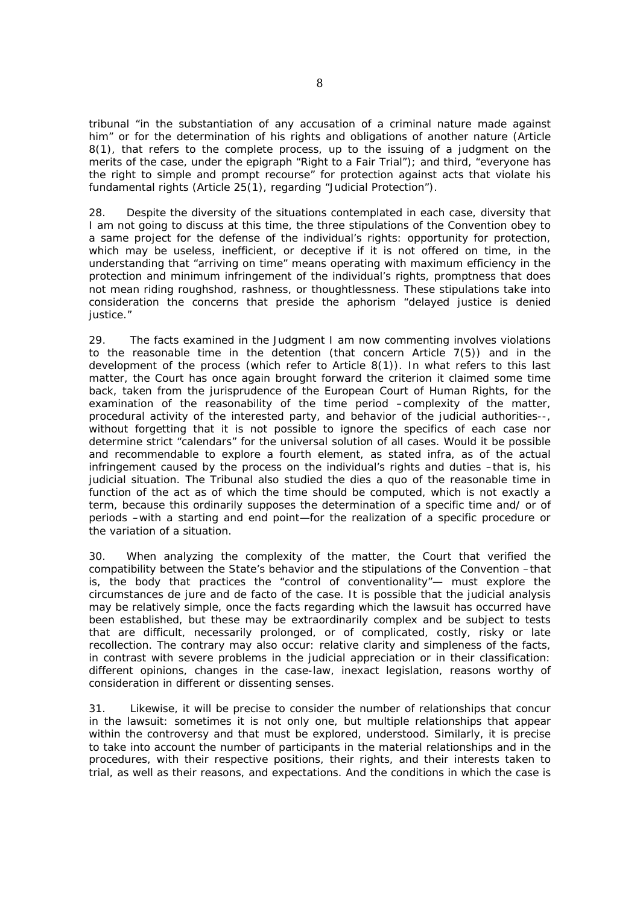tribunal "in the substantiation of any accusation of a criminal nature made against him" or for the determination of his rights and obligations of another nature (Article 8(1), that refers to the complete process, up to the issuing of a judgment on the merits of the case, under the epigraph "Right to a Fair Trial"); and third, "everyone has the right to simple and prompt recourse" for protection against acts that violate his fundamental rights (Article 25(1), regarding "Judicial Protection").

28. Despite the diversity of the situations contemplated in each case, diversity that I am not going to discuss at this time, the three stipulations of the Convention obey to a same project for the defense of the individual's rights: opportunity for protection, which may be useless, inefficient, or deceptive if it is not offered on time, in the understanding that "arriving on time" means operating with maximum efficiency in the protection and minimum infringement of the individual's rights, promptness that does not mean riding roughshod, rashness, or thoughtlessness. These stipulations take into consideration the concerns that preside the aphorism "delayed justice is denied justice."

29. The facts examined in the Judgment I am now commenting involves violations to the reasonable time in the detention (that concern Article 7(5)) and in the development of the process (which refer to Article 8(1)). In what refers to this last matter, the Court has once again brought forward the criterion it claimed some time back, taken from the jurisprudence of the European Court of Human Rights, for the examination of the reasonability of the time period –complexity of the matter, procedural activity of the interested party, and behavior of the judicial authorities--, without forgetting that it is not possible to ignore the specifics of each case nor determine strict "calendars" for the universal solution of all cases. Would it be possible and recommendable to explore a fourth element, as stated infra, as of the actual infringement caused by the process on the individual's rights and duties –that is, his judicial situation. The Tribunal also studied the *dies a quo* of the reasonable time in function of the act as of which the time should be computed, which is not exactly a term, because this ordinarily supposes the determination of a specific time and/ or of periods –with a starting and end point—for the realization of a specific procedure or the variation of a situation.

30. When analyzing the complexity of the matter, the Court that verified the compatibility between the State's behavior and the stipulations of the Convention –that is, the body that practices the "control of conventionality"— must explore the circumstances *de jure* and *de facto* of the case. It is possible that the judicial analysis may be relatively simple, once the facts regarding which the lawsuit has occurred have been established, but these may be extraordinarily complex and be subject to tests that are difficult, necessarily prolonged, or of complicated, costly, risky or late recollection. The contrary may also occur: relative clarity and simpleness of the facts, in contrast with severe problems in the judicial appreciation or in their classification: different opinions, changes in the case-law, inexact legislation, reasons worthy of consideration in different or dissenting senses.

31. Likewise, it will be precise to consider the number of relationships that concur in the lawsuit: sometimes it is not only one, but multiple relationships that appear within the controversy and that must be explored, understood. Similarly, it is precise to take into account the number of participants in the material relationships and in the procedures, with their respective positions, their rights, and their interests taken to trial, as well as their reasons, and expectations. And the conditions in which the case is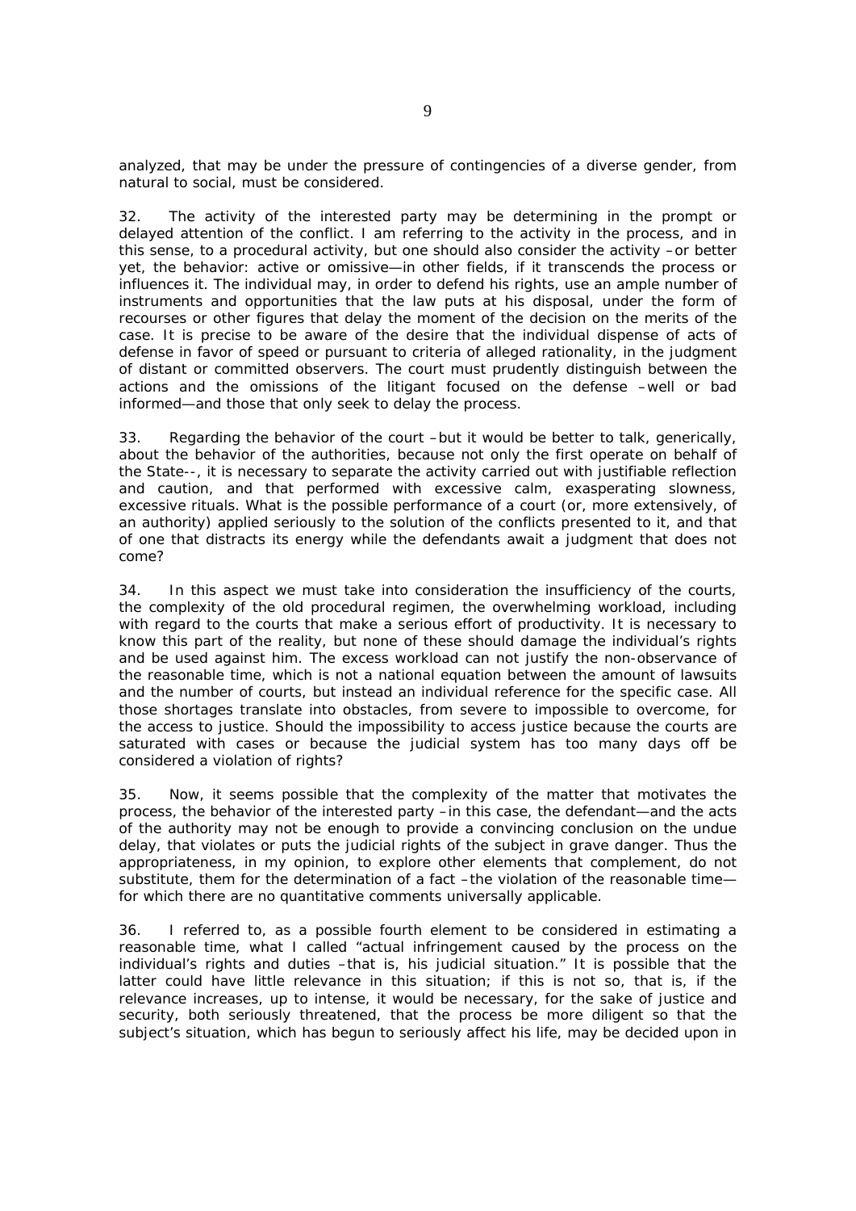analyzed, that may be under the pressure of contingencies of a diverse gender, from natural to social, must be considered.

32. The activity of the interested party may be determining in the prompt or delayed attention of the conflict. I am referring to the activity in the process, and in this sense, to a procedural activity, but one should also consider the activity –or better yet, the behavior: active or omissive—in other fields, if it transcends the process or influences it. The individual may, in order to defend his rights, use an ample number of instruments and opportunities that the law puts at his disposal, under the form of recourses or other figures that delay the moment of the decision on the merits of the case. It is precise to be aware of the desire that the individual dispense of acts of defense in favor of speed or pursuant to criteria of alleged rationality, in the judgment of distant or committed observers. The court must prudently distinguish between the actions and the omissions of the litigant focused on the defense –well or bad informed—and those that only seek to delay the process.

33. Regarding the behavior of the court –but it would be better to talk, generically, about the behavior of the authorities, because not only the first operate on behalf of the State--, it is necessary to separate the activity carried out with justifiable reflection and caution, and that performed with excessive calm, exasperating slowness, excessive rituals. What is the possible performance of a court (or, more extensively, of an authority) applied seriously to the solution of the conflicts presented to it, and that of one that distracts its energy while the defendants await a judgment that does not come?

34. In this aspect we must take into consideration the insufficiency of the courts, the complexity of the old procedural regimen, the overwhelming workload, including with regard to the courts that make a serious effort of productivity. It is necessary to know this part of the reality, but none of these should damage the individual's rights and be used against him. The excess workload can not justify the non-observance of the reasonable time, which is not a national equation between the amount of lawsuits and the number of courts, but instead an individual reference for the specific case. All those shortages translate into obstacles, from severe to impossible to overcome, for the access to justice. Should the impossibility to access justice because the courts are saturated with cases or because the judicial system has too many days off be considered a violation of rights?

35. Now, it seems possible that the complexity of the matter that motivates the process, the behavior of the interested party –in this case, the defendant—and the acts of the authority may not be enough to provide a convincing conclusion on the undue delay, that violates or puts the judicial rights of the subject in grave danger. Thus the appropriateness, in my opinion, to explore other elements that complement, do not substitute, them for the determination of a fact –the violation of the reasonable time—for which there are no quantitative comments universally applicable.

36. I referred to, as a possible fourth element to be considered in estimating a reasonable time, what I called "actual infringement caused by the process on the individual's rights and duties –that is, his judicial situation." It is possible that the latter could have little relevance in this situation; if this is not so, that is, if the relevance increases, up to intense, it would be necessary, for the sake of justice and security, both seriously threatened, that the process be more diligent so that the subject's situation, which has begun to seriously affect his life, may be decided upon in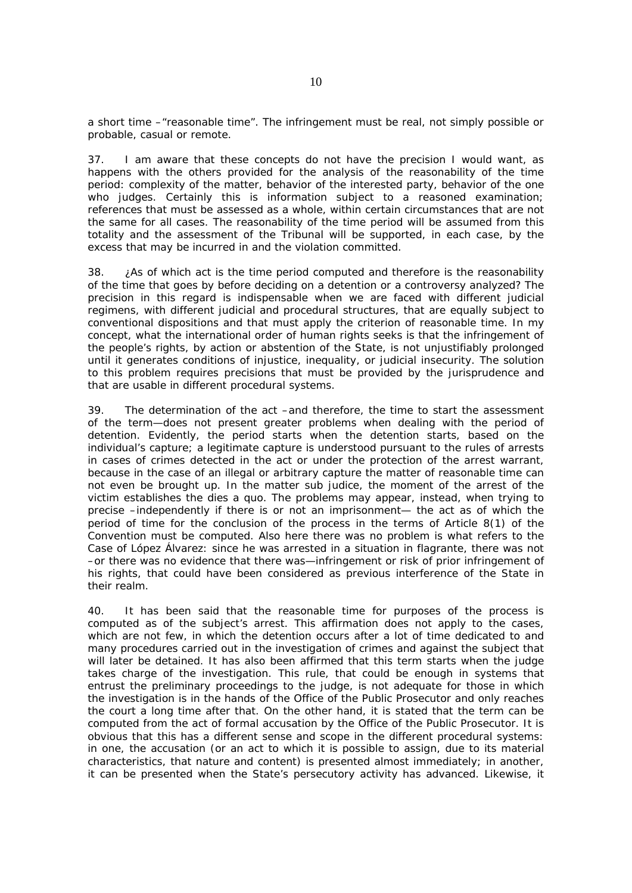a short time –"reasonable time". The infringement must be real, not simply possible or probable, casual or remote.

37. I am aware that these concepts do not have the precision I would want, as happens with the others provided for the analysis of the reasonability of the time period: complexity of the matter, behavior of the interested party, behavior of the one who judges. Certainly this is information subject to a reasoned examination; references that must be assessed as a whole, within certain circumstances that are not the same for all cases. The reasonability of the time period will be assumed from this totality and the assessment of the Tribunal will be supported, in each case, by the excess that may be incurred in and the violation committed.

38. ¿As of which act is the time period computed and therefore is the reasonability of the time that goes by before deciding on a detention or a controversy analyzed? The precision in this regard is indispensable when we are faced with different judicial regimens, with different judicial and procedural structures, that are equally subject to conventional dispositions and that must apply the criterion of reasonable time. In my concept, what the international order of human rights seeks is that the infringement of the people's rights, by action or abstention of the State, is not unjustifiably prolonged until it generates conditions of injustice, inequality, or judicial insecurity. The solution to this problem requires precisions that must be provided by the jurisprudence and that are usable in different procedural systems.

39. The determination of the act –and therefore, the time to start the assessment of the term—does not present greater problems when dealing with the period of detention. Evidently, the period starts when the detention starts, based on the individual's capture; a legitimate capture is understood pursuant to the rules of arrests in cases of crimes detected in the act or under the protection of the arrest warrant, because in the case of an illegal or arbitrary capture the matter of reasonable time can not even be brought up. In the matter *sub judice*, the moment of the arrest of the victim establishes the *dies a quo*. The problems may appear, instead, when trying to precise –independently if there is or not an imprisonment— the act as of which the period of time for the conclusion of the process in the terms of Article 8(1) of the Convention must be computed. Also here there was no problem is what refers to the Case of López Álvarez: since he was arrested in a situation *in flagrante*, there was not –or there was no evidence that there was—infringement or risk of prior infringement of his rights, that could have been considered as previous interference of the State in their realm.

40. It has been said that the reasonable time for purposes of the process is computed as of the subject's arrest. This affirmation does not apply to the cases, which are not few, in which the detention occurs after a lot of time dedicated to and many procedures carried out in the investigation of crimes and against the subject that will later be detained. It has also been affirmed that this term starts when the judge takes charge of the investigation. This rule, that could be enough in systems that entrust the preliminary proceedings to the judge, is not adequate for those in which the investigation is in the hands of the Office of the Public Prosecutor and only reaches the court a long time after that. On the other hand, it is stated that the term can be computed from the act of formal accusation by the Office of the Public Prosecutor. It is obvious that this has a different sense and scope in the different procedural systems: in one, the accusation (or an act to which it is possible to assign, due to its material characteristics, that nature and content) is presented almost immediately; in another, it can be presented when the State's persecutory activity has advanced. Likewise, it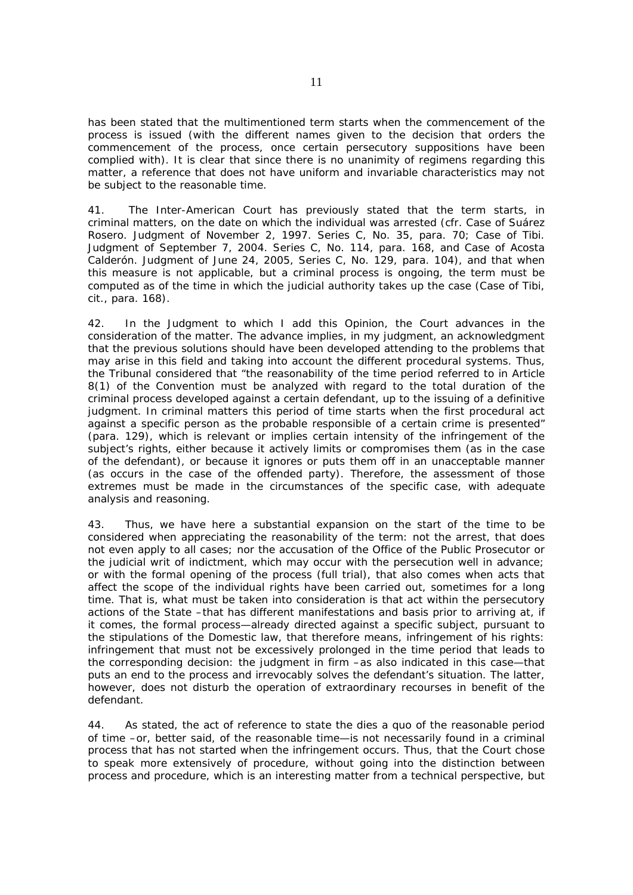has been stated that the multimentioned term starts when the commencement of the process is issued (with the different names given to the decision that orders the commencement of the process, once certain persecutory suppositions have been complied with). It is clear that since there is no unanimity of regimens regarding this matter, a reference that does not have uniform and invariable characteristics may not be subject to the reasonable time.

41. The Inter-American Court has previously stated that the term starts, in criminal matters, on the date on which the individual was arrested (cfr. Case of Suárez Rosero. Judgment of November 2, 1997. Series C, No. 35, para. 70; Case of Tibi. Judgment of September 7, 2004. Series C, No. 114, para. 168, and Case of Acosta Calderón. Judgment of June 24, 2005, Series C, No. 129, para. 104), and that when this measure is not applicable, but a criminal process is ongoing, the term must be computed as of the time in which the judicial authority takes up the case (Case of Tibi, cit., para. 168).

42. In the Judgment to which I add this Opinion, the Court advances in the consideration of the matter. The advance implies, in my judgment, an acknowledgment that the previous solutions should have been developed attending to the problems that may arise in this field and taking into account the different procedural systems. Thus, the Tribunal considered that "the reasonability of the time period referred to in Article 8(1) of the Convention must be analyzed with regard to the total duration of the criminal process developed against a certain defendant, up to the issuing of a definitive judgment. In criminal matters this period of time starts when the first procedural act against a specific person as the probable responsible of a certain crime is presented" (para. 129), which is relevant or implies certain intensity of the infringement of the subject's rights, either because it actively limits or compromises them (as in the case of the defendant), or because it ignores or puts them off in an unacceptable manner (as occurs in the case of the offended party). Therefore, the assessment of those extremes must be made in the circumstances of the specific case, with adequate analysis and reasoning.

43. Thus, we have here a substantial expansion on the start of the time to be considered when appreciating the reasonability of the term: not the arrest, that does not even apply to all cases; nor the accusation of the Office of the Public Prosecutor or the judicial writ of indictment, which may occur with the persecution well in advance; or with the formal opening of the process (full trial), that also comes when acts that affect the scope of the individual rights have been carried out, sometimes for a long time. That is, what must be taken into consideration is that act within the persecutory actions of the State –that has different manifestations and basis prior to arriving at, if it comes, the formal process—already directed against a specific subject, pursuant to the stipulations of the Domestic law, that therefore means, infringement of his rights: infringement that must not be excessively prolonged in the time period that leads to the corresponding decision: the judgment in firm –as also indicated in this case—that puts an end to the process and irrevocably solves the defendant's situation. The latter, however, does not disturb the operation of extraordinary recourses in benefit of the defendant.

44. As stated, the act of reference to state the dies a quo of the reasonable period of time –or, better said, of the reasonable time—is not necessarily found in a criminal process that has not started when the infringement occurs. Thus, that the Court chose to speak more extensively of procedure, without going into the distinction between process and procedure, which is an interesting matter from a technical perspective, but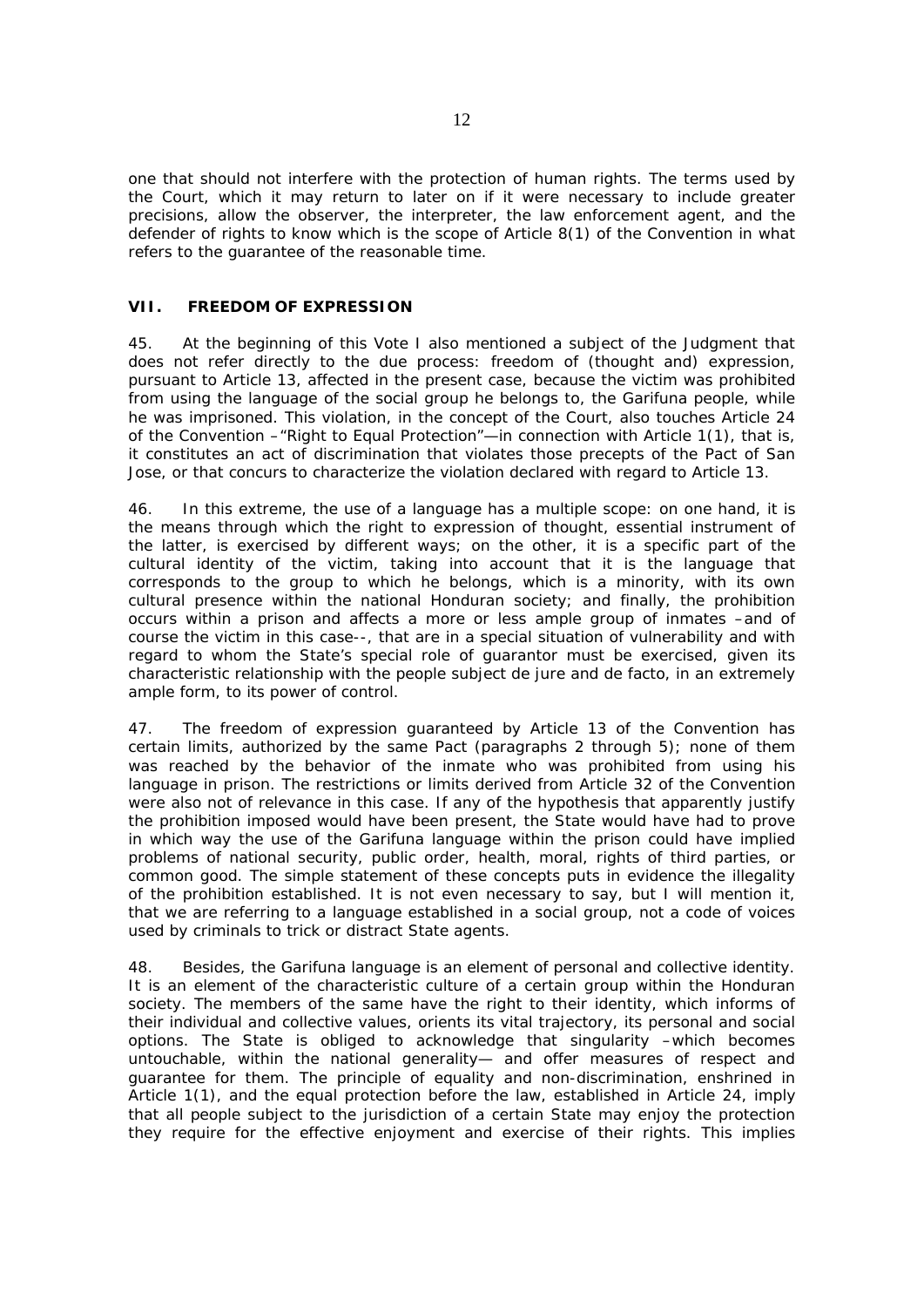one that should not interfere with the protection of human rights. The terms used by the Court, which it may return to later on if it were necessary to include greater precisions, allow the observer, the interpreter, the law enforcement agent, and the defender of rights to know which is the scope of Article 8(1) of the Convention in what refers to the guarantee of the reasonable time.

## VII. FREEDOM OF EXPRESSION

45. At the beginning of this Vote I also mentioned a subject of the Judgment that does not refer directly to the due process: freedom of (thought and) expression, pursuant to Article 13, affected in the present case, because the victim was prohibited from using the language of the social group he belongs to, the Garifuna people, while he was imprisoned. This violation, in the concept of the Court, also touches Article 24 of the Convention –"Right to Equal Protection"—in connection with Article 1(1), that is, it constitutes an act of discrimination that violates those precepts of the Pact of San Jose, or that concurs to characterize the violation declared with regard to Article 13.

46. In this extreme, the use of a language has a multiple scope: on one hand, it is the means through which the right to expression of thought, essential instrument of the latter, is exercised by different ways; on the other, it is a specific part of the cultural identity of the victim, taking into account that it is the language that corresponds to the group to which he belongs, which is a minority, with its own cultural presence within the national Honduran society; and finally, the prohibition occurs within a prison and affects a more or less ample group of inmates –and of course the victim in this case--, that are in a special situation of vulnerability and with regard to whom the State's special role of guarantor must be exercised, given its characteristic relationship with the people subject de jure and de facto, in an extremely ample form, to its power of control.

47. The freedom of expression guaranteed by Article 13 of the Convention has certain limits, authorized by the same Pact (paragraphs 2 through 5); none of them was reached by the behavior of the inmate who was prohibited from using his language in prison. The restrictions or limits derived from Article 32 of the Convention were also not of relevance in this case. If any of the hypothesis that apparently justify the prohibition imposed would have been present, the State would have had to prove in which way the use of the Garifuna language within the prison could have implied problems of national security, public order, health, moral, rights of third parties, or common good. The simple statement of these concepts puts in evidence the illegality of the prohibition established. It is not even necessary to say, but I will mention it, that we are referring to a language established in a social group, not a code of voices used by criminals to trick or distract State agents.

48. Besides, the Garifuna language is an element of personal and collective identity. It is an element of the characteristic culture of a certain group within the Honduran society. The members of the same have the right to their identity, which informs of their individual and collective values, orients its vital trajectory, its personal and social options. The State is obliged to acknowledge that singularity –which becomes untouchable, within the national generality— and offer measures of respect and guarantee for them. The principle of equality and non-discrimination, enshrined in Article 1(1), and the equal protection before the law, established in Article 24, imply that all people subject to the jurisdiction of a certain State may enjoy the protection they require for the effective enjoyment and exercise of their rights. This implies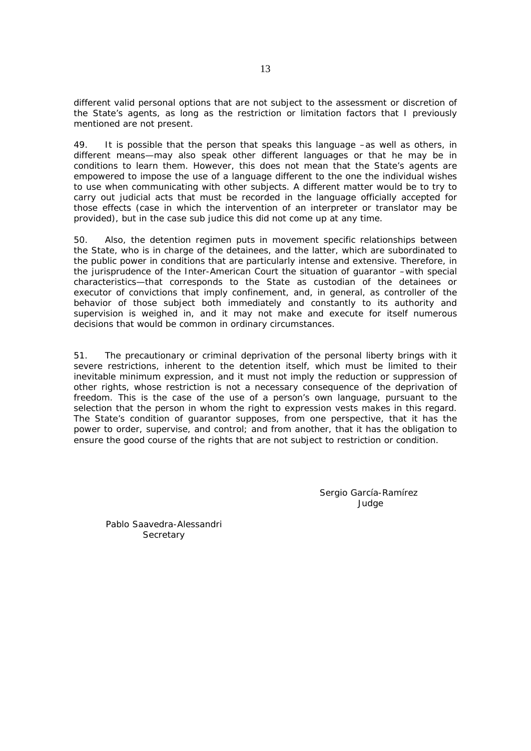different valid personal options that are not subject to the assessment or discretion of the State's agents, as long as the restriction or limitation factors that I previously mentioned are not present.

49. It is possible that the person that speaks this language –as well as others, in different means—may also speak other different languages or that he may be in conditions to learn them. However, this does not mean that the State's agents are empowered to impose the use of a language different to the one the individual wishes to use when communicating with other subjects. A different matter would be to try to carry out judicial acts that must be recorded in the language officially accepted for those effects (case in which the intervention of an interpreter or translator may be provided), but in the case sub judice this did not come up at any time.

50. Also, the detention regimen puts in movement specific relationships between the State, who is in charge of the detainees, and the latter, which are subordinated to the public power in conditions that are particularly intense and extensive. Therefore, in the jurisprudence of the Inter-American Court the situation of guarantor –with special characteristics—that corresponds to the State as custodian of the detainees or executor of convictions that imply confinement, and, in general, as controller of the behavior of those subject both immediately and constantly to its authority and supervision is weighed in, and it may not make and execute for itself numerous decisions that would be common in ordinary circumstances.

51. The precautionary or criminal deprivation of the personal liberty brings with it severe restrictions, inherent to the detention itself, which must be limited to their inevitable minimum expression, and it must not imply the reduction or suppression of other rights, whose restriction is not a necessary consequence of the deprivation of freedom. This is the case of the use of a person's own language, pursuant to the selection that the person in whom the right to expression vests makes in this regard. The State's condition of guarantor supposes, from one perspective, that it has the power to order, supervise, and control; and from another, that it has the obligation to ensure the good course of the rights that are not subject to restriction or condition.

Sergio García-Ramírez
Judge

Pablo Saavedra-Alessandri
Secretary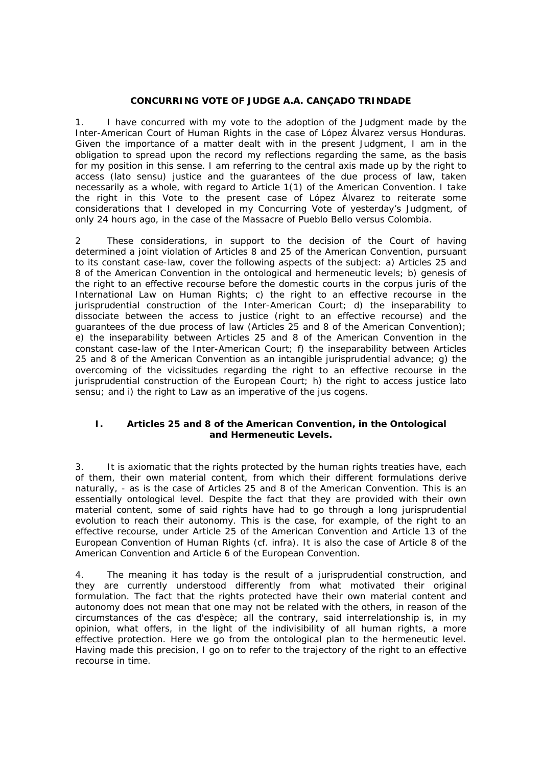# CONCURRING VOTE OF JUDGE A.A. CANÇADO TRINDADE

1. I have concurred with my vote to the adoption of the Judgment made by the Inter-American Court of Human Rights in the case of López Álvarez versus Honduras. Given the importance of a matter dealt with in the present Judgment, I am in the obligation to spread upon the record my reflections regarding the same, as the basis for my position in this sense. I am referring to the central axis made up by the right to access (lato sensu) justice and the guarantees of the due process of law, taken necessarily as a whole, with regard to Article 1(1) of the American Convention. I take the right in this Vote to the present case of López Álvarez to reiterate some considerations that I developed in my Concurring Vote of yesterday's Judgment, of only 24 hours ago, in the case of the Massacre of Pueblo Bello versus Colombia.

2 These considerations, in support to the decision of the Court of having determined a joint violation of Articles 8 and 25 of the American Convention, pursuant to its constant case-law, cover the following aspects of the subject: a) Articles 25 and 8 of the American Convention in the ontological and hermeneutic levels; b) genesis of the right to an effective recourse before the domestic courts in the corpus juris of the International Law on Human Rights; c) the right to an effective recourse in the jurisprudential construction of the Inter-American Court; d) the inseparability to dissociate between the access to justice (right to an effective recourse) and the guarantees of the due process of law (Articles 25 and 8 of the American Convention); e) the inseparability between Articles 25 and 8 of the American Convention in the constant case-law of the Inter-American Court; f) the inseparability between Articles 25 and 8 of the American Convention as an intangible jurisprudential advance; g) the overcoming of the vicissitudes regarding the right to an effective recourse in the jurisprudential construction of the European Court; h) the right to access justice lato sensu; and i) the right to Law as an imperative of the jus cogens.

## I. Articles 25 and 8 of the American Convention, in the Ontological and Hermeneutic Levels.

3. It is axiomatic that the rights protected by the human rights treaties have, each of them, their own material content, from which their different formulations derive naturally, - as is the case of Articles 25 and 8 of the American Convention. This is an essentially ontological level. Despite the fact that they are provided with their own material content, some of said rights have had to go through a long jurisprudential evolution to reach their autonomy. This is the case, for example, of the right to an effective recourse, under Article 25 of the American Convention and Article 13 of the European Convention of Human Rights (cf. infra). It is also the case of Article 8 of the American Convention and Article 6 of the European Convention.

4. The meaning it has today is the result of a jurisprudential construction, and they are currently understood differently from what motivated their original formulation. The fact that the rights protected have their own material content and autonomy does not mean that one may not be related with the others, in reason of the circumstances of the cas d'espèce; all the contrary, said interrelationship is, in my opinion, what offers, in the light of the indivisibility of all human rights, a more effective protection. Here we go from the ontological plan to the hermeneutic level. Having made this precision, I go on to refer to the trajectory of the right to an effective recourse in time.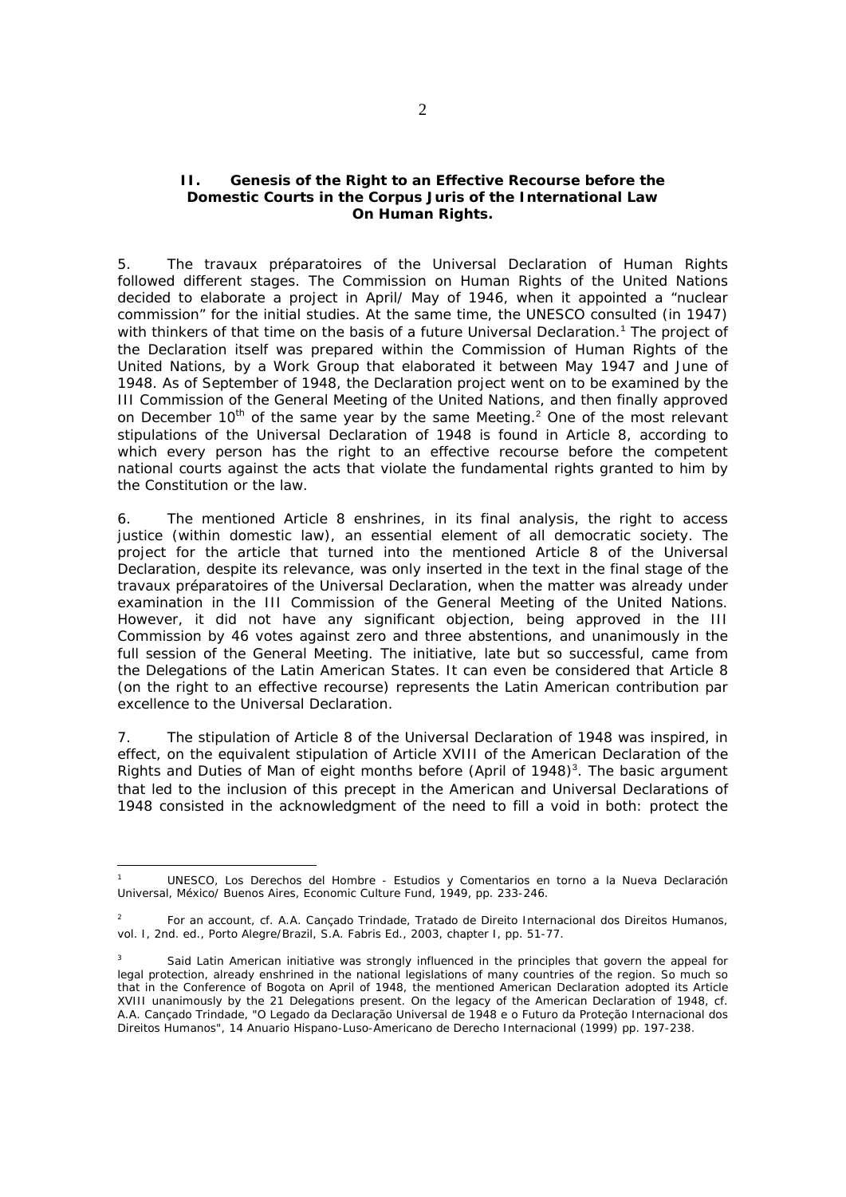## II. Genesis of the Right to an Effective Recourse before the Domestic Courts in the Corpus Juris of the International Law On Human Rights.

5. The travaux préparatoires of the Universal Declaration of Human Rights followed different stages. The Commission on Human Rights of the United Nations decided to elaborate a project in April/ May of 1946, when it appointed a "nuclear commission" for the initial studies. At the same time, the UNESCO consulted (in 1947) with thinkers of that time on the basis of a future Universal Declaration.[1] The project of the Declaration itself was prepared within the Commission of Human Rights of the United Nations, by a Work Group that elaborated it between May 1947 and June of 1948. As of September of 1948, the Declaration project went on to be examined by the III Commission of the General Meeting of the United Nations, and then finally approved on December 10th of the same year by the same Meeting.[2] One of the most relevant stipulations of the Universal Declaration of 1948 is found in Article 8, according to which every person has the right to an effective recourse before the competent national courts against the acts that violate the fundamental rights granted to him by the Constitution or the law.

6. The mentioned Article 8 enshrines, in its final analysis, the right to access justice (within domestic law), an essential element of all democratic society. The project for the article that turned into the mentioned Article 8 of the Universal Declaration, despite its relevance, was only inserted in the text in the final stage of the travaux préparatoires of the Universal Declaration, when the matter was already under examination in the III Commission of the General Meeting of the United Nations. However, it did not have any significant objection, being approved in the III Commission by 46 votes against zero and three abstentions, and unanimously in the full session of the General Meeting. The initiative, late but so successful, came from the Delegations of the Latin American States. It can even be considered that Article 8 (on the right to an effective recourse) represents the Latin American contribution par excellence to the Universal Declaration.

7. The stipulation of Article 8 of the Universal Declaration of 1948 was inspired, in effect, on the equivalent stipulation of Article XVIII of the American Declaration of the Rights and Duties of Man of eight months before (April of 1948)[3]. The basic argument that led to the inclusion of this precept in the American and Universal Declarations of 1948 consisted in the acknowledgment of the need to fill a void in both: protect the

---

[1] UNESCO, Los Derechos del Hombre - Estudios y Comentarios en torno a la Nueva Declaración Universal, México/ Buenos Aires, Economic Culture Fund, 1949, pp. 233-246.

[2] For an account, cf. A.A. Cançado Trindade, Tratado de Direito Internacional dos Direitos Humanos, vol. I, 2nd. ed., Porto Alegre/Brazil, S.A. Fabris Ed., 2003, chapter I, pp. 51-77.

[3] Said Latin American initiative was strongly influenced in the principles that govern the appeal for legal protection, already enshrined in the national legislations of many countries of the region. So much so that in the Conference of Bogota on April of 1948, the mentioned American Declaration adopted its Article XVIII unanimously by the 21 Delegations present. On the legacy of the American Declaration of 1948, cf. A.A. Cançado Trindade, "O Legado da Declaração Universal de 1948 e o Futuro da Proteção Internacional dos Direitos Humanos", 14 Anuario Hispano-Luso-Americano de Derecho Internacional (1999) pp. 197-238.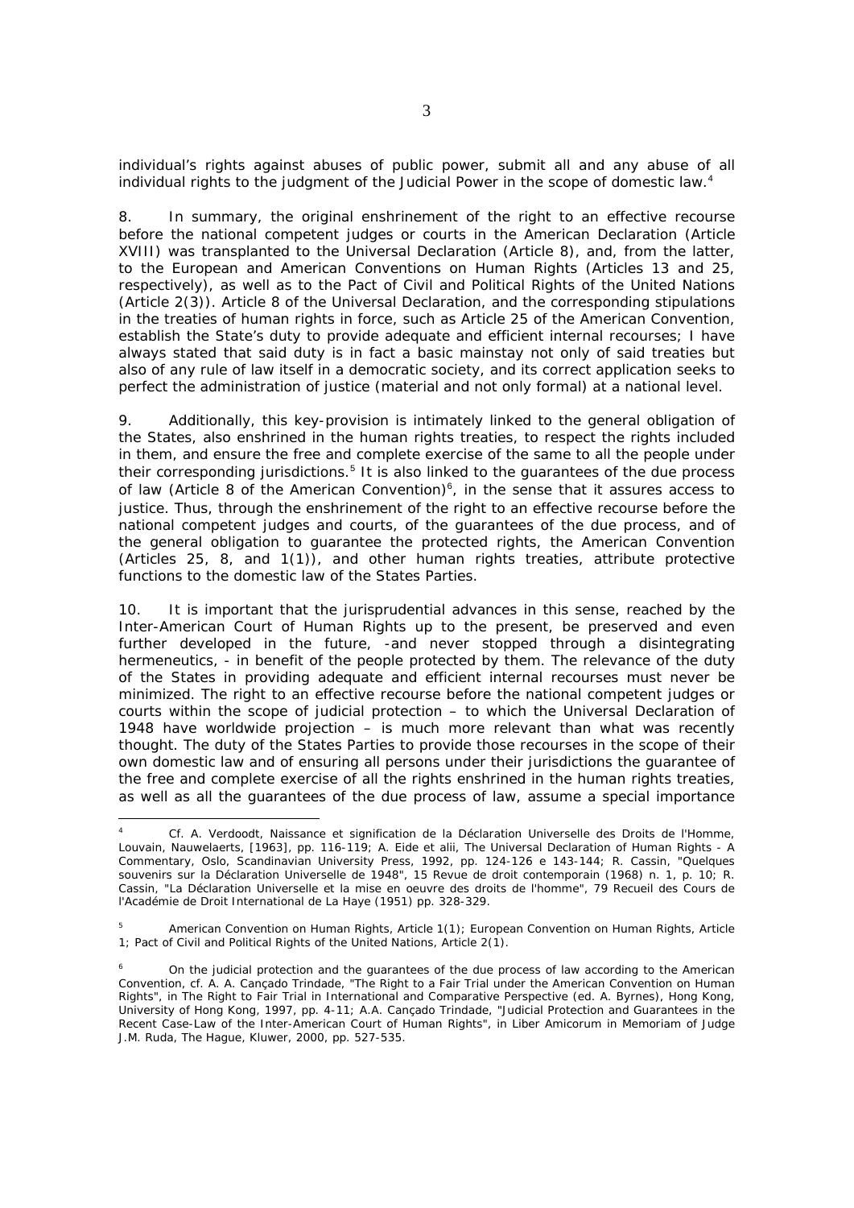individual's rights against abuses of public power, submit all and any abuse of all individual rights to the judgment of the Judicial Power in the scope of domestic law.[4]

8. In summary, the original enshrinement of the right to an effective recourse before the national competent judges or courts in the American Declaration (Article XVIII) was transplanted to the Universal Declaration (Article 8), and, from the latter, to the European and American Conventions on Human Rights (Articles 13 and 25, respectively), as well as to the Pact of Civil and Political Rights of the United Nations (Article 2(3)). Article 8 of the Universal Declaration, and the corresponding stipulations in the treaties of human rights in force, such as Article 25 of the American Convention, establish the State's duty to provide adequate and efficient internal recourses; I have always stated that said duty is in fact a basic mainstay not only of said treaties but also of any rule of law itself in a democratic society, and its correct application seeks to perfect the administration of justice (material and not only formal) at a national level.

9. Additionally, this key-provision is intimately linked to the general obligation of the States, also enshrined in the human rights treaties, to respect the rights included in them, and ensure the free and complete exercise of the same to all the people under their corresponding jurisdictions.[5] It is also linked to the guarantees of the due process of law (Article 8 of the American Convention)[6], in the sense that it assures access to justice. Thus, through the enshrinement of the right to an effective recourse before the national competent judges and courts, of the guarantees of the due process, and of the general obligation to guarantee the protected rights, the American Convention (Articles 25, 8, and 1(1)), and other human rights treaties, attribute protective functions to the domestic law of the States Parties.

10. It is important that the jurisprudential advances in this sense, reached by the Inter-American Court of Human Rights up to the present, be preserved and even further developed in the future, -and never stopped through a disintegrating hermeneutics, - in benefit of the people protected by them. The relevance of the duty of the States in providing adequate and efficient internal recourses must never be minimized. The right to an effective recourse before the national competent judges or courts within the scope of judicial protection – to which the Universal Declaration of 1948 have worldwide projection – is much more relevant than what was recently thought. The duty of the States Parties to provide those recourses in the scope of their own domestic law and of ensuring all persons under their jurisdictions the guarantee of the free and complete exercise of all the rights enshrined in the human rights treaties, as well as all the guarantees of the due process of law, assume a special importance

---

[4] Cf. A. Verdoodt, Naissance et signification de la Déclaration Universelle des Droits de l'Homme, Louvain, Nauwelaerts, [1963], pp. 116-119; A. Eide et alii, The Universal Declaration of Human Rights - A Commentary, Oslo, Scandinavian University Press, 1992, pp. 124-126 e 143-144; R. Cassin, "Quelques souvenirs sur la Déclaration Universelle de 1948", 15 Revue de droit contemporain (1968) n. 1, p. 10; R. Cassin, "La Déclaration Universelle et la mise en oeuvre des droits de l'homme", 79 Recueil des Cours de l'Académie de Droit International de La Haye (1951) pp. 328-329.

[5] American Convention on Human Rights, Article 1(1); European Convention on Human Rights, Article 1; Pact of Civil and Political Rights of the United Nations, Article 2(1).

[6] On the judicial protection and the guarantees of the due process of law according to the American Convention, cf. A. A. Cançado Trindade, "The Right to a Fair Trial under the American Convention on Human Rights", in The Right to Fair Trial in International and Comparative Perspective (ed. A. Byrnes), Hong Kong, University of Hong Kong, 1997, pp. 4-11; A.A. Cançado Trindade, "Judicial Protection and Guarantees in the Recent Case-Law of the Inter-American Court of Human Rights", in Liber Amicorum in Memoriam of Judge J.M. Ruda, The Hague, Kluwer, 2000, pp. 527-535.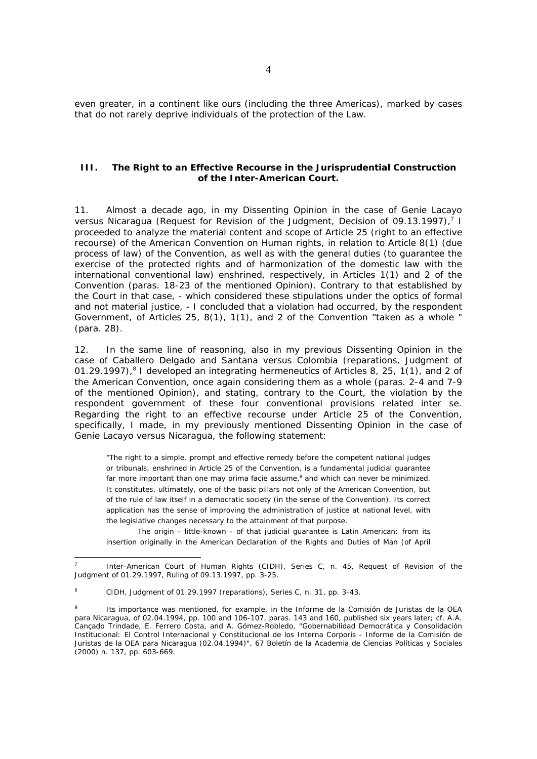even greater, in a continent like ours (including the three Americas), marked by cases that do not rarely deprive individuals of the protection of the Law.

## III. The Right to an Effective Recourse in the Jurisprudential Construction of the Inter-American Court.

11. Almost a decade ago, in my Dissenting Opinion in the case of Genie Lacayo versus Nicaragua (Request for Revision of the Judgment, Decision of 09.13.1997),[7] I proceeded to analyze the material content and scope of Article 25 (right to an effective recourse) of the American Convention on Human rights, in relation to Article 8(1) (due process of law) of the Convention, as well as with the general duties (to guarantee the exercise of the protected rights and of harmonization of the domestic law with the international conventional law) enshrined, respectively, in Articles 1(1) and 2 of the Convention (paras. 18-23 of the mentioned Opinion). Contrary to that established by the Court in that case, - which considered these stipulations under the optics of formal and not material justice, - I concluded that a violation had occurred, by the respondent Government, of Articles 25, 8(1), 1(1), and 2 of the Convention "taken as a whole " (para. 28).

12. In the same line of reasoning, also in my previous Dissenting Opinion in the case of Caballero Delgado and Santana versus Colombia (reparations, Judgment of 01.29.1997),[8] I developed an integrating hermeneutics of Articles 8, 25, 1(1), and 2 of the American Convention, once again considering them as a whole (paras. 2-4 and 7-9 of the mentioned Opinion), and stating, contrary to the Court, the violation by the respondent government of these four conventional provisions related *inter se*. Regarding the right to an effective recourse under Article 25 of the Convention, specifically, I made, in my previously mentioned Dissenting Opinion in the case of Genie Lacayo versus Nicaragua, the following statement:

> "The right to a simple, prompt and effective remedy before the competent national judges or tribunals, enshrined in Article 25 of the Convention, is a fundamental judicial guarantee far more important than one may *prima facie* assume,[9] and which can never be minimized. It constitutes, ultimately, one of the basic pillars not only of the American Convention, but of the rule of law itself in a democratic society (in the sense of the Convention). Its correct application has the sense of improving the administration of justice at national level, with the legislative changes necessary to the attainment of that purpose.
>
> The origin - little-known - of that judicial guarantee is Latin American: from its insertion originally in the American Declaration of the Rights and Duties of Man (of April

---

[7] Inter-American Court of Human Rights (CIDH), Series C, n. 45, Request of Revision of the Judgment of 01.29.1997, Ruling of 09.13.1997, pp. 3-25.

[8] CIDH, Judgment of 01.29.1997 (reparations), Series C, n. 31, pp. 3-43.

[9] Its importance was mentioned, for example, in the Informe de la Comisión de Juristas de la OEA para Nicaragua, of 02.04.1994, pp. 100 and 106-107, paras. 143 and 160, published six years later; cf. A.A. Cançado Trindade, E. Ferrero Costa, and A. Gómez-Robledo, "Gobernabilidad Democrática y Consolidación Institucional: El Control Internacional y Constitucional de los Interna Corporis - Informe de la Comisión de Juristas de la OEA para Nicaragua (02.04.1994)", 67 Boletín de la Academia de Ciencias Políticas y Sociales (2000) n. 137, pp. 603-669.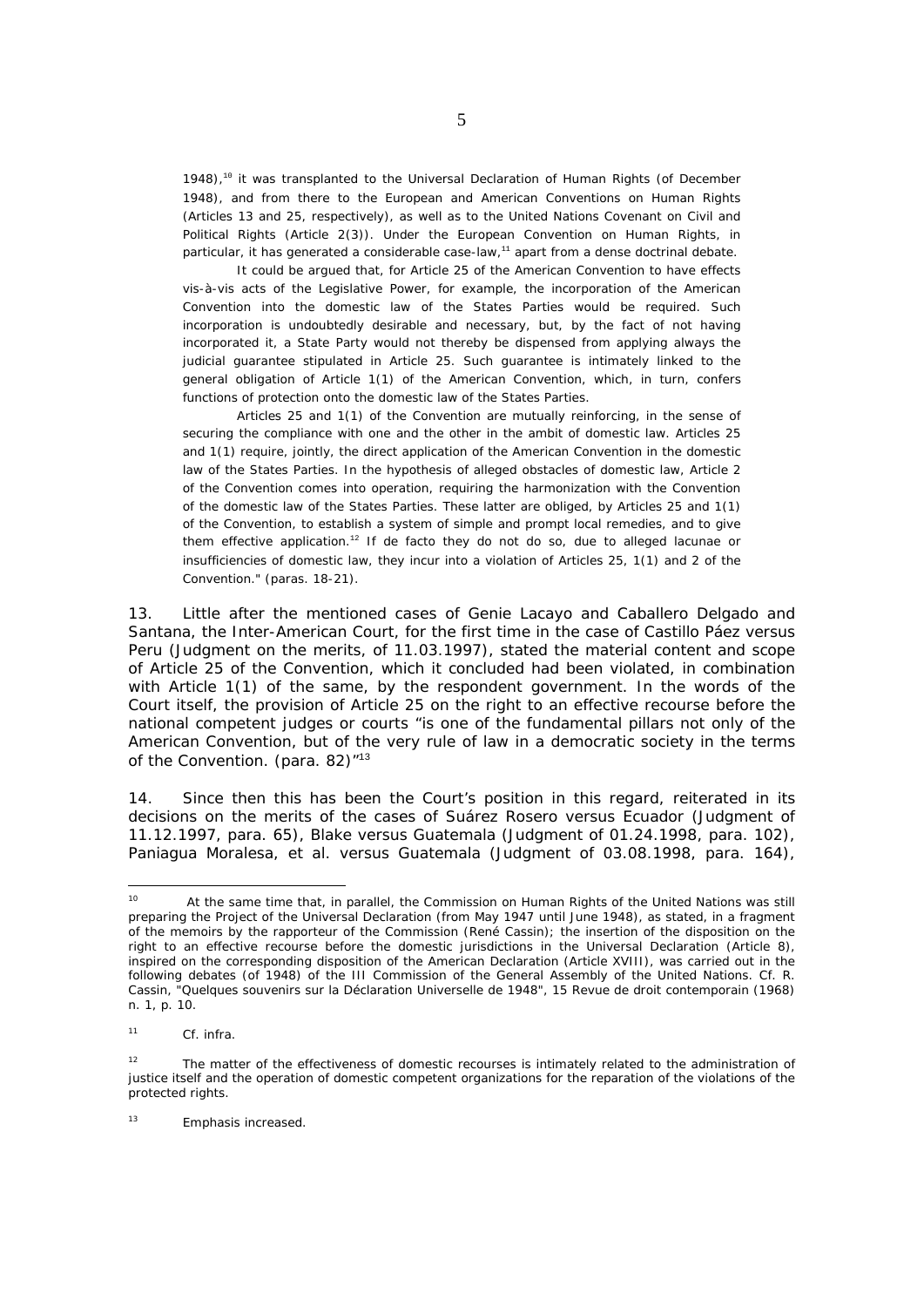1948),[10] it was transplanted to the Universal Declaration of Human Rights (of December 1948), and from there to the European and American Conventions on Human Rights (Articles 13 and 25, respectively), as well as to the United Nations Covenant on Civil and Political Rights (Article 2(3)). Under the European Convention on Human Rights, in particular, it has generated a considerable case-law,[11] apart from a dense doctrinal debate.

> It could be argued that, for Article 25 of the American Convention to have effects vis-à-vis acts of the Legislative Power, for example, the incorporation of the American Convention into the domestic law of the States Parties would be required. Such incorporation is undoubtedly desirable and necessary, but, by the fact of not having incorporated it, a State Party would not thereby be dispensed from applying always the judicial guarantee stipulated in Article 25. Such guarantee is intimately linked to the general obligation of Article 1(1) of the American Convention, which, in turn, confers functions of protection onto the domestic law of the States Parties.
>
> Articles 25 and 1(1) of the Convention are mutually reinforcing, in the sense of securing the compliance with one and the other in the ambit of domestic law. Articles 25 and 1(1) require, jointly, the direct application of the American Convention in the domestic law of the States Parties. In the hypothesis of alleged obstacles of domestic law, Article 2 of the Convention comes into operation, requiring the harmonization with the Convention of the domestic law of the States Parties. These latter are obliged, by Articles 25 and 1(1) of the Convention, to establish a system of simple and prompt local remedies, and to give them effective application.[12] If de facto they do not do so, due to alleged lacunae or insufficiencies of domestic law, they incur into a violation of Articles 25, 1(1) and 2 of the Convention." (paras. 18-21).

13. Little after the mentioned cases of Genie Lacayo and Caballero Delgado and Santana, the Inter-American Court, for the first time in the case of Castillo Páez versus Peru (Judgment on the merits, of 11.03.1997), stated the material content and scope of Article 25 of the Convention, which it concluded had been violated, in combination with Article 1(1) of the same, by the respondent government. In the words of the Court itself, the provision of Article 25 on the right to an effective recourse before the national competent judges or courts "is one of the fundamental pillars not only of the American Convention, but of the very rule of law in a democratic society in the terms of the Convention. (para. 82)"[13]

14. Since then this has been the Court's position in this regard, reiterated in its decisions on the merits of the cases of Suárez Rosero versus Ecuador (Judgment of 11.12.1997, para. 65), Blake versus Guatemala (Judgment of 01.24.1998, para. 102), Paniagua Moralesa, et al. versus Guatemala (Judgment of 03.08.1998, para. 164),

---

[10] At the same time that, in parallel, the Commission on Human Rights of the United Nations was still preparing the Project of the Universal Declaration (from May 1947 until June 1948), as stated, in a fragment of the memoirs by the rapporteur of the Commission (René Cassin); the insertion of the disposition on the right to an effective recourse before the domestic jurisdictions in the Universal Declaration (Article 8), inspired on the corresponding disposition of the American Declaration (Article XVIII), was carried out in the following debates (of 1948) of the III Commission of the General Assembly of the United Nations. Cf. R. Cassin, "Quelques souvenirs sur la Déclaration Universelle de 1948", 15 Revue de droit contemporain (1968) n. 1, p. 10.

[11] Cf. infra.

[12] The matter of the effectiveness of domestic recourses is intimately related to the administration of justice itself and the operation of domestic competent organizations for the reparation of the violations of the protected rights.

[13] Emphasis increased.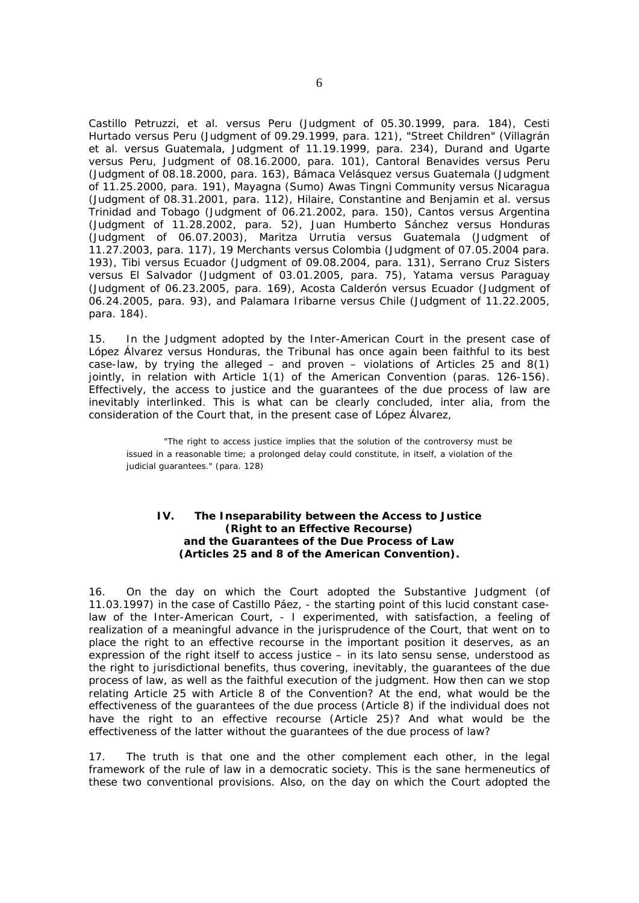Castillo Petruzzi, et al. versus Peru (Judgment of 05.30.1999, para. 184), Cesti Hurtado versus Peru (Judgment of 09.29.1999, para. 121), "Street Children" (Villagrán et al. versus Guatemala, Judgment of 11.19.1999, para. 234), Durand and Ugarte versus Peru, Judgment of 08.16.2000, para. 101), Cantoral Benavides versus Peru (Judgment of 08.18.2000, para. 163), Bámaca Velásquez versus Guatemala (Judgment of 11.25.2000, para. 191), Mayagna (Sumo) Awas Tingni Community versus Nicaragua (Judgment of 08.31.2001, para. 112), Hilaire, Constantine and Benjamin et al. versus Trinidad and Tobago (Judgment of 06.21.2002, para. 150), Cantos versus Argentina (Judgment of 11.28.2002, para. 52), Juan Humberto Sánchez versus Honduras (Judgment of 06.07.2003), Maritza Urrutia versus Guatemala (Judgment of 11.27.2003, para. 117), 19 Merchants versus Colombia (Judgment of 07.05.2004 para. 193), Tibi versus Ecuador (Judgment of 09.08.2004, para. 131), Serrano Cruz Sisters versus El Salvador (Judgment of 03.01.2005, para. 75), Yatama versus Paraguay (Judgment of 06.23.2005, para. 169), Acosta Calderón versus Ecuador (Judgment of 06.24.2005, para. 93), and Palamara Iribarne versus Chile (Judgment of 11.22.2005, para. 184).

15. In the Judgment adopted by the Inter-American Court in the present case of López Álvarez versus Honduras, the Tribunal has once again been faithful to its best case-law, by trying the alleged – and proven – violations of Articles 25 and 8(1) jointly, in relation with Article 1(1) of the American Convention (paras. 126-156). Effectively, the access to justice and the guarantees of the due process of law are inevitably interlinked. This is what can be clearly concluded, inter alia, from the consideration of the Court that, in the present case of López Álvarez,

> "The right to access justice implies that the solution of the controversy must be issued in a reasonable time; a prolonged delay could constitute, in itself, a violation of the judicial guarantees." (para. 128)

### IV. The Inseparability between the Access to Justice (Right to an Effective Recourse) and the Guarantees of the Due Process of Law (Articles 25 and 8 of the American Convention).

16. On the day on which the Court adopted the Substantive Judgment (of 11.03.1997) in the case of Castillo Páez, - the starting point of this lucid constant case-law of the Inter-American Court, - I experimented, with satisfaction, a feeling of realization of a meaningful advance in the jurisprudence of the Court, that went on to place the right to an effective recourse in the important position it deserves, as an expression of the right itself to access justice – in its lato sensu sense, understood as the right to jurisdictional benefits, thus covering, inevitably, the guarantees of the due process of law, as well as the faithful execution of the judgment. How then can we stop relating Article 25 with Article 8 of the Convention? At the end, what would be the effectiveness of the guarantees of the due process (Article 8) if the individual does not have the right to an effective recourse (Article 25)? And what would be the effectiveness of the latter without the guarantees of the due process of law?

17. The truth is that one and the other complement each other, in the legal framework of the rule of law in a democratic society. This is the sane hermeneutics of these two conventional provisions. Also, on the day on which the Court adopted the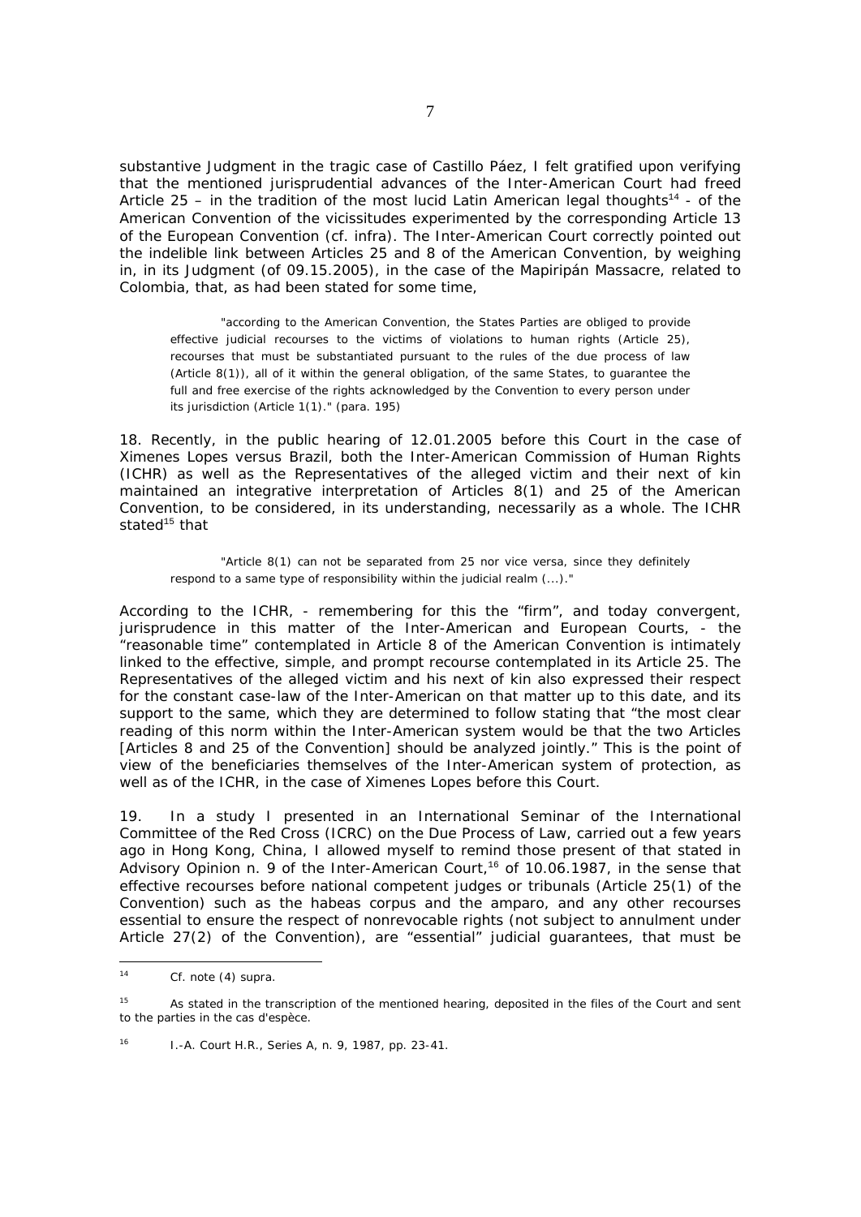substantive Judgment in the tragic case of Castillo Páez, I felt gratified upon verifying that the mentioned jurisprudential advances of the Inter-American Court had freed Article 25 – in the tradition of the most lucid Latin American legal thoughts[14] - of the American Convention of the vicissitudes experimented by the corresponding Article 13 of the European Convention (cf. infra). The Inter-American Court correctly pointed out the indelible link between Articles 25 and 8 of the American Convention, by weighing in, in its Judgment (of 09.15.2005), in the case of the Mapiripán Massacre, related to Colombia, that, as had been stated for some time,

> "according to the American Convention, the States Parties are obliged to provide effective judicial recourses to the victims of violations to human rights (Article 25), recourses that must be substantiated pursuant to the rules of the due process of law (Article 8(1)), all of it within the general obligation, of the same States, to guarantee the full and free exercise of the rights acknowledged by the Convention to every person under its jurisdiction (Article 1(1)." (para. 195)

18. Recently, in the public hearing of 12.01.2005 before this Court in the case of Ximenes Lopes versus Brazil, both the Inter-American Commission of Human Rights (ICHR) as well as the Representatives of the alleged victim and their next of kin maintained an integrative interpretation of Articles 8(1) and 25 of the American Convention, to be considered, in its understanding, necessarily as a whole. The ICHR stated[15] that

> "Article 8(1) can not be separated from 25 nor vice versa, since they definitely respond to a same type of responsibility within the judicial realm (...)."

According to the ICHR, - remembering for this the "firm", and today convergent, jurisprudence in this matter of the Inter-American and European Courts, - the "reasonable time" contemplated in Article 8 of the American Convention is intimately linked to the effective, simple, and prompt recourse contemplated in its Article 25. The Representatives of the alleged victim and his next of kin also expressed their respect for the constant case-law of the Inter-American on that matter up to this date, and its support to the same, which they are determined to follow stating that "the most clear reading of this norm within the Inter-American system would be that the two Articles [Articles 8 and 25 of the Convention] should be analyzed jointly." This is the point of view of the beneficiaries themselves of the Inter-American system of protection, as well as of the ICHR, in the case of Ximenes Lopes before this Court.

19. In a study I presented in an International Seminar of the International Committee of the Red Cross (ICRC) on the Due Process of Law, carried out a few years ago in Hong Kong, China, I allowed myself to remind those present of that stated in Advisory Opinion n. 9 of the Inter-American Court,[16] of 10.06.1987, in the sense that effective recourses before national competent judges or tribunals (Article 25(1) of the Convention) such as the habeas corpus and the amparo, and any other recourses essential to ensure the respect of nonrevocable rights (not subject to annulment under Article 27(2) of the Convention), are "essential" judicial guarantees, that must be

---

[14] Cf. note (4) supra.

[15] As stated in the transcription of the mentioned hearing, deposited in the files of the Court and sent to the parties in the cas d'espèce.

[16] I.-A. Court H.R., Series A, n. 9, 1987, pp. 23-41.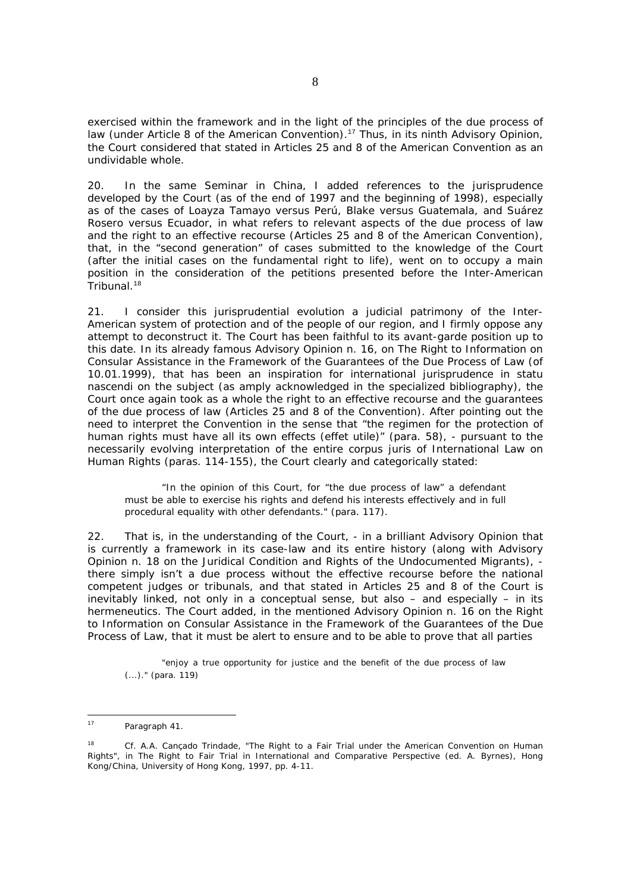exercised within the framework and in the light of the principles of the due process of law (under Article 8 of the American Convention).[17] Thus, in its ninth Advisory Opinion, the Court considered that stated in Articles 25 and 8 of the American Convention as an undividable whole.

20. In the same Seminar in China, I added references to the jurisprudence developed by the Court (as of the end of 1997 and the beginning of 1998), especially as of the cases of Loayza Tamayo versus Perú, Blake versus Guatemala, and Suárez Rosero versus Ecuador, in what refers to relevant aspects of the due process of law and the right to an effective recourse (Articles 25 and 8 of the American Convention), that, in the "second generation" of cases submitted to the knowledge of the Court (after the initial cases on the fundamental right to life), went on to occupy a main position in the consideration of the petitions presented before the Inter-American Tribunal.[18]

21. I consider this jurisprudential evolution a judicial patrimony of the Inter-American system of protection and of the people of our region, and I firmly oppose any attempt to deconstruct it. The Court has been faithful to its avant-garde position up to this date. In its already famous Advisory Opinion n. 16, on The Right to Information on Consular Assistance in the Framework of the Guarantees of the Due Process of Law (of 10.01.1999), that has been an inspiration for international jurisprudence *in statu nascendi* on the subject (as amply acknowledged in the specialized bibliography), the Court once again took as a whole the right to an effective recourse and the guarantees of the due process of law (Articles 25 and 8 of the Convention). After pointing out the need to interpret the Convention in the sense that "the regimen for the protection of human rights must have all its own effects (*effet utile*)" (para. 58), - pursuant to the necessarily evolving interpretation of the entire *corpus juris* of International Law on Human Rights (paras. 114-155), the Court clearly and categorically stated:

> "In the opinion of this Court, for "the due process of law" a defendant must be able to exercise his rights and defend his interests effectively and in full procedural equality with other defendants." (para. 117).

22. That is, in the understanding of the Court, - in a brilliant Advisory Opinion that is currently a framework in its case-law and its entire history (along with Advisory Opinion n. 18 on the Juridical Condition and Rights of the Undocumented Migrants), - there simply isn't a due process without the effective recourse before the national competent judges or tribunals, and that stated in Articles 25 and 8 of the Court is inevitably linked, not only in a conceptual sense, but also – and especially – in its hermeneutics. The Court added, in the mentioned Advisory Opinion n. 16 on the Right to Information on Consular Assistance in the Framework of the Guarantees of the Due Process of Law, that it must be alert to ensure and to be able to prove that all parties

> "enjoy a true opportunity for justice and the benefit of the due process of law (...)." (para. 119)

---

[17] Paragraph 41.

[18] Cf. A.A. Cançado Trindade, "The Right to a Fair Trial under the American Convention on Human Rights", *in The Right to Fair Trial in International and Comparative Perspective* (ed. A. Byrnes), Hong Kong/China, University of Hong Kong, 1997, pp. 4-11.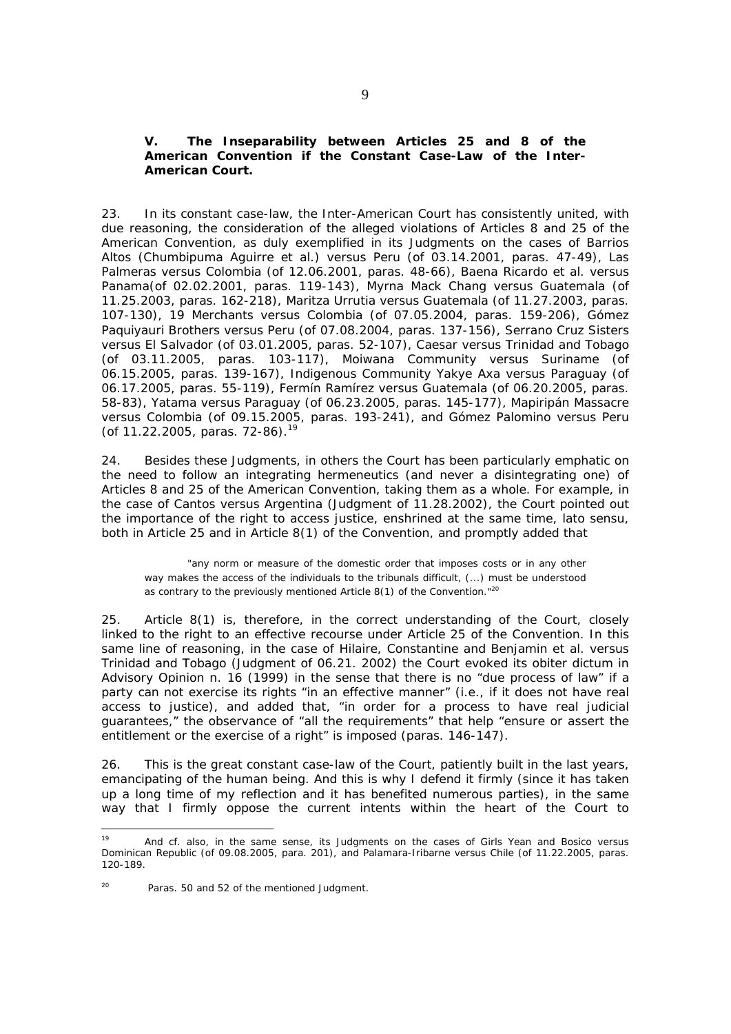### V. The Inseparability between Articles 25 and 8 of the American Convention if the Constant Case-Law of the Inter-American Court.

23. In its constant case-law, the Inter-American Court has consistently united, with due reasoning, the consideration of the alleged violations of Articles 8 and 25 of the American Convention, as duly exemplified in its Judgments on the cases of Barrios Altos (Chumbipuma Aguirre et al.) versus Peru (of 03.14.2001, paras. 47-49), Las Palmeras versus Colombia (of 12.06.2001, paras. 48-66), Baena Ricardo et al. versus Panama(of 02.02.2001, paras. 119-143), Myrna Mack Chang versus Guatemala (of 11.25.2003, paras. 162-218), Maritza Urrutia versus Guatemala (of 11.27.2003, paras. 107-130), 19 Merchants versus Colombia (of 07.05.2004, paras. 159-206), Gómez Paquiyauri Brothers versus Peru (of 07.08.2004, paras. 137-156), Serrano Cruz Sisters versus El Salvador (of 03.01.2005, paras. 52-107), Caesar versus Trinidad and Tobago (of 03.11.2005, paras. 103-117), Moiwana Community versus Suriname (of 06.15.2005, paras. 139-167), Indigenous Community Yakye Axa versus Paraguay (of 06.17.2005, paras. 55-119), Fermín Ramírez versus Guatemala (of 06.20.2005, paras. 58-83), Yatama versus Paraguay (of 06.23.2005, paras. 145-177), Mapiripán Massacre versus Colombia (of 09.15.2005, paras. 193-241), and Gómez Palomino versus Peru (of 11.22.2005, paras. 72-86).[19]

24. Besides these Judgments, in others the Court has been particularly emphatic on the need to follow an integrating hermeneutics (and never a disintegrating one) of Articles 8 and 25 of the American Convention, taking them as a whole. For example, in the case of Cantos versus Argentina (Judgment of 11.28.2002), the Court pointed out the importance of the right to access justice, enshrined at the same time, lato sensu, both in Article 25 and in Article 8(1) of the Convention, and promptly added that

> "any norm or measure of the domestic order that imposes costs or in any other way makes the access of the individuals to the tribunals difficult, (...) must be understood as contrary to the previously mentioned Article 8(1) of the Convention."[20]

25. Article 8(1) is, therefore, in the correct understanding of the Court, closely linked to the right to an effective recourse under Article 25 of the Convention. In this same line of reasoning, in the case of Hilaire, Constantine and Benjamin et al. versus Trinidad and Tobago (Judgment of 06.21. 2002) the Court evoked its obiter dictum in Advisory Opinion n. 16 (1999) in the sense that there is no "due process of law" if a party can not exercise its rights "in an effective manner" (i.e., if it does not have real access to justice), and added that, "in order for a process to have real judicial guarantees," the observance of "all the requirements" that help "ensure or assert the entitlement or the exercise of a right" is imposed (paras. 146-147).

26. This is the great constant case-law of the Court, patiently built in the last years, emancipating of the human being. And this is why I defend it firmly (since it has taken up a long time of my reflection and it has benefited numerous parties), in the same way that I firmly oppose the current intents within the heart of the Court to

---

[19] And cf. also, in the same sense, its Judgments on the cases of Girls Yean and Bosico versus Dominican Republic (of 09.08.2005, para. 201), and Palamara-Iribarne versus Chile (of 11.22.2005, paras. 120-189.

[20] Paras. 50 and 52 of the mentioned Judgment.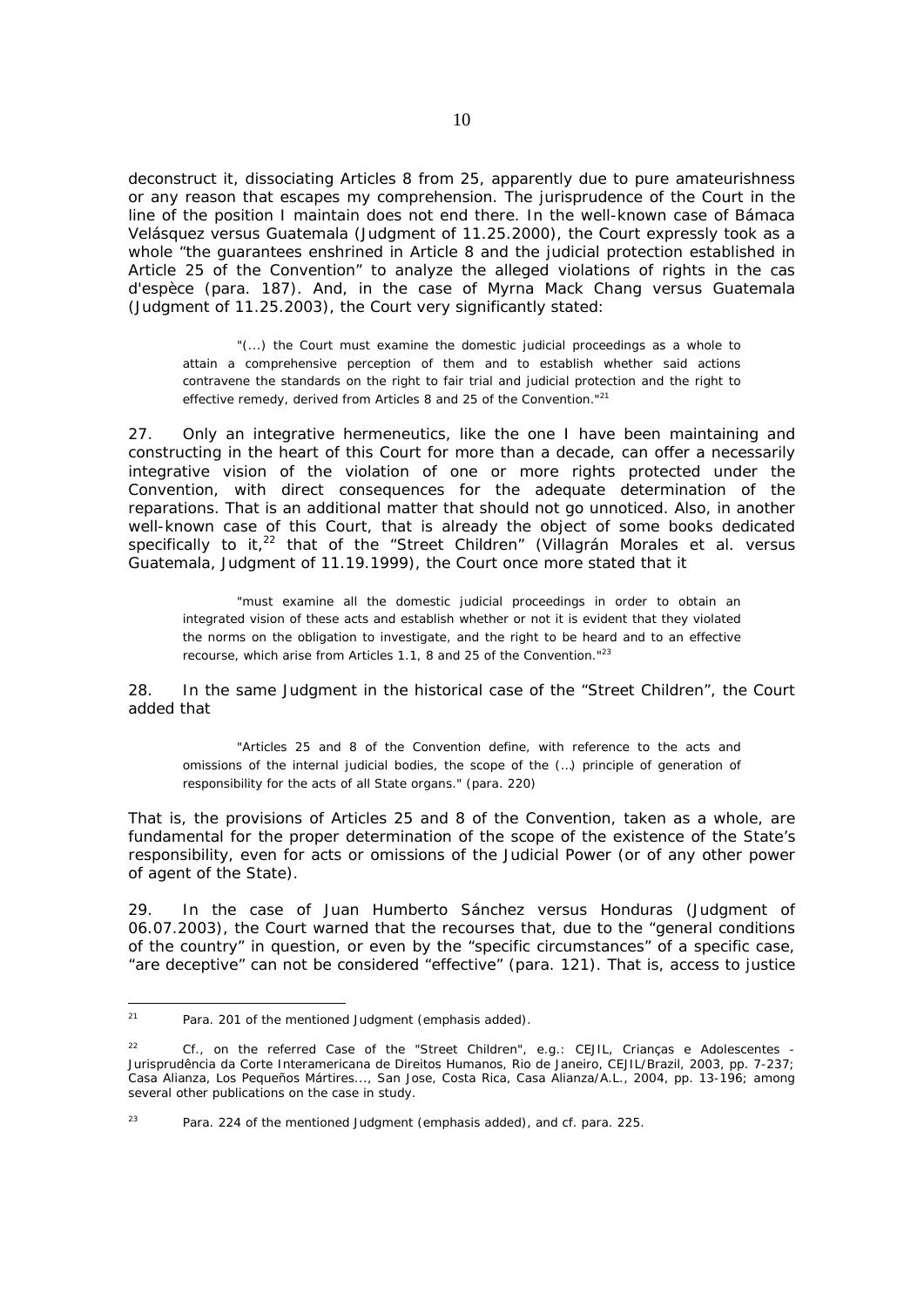deconstruct it, dissociating Articles 8 from 25, apparently due to pure amateurishness or any reason that escapes my comprehension. The jurisprudence of the Court in the line of the position I maintain does not end there. In the well-known case of Bámaca Velásquez versus Guatemala (Judgment of 11.25.2000), the Court expressly took as a whole "the guarantees enshrined in Article 8 and the judicial protection established in Article 25 of the Convention" to analyze the alleged violations of rights in the *cas d'espèce* (para. 187). And, in the case of Myrna Mack Chang versus Guatemala (Judgment of 11.25.2003), the Court very significantly stated:

> "(...) the Court must examine the domestic judicial proceedings *as a whole* to attain a *comprehensive* perception of them and to establish whether said actions contravene the standards on the right to fair trial and judicial protection and the right to effective remedy, derived from Articles 8 and 25 of the Convention."[21]

27. Only an integrative hermeneutics, like the one I have been maintaining and constructing in the heart of this Court for more than a decade, can offer a necessarily integrative vision of the violation of one or more rights protected under the Convention, with direct consequences for the adequate determination of the reparations. That is an additional matter that should not go unnoticed. Also, in another well-known case of this Court, that is already the object of some books dedicated specifically to it,[22] that of the "Street Children" (Villagrán Morales et al. versus Guatemala, Judgment of 11.19.1999), the Court once more stated that it

> "must examine *all* the domestic judicial proceedings in order to obtain an *integrated vision* of these acts and establish whether or not it is evident that they violated the norms on the obligation to investigate, and the right to be heard and to an effective recourse, which arise from Articles 1.1, 8 and 25 of the Convention."[23]

28. In the same Judgment in the historical case of the "Street Children", the Court added that

> "Articles 25 and 8 of the Convention define, with reference to the acts and omissions of the internal judicial bodies, the scope of the (...) principle of generation of responsibility for the acts of all State organs." (para. 220)

That is, the provisions of Articles 25 and 8 of the Convention, taken as a whole, are fundamental for the proper determination of the scope of the existence of the State's responsibility, even for acts or omissions of the Judicial Power (or of any other power of agent of the State).

29. In the case of Juan Humberto Sánchez versus Honduras (Judgment of 06.07.2003), the Court warned that the recourses that, due to the "general conditions of the country" in question, or even by the "specific circumstances" of a specific case, "are deceptive" can not be considered "effective" (para. 121). That is, access to justice

---

[21] Para. 201 of the mentioned Judgment (emphasis added).

[22] Cf., on the referred Case of the "Street Children", e.g.: CEJIL, *Crianças e Adolescentes - Jurisprudência da Corte Interamericana de Direitos Humanos*, Rio de Janeiro, CEJIL/Brazil, 2003, pp. 7-237; Casa Alianza, *Los Pequeños Mártires...*, San Jose, Costa Rica, Casa Alianza/A.L., 2004, pp. 13-196; among several other publications on the case in study.

[23] Para. 224 of the mentioned Judgment (emphasis added), and cf. para. 225.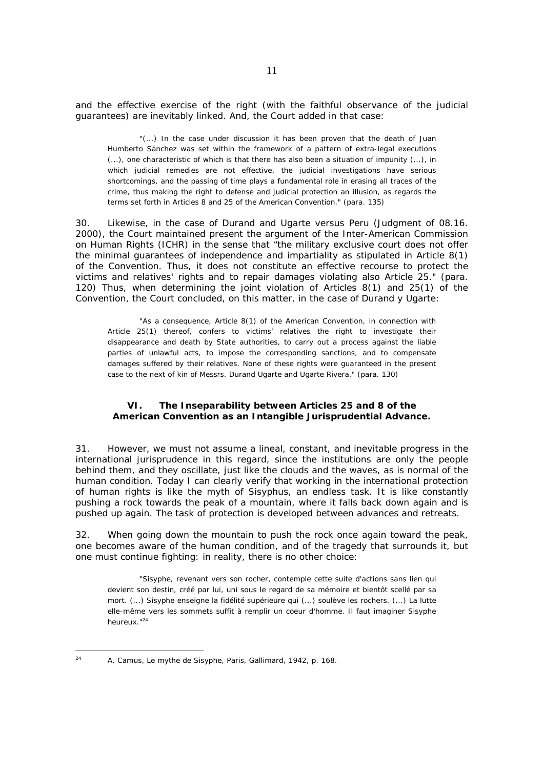and the effective exercise of the right (with the faithful observance of the judicial guarantees) are inevitably linked. And, the Court added in that case:

> "(...) In the case under discussion it has been proven that the death of Juan Humberto Sánchez was set within the framework of a pattern of extra-legal executions (...), one characteristic of which is that there has also been a situation of impunity (...), in which judicial remedies are not effective, the judicial investigations have serious shortcomings, and the passing of time plays a fundamental role in erasing all traces of the crime, thus making the right to defense and judicial protection an illusion, as regards the terms set forth in Articles 8 and 25 of the American Convention." (para. 135)

30. Likewise, in the case of Durand and Ugarte versus Peru (Judgment of 08.16. 2000), the Court maintained present the argument of the Inter-American Commission on Human Rights (ICHR) in the sense that "the military exclusive court does not offer the minimal guarantees of independence and impartiality as stipulated in Article 8(1) of the Convention. Thus, it does not constitute an effective recourse to protect the victims and relatives' rights and to repair damages violating also Article 25." (para. 120) Thus, when determining the joint violation of Articles 8(1) and 25(1) of the Convention, the Court concluded, on this matter, in the case of Durand y Ugarte:

> "As a consequence, Article 8(1) of the American Convention, in connection with Article 25(1) thereof, confers to victims' relatives the right to investigate their disappearance and death by State authorities, to carry out a process against the liable parties of unlawful acts, to impose the corresponding sanctions, and to compensate damages suffered by their relatives. None of these rights were guaranteed in the present case to the next of kin of Messrs. Durand Ugarte and Ugarte Rivera." (para. 130)

## VI. The Inseparability between Articles 25 and 8 of the American Convention as an Intangible Jurisprudential Advance.

31. However, we must not assume a lineal, constant, and inevitable progress in the international jurisprudence in this regard, since the institutions are only the people behind them, and they oscillate, just like the clouds and the waves, as is normal of the human condition. Today I can clearly verify that working in the international protection of human rights is like the myth of Sisyphus, an endless task. It is like constantly pushing a rock towards the peak of a mountain, where it falls back down again and is pushed up again. The task of protection is developed between advances and retreats.

32. When going down the mountain to push the rock once again toward the peak, one becomes aware of the human condition, and of the tragedy that surrounds it, but one must continue fighting: in reality, there is no other choice:

> "Sisyphe, revenant vers son rocher, contemple cette suite d'actions sans lien qui devient son destin, créé par lui, uni sous le regard de sa mémoire et bientôt scellé par sa mort. (...) Sisyphe enseigne la fidélité supérieure qui (...) soulève les rochers. (...) La lutte elle-même vers les sommets suffit à remplir un coeur d'homme. Il faut imaginer Sisyphe heureux."[24]

---

[24] A. Camus, *Le mythe de Sisyphe*, Paris, Gallimard, 1942, p. 168.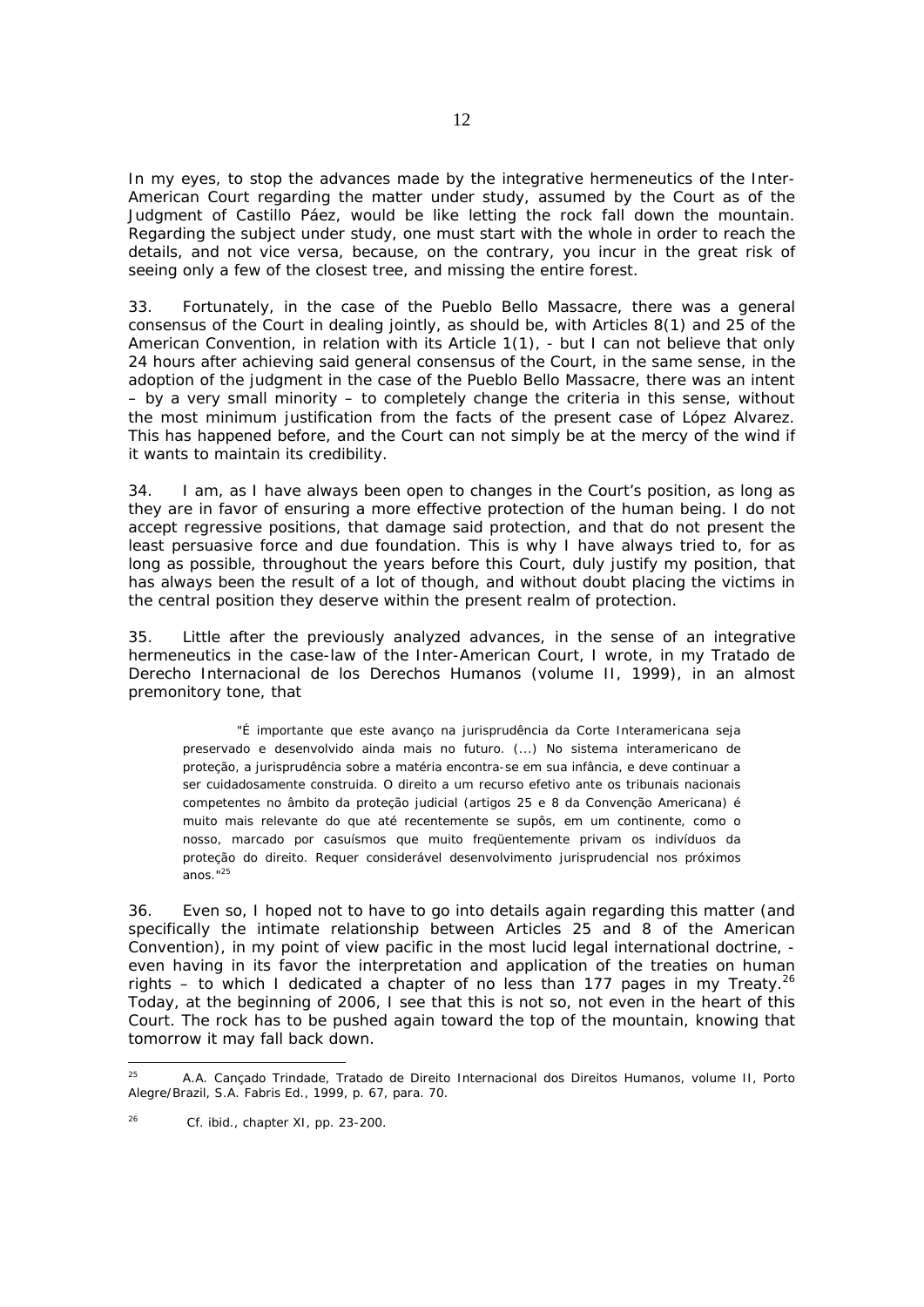In my eyes, to stop the advances made by the integrative hermeneutics of the Inter-American Court regarding the matter under study, assumed by the Court as of the Judgment of Castillo Páez, would be like letting the rock fall down the mountain. Regarding the subject under study, one must start with the whole in order to reach the details, and not vice versa, because, on the contrary, you incur in the great risk of seeing only a few of the closest tree, and missing the entire forest.

33. Fortunately, in the case of the Pueblo Bello Massacre, there was a general consensus of the Court in dealing jointly, as should be, with Articles 8(1) and 25 of the American Convention, in relation with its Article 1(1), - but I can not believe that only 24 hours after achieving said general consensus of the Court, in the same sense, in the adoption of the judgment in the case of the Pueblo Bello Massacre, there was an intent – by a very small minority – to completely change the criteria in this sense, without the most minimum justification from the facts of the present case of López Alvarez. This has happened before, and the Court can not simply be at the mercy of the wind if it wants to maintain its credibility.

34. I am, as I have always been open to changes in the Court's position, as long as they are in favor of ensuring a more effective protection of the human being. I do not accept regressive positions, that damage said protection, and that do not present the least persuasive force and due foundation. This is why I have always tried to, for as long as possible, throughout the years before this Court, duly justify my position, that has always been the result of a lot of though, and without doubt placing the victims in the central position they deserve within the present realm of protection.

35. Little after the previously analyzed advances, in the sense of an integrative hermeneutics in the case-law of the Inter-American Court, I wrote, in my *Tratado de Derecho Internacional de los Derechos Humanos* (volume II, 1999), in an almost premonitory tone, that

> "É importante que este avanço na jurisprudência da Corte Interamericana seja preservado e desenvolvido ainda mais no futuro. (...) No sistema interamericano de proteção, a jurisprudência sobre a matéria encontra-se em sua infância, e deve continuar a ser cuidadosamente construida. O direito a um recurso efetivo ante os tribunais nacionais competentes no âmbito da proteção judicial (artigos 25 e 8 da Convenção Americana) é muito mais relevante do que até recentemente se supôs, em um continente, como o nosso, marcado por casuísmos que muito freqüentemente privam os indivíduos da proteção do direito. Requer considerável desenvolvimento jurisprudencial nos próximos anos."[25]

36. Even so, I hoped not to have to go into details again regarding this matter (and specifically the intimate relationship between Articles 25 and 8 of the American Convention), in my point of view pacific in the most lucid legal international doctrine, - even having in its favor the interpretation and application of the treaties on human rights – to which I dedicated a chapter of no less than 177 pages in my Treaty.[26] Today, at the beginning of 2006, I see that this is not so, not even in the heart of this Court. The rock has to be pushed again toward the top of the mountain, knowing that tomorrow it may fall back down.

---

[25] A.A. Cançado Trindade, *Tratado de Direito Internacional dos Direitos Humanos*, volume II, Porto Alegre/Brazil, S.A. Fabris Ed., 1999, p. 67, para. 70.

[26] *Cf. ibid.*, chapter XI, pp. 23-200.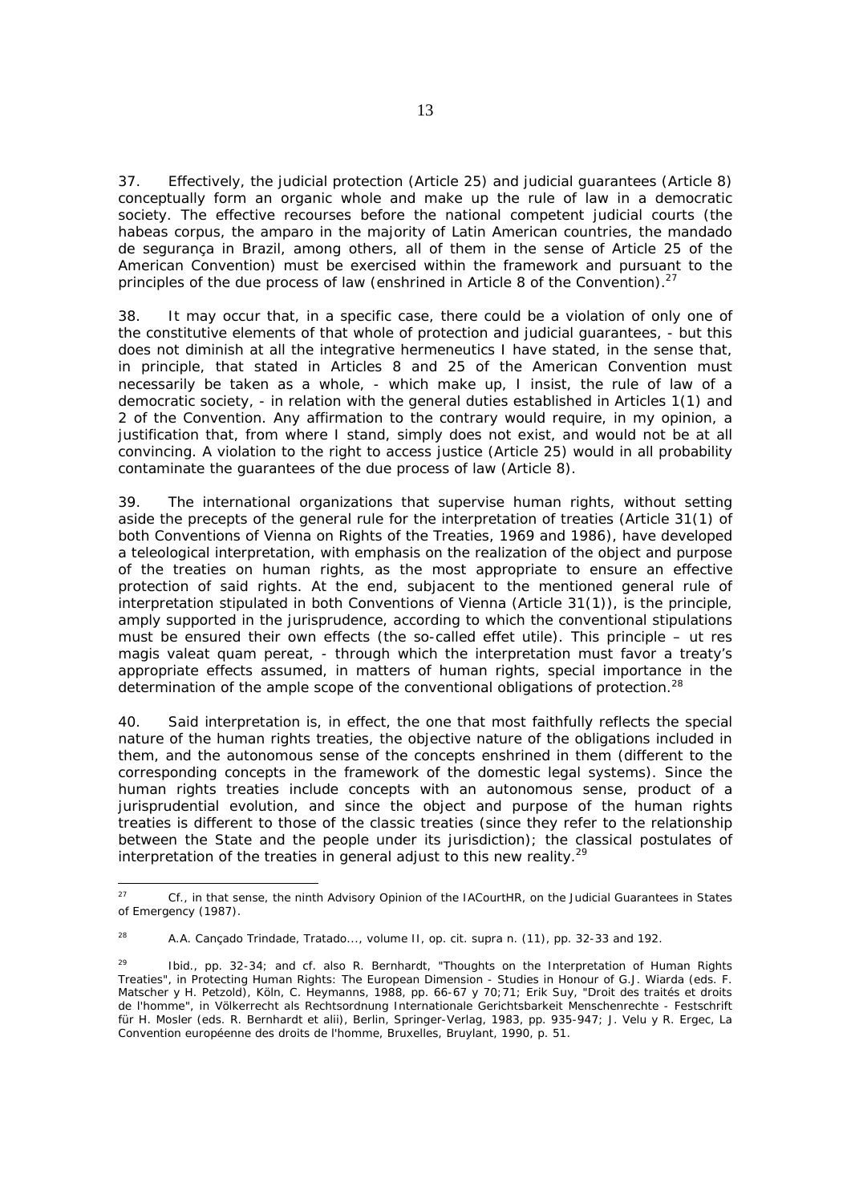37. Effectively, the judicial protection (Article 25) and judicial guarantees (Article 8) conceptually form an organic whole and make up the rule of law in a democratic society. The effective recourses before the national competent judicial courts (the habeas corpus, the amparo in the majority of Latin American countries, the mandado de segurança in Brazil, among others, all of them in the sense of Article 25 of the American Convention) must be exercised within the framework and pursuant to the principles of the due process of law (enshrined in Article 8 of the Convention).[27]

38. It may occur that, in a specific case, there could be a violation of only one of the constitutive elements of that whole of protection and judicial guarantees, - but this does not diminish at all the integrative hermeneutics I have stated, in the sense that, in principle, that stated in Articles 8 and 25 of the American Convention must necessarily be taken as a whole, - which make up, I insist, the rule of law of a democratic society, - in relation with the general duties established in Articles 1(1) and 2 of the Convention. Any affirmation to the contrary would require, in my opinion, a justification that, from where I stand, simply does not exist, and would not be at all convincing. A violation to the right to access justice (Article 25) would in all probability contaminate the guarantees of the due process of law (Article 8).

39. The international organizations that supervise human rights, without setting aside the precepts of the general rule for the interpretation of treaties (Article 31(1) of both Conventions of Vienna on Rights of the Treaties, 1969 and 1986), have developed a teleological interpretation, with emphasis on the realization of the object and purpose of the treaties on human rights, as the most appropriate to ensure an effective protection of said rights. At the end, subjacent to the mentioned general rule of interpretation stipulated in both Conventions of Vienna (Article 31(1)), is the principle, amply supported in the jurisprudence, according to which the conventional stipulations must be ensured their own effects (the so-called effet utile). This principle – ut res magis valeat quam pereat, - through which the interpretation must favor a treaty's appropriate effects assumed, in matters of human rights, special importance in the determination of the ample scope of the conventional obligations of protection.[28]

40. Said interpretation is, in effect, the one that most faithfully reflects the special nature of the human rights treaties, the objective nature of the obligations included in them, and the autonomous sense of the concepts enshrined in them (different to the corresponding concepts in the framework of the domestic legal systems). Since the human rights treaties include concepts with an autonomous sense, product of a jurisprudential evolution, and since the object and purpose of the human rights treaties is different to those of the classic treaties (since they refer to the relationship between the State and the people under its jurisdiction); the classical postulates of interpretation of the treaties in general adjust to this new reality.[29]

---

[27] Cf., in that sense, the ninth Advisory Opinion of the IACourtHR, on the Judicial Guarantees in States of Emergency (1987).

[28] A.A. Cançado Trindade, Tratado..., volume II, op. cit. supra n. (11), pp. 32-33 and 192.

[29] Ibid., pp. 32-34; and cf. also R. Bernhardt, "Thoughts on the Interpretation of Human Rights Treaties", in Protecting Human Rights: The European Dimension - Studies in Honour of G.J. Wiarda (eds. F. Matscher y H. Petzold), Köln, C. Heymanns, 1988, pp. 66-67 y 70;71; Erik Suy, "Droit des traités et droits de l'homme", in Völkerrecht als Rechtsordnung Internationale Gerichtsbarkeit Menschenrechte - Festschrift für H. Mosler (eds. R. Bernhardt et alii), Berlin, Springer-Verlag, 1983, pp. 935-947; J. Velu y R. Ergec, La Convention européenne des droits de l'homme, Bruxelles, Bruylant, 1990, p. 51.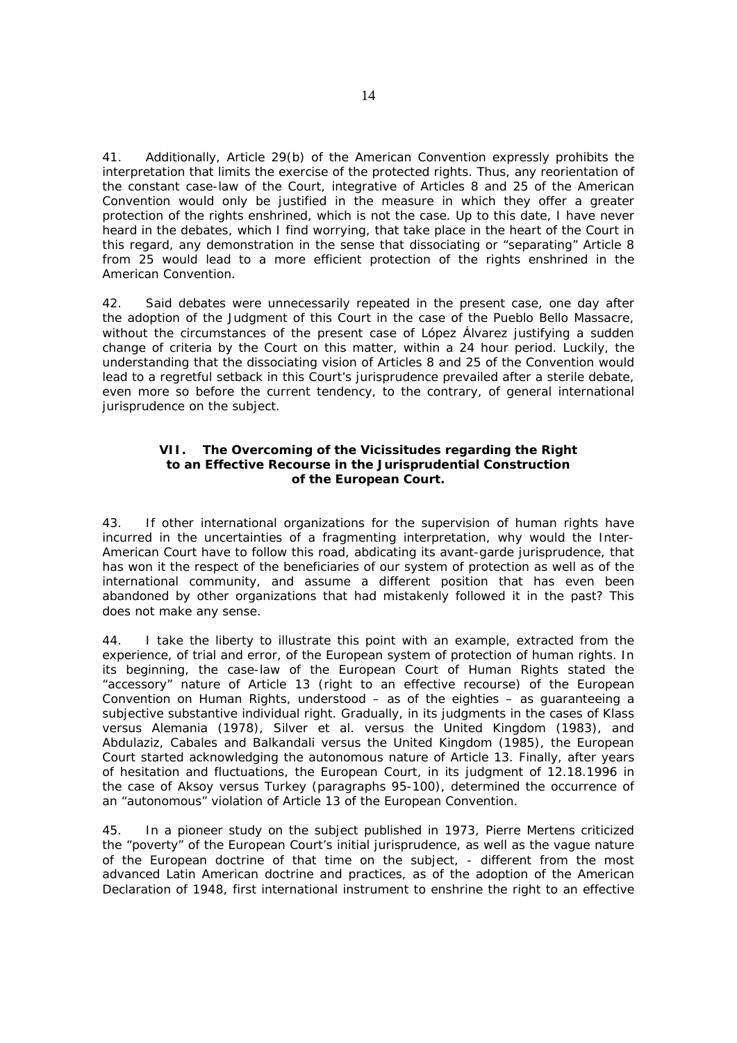41. Additionally, Article 29(b) of the American Convention expressly prohibits the interpretation that limits the exercise of the protected rights. Thus, any reorientation of the constant case-law of the Court, integrative of Articles 8 and 25 of the American Convention would only be justified in the measure in which they offer a greater protection of the rights enshrined, which is not the case. Up to this date, I have never heard in the debates, which I find worrying, that take place in the heart of the Court in this regard, any demonstration in the sense that dissociating or "separating" Article 8 from 25 would lead to a more efficient protection of the rights enshrined in the American Convention.

42. Said debates were unnecessarily repeated in the present case, one day after the adoption of the Judgment of this Court in the case of the Pueblo Bello Massacre, without the circumstances of the present case of López Álvarez justifying a sudden change of criteria by the Court on this matter, within a 24 hour period. Luckily, the understanding that the dissociating vision of Articles 8 and 25 of the Convention would lead to a regretful setback in this Court's jurisprudence prevailed after a sterile debate, even more so before the current tendency, to the contrary, of general international jurisprudence on the subject.

## VII. The Overcoming of the Vicissitudes regarding the Right to an Effective Recourse in the Jurisprudential Construction of the European Court.

43. If other international organizations for the supervision of human rights have incurred in the uncertainties of a fragmenting interpretation, why would the Inter-American Court have to follow this road, abdicating its avant-garde jurisprudence, that has won it the respect of the beneficiaries of our system of protection as well as of the international community, and assume a different position that has even been abandoned by other organizations that had mistakenly followed it in the past? This does not make any sense.

44. I take the liberty to illustrate this point with an example, extracted from the experience, of trial and error, of the European system of protection of human rights. In its beginning, the case-law of the European Court of Human Rights stated the "accessory" nature of Article 13 (right to an effective recourse) of the European Convention on Human Rights, understood – as of the eighties – as guaranteeing a subjective substantive individual right. Gradually, in its judgments in the cases of Klass versus Alemania (1978), Silver et al. versus the United Kingdom (1983), and Abdulaziz, Cabales and Balkandali versus the United Kingdom (1985), the European Court started acknowledging the autonomous nature of Article 13. Finally, after years of hesitation and fluctuations, the European Court, in its judgment of 12.18.1996 in the case of Aksoy versus Turkey (paragraphs 95-100), determined the occurrence of an "autonomous" violation of Article 13 of the European Convention.

45. In a pioneer study on the subject published in 1973, Pierre Mertens criticized the "poverty" of the European Court's initial jurisprudence, as well as the vague nature of the European doctrine of that time on the subject, - different from the most advanced Latin American doctrine and practices, as of the adoption of the American Declaration of 1948, first international instrument to enshrine the right to an effective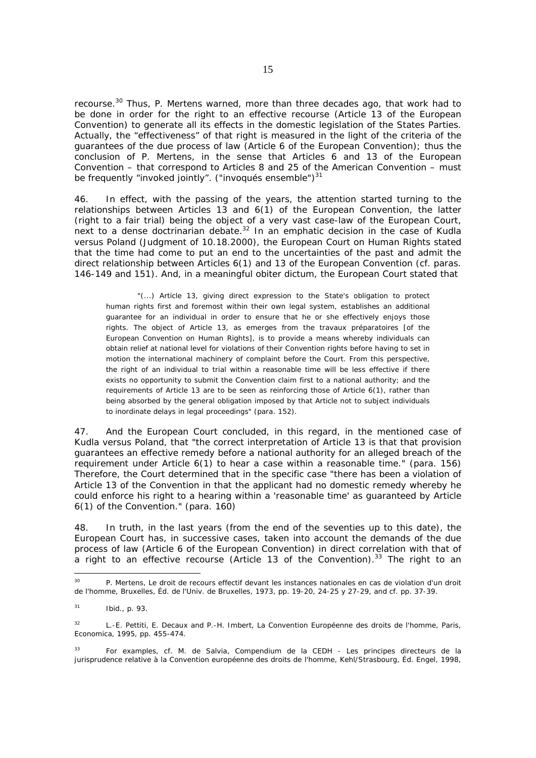recourse.[30] Thus, P. Mertens warned, more than three decades ago, that work had to be done in order for the right to an effective recourse (Article 13 of the European Convention) to generate all its effects in the domestic legislation of the States Parties. Actually, the "effectiveness" of that right is measured in the light of the criteria of the guarantees of the due process of law (Article 6 of the European Convention); thus the conclusion of P. Mertens, in the sense that Articles 6 and 13 of the European Convention – that correspond to Articles 8 and 25 of the American Convention – must be frequently "invoked jointly". ("invoqués ensemble")[31]

46. In effect, with the passing of the years, the attention started turning to the relationships between Articles 13 and 6(1) of the European Convention, the latter (right to a fair trial) being the object of a very vast case-law of the European Court, next to a dense doctrinarian debate.[32] In an emphatic decision in the case of Kudla versus Poland (Judgment of 10.18.2000), the European Court on Human Rights stated that the time had come to put an end to the uncertainties of the past and admit the direct relationship between Articles 6(1) and 13 of the European Convention (cf. paras. 146-149 and 151). And, in a meaningful obiter dictum, the European Court stated that

> "(...) Article 13, giving direct expression to the State's obligation to protect human rights first and foremost within their own legal system, establishes an additional guarantee for an individual in order to ensure that he or she effectively enjoys those rights. The object of Article 13, as emerges from the travaux préparatoires [of the European Convention on Human Rights], is to provide a means whereby individuals can obtain relief at national level for violations of their Convention rights before having to set in motion the international machinery of complaint before the Court. From this perspective, the right of an individual to trial within a reasonable time will be less effective if there exists no opportunity to submit the Convention claim first to a national authority; and the requirements of Article 13 are to be seen as reinforcing those of Article 6(1), rather than being absorbed by the general obligation imposed by that Article not to subject individuals to inordinate delays in legal proceedings" (para. 152).

47. And the European Court concluded, in this regard, in the mentioned case of Kudla versus Poland, that "the correct interpretation of Article 13 is that that provision guarantees an effective remedy before a national authority for an alleged breach of the requirement under Article 6(1) to hear a case within a reasonable time." (para. 156) Therefore, the Court determined that in the specific case "there has been a violation of Article 13 of the Convention in that the applicant had no domestic remedy whereby he could enforce his right to a hearing within a 'reasonable time' as guaranteed by Article 6(1) of the Convention." (para. 160)

48. In truth, in the last years (from the end of the seventies up to this date), the European Court has, in successive cases, taken into account the demands of the due process of law (Article 6 of the European Convention) in direct correlation with that of a right to an effective recourse (Article 13 of the Convention).[33] The right to an

---

[30] P. Mertens, *Le droit de recours effectif devant les instances nationales en cas de violation d'un droit de l'homme*, Bruxelles, Éd. de l'Univ. de Bruxelles, 1973, pp. 19-20, 24-25 y 27-29, and cf. pp. 37-39.

[31] *Ibid.*, p. 93.

[32] L.-E. Pettiti, E. Decaux and P.-H. Imbert, *La Convention Européenne des droits de l'homme*, Paris, Economica, 1995, pp. 455-474.

[33] For examples, cf. M. de Salvia, *Compendium de la CEDH - Les principes directeurs de la jurisprudence relative à la Convention européenne des droits de l'homme*, Kehl/Strasbourg, Éd. Engel, 1998,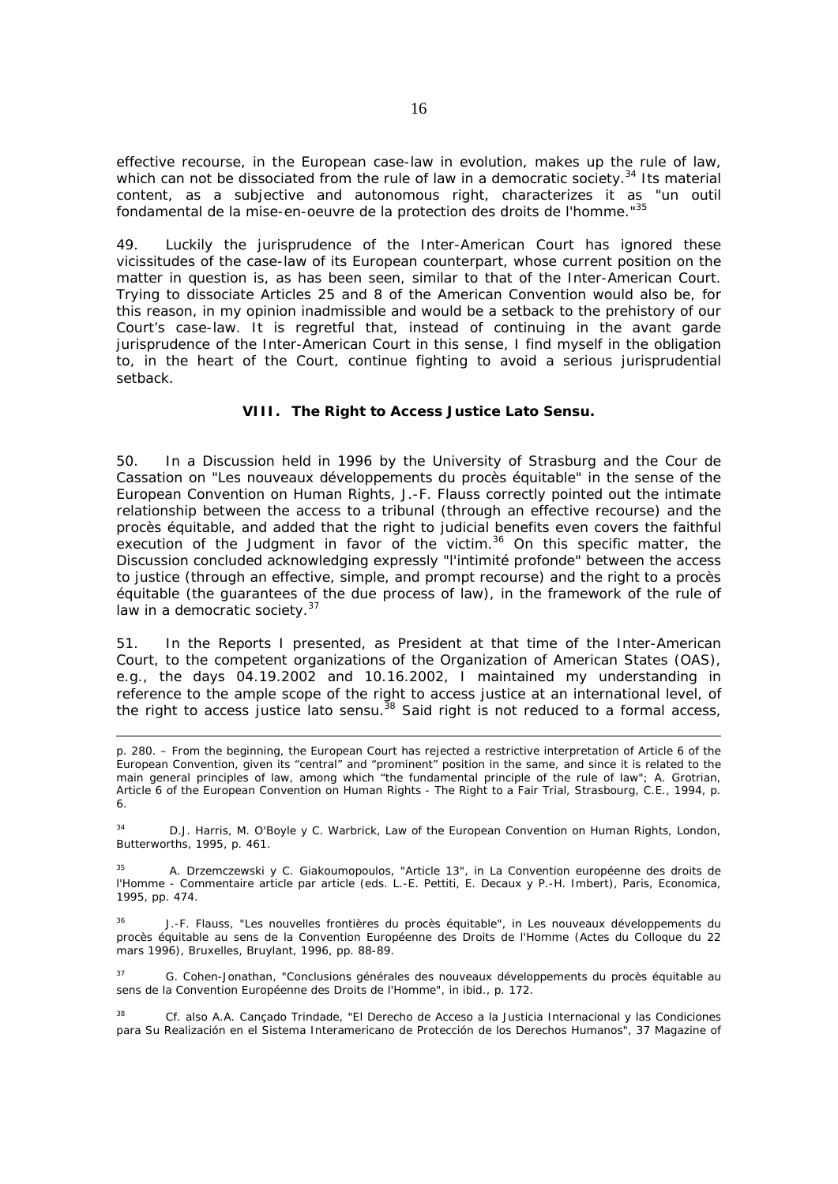effective recourse, in the European case-law in evolution, makes up the rule of law, which can not be dissociated from the rule of law in a democratic society.[34] Its material content, as a subjective and autonomous right, characterizes it as "un outil fondamental de la mise-en-oeuvre de la protection des droits de l'homme."[35]

49. Luckily the jurisprudence of the Inter-American Court has ignored these vicissitudes of the case-law of its European counterpart, whose current position on the matter in question is, as has been seen, similar to that of the Inter-American Court. Trying to dissociate Articles 25 and 8 of the American Convention would also be, for this reason, in my opinion inadmissible and would be a setback to the prehistory of our Court's case-law. It is regretful that, instead of continuing in the avant garde jurisprudence of the Inter-American Court in this sense, I find myself in the obligation to, in the heart of the Court, continue fighting to avoid a serious jurisprudential setback.

### VIII. The Right to Access Justice Lato Sensu.

50. In a Discussion held in 1996 by the University of Strasburg and the Cour de Cassation on "Les nouveaux développements du procès équitable" in the sense of the European Convention on Human Rights, J.-F. Flauss correctly pointed out the intimate relationship between the access to a tribunal (through an effective recourse) and the procès équitable, and added that the right to judicial benefits even covers the faithful execution of the Judgment in favor of the victim.[36] On this specific matter, the Discussion concluded acknowledging expressly "l'intimité profonde" between the access to justice (through an effective, simple, and prompt recourse) and the right to a procès équitable (the guarantees of the due process of law), in the framework of the rule of law in a democratic society.[37]

51. In the Reports I presented, as President at that time of the Inter-American Court, to the competent organizations of the Organization of American States (OAS), e.g., the days 04.19.2002 and 10.16.2002, I maintained my understanding in reference to the ample scope of the right to access justice at an international level, of the right to access justice lato sensu.[38] Said right is not reduced to a formal access,

---

p. 280. – From the beginning, the European Court has rejected a restrictive interpretation of Article 6 of the European Convention, given its "central" and "prominent" position in the same, and since it is related to the main general principles of law, among which "the fundamental principle of the rule of law"; A. Grotrian, Article 6 of the European Convention on Human Rights - The Right to a Fair Trial, Strasbourg, C.E., 1994, p. 6.

[34] D.J. Harris, M. O'Boyle y C. Warbrick, Law of the European Convention on Human Rights, London, Butterworths, 1995, p. 461.

[35] A. Drzemczewski y C. Giakoumopoulos, "Article 13", in La Convention européenne des droits de l'Homme - Commentaire article par article (eds. L.-E. Pettiti, E. Decaux y P.-H. Imbert), Paris, Economica, 1995, pp. 474.

[36] J.-F. Flauss, "Les nouvelles frontières du procès équitable", in Les nouveaux développements du procès équitable au sens de la Convention Européenne des Droits de l'Homme (Actes du Colloque du 22 mars 1996), Bruxelles, Bruylant, 1996, pp. 88-89.

[37] G. Cohen-Jonathan, "Conclusions générales des nouveaux développements du procès équitable au sens de la Convention Européenne des Droits de l'Homme", in ibid., p. 172.

[38] Cf. also A.A. Cançado Trindade, "El Derecho de Acceso a la Justicia Internacional y las Condiciones para Su Realización en el Sistema Interamericano de Protección de los Derechos Humanos", 37 Magazine of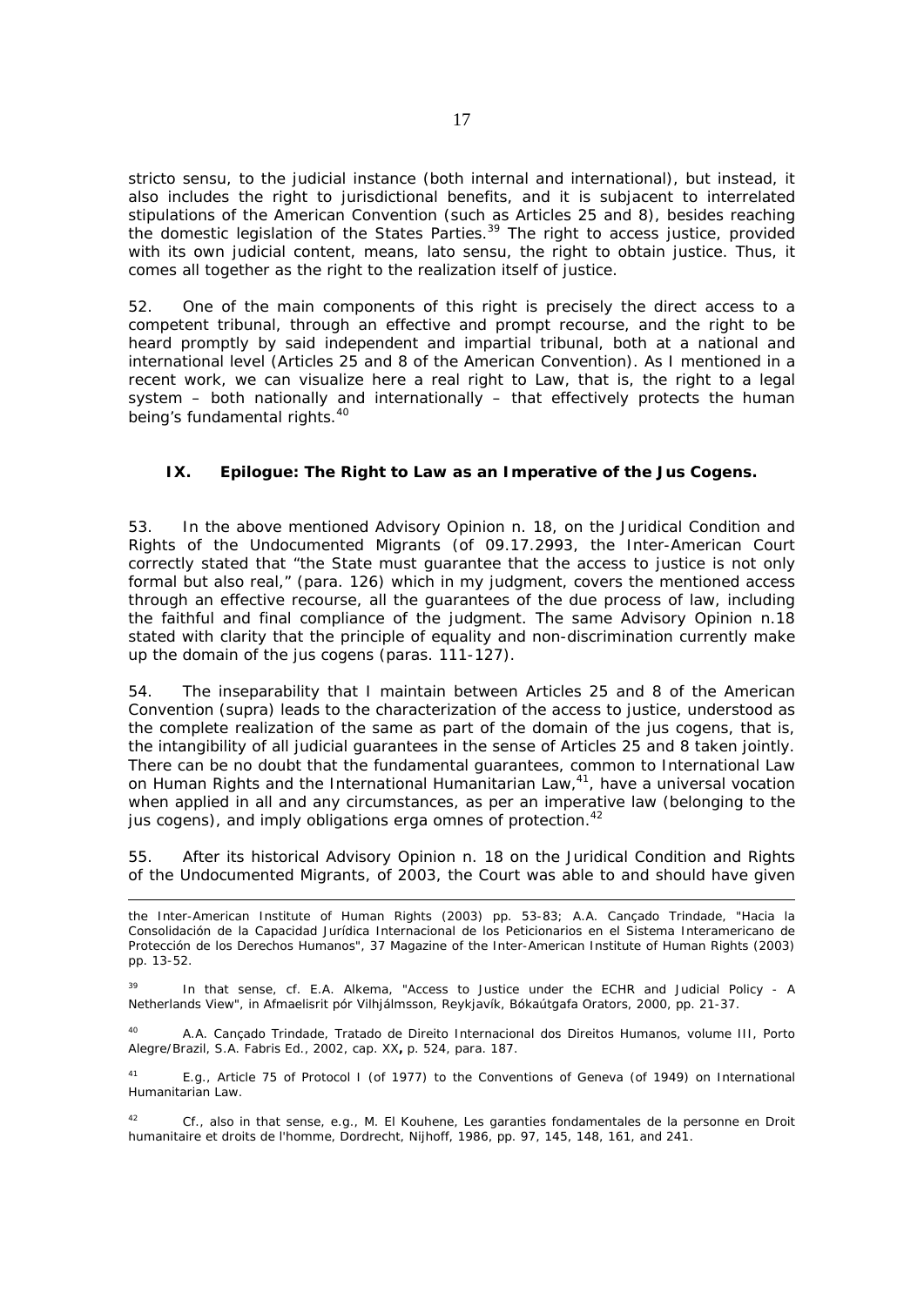*stricto sensu*, to the judicial instance (both internal and international), but instead, it also includes the right to jurisdictional benefits, and it is subjacent to interrelated stipulations of the American Convention (such as Articles 25 and 8), besides reaching the domestic legislation of the States Parties.[39] The right to access justice, provided with its own judicial content, means, *lato sensu*, the right to obtain justice. Thus, it comes all together as the right to the realization itself of justice.

52. One of the main components of this right is precisely the direct access to a competent tribunal, through an effective and prompt recourse, and the right to be heard promptly by said independent and impartial tribunal, both at a national and international level (Articles 25 and 8 of the American Convention). As I mentioned in a recent work, we can visualize here a real right to Law, that is, the right to a legal system – both nationally and internationally – that effectively protects the human being's fundamental rights.[40]

## IX. Epilogue: The Right to Law as an Imperative of the Jus Cogens.

53. In the above mentioned Advisory Opinion n. 18, on the Juridical Condition and Rights of the Undocumented Migrants (of 09.17.2993, the Inter-American Court correctly stated that "the State must guarantee that the access to justice is not only formal but also real," (para. 126) which in my judgment, covers the mentioned access through an effective recourse, all the guarantees of the due process of law, including the faithful and final compliance of the judgment. The same Advisory Opinion n.18 stated with clarity that the principle of equality and non-discrimination currently make up the domain of the *jus cogens* (paras. 111-127).

54. The inseparability that I maintain between Articles 25 and 8 of the American Convention (*supra*) leads to the characterization of the access to justice, understood as the complete realization of the same as part of the domain of the *jus cogens*, that is, the intangibility of all judicial guarantees in the sense of Articles 25 and 8 taken jointly. There can be no doubt that the fundamental guarantees, common to International Law on Human Rights and the International Humanitarian Law,[41], have a universal vocation when applied in all and any circumstances, as per an imperative law (belonging to the *jus cogens*), and imply obligations *erga omnes* of protection.[42]

55. After its historical Advisory Opinion n. 18 on the Juridical Condition and Rights of the Undocumented Migrants, of 2003, the Court was able to and should have given

---

the Inter-American Institute of Human Rights (2003) pp. 53-83; A.A. Cançado Trindade, "Hacia la Consolidación de la Capacidad Jurídica Internacional de los Peticionarios en el Sistema Interamericano de Protección de los Derechos Humanos", 37 *Magazine of the Inter-American Institute of Human Rights* (2003) pp. 13-52.

[39] In that sense, cf. E.A. Alkema, "Access to Justice under the ECHR and Judicial Policy - A Netherlands View", *in Afmaelisrit pór Vilhjálmsson*, Reykjavík, Bókaútgafa Orators, 2000, pp. 21-37.

[40] A.A. Cançado Trindade, *Tratado de Direito Internacional dos Direitos Humanos*, volume III, Porto Alegre/Brazil, S.A. Fabris Ed., 2002, cap. XX**,** p. 524, para. 187.

[41] E.g., Article 75 of Protocol I (of 1977) to the Conventions of Geneva (of 1949) on International Humanitarian Law.

[42] Cf., also in that sense, e.g., M. El Kouhene, *Les garanties fondamentales de la personne en Droit humanitaire et droits de l'homme*, Dordrecht, Nijhoff, 1986, pp. 97, 145, 148, 161, and 241.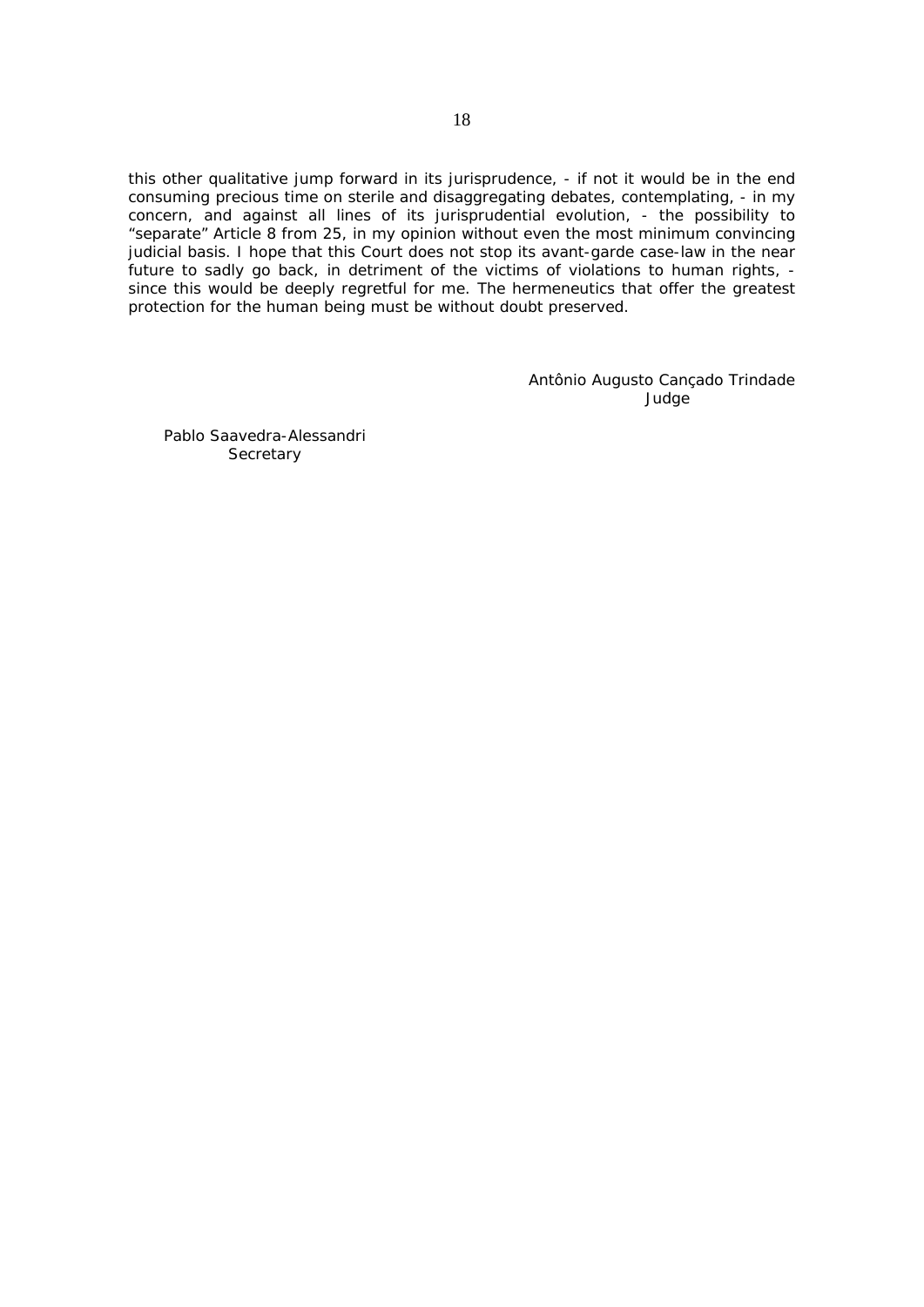this other qualitative jump forward in its jurisprudence, - if not it would be in the end consuming precious time on sterile and disaggregating debates, contemplating, - in my concern, and against all lines of its jurisprudential evolution, - the possibility to "separate" Article 8 from 25, in my opinion without even the most minimum convincing judicial basis. I hope that this Court does not stop its avant-garde case-law in the near future to sadly go back, in detriment of the victims of violations to human rights, - since this would be deeply regretful for me. The hermeneutics that offer the greatest protection for the human being must be without doubt preserved.

Antônio Augusto Cançado Trindade
Judge

Pablo Saavedra-Alessandri
Secretary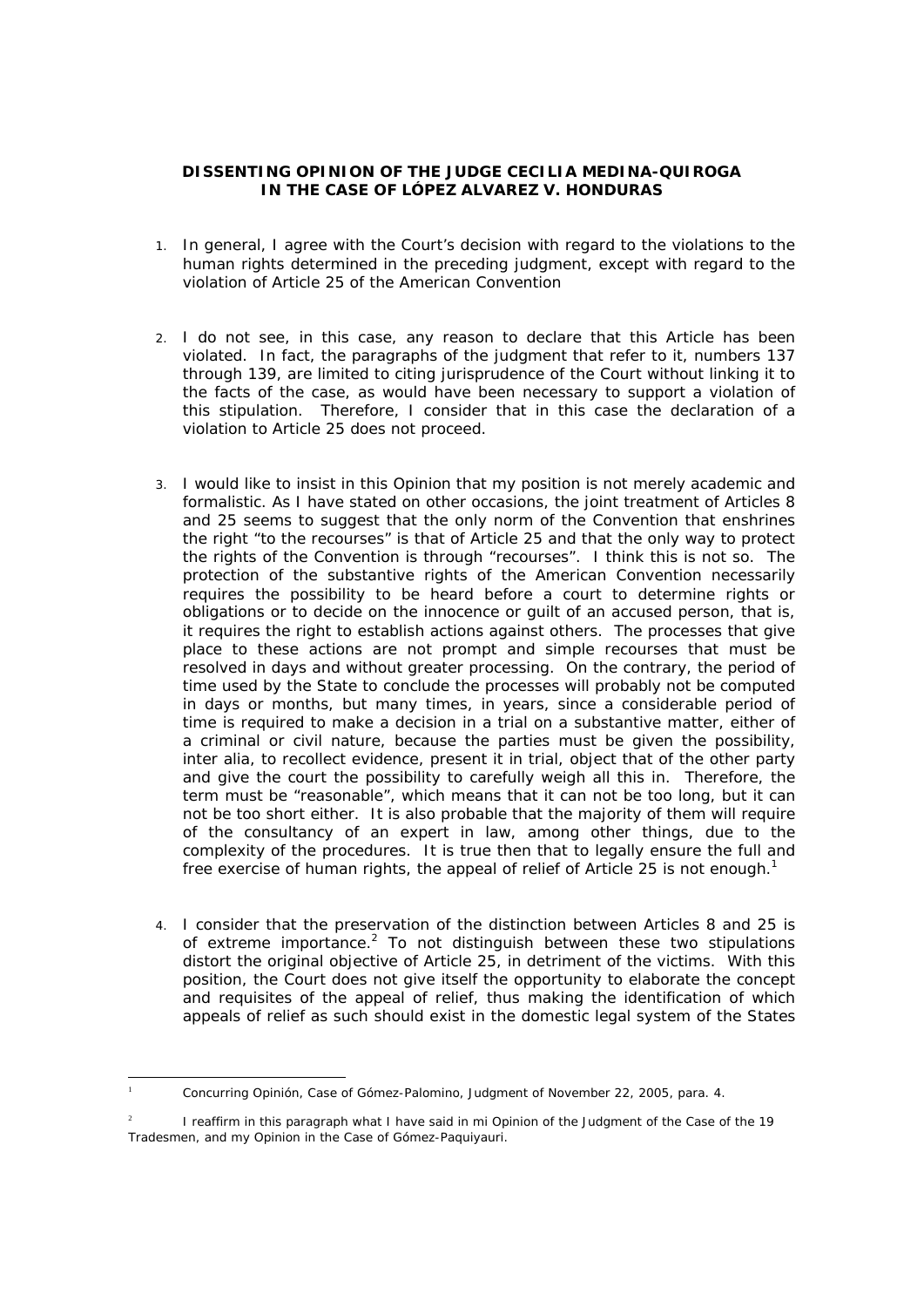**DISSENTING OPINION OF THE JUDGE CECILIA MEDINA-QUIROGA IN THE CASE OF LÓPEZ ALVAREZ V. HONDURAS**

1. In general, I agree with the Court's decision with regard to the violations to the human rights determined in the preceding judgment, except with regard to the violation of Article 25 of the American Convention

2. I do not see, in this case, any reason to declare that this Article has been violated. In fact, the paragraphs of the judgment that refer to it, numbers 137 through 139, are limited to citing jurisprudence of the Court without linking it to the facts of the case, as would have been necessary to support a violation of this stipulation. Therefore, I consider that in this case the declaration of a violation to Article 25 does not proceed.

3. I would like to insist in this Opinion that my position is not merely academic and formalistic. As I have stated on other occasions, the joint treatment of Articles 8 and 25 seems to suggest that the only norm of the Convention that enshrines the right "to the recourses" is that of Article 25 and that the only way to protect the rights of the Convention is through "recourses". I think this is not so. The protection of the substantive rights of the American Convention necessarily requires the possibility to be heard before a court to determine rights or obligations or to decide on the innocence or guilt of an accused person, that is, it requires the right to establish actions against others. The processes that give place to these actions are not prompt and simple recourses that must be resolved in days and without greater processing. On the contrary, the period of time used by the State to conclude the processes will probably not be computed in days or months, but many times, in years, since a considerable period of time is required to make a decision in a trial on a substantive matter, either of a criminal or civil nature, because the parties must be given the possibility, inter alia, to recollect evidence, present it in trial, object that of the other party and give the court the possibility to carefully weigh all this in. Therefore, the term must be "reasonable", which means that it can not be too long, but it can not be too short either. It is also probable that the majority of them will require of the consultancy of an expert in law, among other things, due to the complexity of the procedures. It is true then that to legally ensure the full and free exercise of human rights, the appeal of relief of Article 25 is not enough.[1]

4. I consider that the preservation of the distinction between Articles 8 and 25 is of extreme importance.[2] To not distinguish between these two stipulations distort the original objective of Article 25, in detriment of the victims. With this position, the Court does not give itself the opportunity to elaborate the concept and requisites of the appeal of relief, thus making the identification of which appeals of relief as such should exist in the domestic legal system of the States

---

[1] *Concurring Opinión, Case of Gómez-Palomino, Judgment of November 22, 2005, para. 4.*

[2] I reaffirm in this paragraph what I have said in mi Opinion of the Judgment of the Case of the 19 Tradesmen, and my Opinion in the Case of Gómez-Paquiyauri.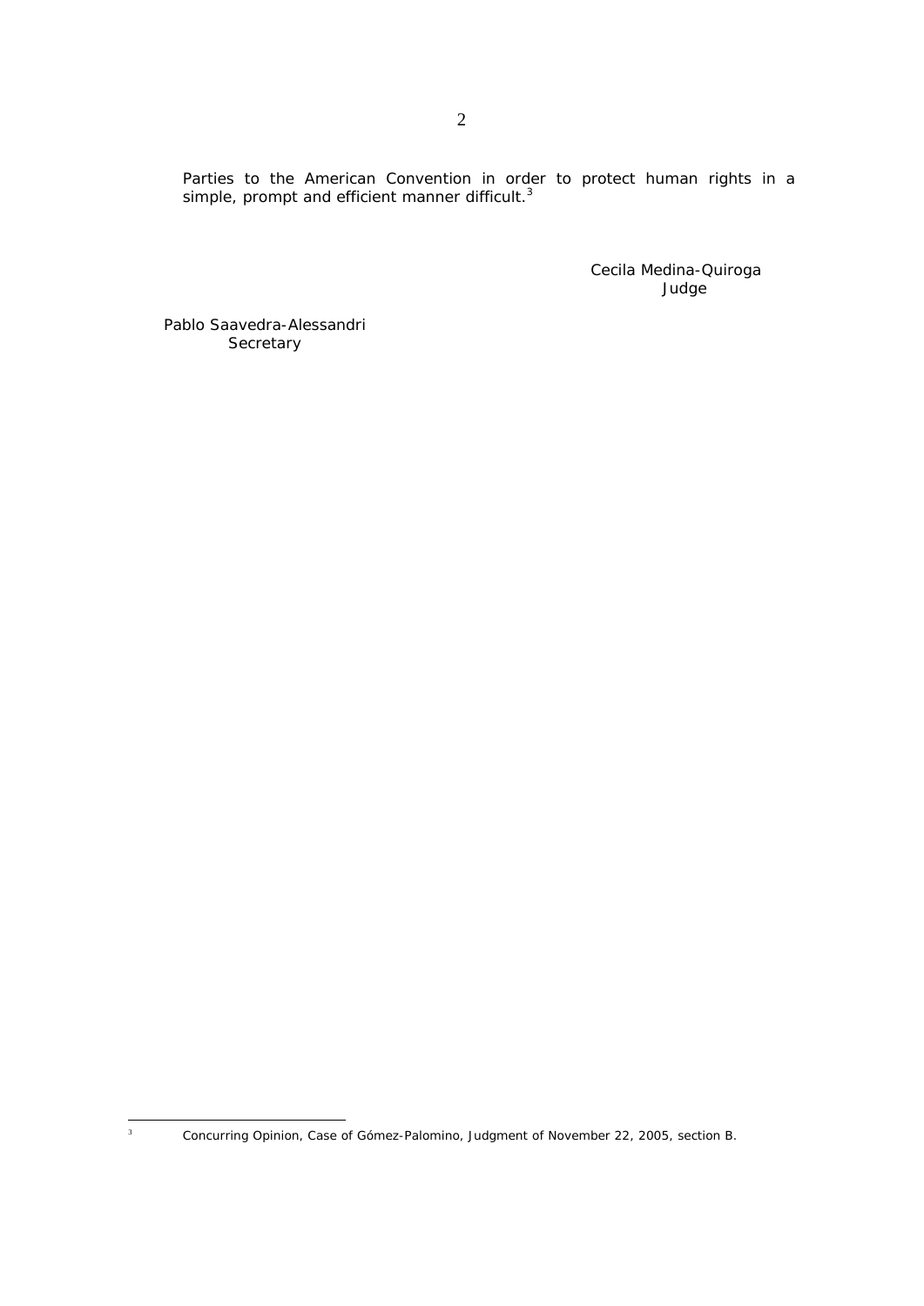Parties to the American Convention in order to protect human rights in a simple, prompt and efficient manner difficult.[3]

Cecila Medina-Quiroga
Judge

Pablo Saavedra-Alessandri
Secretary

---

[3] Concurring Opinion, Case of Gómez-Palomino, Judgment of November 22, 2005, section B.